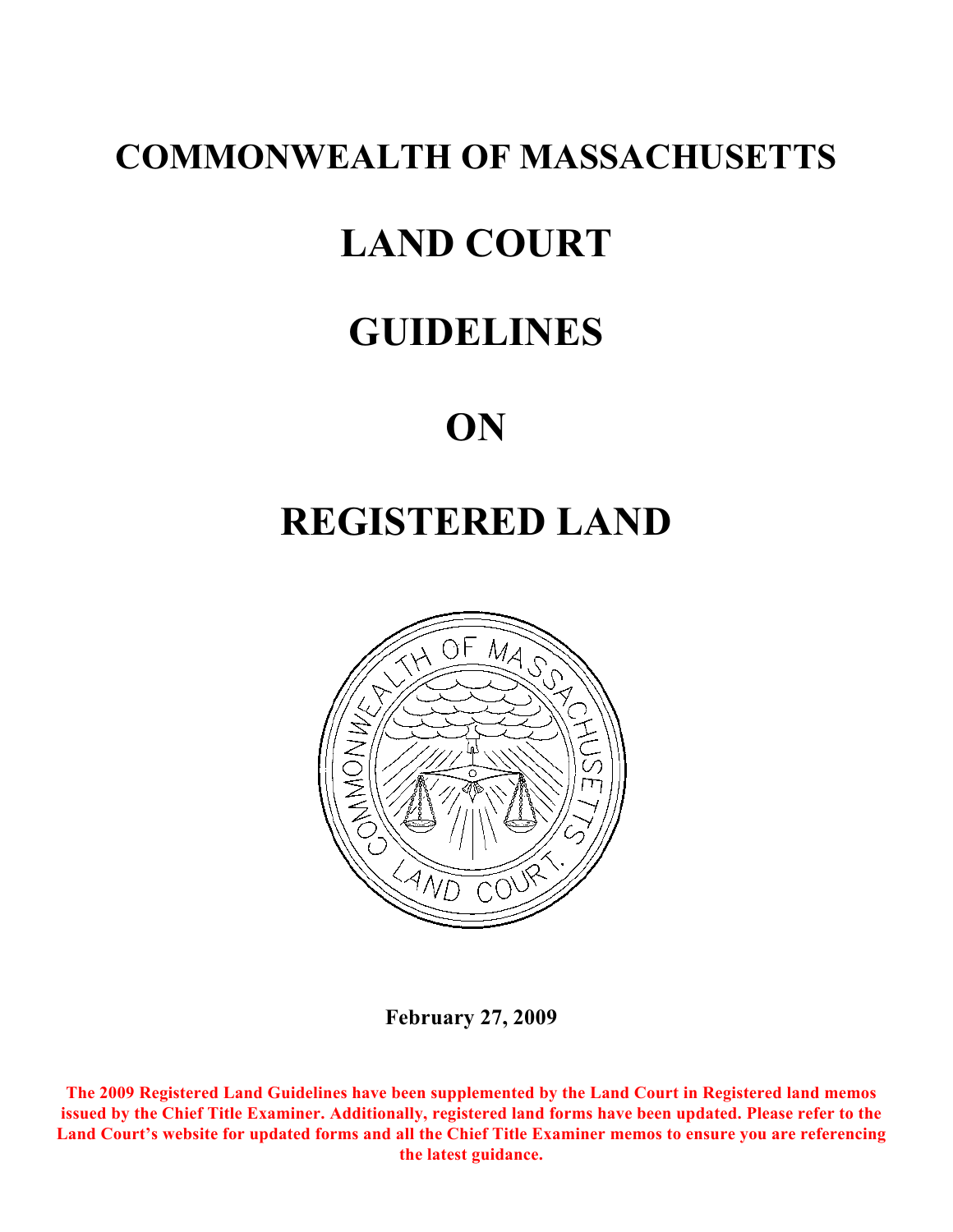# COMMONWEALTH OF MASSACHUSETTS

# LAND COURT

# GUIDELINES

# ON

# REGISTERED LAND

**February 27, 2009**

**The 2009 Registered Land Guidelines have been supplemented by the Land Court in Registered land memos issued by the Chief Title Examiner. Additionally, registered land forms have been updated. Please refer to the Land Court's website for updated forms and all the Chief Title Examiner memos to ensure you are referencing the latest guidance.**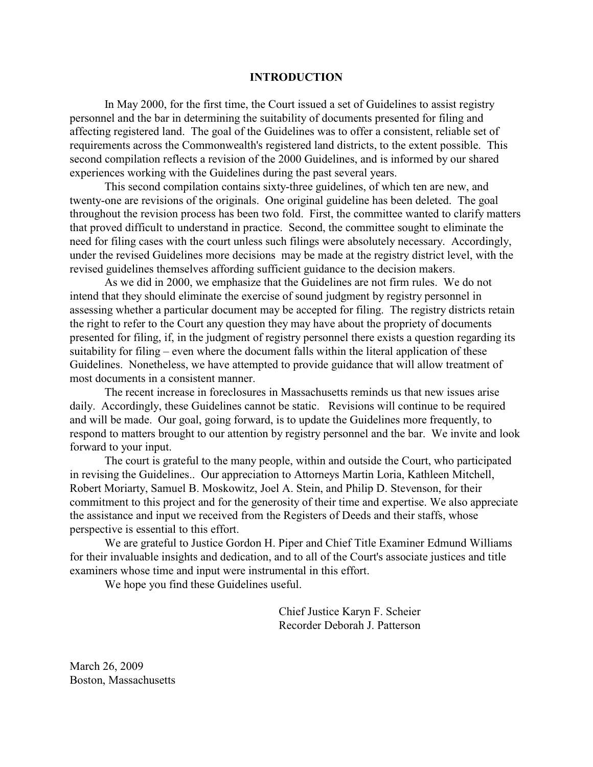## INTRODUCTION

In May 2000, for the first time, the Court issued a set of Guidelines to assist registry personnel and the bar in determining the suitability of documents presented for filing and affecting registered land. The goal of the Guidelines was to offer a consistent, reliable set of requirements across the Commonwealth's registered land districts, to the extent possible. This second compilation reflects a revision of the 2000 Guidelines, and is informed by our shared experiences working with the Guidelines during the past several years.

This second compilation contains sixty-three guidelines, of which ten are new, and twenty-one are revisions of the originals. One original guideline has been deleted. The goal throughout the revision process has been two fold. First, the committee wanted to clarify matters that proved difficult to understand in practice. Second, the committee sought to eliminate the need for filing cases with the court unless such filings were absolutely necessary. Accordingly, under the revised Guidelines more decisions may be made at the registry district level, with the revised guidelines themselves affording sufficient guidance to the decision makers.

As we did in 2000, we emphasize that the Guidelines are not firm rules. We do not intend that they should eliminate the exercise of sound judgment by registry personnel in assessing whether a particular document may be accepted for filing. The registry districts retain the right to refer to the Court any question they may have about the propriety of documents presented for filing, if, in the judgment of registry personnel there exists a question regarding its suitability for filing – even where the document falls within the literal application of these Guidelines. Nonetheless, we have attempted to provide guidance that will allow treatment of most documents in a consistent manner.

The recent increase in foreclosures in Massachusetts reminds us that new issues arise daily. Accordingly, these Guidelines cannot be static. Revisions will continue to be required and will be made. Our goal, going forward, is to update the Guidelines more frequently, to respond to matters brought to our attention by registry personnel and the bar. We invite and look forward to your input.

The court is grateful to the many people, within and outside the Court, who participated in revising the Guidelines.. Our appreciation to Attorneys Martin Loria, Kathleen Mitchell, Robert Moriarty, Samuel B. Moskowitz, Joel A. Stein, and Philip D. Stevenson, for their commitment to this project and for the generosity of their time and expertise. We also appreciate the assistance and input we received from the Registers of Deeds and their staffs, whose perspective is essential to this effort.

We are grateful to Justice Gordon H. Piper and Chief Title Examiner Edmund Williams for their invaluable insights and dedication, and to all of the Court's associate justices and title examiners whose time and input were instrumental in this effort.

We hope you find these Guidelines useful.

Chief Justice Karyn F. Scheier
Recorder Deborah J. Patterson

March 26, 2009
Boston, Massachusetts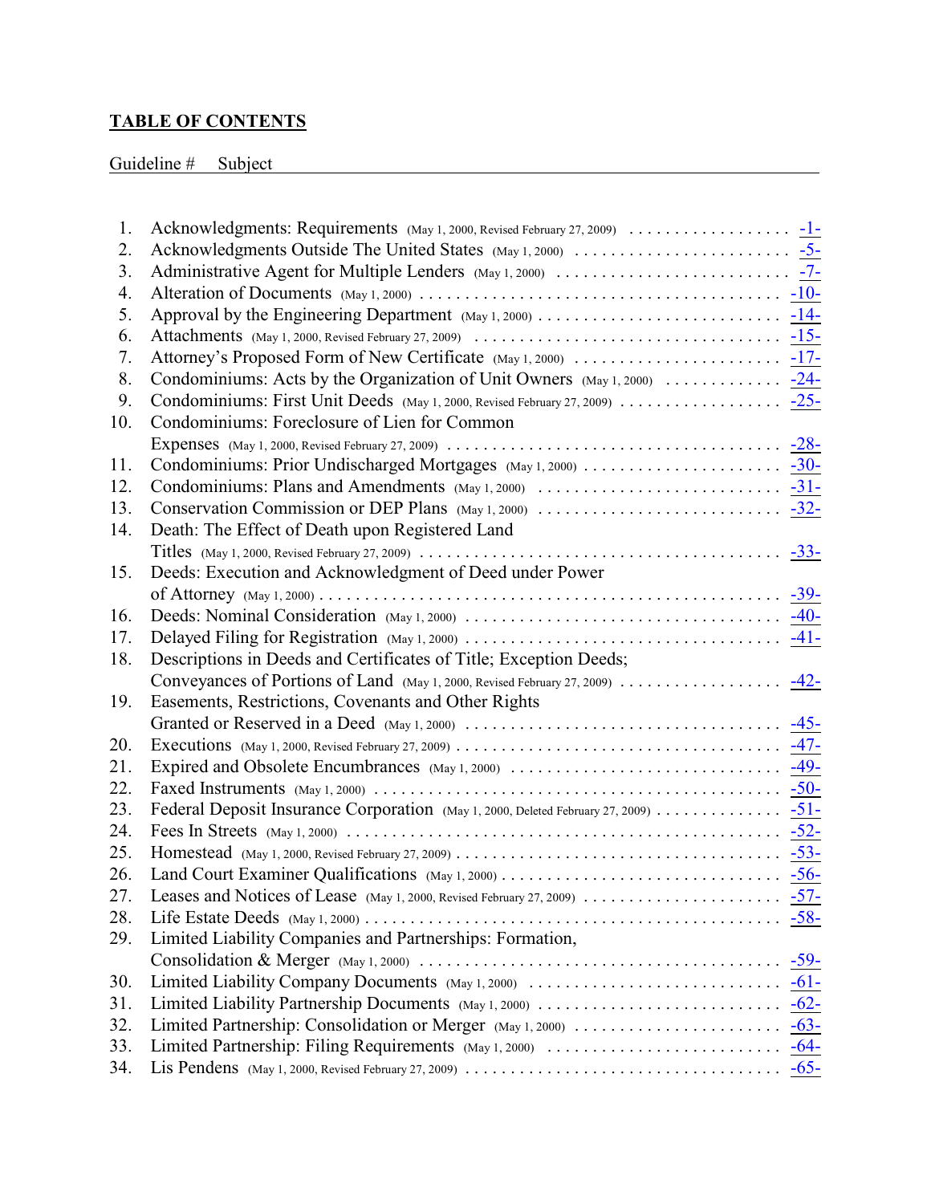## TABLE OF CONTENTS

| Guideline # | Subject | Page |
|---|---|---|
| 1. | Acknowledgments: Requirements (May 1, 2000, Revised February 27, 2009) | -1- |
| 2. | Acknowledgments Outside The United States (May 1, 2000) | -5- |
| 3. | Administrative Agent for Multiple Lenders (May 1, 2000) | -7- |
| 4. | Alteration of Documents (May 1, 2000) | -10- |
| 5. | Approval by the Engineering Department (May 1, 2000) | -14- |
| 6. | Attachments (May 1, 2000, Revised February 27, 2009) | -15- |
| 7. | Attorney's Proposed Form of New Certificate (May 1, 2000) | -17- |
| 8. | Condominiums: Acts by the Organization of Unit Owners (May 1, 2000) | -24- |
| 9. | Condominiums: First Unit Deeds (May 1, 2000, Revised February 27, 2009) | -25- |
| 10. | Condominiums: Foreclosure of Lien for Common Expenses (May 1, 2000, Revised February 27, 2009) | -28- |
| 11. | Condominiums: Prior Undischarged Mortgages (May 1, 2000) | -30- |
| 12. | Condominiums: Plans and Amendments (May 1, 2000) | -31- |
| 13. | Conservation Commission or DEP Plans (May 1, 2000) | -32- |
| 14. | Death: The Effect of Death upon Registered Land Titles (May 1, 2000, Revised February 27, 2009) | -33- |
| 15. | Deeds: Execution and Acknowledgment of Deed under Power of Attorney (May 1, 2000) | -39- |
| 16. | Deeds: Nominal Consideration (May 1, 2000) | -40- |
| 17. | Delayed Filing for Registration (May 1, 2000) | -41- |
| 18. | Descriptions in Deeds and Certificates of Title; Exception Deeds; Conveyances of Portions of Land (May 1, 2000, Revised February 27, 2009) | -42- |
| 19. | Easements, Restrictions, Covenants and Other Rights Granted or Reserved in a Deed (May 1, 2000) | -45- |
| 20. | Executions (May 1, 2000, Revised February 27, 2009) | -47- |
| 21. | Expired and Obsolete Encumbrances (May 1, 2000) | -49- |
| 22. | Faxed Instruments (May 1, 2000) | -50- |
| 23. | Federal Deposit Insurance Corporation (May 1, 2000, Deleted February 27, 2009) | -51- |
| 24. | Fees In Streets (May 1, 2000) | -52- |
| 25. | Homestead (May 1, 2000, Revised February 27, 2009) | -53- |
| 26. | Land Court Examiner Qualifications (May 1, 2000) | -56- |
| 27. | Leases and Notices of Lease (May 1, 2000, Revised February 27, 2009) | -57- |
| 28. | Life Estate Deeds (May 1, 2000) | -58- |
| 29. | Limited Liability Companies and Partnerships: Formation, Consolidation & Merger (May 1, 2000) | -59- |
| 30. | Limited Liability Company Documents (May 1, 2000) | -61- |
| 31. | Limited Liability Partnership Documents (May 1, 2000) | -62- |
| 32. | Limited Partnership: Consolidation or Merger (May 1, 2000) | -63- |
| 33. | Limited Partnership: Filing Requirements (May 1, 2000) | -64- |
| 34. | Lis Pendens (May 1, 2000, Revised February 27, 2009) | -65- |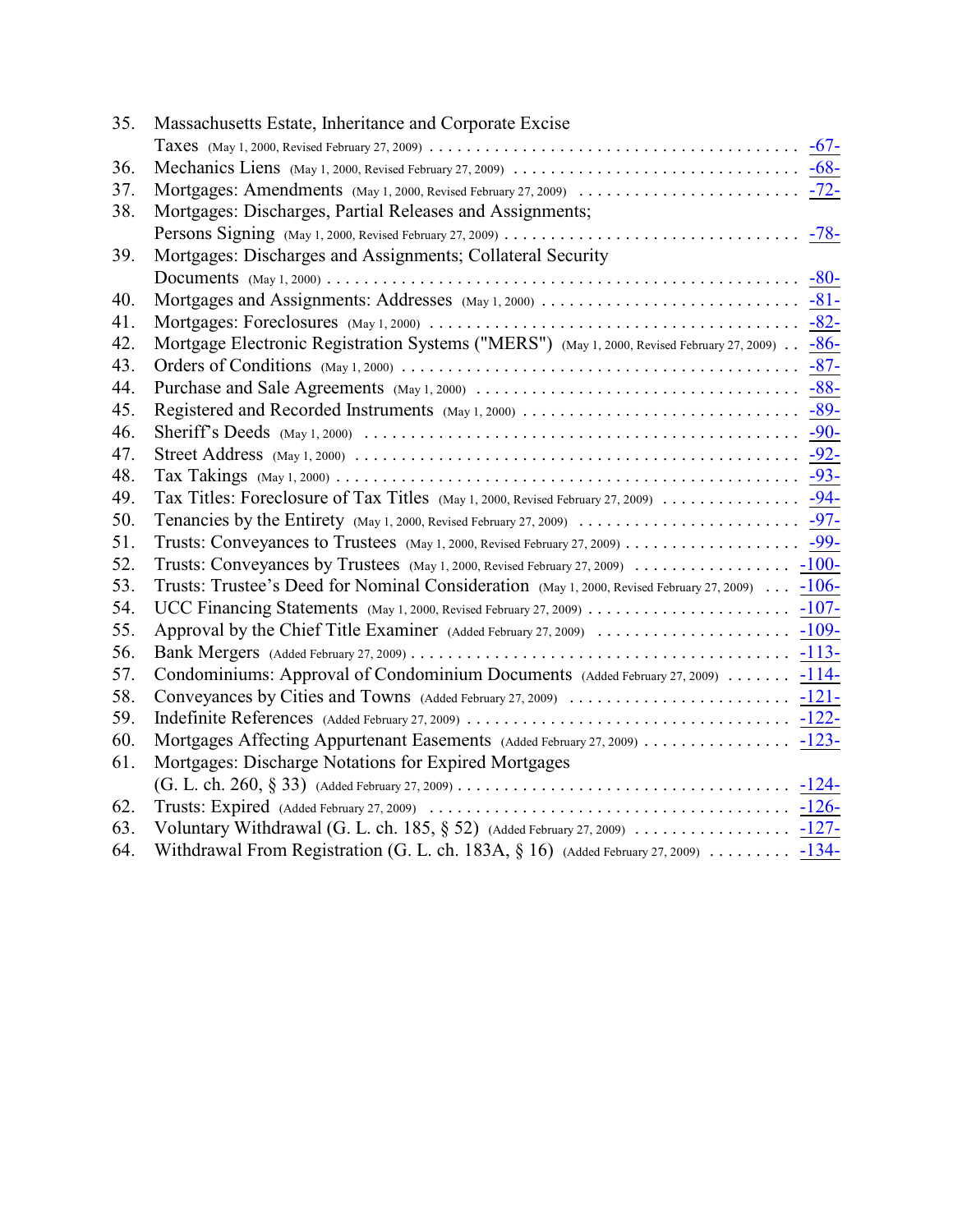35. Massachusetts Estate, Inheritance and Corporate Excise Taxes (May 1, 2000, Revised February 27, 2009) . . . . . . . . . . -67-
36. Mechanics Liens (May 1, 2000, Revised February 27, 2009) . . . . . . . . . . -68-
37. Mortgages: Amendments (May 1, 2000, Revised February 27, 2009) . . . . . . . . . . -72-
38. Mortgages: Discharges, Partial Releases and Assignments; Persons Signing (May 1, 2000, Revised February 27, 2009) . . . . . . . . . . -78-
39. Mortgages: Discharges and Assignments; Collateral Security Documents (May 1, 2000) . . . . . . . . . . -80-
40. Mortgages and Assignments: Addresses (May 1, 2000) . . . . . . . . . . -81-
41. Mortgages: Foreclosures (May 1, 2000) . . . . . . . . . . -82-
42. Mortgage Electronic Registration Systems ("MERS") (May 1, 2000, Revised February 27, 2009) . . -86-
43. Orders of Conditions (May 1, 2000) . . . . . . . . . . -87-
44. Purchase and Sale Agreements (May 1, 2000) . . . . . . . . . . -88-
45. Registered and Recorded Instruments (May 1, 2000) . . . . . . . . . . -89-
46. Sheriff's Deeds (May 1, 2000) . . . . . . . . . . -90-
47. Street Address (May 1, 2000) . . . . . . . . . . -92-
48. Tax Takings (May 1, 2000) . . . . . . . . . . -93-
49. Tax Titles: Foreclosure of Tax Titles (May 1, 2000, Revised February 27, 2009) . . . . . . . . . . -94-
50. Tenancies by the Entirety (May 1, 2000, Revised February 27, 2009) . . . . . . . . . . -97-
51. Trusts: Conveyances to Trustees (May 1, 2000, Revised February 27, 2009) . . . . . . . . . . -99-
52. Trusts: Conveyances by Trustees (May 1, 2000, Revised February 27, 2009) . . . . . . . . . . -100-
53. Trusts: Trustee's Deed for Nominal Consideration (May 1, 2000, Revised February 27, 2009) . . . -106-
54. UCC Financing Statements (May 1, 2000, Revised February 27, 2009) . . . . . . . . . . -107-
55. Approval by the Chief Title Examiner (Added February 27, 2009) . . . . . . . . . . -109-
56. Bank Mergers (Added February 27, 2009) . . . . . . . . . . -113-
57. Condominiums: Approval of Condominium Documents (Added February 27, 2009) . . . . . . . -114-
58. Conveyances by Cities and Towns (Added February 27, 2009) . . . . . . . . . . -121-
59. Indefinite References (Added February 27, 2009) . . . . . . . . . . -122-
60. Mortgages Affecting Appurtenant Easements (Added February 27, 2009) . . . . . . . . . . -123-
61. Mortgages: Discharge Notations for Expired Mortgages (G. L. ch. 260, § 33) (Added February 27, 2009) . . . . . . . . . . -124-
62. Trusts: Expired (Added February 27, 2009) . . . . . . . . . . -126-
63. Voluntary Withdrawal (G. L. ch. 185, § 52) (Added February 27, 2009) . . . . . . . . . . -127-
64. Withdrawal From Registration (G. L. ch. 183A, § 16) (Added February 27, 2009) . . . . . . . . . -134-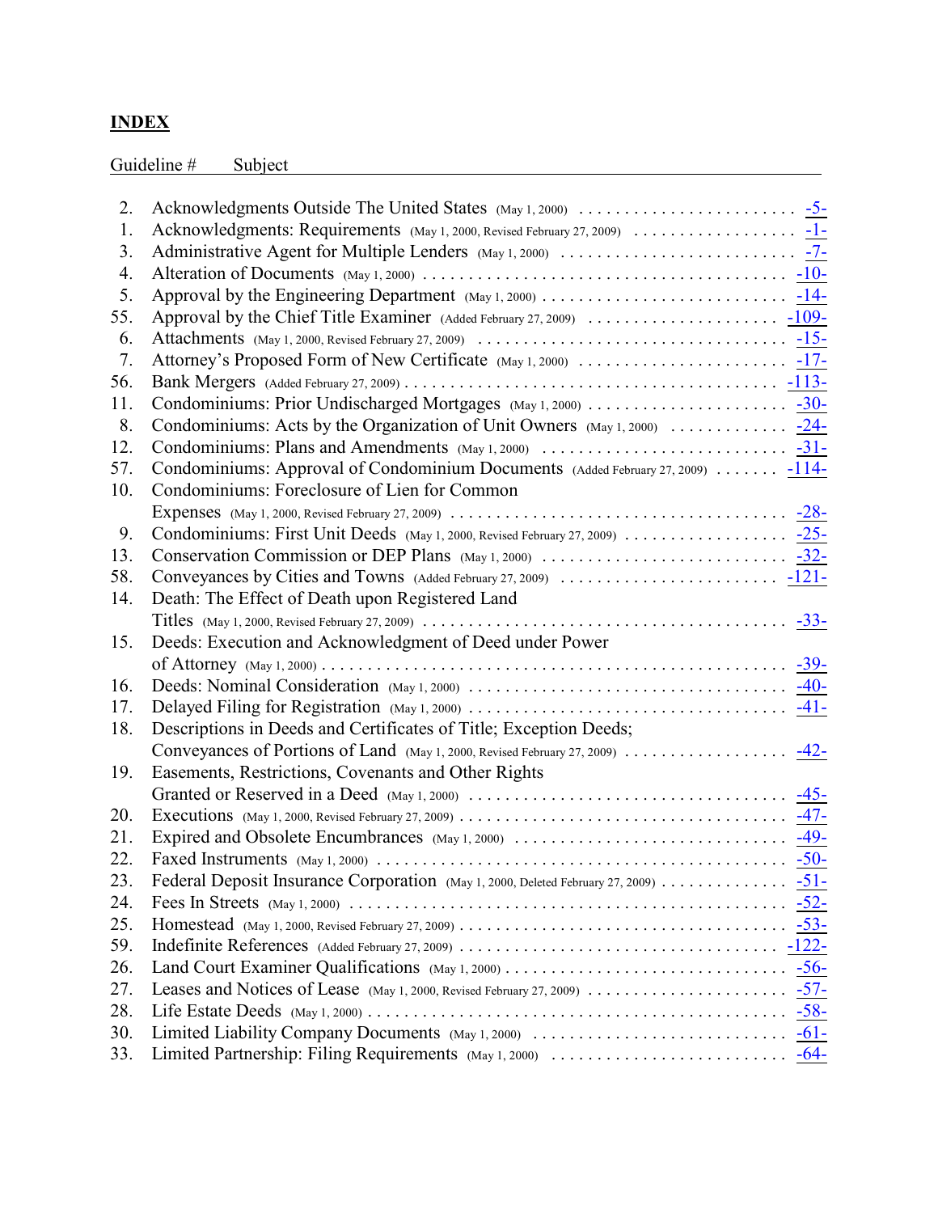## INDEX

| Guideline # | Subject | |
|---|---|---|
| 2. | Acknowledgments Outside The United States (May 1, 2000) | -5- |
| 1. | Acknowledgments: Requirements (May 1, 2000, Revised February 27, 2009) | -1- |
| 3. | Administrative Agent for Multiple Lenders (May 1, 2000) | -7- |
| 4. | Alteration of Documents (May 1, 2000) | -10- |
| 5. | Approval by the Engineering Department (May 1, 2000) | -14- |
| 55. | Approval by the Chief Title Examiner (Added February 27, 2009) | -109- |
| 6. | Attachments (May 1, 2000, Revised February 27, 2009) | -15- |
| 7. | Attorney's Proposed Form of New Certificate (May 1, 2000) | -17- |
| 56. | Bank Mergers (Added February 27, 2009) | -113- |
| 11. | Condominiums: Prior Undischarged Mortgages (May 1, 2000) | -30- |
| 8. | Condominiums: Acts by the Organization of Unit Owners (May 1, 2000) | -24- |
| 12. | Condominiums: Plans and Amendments (May 1, 2000) | -31- |
| 57. | Condominiums: Approval of Condominium Documents (Added February 27, 2009) | -114- |
| 10. | Condominiums: Foreclosure of Lien for Common Expenses (May 1, 2000, Revised February 27, 2009) | -28- |
| 9. | Condominiums: First Unit Deeds (May 1, 2000, Revised February 27, 2009) | -25- |
| 13. | Conservation Commission or DEP Plans (May 1, 2000) | -32- |
| 58. | Conveyances by Cities and Towns (Added February 27, 2009) | -121- |
| 14. | Death: The Effect of Death upon Registered Land Titles (May 1, 2000, Revised February 27, 2009) | -33- |
| 15. | Deeds: Execution and Acknowledgment of Deed under Power of Attorney (May 1, 2000) | -39- |
| 16. | Deeds: Nominal Consideration (May 1, 2000) | -40- |
| 17. | Delayed Filing for Registration (May 1, 2000) | -41- |
| 18. | Descriptions in Deeds and Certificates of Title; Exception Deeds; Conveyances of Portions of Land (May 1, 2000, Revised February 27, 2009) | -42- |
| 19. | Easements, Restrictions, Covenants and Other Rights Granted or Reserved in a Deed (May 1, 2000) | -45- |
| 20. | Executions (May 1, 2000, Revised February 27, 2009) | -47- |
| 21. | Expired and Obsolete Encumbrances (May 1, 2000) | -49- |
| 22. | Faxed Instruments (May 1, 2000) | -50- |
| 23. | Federal Deposit Insurance Corporation (May 1, 2000, Deleted February 27, 2009) | -51- |
| 24. | Fees In Streets (May 1, 2000) | -52- |
| 25. | Homestead (May 1, 2000, Revised February 27, 2009) | -53- |
| 59. | Indefinite References (Added February 27, 2009) | -122- |
| 26. | Land Court Examiner Qualifications (May 1, 2000) | -56- |
| 27. | Leases and Notices of Lease (May 1, 2000, Revised February 27, 2009) | -57- |
| 28. | Life Estate Deeds (May 1, 2000) | -58- |
| 30. | Limited Liability Company Documents (May 1, 2000) | -61- |
| 33. | Limited Partnership: Filing Requirements (May 1, 2000) | -64- |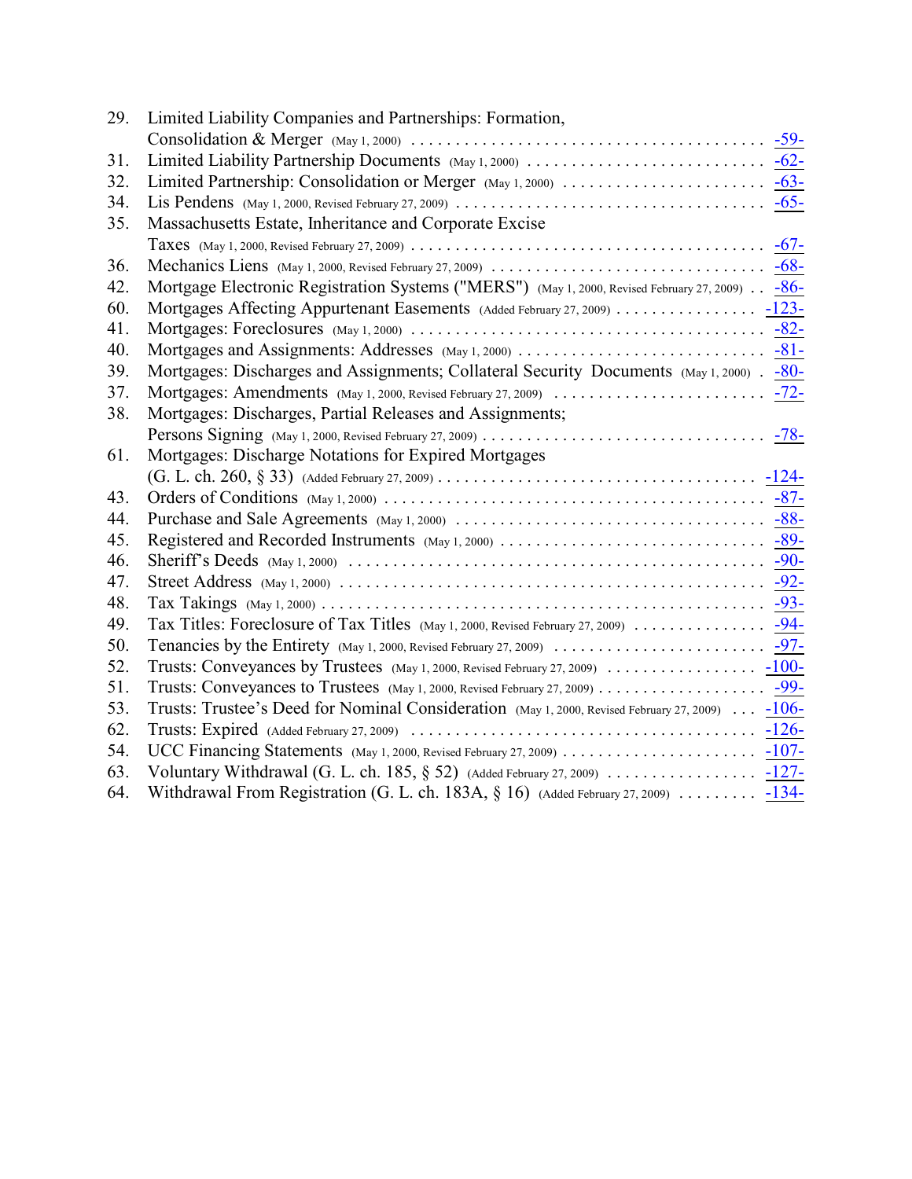29. Limited Liability Companies and Partnerships: Formation, Consolidation & Merger (May 1, 2000) . . . . . . . . . . . . . . . . . . . . . . . . . . . . . . . . . . . . . . -59-
31. Limited Liability Partnership Documents (May 1, 2000) . . . . . . . . . . . . . . . . . . . . . . . . . . -62-
32. Limited Partnership: Consolidation or Merger (May 1, 2000) . . . . . . . . . . . . . . . . . . . . . . -63-
34. Lis Pendens (May 1, 2000, Revised February 27, 2009) . . . . . . . . . . . . . . . . . . . . . . . . . . . . . . . . . -65-
35. Massachusetts Estate, Inheritance and Corporate Excise Taxes (May 1, 2000, Revised February 27, 2009) . . . . . . . . . . . . . . . . . . . . . . . . . . . . . . . . . . . . . . . -67-
36. Mechanics Liens (May 1, 2000, Revised February 27, 2009) . . . . . . . . . . . . . . . . . . . . . . . . . . . . . . . -68-
42. Mortgage Electronic Registration Systems ("MERS") (May 1, 2000, Revised February 27, 2009) . . -86-
60. Mortgages Affecting Appurtenant Easements (Added February 27, 2009) . . . . . . . . . . . . . . . . -123-
41. Mortgages: Foreclosures (May 1, 2000) . . . . . . . . . . . . . . . . . . . . . . . . . . . . . . . . . . . . . . . -82-
40. Mortgages and Assignments: Addresses (May 1, 2000) . . . . . . . . . . . . . . . . . . . . . . . . . . . . -81-
39. Mortgages: Discharges and Assignments; Collateral Security Documents (May 1, 2000) . -80-
37. Mortgages: Amendments (May 1, 2000, Revised February 27, 2009) . . . . . . . . . . . . . . . . . . . . . . . -72-
38. Mortgages: Discharges, Partial Releases and Assignments; Persons Signing (May 1, 2000, Revised February 27, 2009) . . . . . . . . . . . . . . . . . . . . . . . . . . . . . . . -78-
61. Mortgages: Discharge Notations for Expired Mortgages (G. L. ch. 260, § 33) (Added February 27, 2009) . . . . . . . . . . . . . . . . . . . . . . . . . . . . . . . . . . . . -124-
43. Orders of Conditions (May 1, 2000) . . . . . . . . . . . . . . . . . . . . . . . . . . . . . . . . . . . . . . . . . . -87-
44. Purchase and Sale Agreements (May 1, 2000) . . . . . . . . . . . . . . . . . . . . . . . . . . . . . . . . . . -88-
45. Registered and Recorded Instruments (May 1, 2000) . . . . . . . . . . . . . . . . . . . . . . . . . . . . . . -89-
46. Sheriff's Deeds (May 1, 2000) . . . . . . . . . . . . . . . . . . . . . . . . . . . . . . . . . . . . . . . . . . . . . . . -90-
47. Street Address (May 1, 2000) . . . . . . . . . . . . . . . . . . . . . . . . . . . . . . . . . . . . . . . . . . . . . . . . -92-
48. Tax Takings (May 1, 2000) . . . . . . . . . . . . . . . . . . . . . . . . . . . . . . . . . . . . . . . . . . . . . . . . . . -93-
49. Tax Titles: Foreclosure of Tax Titles (May 1, 2000, Revised February 27, 2009) . . . . . . . . . . . . . . -94-
50. Tenancies by the Entirety (May 1, 2000, Revised February 27, 2009) . . . . . . . . . . . . . . . . . . . . . . . -97-
52. Trusts: Conveyances by Trustees (May 1, 2000, Revised February 27, 2009) . . . . . . . . . . . . . . . . . -100-
51. Trusts: Conveyances to Trustees (May 1, 2000, Revised February 27, 2009) . . . . . . . . . . . . . . . . . . . -99-
53. Trusts: Trustee's Deed for Nominal Consideration (May 1, 2000, Revised February 27, 2009) . . . -106-
62. Trusts: Expired (Added February 27, 2009) . . . . . . . . . . . . . . . . . . . . . . . . . . . . . . . . . . . . . . -126-
54. UCC Financing Statements (May 1, 2000, Revised February 27, 2009) . . . . . . . . . . . . . . . . . . . . . . -107-
63. Voluntary Withdrawal (G. L. ch. 185, § 52) (Added February 27, 2009) . . . . . . . . . . . . . . . . -127-
64. Withdrawal From Registration (G. L. ch. 183A, § 16) (Added February 27, 2009) . . . . . . . . . -134-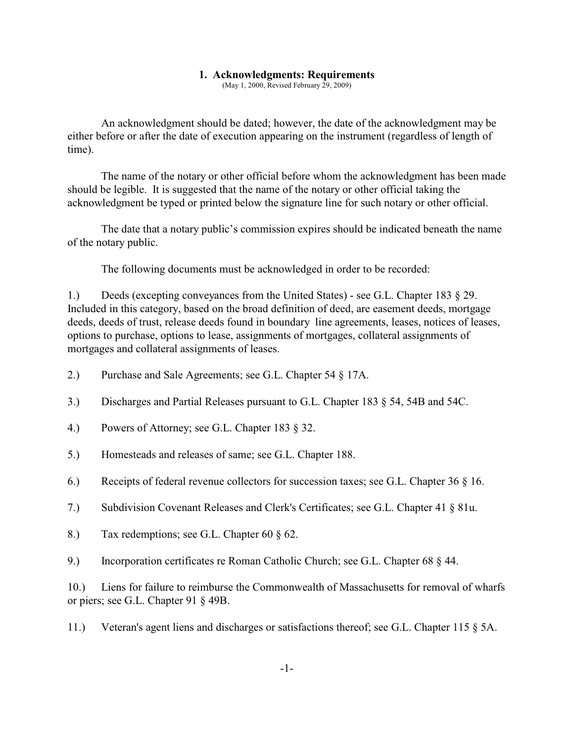## 1. Acknowledgments: Requirements

(May 1, 2000, Revised February 29, 2009)

An acknowledgment should be dated; however, the date of the acknowledgment may be either before or after the date of execution appearing on the instrument (regardless of length of time).

The name of the notary or other official before whom the acknowledgment has been made should be legible. It is suggested that the name of the notary or other official taking the acknowledgment be typed or printed below the signature line for such notary or other official.

The date that a notary public's commission expires should be indicated beneath the name of the notary public.

The following documents must be acknowledged in order to be recorded:

1.) Deeds (excepting conveyances from the United States) - see G.L. Chapter 183 § 29. Included in this category, based on the broad definition of deed, are easement deeds, mortgage deeds, deeds of trust, release deeds found in boundary line agreements, leases, notices of leases, options to purchase, options to lease, assignments of mortgages, collateral assignments of mortgages and collateral assignments of leases.

2.) Purchase and Sale Agreements; see G.L. Chapter 54 § 17A.

3.) Discharges and Partial Releases pursuant to G.L. Chapter 183 § 54, 54B and 54C.

4.) Powers of Attorney; see G.L. Chapter 183 § 32.

5.) Homesteads and releases of same; see G.L. Chapter 188.

6.) Receipts of federal revenue collectors for succession taxes; see G.L. Chapter 36 § 16.

7.) Subdivision Covenant Releases and Clerk's Certificates; see G.L. Chapter 41 § 81u.

8.) Tax redemptions; see G.L. Chapter 60 § 62.

9.) Incorporation certificates re Roman Catholic Church; see G.L. Chapter 68 § 44.

10.) Liens for failure to reimburse the Commonwealth of Massachusetts for removal of wharfs or piers; see G.L. Chapter 91 § 49B.

11.) Veteran's agent liens and discharges or satisfactions thereof; see G.L. Chapter 115 § 5A.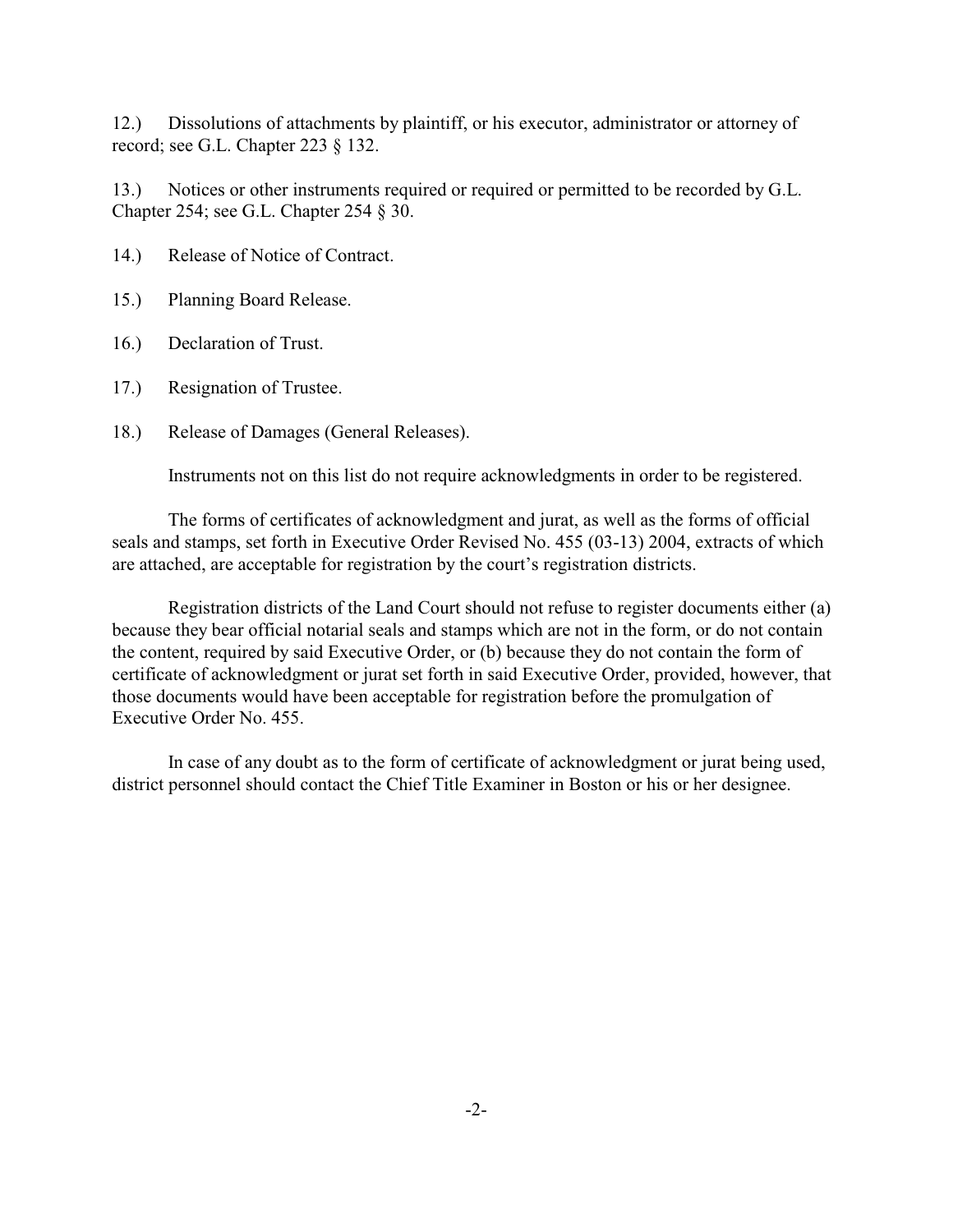12.) Dissolutions of attachments by plaintiff, or his executor, administrator or attorney of record; see G.L. Chapter 223 § 132.

13.) Notices or other instruments required or required or permitted to be recorded by G.L. Chapter 254; see G.L. Chapter 254 § 30.

14.) Release of Notice of Contract.

15.) Planning Board Release.

16.) Declaration of Trust.

17.) Resignation of Trustee.

18.) Release of Damages (General Releases).

Instruments not on this list do not require acknowledgments in order to be registered.

The forms of certificates of acknowledgment and jurat, as well as the forms of official seals and stamps, set forth in Executive Order Revised No. 455 (03-13) 2004, extracts of which are attached, are acceptable for registration by the court's registration districts.

Registration districts of the Land Court should not refuse to register documents either (a) because they bear official notarial seals and stamps which are not in the form, or do not contain the content, required by said Executive Order, or (b) because they do not contain the form of certificate of acknowledgment or jurat set forth in said Executive Order, provided, however, that those documents would have been acceptable for registration before the promulgation of Executive Order No. 455.

In case of any doubt as to the form of certificate of acknowledgment or jurat being used, district personnel should contact the Chief Title Examiner in Boston or his or her designee.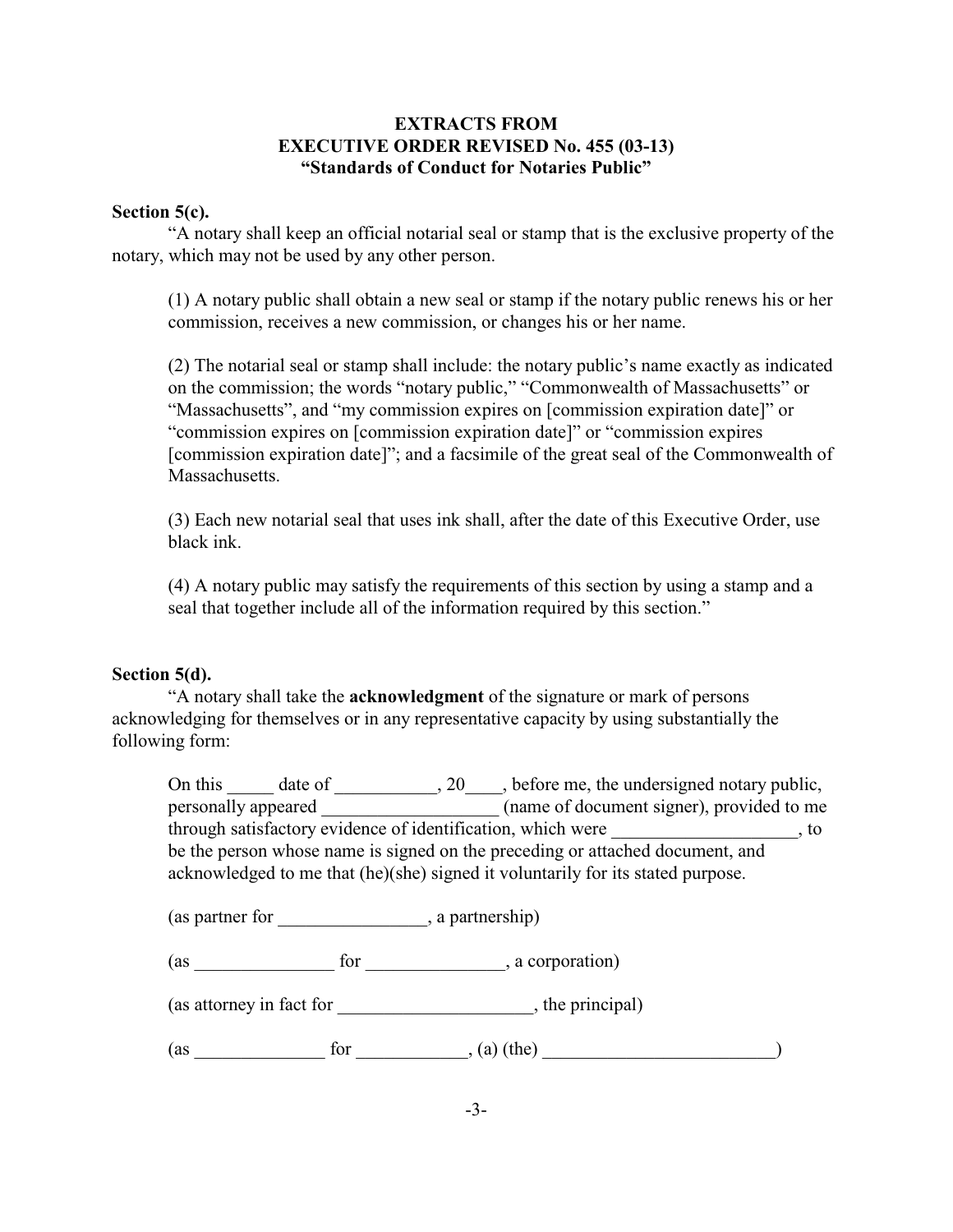**EXTRACTS FROM**
**EXECUTIVE ORDER REVISED No. 455 (03-13)**
**"Standards of Conduct for Notaries Public"**

**Section 5(c).**

"A notary shall keep an official notarial seal or stamp that is the exclusive property of the notary, which may not be used by any other person.

> (1) A notary public shall obtain a new seal or stamp if the notary public renews his or her commission, receives a new commission, or changes his or her name.
>
> (2) The notarial seal or stamp shall include: the notary public's name exactly as indicated on the commission; the words "notary public," "Commonwealth of Massachusetts" or "Massachusetts", and "my commission expires on [commission expiration date]" or "commission expires on [commission expiration date]" or "commission expires [commission expiration date]"; and a facsimile of the great seal of the Commonwealth of Massachusetts.
>
> (3) Each new notarial seal that uses ink shall, after the date of this Executive Order, use black ink.
>
> (4) A notary public may satisfy the requirements of this section by using a stamp and a seal that together include all of the information required by this section."

**Section 5(d).**

"A notary shall take the **acknowledgment** of the signature or mark of persons acknowledging for themselves or in any representative capacity by using substantially the following form:

> On this _____ date of ___________, 20____, before me, the undersigned notary public, personally appeared ___________________ (name of document signer), provided to me through satisfactory evidence of identification, which were ____________________, to be the person whose name is signed on the preceding or attached document, and acknowledged to me that (he)(she) signed it voluntarily for its stated purpose.
>
> (as partner for ________________, a partnership)
>
> (as _______________ for _______________, a corporation)
>
> (as attorney in fact for _____________________, the principal)
>
> (as ______________ for ____________, (a) (the) _________________________)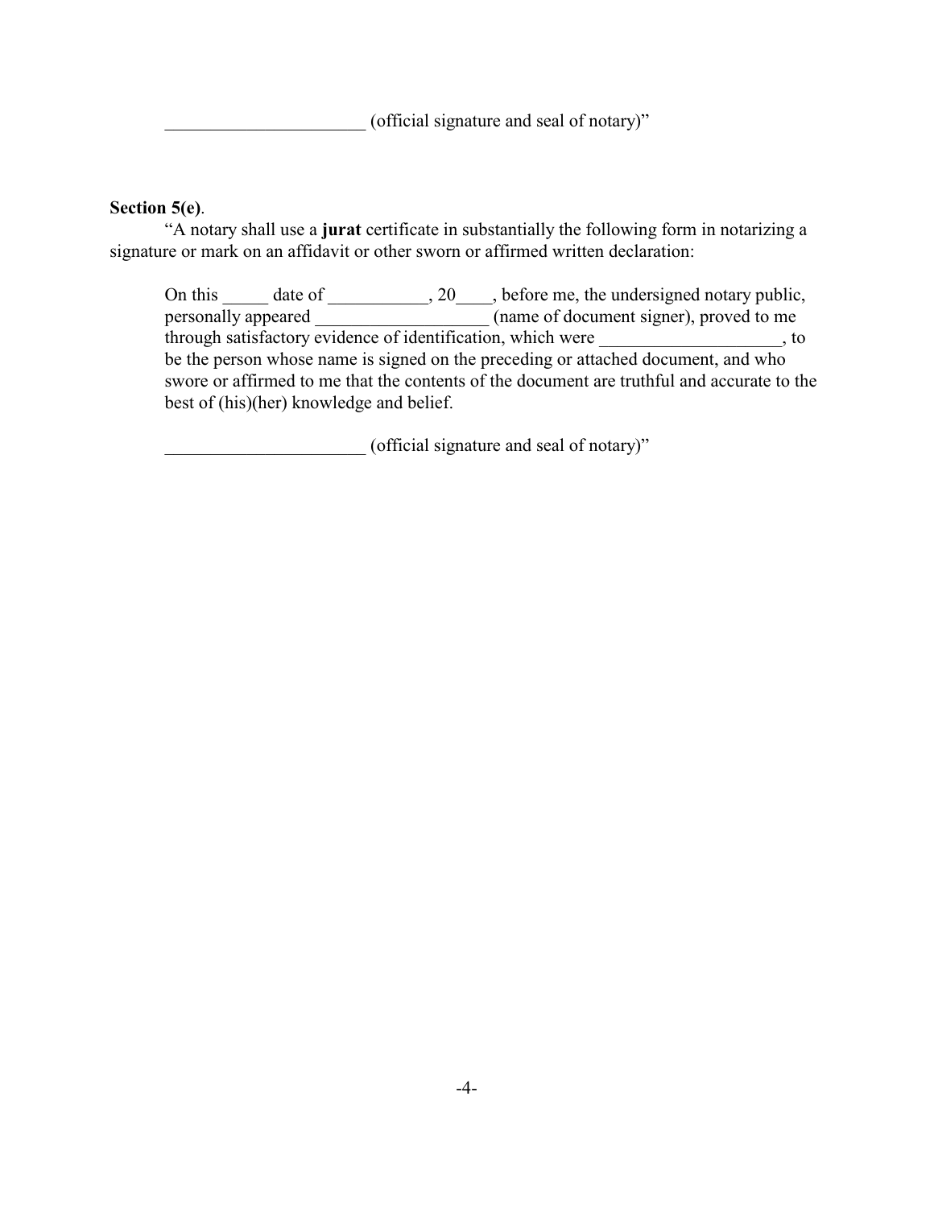______________________ (official signature and seal of notary)"

**Section 5(e)**.

"A notary shall use a **jurat** certificate in substantially the following form in notarizing a signature or mark on an affidavit or other sworn or affirmed written declaration:

> On this _____ date of ___________, 20____, before me, the undersigned notary public, personally appeared ___________________ (name of document signer), proved to me through satisfactory evidence of identification, which were ____________________, to be the person whose name is signed on the preceding or attached document, and who swore or affirmed to me that the contents of the document are truthful and accurate to the best of (his)(her) knowledge and belief.
>
> ______________________ (official signature and seal of notary)"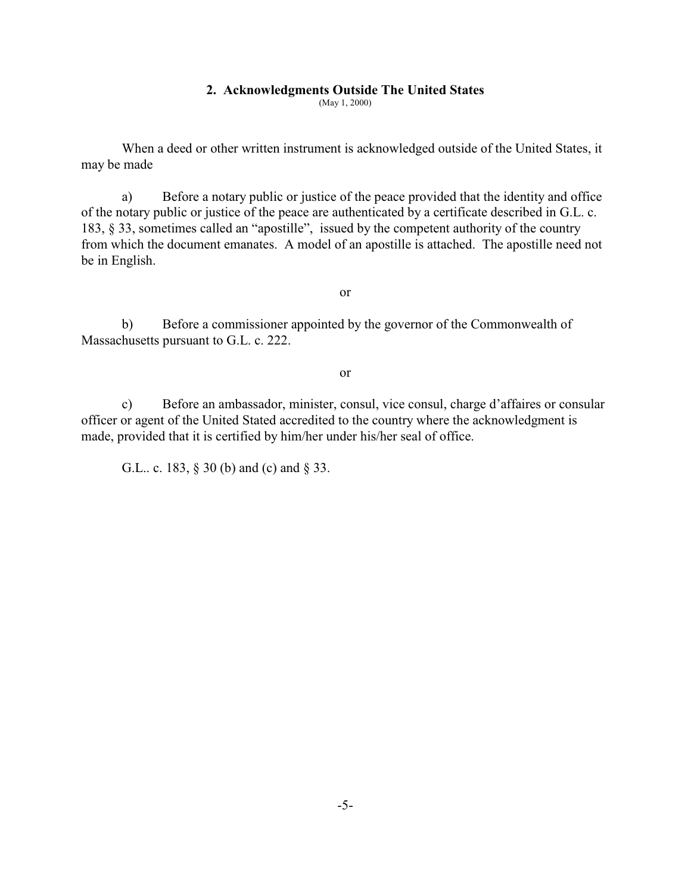## 2. Acknowledgments Outside The United States

(May 1, 2000)

When a deed or other written instrument is acknowledged outside of the United States, it may be made

a) Before a notary public or justice of the peace provided that the identity and office of the notary public or justice of the peace are authenticated by a certificate described in G.L. c. 183, § 33, sometimes called an "apostille", issued by the competent authority of the country from which the document emanates. A model of an apostille is attached. The apostille need not be in English.

or

b) Before a commissioner appointed by the governor of the Commonwealth of Massachusetts pursuant to G.L. c. 222.

or

c) Before an ambassador, minister, consul, vice consul, charge d'affaires or consular officer or agent of the United Stated accredited to the country where the acknowledgment is made, provided that it is certified by him/her under his/her seal of office.

G.L.. c. 183, § 30 (b) and (c) and § 33.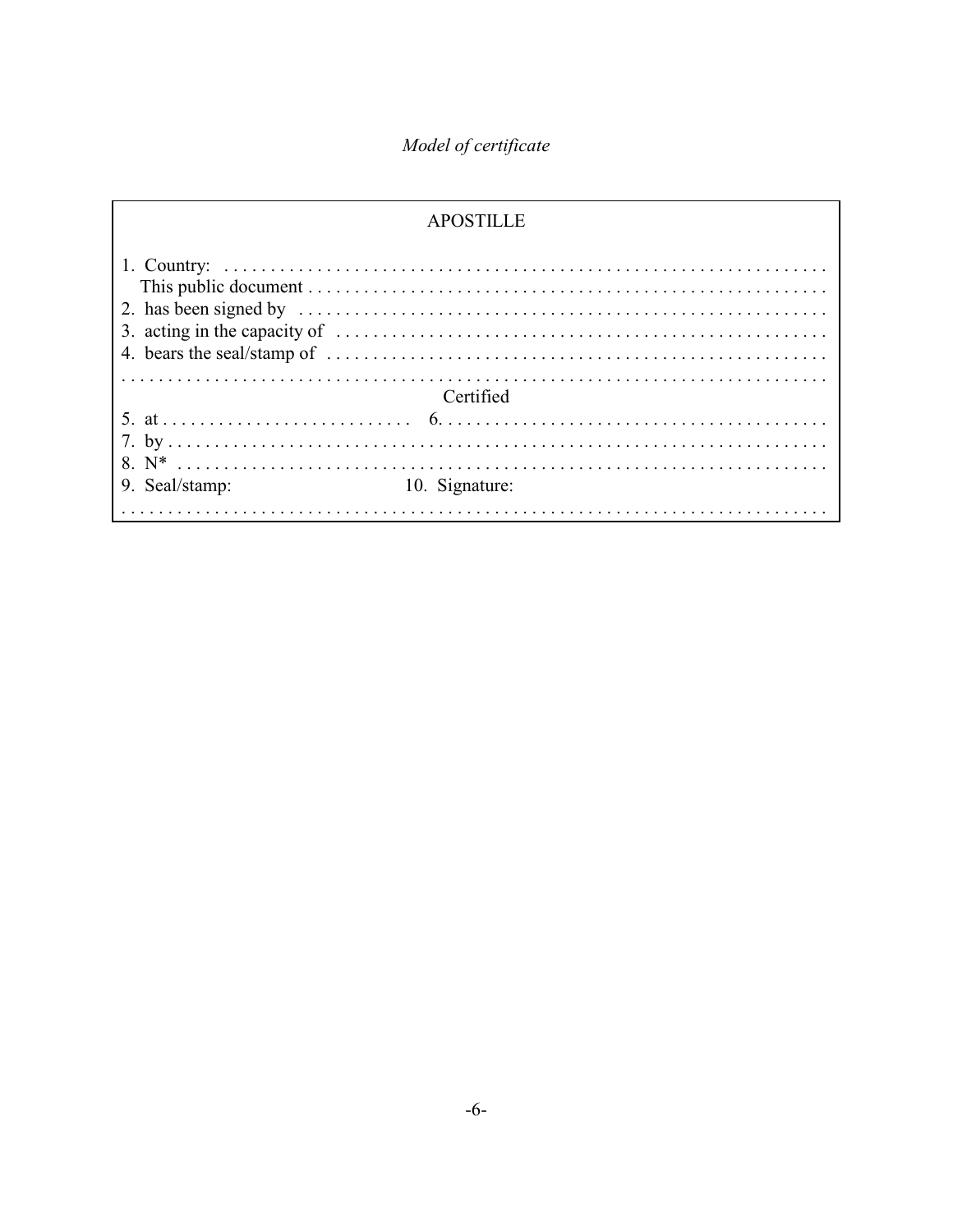*Model of certificate*

APOSTILLE

1. Country: . . . . . . . . . . . . . . . . . . . . . . . . . . . . . . . . . . . . . . . . . . . . . . . . . . . . . . . . . . . . . .
   This public document . . . . . . . . . . . . . . . . . . . . . . . . . . . . . . . . . . . . . . . . . . . . . . . . . . . . . . .
2. has been signed by . . . . . . . . . . . . . . . . . . . . . . . . . . . . . . . . . . . . . . . . . . . . . . . . . . . . . . . .
3. acting in the capacity of . . . . . . . . . . . . . . . . . . . . . . . . . . . . . . . . . . . . . . . . . . . . . . . . . . . .
4. bears the seal/stamp of . . . . . . . . . . . . . . . . . . . . . . . . . . . . . . . . . . . . . . . . . . . . . . . . . . . . .

. . . . . . . . . . . . . . . . . . . . . . . . . . . . . . . . . . . . . . . . . . . . . . . . . . . . . . . . . . . . . . . . . . . . . . .

Certified

5. at . . . . . . . . . . . . . . . . . . . . . . . . . . 6. . . . . . . . . . . . . . . . . . . . . . . . . . . . . . . . . . . . . . . . . .
7. by . . . . . . . . . . . . . . . . . . . . . . . . . . . . . . . . . . . . . . . . . . . . . . . . . . . . . . . . . . . . . . . . . . . .
8. N* . . . . . . . . . . . . . . . . . . . . . . . . . . . . . . . . . . . . . . . . . . . . . . . . . . . . . . . . . . . . . . . . . . . .
9. Seal/stamp: 10. Signature:

. . . . . . . . . . . . . . . . . . . . . . . . . . . . . . . . . . . . . . . . . . . . . . . . . . . . . . . . . . . . . . . . . . . . . . .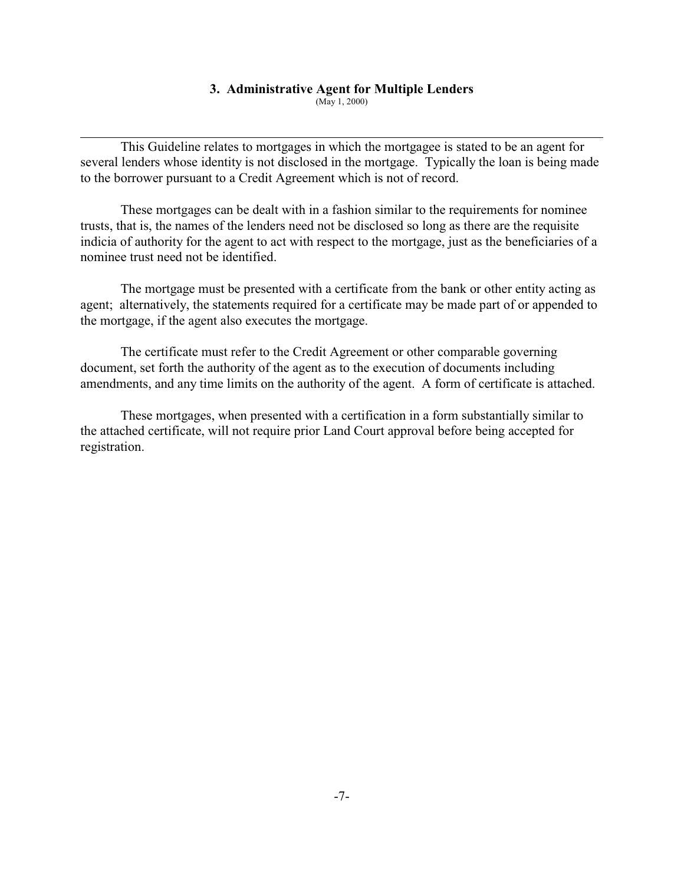### 3. Administrative Agent for Multiple Lenders

(May 1, 2000)

---

This Guideline relates to mortgages in which the mortgagee is stated to be an agent for several lenders whose identity is not disclosed in the mortgage. Typically the loan is being made to the borrower pursuant to a Credit Agreement which is not of record.

These mortgages can be dealt with in a fashion similar to the requirements for nominee trusts, that is, the names of the lenders need not be disclosed so long as there are the requisite indicia of authority for the agent to act with respect to the mortgage, just as the beneficiaries of a nominee trust need not be identified.

The mortgage must be presented with a certificate from the bank or other entity acting as agent; alternatively, the statements required for a certificate may be made part of or appended to the mortgage, if the agent also executes the mortgage.

The certificate must refer to the Credit Agreement or other comparable governing document, set forth the authority of the agent as to the execution of documents including amendments, and any time limits on the authority of the agent. A form of certificate is attached.

These mortgages, when presented with a certification in a form substantially similar to the attached certificate, will not require prior Land Court approval before being accepted for registration.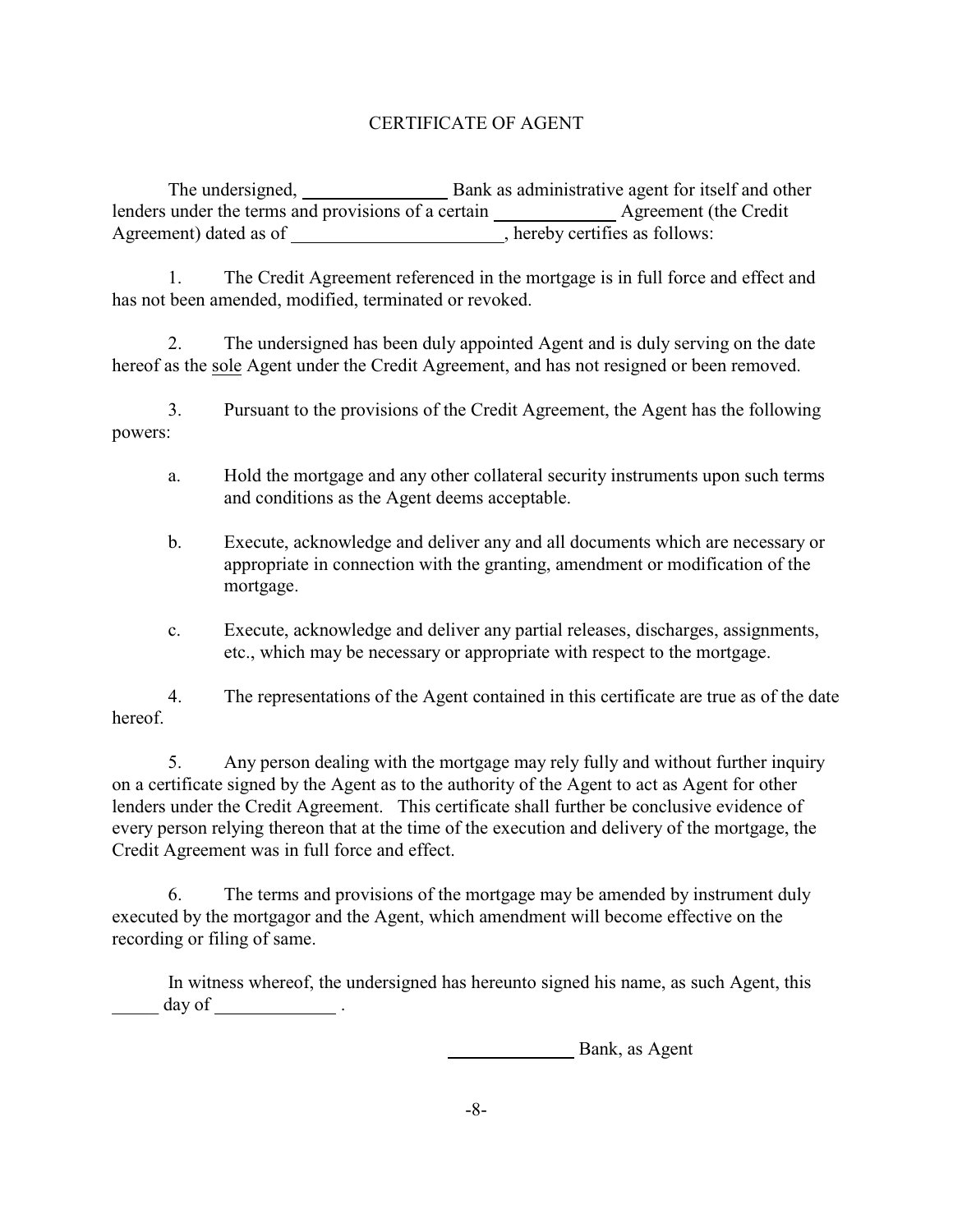# CERTIFICATE OF AGENT

The undersigned, ________________ Bank as administrative agent for itself and other lenders under the terms and provisions of a certain _____________ Agreement (the Credit Agreement) dated as of _______________________, hereby certifies as follows:

1. The Credit Agreement referenced in the mortgage is in full force and effect and has not been amended, modified, terminated or revoked.

2. The undersigned has been duly appointed Agent and is duly serving on the date hereof as the <u>sole</u> Agent under the Credit Agreement, and has not resigned or been removed.

3. Pursuant to the provisions of the Credit Agreement, the Agent has the following powers:

   a. Hold the mortgage and any other collateral security instruments upon such terms and conditions as the Agent deems acceptable.

   b. Execute, acknowledge and deliver any and all documents which are necessary or appropriate in connection with the granting, amendment or modification of the mortgage.

   c. Execute, acknowledge and deliver any partial releases, discharges, assignments, etc., which may be necessary or appropriate with respect to the mortgage.

4. The representations of the Agent contained in this certificate are true as of the date hereof.

5. Any person dealing with the mortgage may rely fully and without further inquiry on a certificate signed by the Agent as to the authority of the Agent to act as Agent for other lenders under the Credit Agreement. This certificate shall further be conclusive evidence of every person relying thereon that at the time of the execution and delivery of the mortgage, the Credit Agreement was in full force and effect.

6. The terms and provisions of the mortgage may be amended by instrument duly executed by the mortgagor and the Agent, which amendment will become effective on the recording or filing of same.

In witness whereof, the undersigned has hereunto signed his name, as such Agent, this _____ day of _____________ .

______________ Bank, as Agent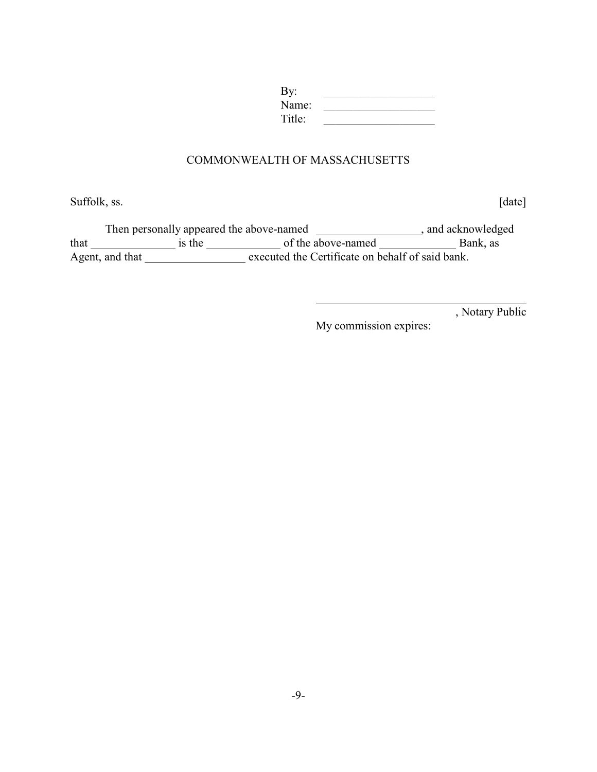By: \_\_\_\_\_\_\_\_\_\_\_\_\_\_\_\_\_\_\_
Name: \_\_\_\_\_\_\_\_\_\_\_\_\_\_\_\_\_\_\_
Title: \_\_\_\_\_\_\_\_\_\_\_\_\_\_\_\_\_\_\_

COMMONWEALTH OF MASSACHUSETTS

Suffolk, ss. [date]

Then personally appeared the above-named \_\_\_\_\_\_\_\_\_\_\_\_\_\_\_\_\_\_, and acknowledged that \_\_\_\_\_\_\_\_\_\_\_\_\_\_\_ is the \_\_\_\_\_\_\_\_\_\_\_\_\_ of the above-named \_\_\_\_\_\_\_\_\_\_\_\_\_ Bank, as Agent, and that \_\_\_\_\_\_\_\_\_\_\_\_\_\_\_\_\_ executed the Certificate on behalf of said bank.

\_\_\_\_\_\_\_\_\_\_\_\_\_\_\_\_\_\_\_\_\_\_\_\_\_\_\_\_\_\_\_\_\_\_\_\_\_, Notary Public
My commission expires: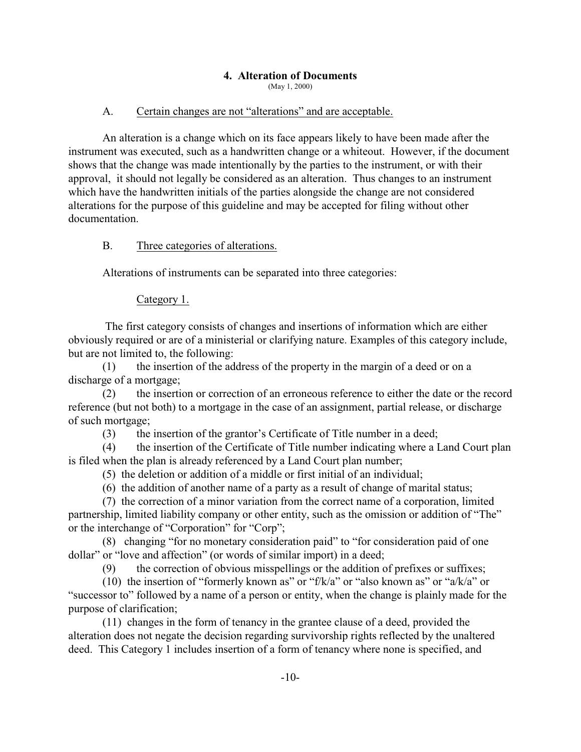## 4. Alteration of Documents

(May 1, 2000)

A. Certain changes are not "alterations" and are acceptable.

An alteration is a change which on its face appears likely to have been made after the instrument was executed, such as a handwritten change or a whiteout. However, if the document shows that the change was made intentionally by the parties to the instrument, or with their approval, it should not legally be considered as an alteration. Thus changes to an instrument which have the handwritten initials of the parties alongside the change are not considered alterations for the purpose of this guideline and may be accepted for filing without other documentation.

B. Three categories of alterations.

Alterations of instruments can be separated into three categories:

Category 1.

The first category consists of changes and insertions of information which are either obviously required or are of a ministerial or clarifying nature. Examples of this category include, but are not limited to, the following:

(1) the insertion of the address of the property in the margin of a deed or on a discharge of a mortgage;

(2) the insertion or correction of an erroneous reference to either the date or the record reference (but not both) to a mortgage in the case of an assignment, partial release, or discharge of such mortgage;

(3) the insertion of the grantor's Certificate of Title number in a deed;

(4) the insertion of the Certificate of Title number indicating where a Land Court plan is filed when the plan is already referenced by a Land Court plan number;

(5) the deletion or addition of a middle or first initial of an individual;

(6) the addition of another name of a party as a result of change of marital status;

(7) the correction of a minor variation from the correct name of a corporation, limited partnership, limited liability company or other entity, such as the omission or addition of "The" or the interchange of "Corporation" for "Corp";

(8) changing "for no monetary consideration paid" to "for consideration paid of one dollar" or "love and affection" (or words of similar import) in a deed;

(9) the correction of obvious misspellings or the addition of prefixes or suffixes;

(10) the insertion of "formerly known as" or "f/k/a" or "also known as" or "a/k/a" or "successor to" followed by a name of a person or entity, when the change is plainly made for the purpose of clarification;

(11) changes in the form of tenancy in the grantee clause of a deed, provided the alteration does not negate the decision regarding survivorship rights reflected by the unaltered deed. This Category 1 includes insertion of a form of tenancy where none is specified, and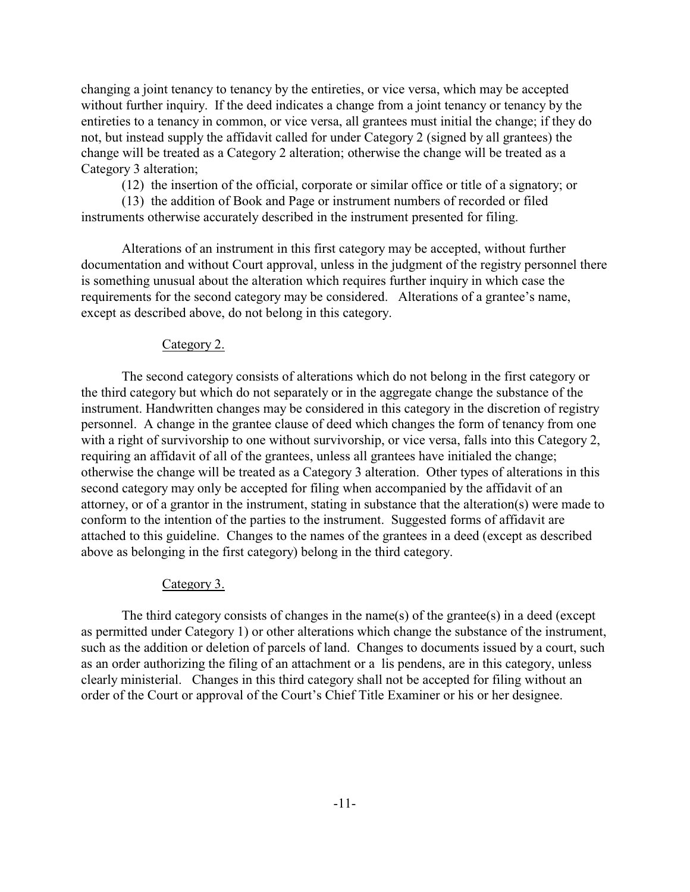changing a joint tenancy to tenancy by the entireties, or vice versa, which may be accepted without further inquiry. If the deed indicates a change from a joint tenancy or tenancy by the entireties to a tenancy in common, or vice versa, all grantees must initial the change; if they do not, but instead supply the affidavit called for under Category 2 (signed by all grantees) the change will be treated as a Category 2 alteration; otherwise the change will be treated as a Category 3 alteration;

(12) the insertion of the official, corporate or similar office or title of a signatory; or

(13) the addition of Book and Page or instrument numbers of recorded or filed instruments otherwise accurately described in the instrument presented for filing.

Alterations of an instrument in this first category may be accepted, without further documentation and without Court approval, unless in the judgment of the registry personnel there is something unusual about the alteration which requires further inquiry in which case the requirements for the second category may be considered. Alterations of a grantee's name, except as described above, do not belong in this category.

Category 2.

The second category consists of alterations which do not belong in the first category or the third category but which do not separately or in the aggregate change the substance of the instrument. Handwritten changes may be considered in this category in the discretion of registry personnel. A change in the grantee clause of deed which changes the form of tenancy from one with a right of survivorship to one without survivorship, or vice versa, falls into this Category 2, requiring an affidavit of all of the grantees, unless all grantees have initialed the change; otherwise the change will be treated as a Category 3 alteration. Other types of alterations in this second category may only be accepted for filing when accompanied by the affidavit of an attorney, or of a grantor in the instrument, stating in substance that the alteration(s) were made to conform to the intention of the parties to the instrument. Suggested forms of affidavit are attached to this guideline. Changes to the names of the grantees in a deed (except as described above as belonging in the first category) belong in the third category.

Category 3.

The third category consists of changes in the name(s) of the grantee(s) in a deed (except as permitted under Category 1) or other alterations which change the substance of the instrument, such as the addition or deletion of parcels of land. Changes to documents issued by a court, such as an order authorizing the filing of an attachment or a lis pendens, are in this category, unless clearly ministerial. Changes in this third category shall not be accepted for filing without an order of the Court or approval of the Court's Chief Title Examiner or his or her designee.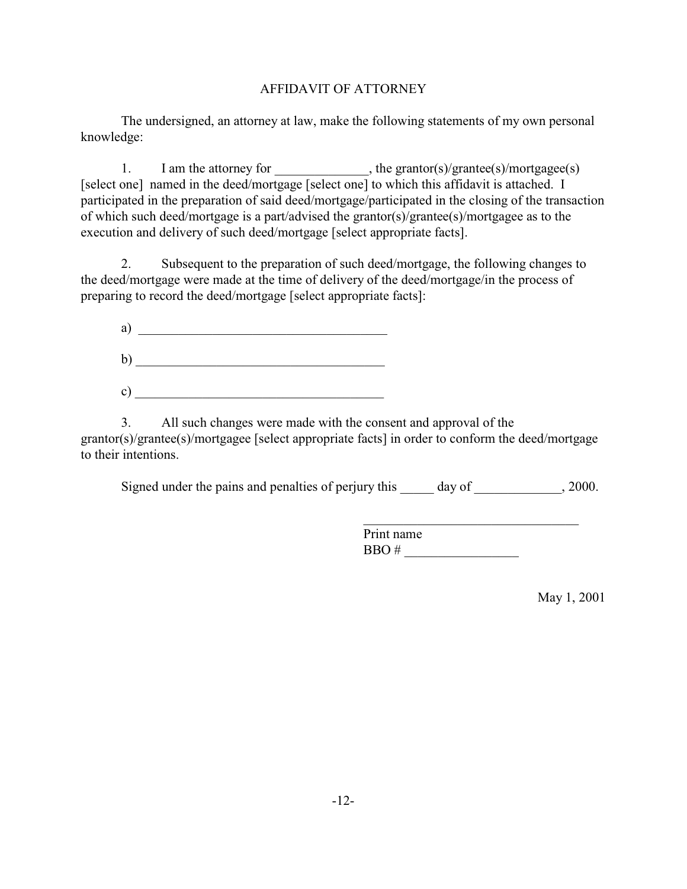# AFFIDAVIT OF ATTORNEY

The undersigned, an attorney at law, make the following statements of my own personal knowledge:

1. I am the attorney for ______________, the grantor(s)/grantee(s)/mortgagee(s) [select one] named in the deed/mortgage [select one] to which this affidavit is attached. I participated in the preparation of said deed/mortgage/participated in the closing of the transaction of which such deed/mortgage is a part/advised the grantor(s)/grantee(s)/mortgagee as to the execution and delivery of such deed/mortgage [select appropriate facts].

2. Subsequent to the preparation of such deed/mortgage, the following changes to the deed/mortgage were made at the time of delivery of the deed/mortgage/in the process of preparing to record the deed/mortgage [select appropriate facts]:

   a) ______________________________________

   b) ______________________________________

   c) ______________________________________

3. All such changes were made with the consent and approval of the grantor(s)/grantee(s)/mortgagee [select appropriate facts] in order to conform the deed/mortgage to their intentions.

Signed under the pains and penalties of perjury this _____ day of _____________, 2000.

_________________________________
Print name
BBO # _________________

May 1, 2001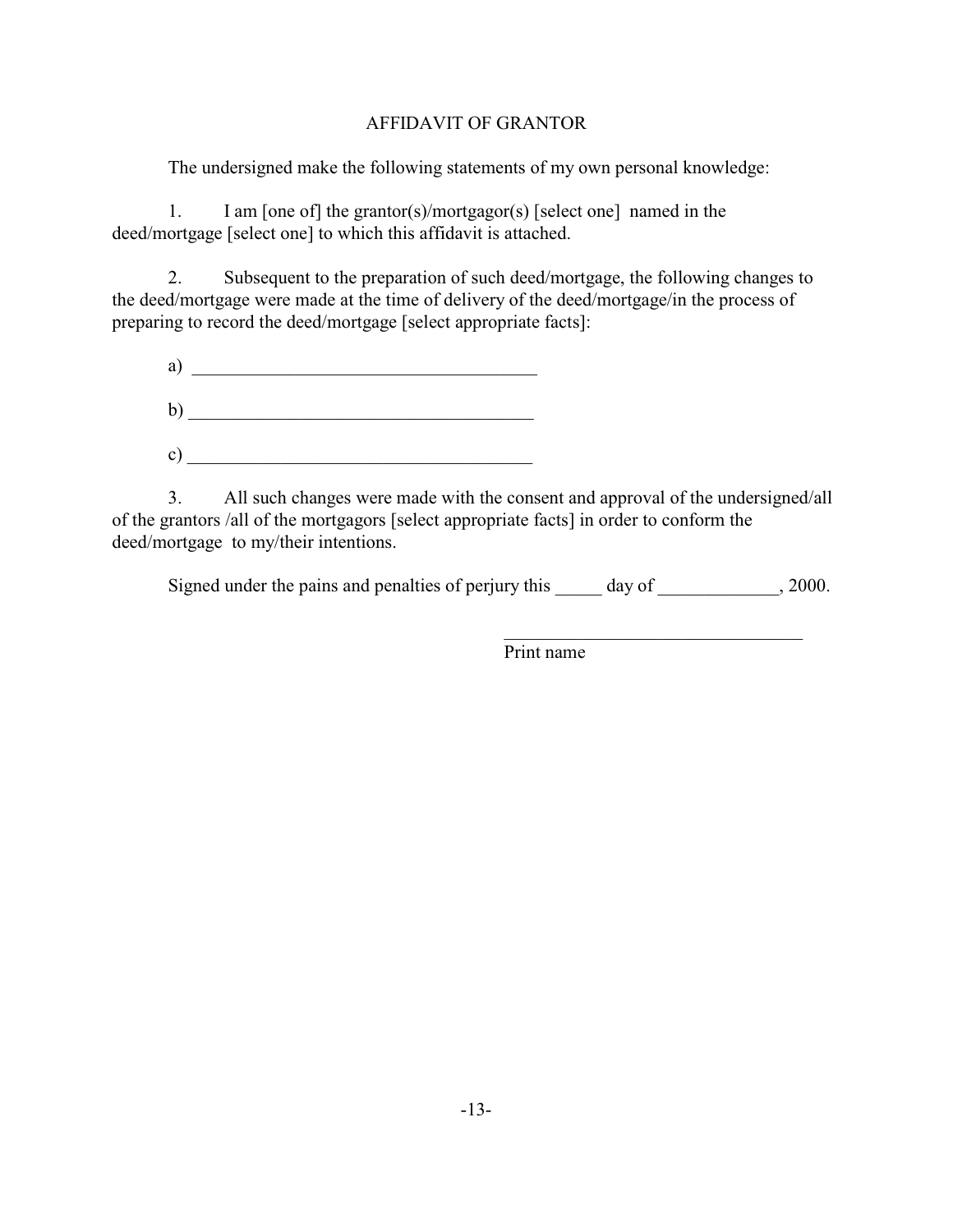# AFFIDAVIT OF GRANTOR

The undersigned make the following statements of my own personal knowledge:

1. I am [one of] the grantor(s)/mortgagor(s) [select one] named in the deed/mortgage [select one] to which this affidavit is attached.

2. Subsequent to the preparation of such deed/mortgage, the following changes to the deed/mortgage were made at the time of delivery of the deed/mortgage/in the process of preparing to record the deed/mortgage [select appropriate facts]:

a) _____________________________________

b) _____________________________________

c) _____________________________________

3. All such changes were made with the consent and approval of the undersigned/all of the grantors /all of the mortgagors [select appropriate facts] in order to conform the deed/mortgage to my/their intentions.

Signed under the pains and penalties of perjury this _____ day of _____________, 2000.

_________________________________
Print name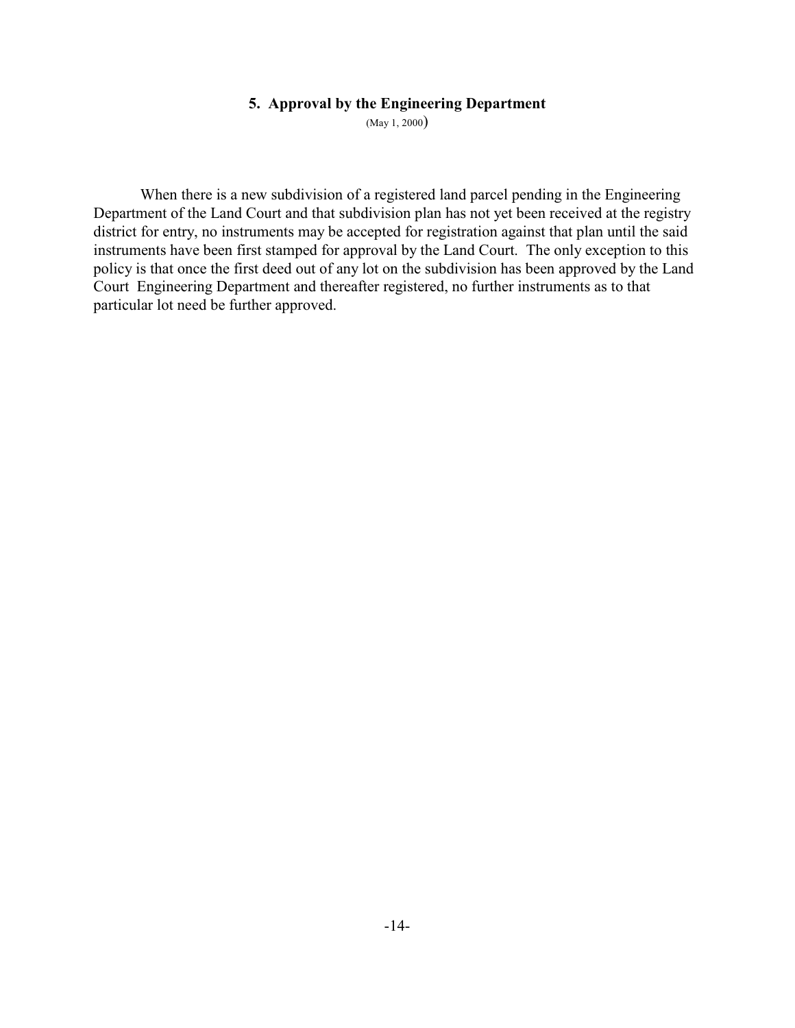## 5. Approval by the Engineering Department

(May 1, 2000)

When there is a new subdivision of a registered land parcel pending in the Engineering Department of the Land Court and that subdivision plan has not yet been received at the registry district for entry, no instruments may be accepted for registration against that plan until the said instruments have been first stamped for approval by the Land Court. The only exception to this policy is that once the first deed out of any lot on the subdivision has been approved by the Land Court Engineering Department and thereafter registered, no further instruments as to that particular lot need be further approved.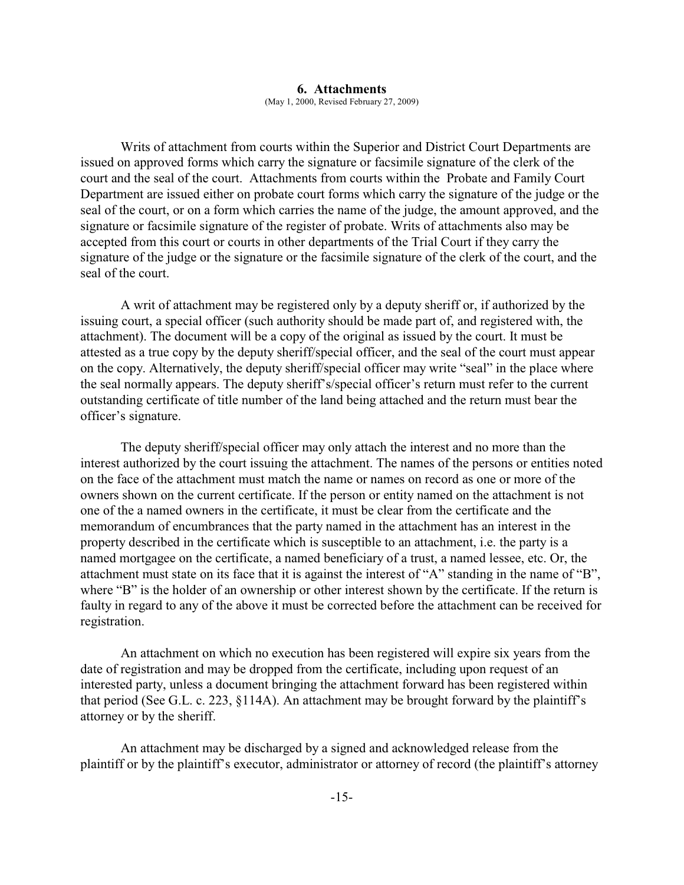### 6. Attachments

(May 1, 2000, Revised February 27, 2009)

Writs of attachment from courts within the Superior and District Court Departments are issued on approved forms which carry the signature or facsimile signature of the clerk of the court and the seal of the court. Attachments from courts within the Probate and Family Court Department are issued either on probate court forms which carry the signature of the judge or the seal of the court, or on a form which carries the name of the judge, the amount approved, and the signature or facsimile signature of the register of probate. Writs of attachments also may be accepted from this court or courts in other departments of the Trial Court if they carry the signature of the judge or the signature or the facsimile signature of the clerk of the court, and the seal of the court.

A writ of attachment may be registered only by a deputy sheriff or, if authorized by the issuing court, a special officer (such authority should be made part of, and registered with, the attachment). The document will be a copy of the original as issued by the court. It must be attested as a true copy by the deputy sheriff/special officer, and the seal of the court must appear on the copy. Alternatively, the deputy sheriff/special officer may write "seal" in the place where the seal normally appears. The deputy sheriff's/special officer's return must refer to the current outstanding certificate of title number of the land being attached and the return must bear the officer's signature.

The deputy sheriff/special officer may only attach the interest and no more than the interest authorized by the court issuing the attachment. The names of the persons or entities noted on the face of the attachment must match the name or names on record as one or more of the owners shown on the current certificate. If the person or entity named on the attachment is not one of the a named owners in the certificate, it must be clear from the certificate and the memorandum of encumbrances that the party named in the attachment has an interest in the property described in the certificate which is susceptible to an attachment, i.e. the party is a named mortgagee on the certificate, a named beneficiary of a trust, a named lessee, etc. Or, the attachment must state on its face that it is against the interest of "A" standing in the name of "B", where "B" is the holder of an ownership or other interest shown by the certificate. If the return is faulty in regard to any of the above it must be corrected before the attachment can be received for registration.

An attachment on which no execution has been registered will expire six years from the date of registration and may be dropped from the certificate, including upon request of an interested party, unless a document bringing the attachment forward has been registered within that period (See G.L. c. 223, §114A). An attachment may be brought forward by the plaintiff's attorney or by the sheriff.

An attachment may be discharged by a signed and acknowledged release from the plaintiff or by the plaintiff's executor, administrator or attorney of record (the plaintiff's attorney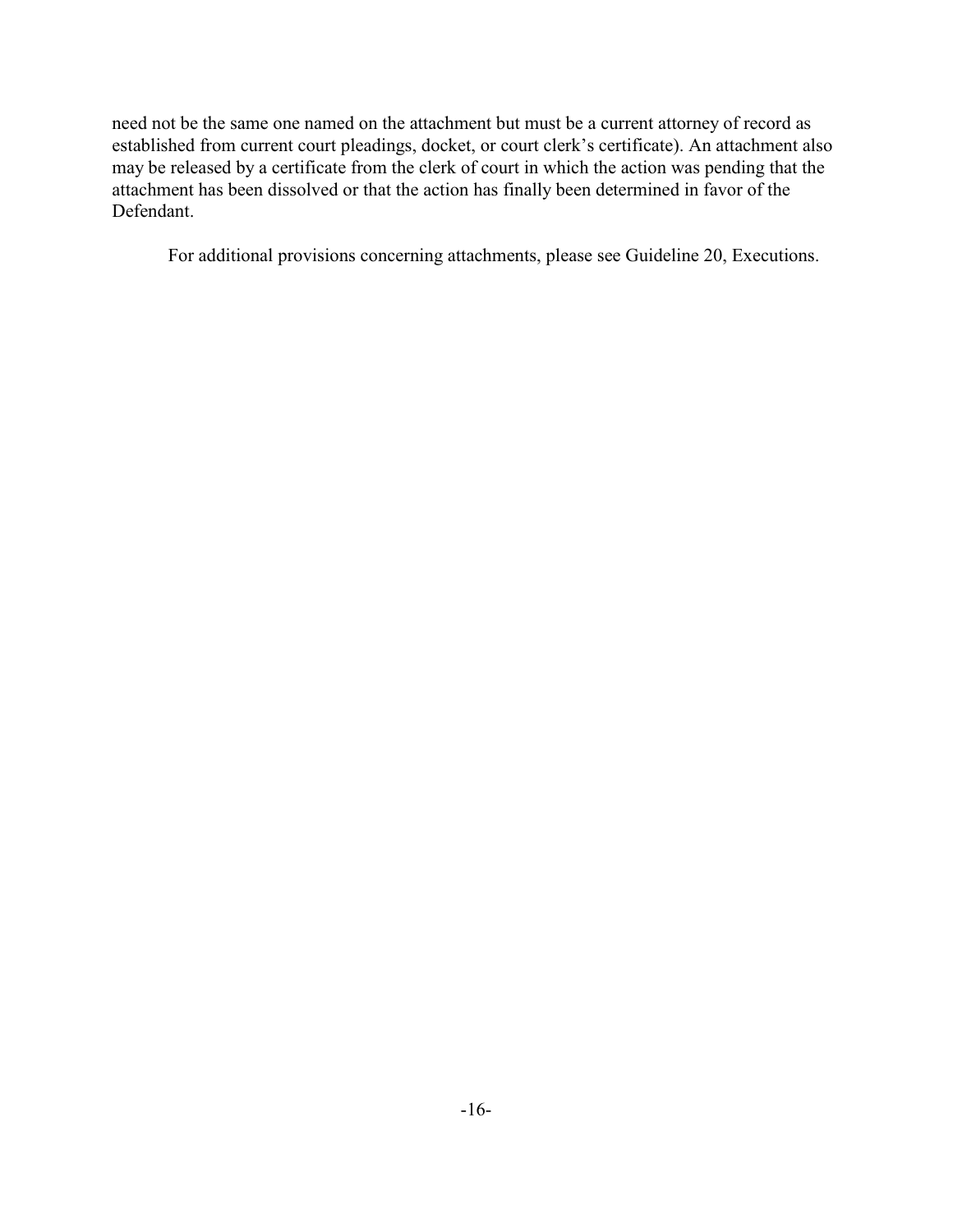need not be the same one named on the attachment but must be a current attorney of record as established from current court pleadings, docket, or court clerk's certificate). An attachment also may be released by a certificate from the clerk of court in which the action was pending that the attachment has been dissolved or that the action has finally been determined in favor of the Defendant.

For additional provisions concerning attachments, please see Guideline 20, Executions.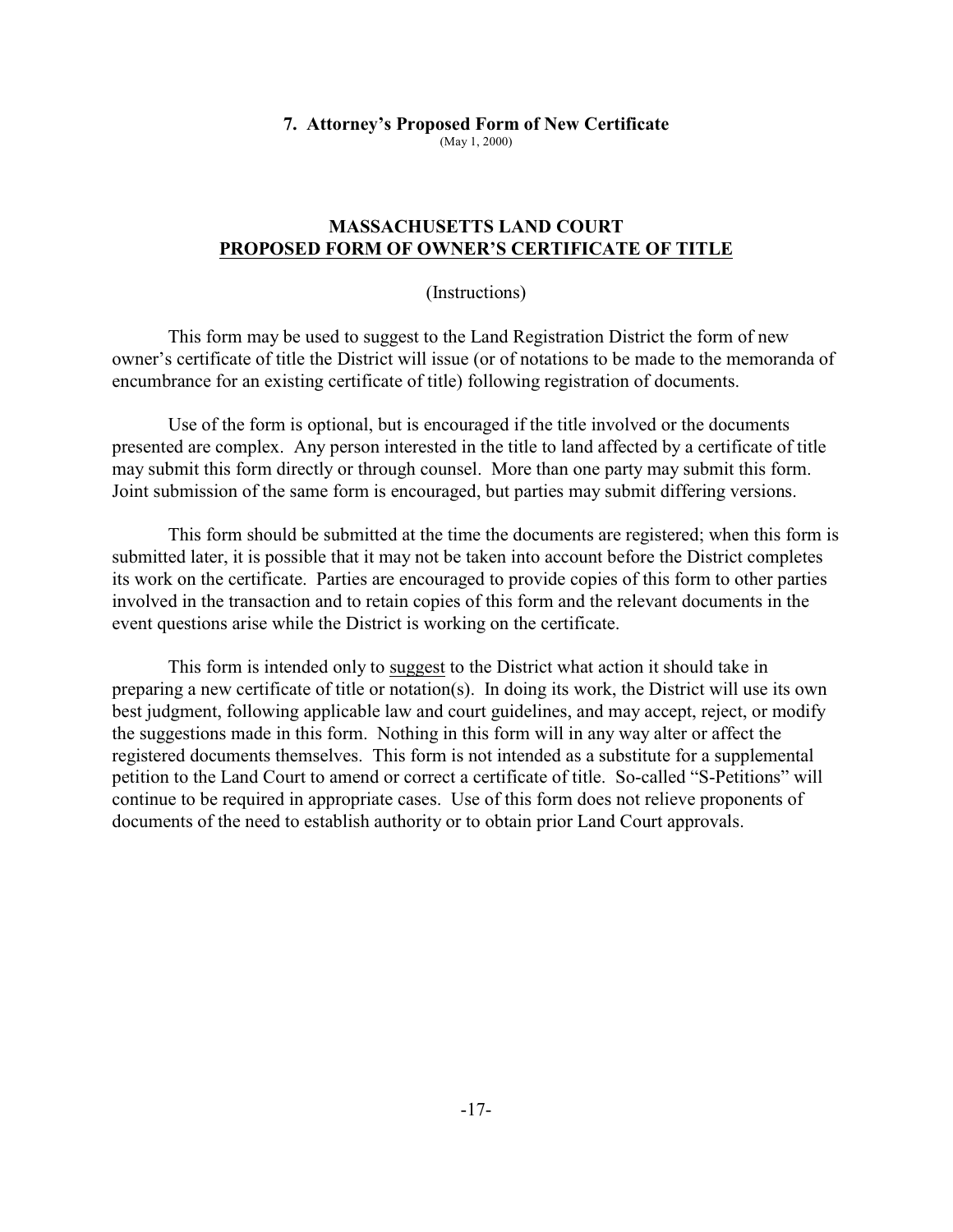## 7. Attorney's Proposed Form of New Certificate

(May 1, 2000)

### MASSACHUSETTS LAND COURT
### PROPOSED FORM OF OWNER'S CERTIFICATE OF TITLE

(Instructions)

This form may be used to suggest to the Land Registration District the form of new owner's certificate of title the District will issue (or of notations to be made to the memoranda of encumbrance for an existing certificate of title) following registration of documents.

Use of the form is optional, but is encouraged if the title involved or the documents presented are complex. Any person interested in the title to land affected by a certificate of title may submit this form directly or through counsel. More than one party may submit this form. Joint submission of the same form is encouraged, but parties may submit differing versions.

This form should be submitted at the time the documents are registered; when this form is submitted later, it is possible that it may not be taken into account before the District completes its work on the certificate. Parties are encouraged to provide copies of this form to other parties involved in the transaction and to retain copies of this form and the relevant documents in the event questions arise while the District is working on the certificate.

This form is intended only to suggest to the District what action it should take in preparing a new certificate of title or notation(s). In doing its work, the District will use its own best judgment, following applicable law and court guidelines, and may accept, reject, or modify the suggestions made in this form. Nothing in this form will in any way alter or affect the registered documents themselves. This form is not intended as a substitute for a supplemental petition to the Land Court to amend or correct a certificate of title. So-called "S-Petitions" will continue to be required in appropriate cases. Use of this form does not relieve proponents of documents of the need to establish authority or to obtain prior Land Court approvals.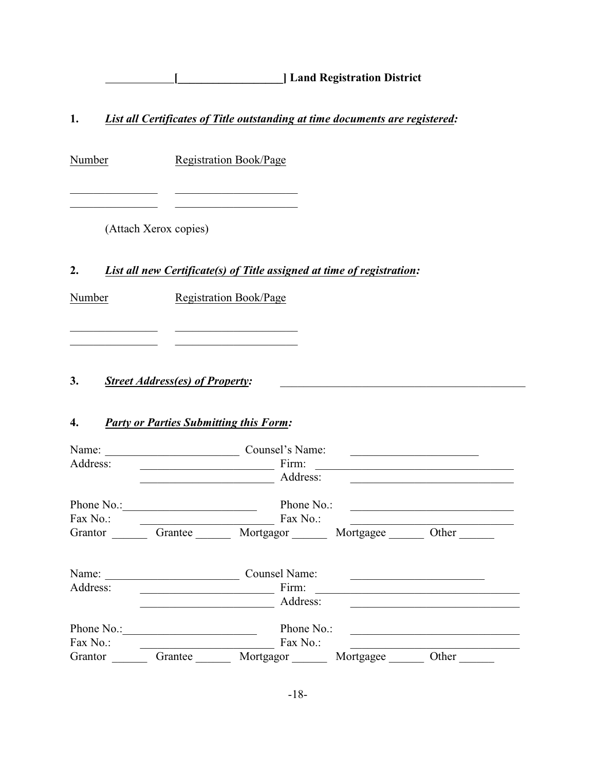**___________[_________________] Land Registration District**

**1.** ***List all Certificates of Title outstanding at time documents are registered:***

| Number | Registration Book/Page |
|---|---|
| _______________ | _____________________ |
| _______________ | _____________________ |

(Attach Xerox copies)

**2.** ***List all new Certificate(s) of Title assigned at time of registration:***

| Number | Registration Book/Page |
|---|---|
| _______________ | _____________________ |
| _______________ | _____________________ |

**3.** ***Street Address(es) of Property:*** ____________________________________________

**4.** ***Party or Parties Submitting this Form:***

Name: _______________________ Counsel's Name: _____________________
Address: _______________________ Firm: ___________________________________
_______________________ Address: ___________________________

Phone No.: _______________________ Phone No.: ___________________________
Fax No.: _______________________ Fax No.: ___________________________
Grantor ______ Grantee ______ Mortgagor ______ Mortgagee ______ Other ______

Name: _______________________ Counsel Name: _______________________
Address: _______________________ Firm: ___________________________________
_______________________ Address: ____________________________

Phone No.: _______________________ Phone No.: ____________________________
Fax No.: _______________________ Fax No.: ____________________________
Grantor ______ Grantee ______ Mortgagor ______ Mortgagee ______ Other ______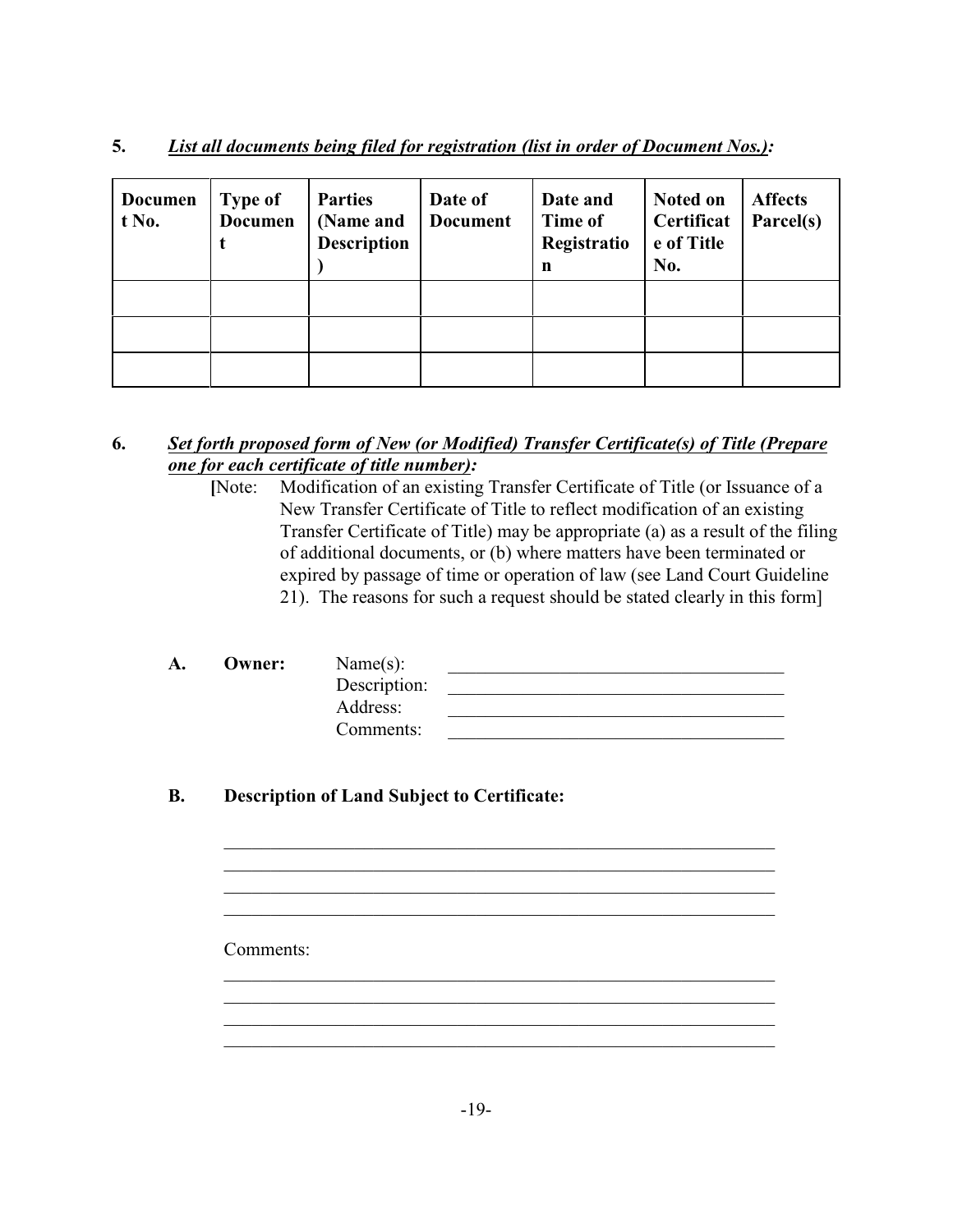**5.** ***List all documents being filed for registration (list in order of Document Nos.):***

| Document No. | Type of Document | Parties (Name and Description) | Date of Document | Date and Time of Registration | Noted on Certificate of Title No. | Affects Parcel(s) |
|---|---|---|---|---|---|---|
| | | | | | | |
| | | | | | | |
| | | | | | | |

**6.** ***Set forth proposed form of New (or Modified) Transfer Certificate(s) of Title (Prepare one for each certificate of title number):***

[Note: Modification of an existing Transfer Certificate of Title (or Issuance of a New Transfer Certificate of Title to reflect modification of an existing Transfer Certificate of Title) may be appropriate (a) as a result of the filing of additional documents, or (b) where matters have been terminated or expired by passage of time or operation of law (see Land Court Guideline 21). The reasons for such a request should be stated clearly in this form]

**A. Owner:**

Name(s): ______________________________________

Description: ______________________________________

Address: ______________________________________

Comments: ______________________________________

**B. Description of Land Subject to Certificate:**

_______________________________________________________________

_______________________________________________________________

_______________________________________________________________

_______________________________________________________________

Comments:

_______________________________________________________________

_______________________________________________________________

_______________________________________________________________

_______________________________________________________________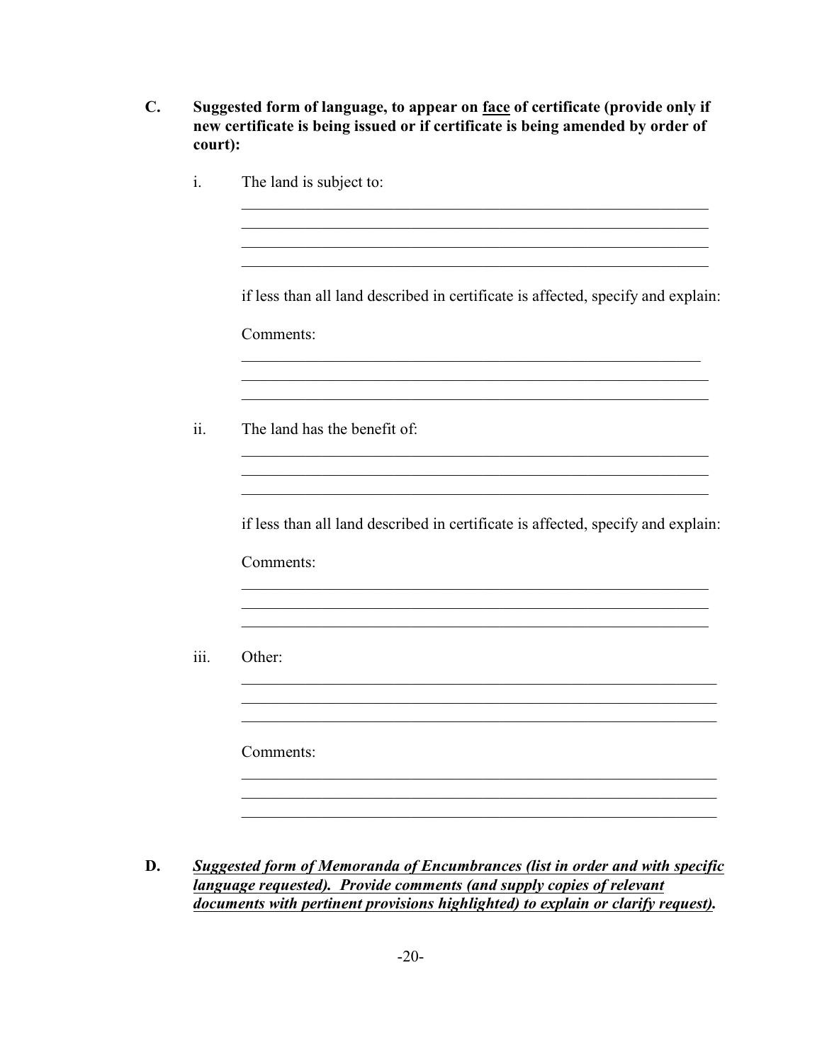**C. Suggested form of language, to appear on <u>face</u> of certificate (provide only if new certificate is being issued or if certificate is being amended by order of court):**

i. The land is subject to:

\_\_\_\_\_\_\_\_\_\_\_\_\_\_\_\_\_\_\_\_\_\_\_\_\_\_\_\_\_\_\_\_\_\_\_\_\_\_\_\_\_\_\_\_\_\_\_\_\_\_\_\_\_\_\_\_\_\_\_\_

\_\_\_\_\_\_\_\_\_\_\_\_\_\_\_\_\_\_\_\_\_\_\_\_\_\_\_\_\_\_\_\_\_\_\_\_\_\_\_\_\_\_\_\_\_\_\_\_\_\_\_\_\_\_\_\_\_\_\_\_

\_\_\_\_\_\_\_\_\_\_\_\_\_\_\_\_\_\_\_\_\_\_\_\_\_\_\_\_\_\_\_\_\_\_\_\_\_\_\_\_\_\_\_\_\_\_\_\_\_\_\_\_\_\_\_\_\_\_\_\_

\_\_\_\_\_\_\_\_\_\_\_\_\_\_\_\_\_\_\_\_\_\_\_\_\_\_\_\_\_\_\_\_\_\_\_\_\_\_\_\_\_\_\_\_\_\_\_\_\_\_\_\_\_\_\_\_\_\_\_\_

if less than all land described in certificate is affected, specify and explain:

Comments:

\_\_\_\_\_\_\_\_\_\_\_\_\_\_\_\_\_\_\_\_\_\_\_\_\_\_\_\_\_\_\_\_\_\_\_\_\_\_\_\_\_\_\_\_\_\_\_\_\_\_\_\_\_\_\_\_\_\_\_\_

\_\_\_\_\_\_\_\_\_\_\_\_\_\_\_\_\_\_\_\_\_\_\_\_\_\_\_\_\_\_\_\_\_\_\_\_\_\_\_\_\_\_\_\_\_\_\_\_\_\_\_\_\_\_\_\_\_\_\_\_

\_\_\_\_\_\_\_\_\_\_\_\_\_\_\_\_\_\_\_\_\_\_\_\_\_\_\_\_\_\_\_\_\_\_\_\_\_\_\_\_\_\_\_\_\_\_\_\_\_\_\_\_\_\_\_\_\_\_\_\_

ii. The land has the benefit of:

\_\_\_\_\_\_\_\_\_\_\_\_\_\_\_\_\_\_\_\_\_\_\_\_\_\_\_\_\_\_\_\_\_\_\_\_\_\_\_\_\_\_\_\_\_\_\_\_\_\_\_\_\_\_\_\_\_\_\_\_

\_\_\_\_\_\_\_\_\_\_\_\_\_\_\_\_\_\_\_\_\_\_\_\_\_\_\_\_\_\_\_\_\_\_\_\_\_\_\_\_\_\_\_\_\_\_\_\_\_\_\_\_\_\_\_\_\_\_\_\_

\_\_\_\_\_\_\_\_\_\_\_\_\_\_\_\_\_\_\_\_\_\_\_\_\_\_\_\_\_\_\_\_\_\_\_\_\_\_\_\_\_\_\_\_\_\_\_\_\_\_\_\_\_\_\_\_\_\_\_\_

if less than all land described in certificate is affected, specify and explain:

Comments:

\_\_\_\_\_\_\_\_\_\_\_\_\_\_\_\_\_\_\_\_\_\_\_\_\_\_\_\_\_\_\_\_\_\_\_\_\_\_\_\_\_\_\_\_\_\_\_\_\_\_\_\_\_\_\_\_\_\_\_\_

\_\_\_\_\_\_\_\_\_\_\_\_\_\_\_\_\_\_\_\_\_\_\_\_\_\_\_\_\_\_\_\_\_\_\_\_\_\_\_\_\_\_\_\_\_\_\_\_\_\_\_\_\_\_\_\_\_\_\_\_

\_\_\_\_\_\_\_\_\_\_\_\_\_\_\_\_\_\_\_\_\_\_\_\_\_\_\_\_\_\_\_\_\_\_\_\_\_\_\_\_\_\_\_\_\_\_\_\_\_\_\_\_\_\_\_\_\_\_\_\_

iii. Other:

\_\_\_\_\_\_\_\_\_\_\_\_\_\_\_\_\_\_\_\_\_\_\_\_\_\_\_\_\_\_\_\_\_\_\_\_\_\_\_\_\_\_\_\_\_\_\_\_\_\_\_\_\_\_\_\_\_\_\_\_

\_\_\_\_\_\_\_\_\_\_\_\_\_\_\_\_\_\_\_\_\_\_\_\_\_\_\_\_\_\_\_\_\_\_\_\_\_\_\_\_\_\_\_\_\_\_\_\_\_\_\_\_\_\_\_\_\_\_\_\_

\_\_\_\_\_\_\_\_\_\_\_\_\_\_\_\_\_\_\_\_\_\_\_\_\_\_\_\_\_\_\_\_\_\_\_\_\_\_\_\_\_\_\_\_\_\_\_\_\_\_\_\_\_\_\_\_\_\_\_\_

Comments:

\_\_\_\_\_\_\_\_\_\_\_\_\_\_\_\_\_\_\_\_\_\_\_\_\_\_\_\_\_\_\_\_\_\_\_\_\_\_\_\_\_\_\_\_\_\_\_\_\_\_\_\_\_\_\_\_\_\_\_\_

\_\_\_\_\_\_\_\_\_\_\_\_\_\_\_\_\_\_\_\_\_\_\_\_\_\_\_\_\_\_\_\_\_\_\_\_\_\_\_\_\_\_\_\_\_\_\_\_\_\_\_\_\_\_\_\_\_\_\_\_

\_\_\_\_\_\_\_\_\_\_\_\_\_\_\_\_\_\_\_\_\_\_\_\_\_\_\_\_\_\_\_\_\_\_\_\_\_\_\_\_\_\_\_\_\_\_\_\_\_\_\_\_\_\_\_\_\_\_\_\_

**D. *<u>Suggested form of Memoranda of Encumbrances (list in order and with specific language requested). Provide comments (and supply copies of relevant documents with pertinent provisions highlighted) to explain or clarify request).</u>***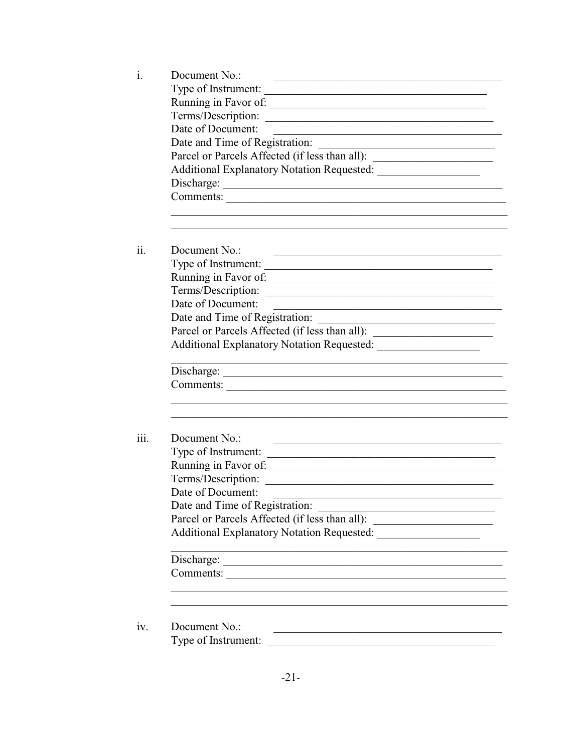i. Document No.: ________________________________________

Type of Instrument: ________________________________________

Running in Favor of: ________________________________________

Terms/Description: ________________________________________

Date of Document: ________________________________________

Date and Time of Registration: ________________________________

Parcel or Parcels Affected (if less than all): ____________________

Additional Explanatory Notation Requested: __________________

Discharge: ________________________________________

Comments: ________________________________________

____________________________________________________________

____________________________________________________________

ii. Document No.: ________________________________________

Type of Instrument: ________________________________________

Running in Favor of: ________________________________________

Terms/Description: ________________________________________

Date of Document: ________________________________________

Date and Time of Registration: ________________________________

Parcel or Parcels Affected (if less than all): ____________________

Additional Explanatory Notation Requested: __________________

____________________________________________________________

Discharge: ________________________________________

Comments: ________________________________________

____________________________________________________________

____________________________________________________________

iii. Document No.: ________________________________________

Type of Instrument: ________________________________________

Running in Favor of: ________________________________________

Terms/Description: ________________________________________

Date of Document: ________________________________________

Date and Time of Registration: ________________________________

Parcel or Parcels Affected (if less than all): ____________________

Additional Explanatory Notation Requested: __________________

____________________________________________________________

Discharge: ________________________________________

Comments: ________________________________________

____________________________________________________________

____________________________________________________________

iv. Document No.: ________________________________________

Type of Instrument: ________________________________________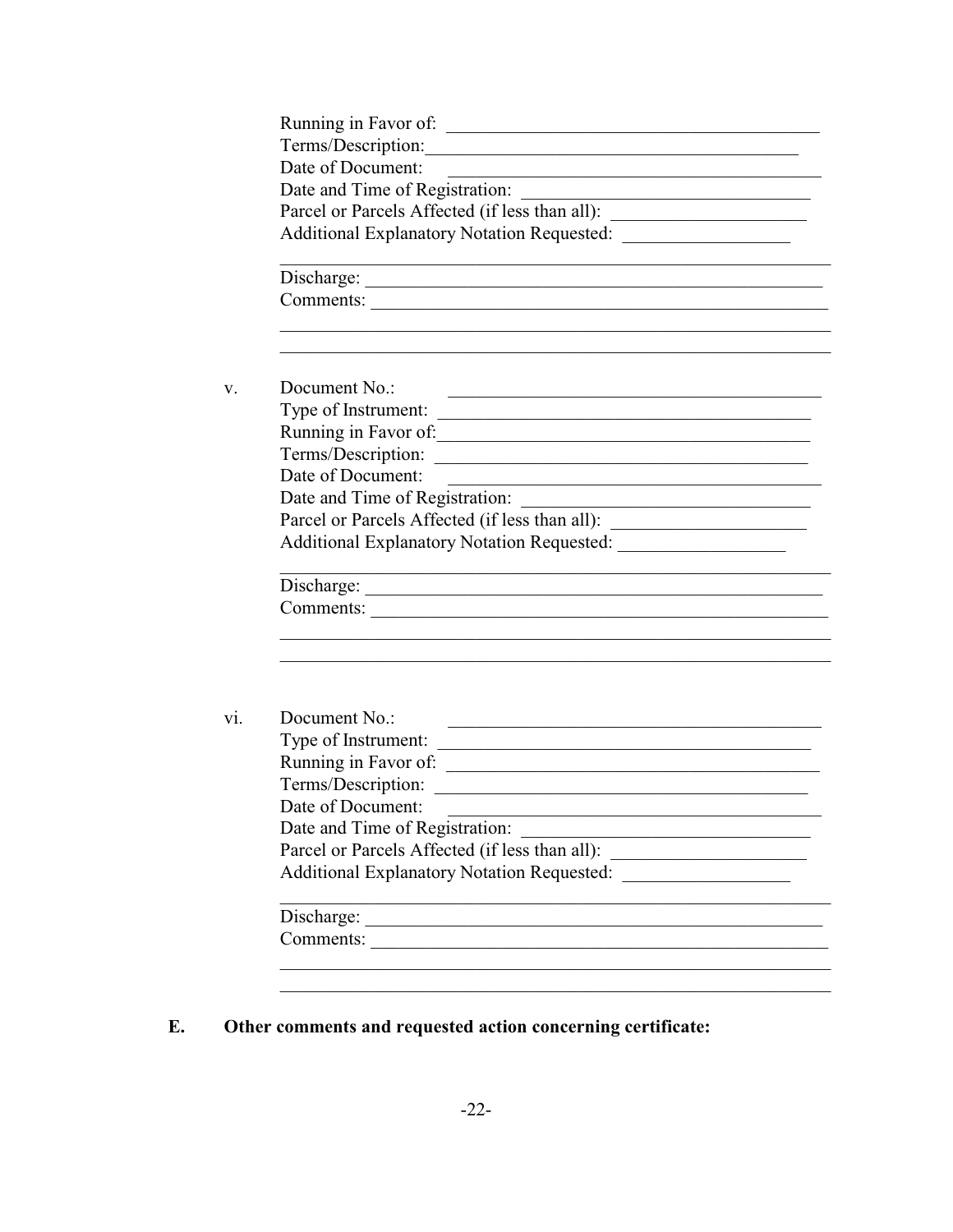Running in Favor of: ________________________________________

Terms/Description: ________________________________________

Date of Document: ________________________________________

Date and Time of Registration: ______________________________

Parcel or Parcels Affected (if less than all): _____________________

Additional Explanatory Notation Requested: __________________

____________________________________________________________

Discharge: __________________________________________________

Comments: __________________________________________________

____________________________________________________________

____________________________________________________________

v. Document No.: ________________________________________

Type of Instrument: ________________________________________

Running in Favor of: ________________________________________

Terms/Description: ________________________________________

Date of Document: ________________________________________

Date and Time of Registration: ______________________________

Parcel or Parcels Affected (if less than all): _____________________

Additional Explanatory Notation Requested: __________________

____________________________________________________________

Discharge: __________________________________________________

Comments: __________________________________________________

____________________________________________________________

____________________________________________________________

vi. Document No.: ________________________________________

Type of Instrument: ________________________________________

Running in Favor of: ________________________________________

Terms/Description: ________________________________________

Date of Document: ________________________________________

Date and Time of Registration: ______________________________

Parcel or Parcels Affected (if less than all): _____________________

Additional Explanatory Notation Requested: __________________

____________________________________________________________

Discharge: __________________________________________________

Comments: __________________________________________________

____________________________________________________________

____________________________________________________________

**E. Other comments and requested action concerning certificate:**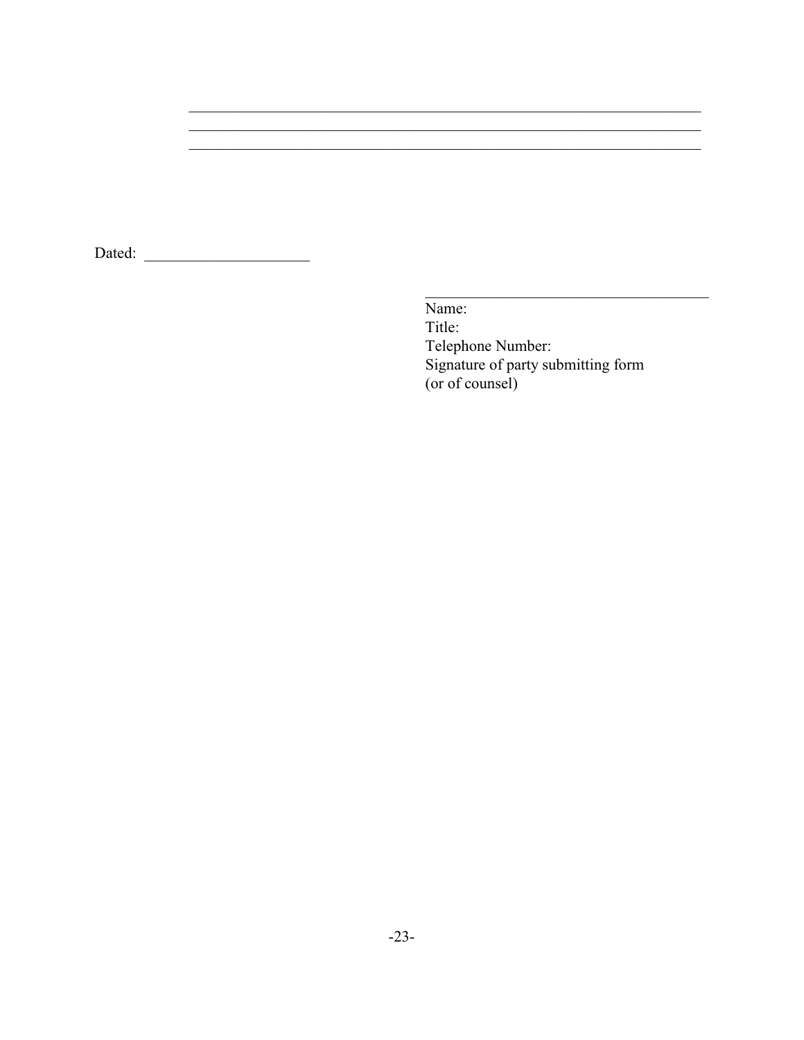\_\_\_\_\_\_\_\_\_\_\_\_\_\_\_\_\_\_\_\_\_\_\_\_\_\_\_\_\_\_\_\_\_\_\_\_\_\_\_\_\_\_\_\_\_\_\_\_\_\_\_\_\_\_\_\_\_\_\_\_\_\_\_\_
\_\_\_\_\_\_\_\_\_\_\_\_\_\_\_\_\_\_\_\_\_\_\_\_\_\_\_\_\_\_\_\_\_\_\_\_\_\_\_\_\_\_\_\_\_\_\_\_\_\_\_\_\_\_\_\_\_\_\_\_\_\_\_\_
\_\_\_\_\_\_\_\_\_\_\_\_\_\_\_\_\_\_\_\_\_\_\_\_\_\_\_\_\_\_\_\_\_\_\_\_\_\_\_\_\_\_\_\_\_\_\_\_\_\_\_\_\_\_\_\_\_\_\_\_\_\_\_\_

Dated: \_\_\_\_\_\_\_\_\_\_\_\_\_\_\_\_\_\_\_\_\_

\_\_\_\_\_\_\_\_\_\_\_\_\_\_\_\_\_\_\_\_\_\_\_\_\_\_\_\_\_\_\_\_\_\_\_\_\_\_
Name:
Title:
Telephone Number:
Signature of party submitting form
(or of counsel)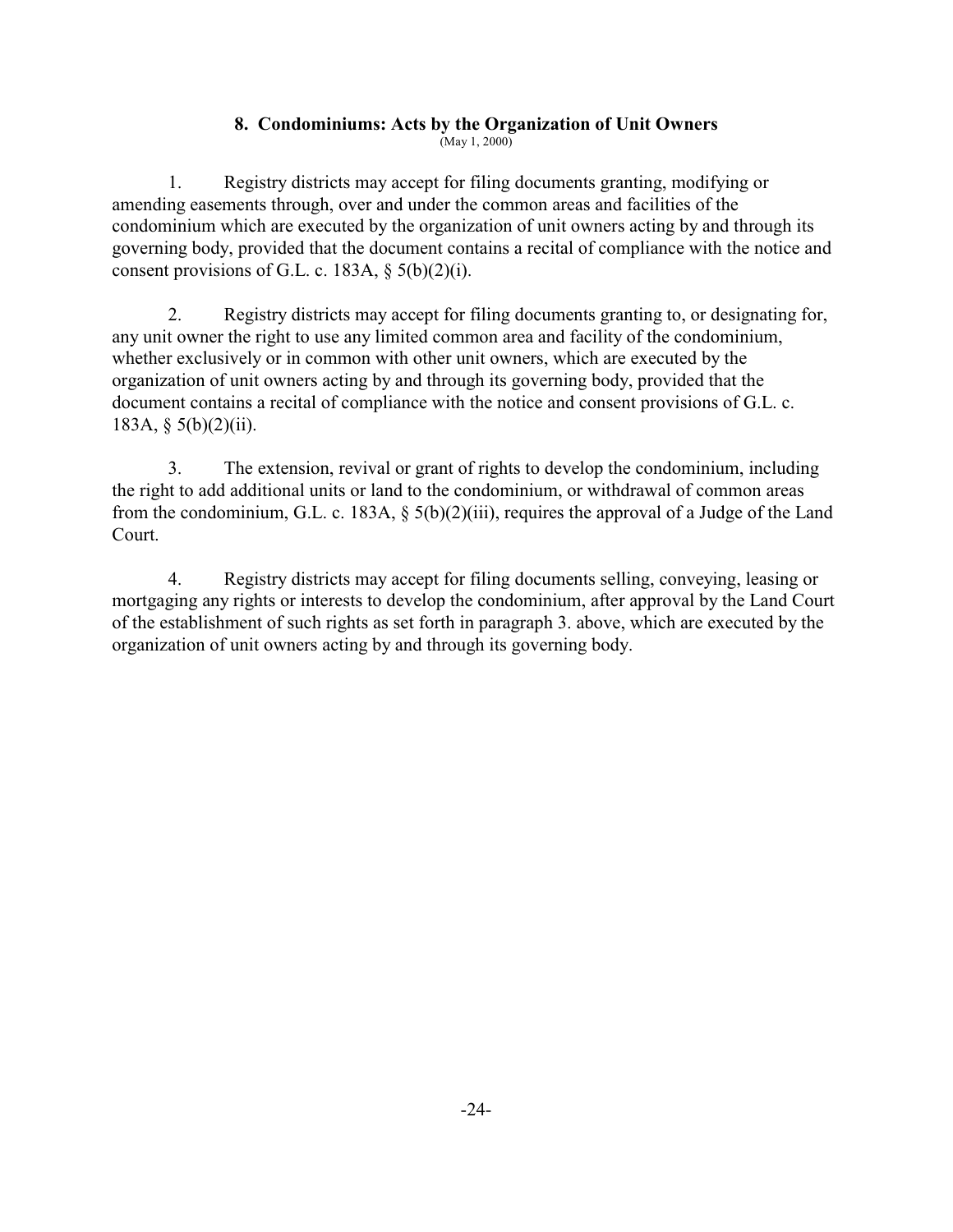## 8. Condominiums: Acts by the Organization of Unit Owners

(May 1, 2000)

1. Registry districts may accept for filing documents granting, modifying or amending easements through, over and under the common areas and facilities of the condominium which are executed by the organization of unit owners acting by and through its governing body, provided that the document contains a recital of compliance with the notice and consent provisions of G.L. c. 183A, § 5(b)(2)(i).

2. Registry districts may accept for filing documents granting to, or designating for, any unit owner the right to use any limited common area and facility of the condominium, whether exclusively or in common with other unit owners, which are executed by the organization of unit owners acting by and through its governing body, provided that the document contains a recital of compliance with the notice and consent provisions of G.L. c. 183A, § 5(b)(2)(ii).

3. The extension, revival or grant of rights to develop the condominium, including the right to add additional units or land to the condominium, or withdrawal of common areas from the condominium, G.L. c. 183A, § 5(b)(2)(iii), requires the approval of a Judge of the Land Court.

4. Registry districts may accept for filing documents selling, conveying, leasing or mortgaging any rights or interests to develop the condominium, after approval by the Land Court of the establishment of such rights as set forth in paragraph 3. above, which are executed by the organization of unit owners acting by and through its governing body.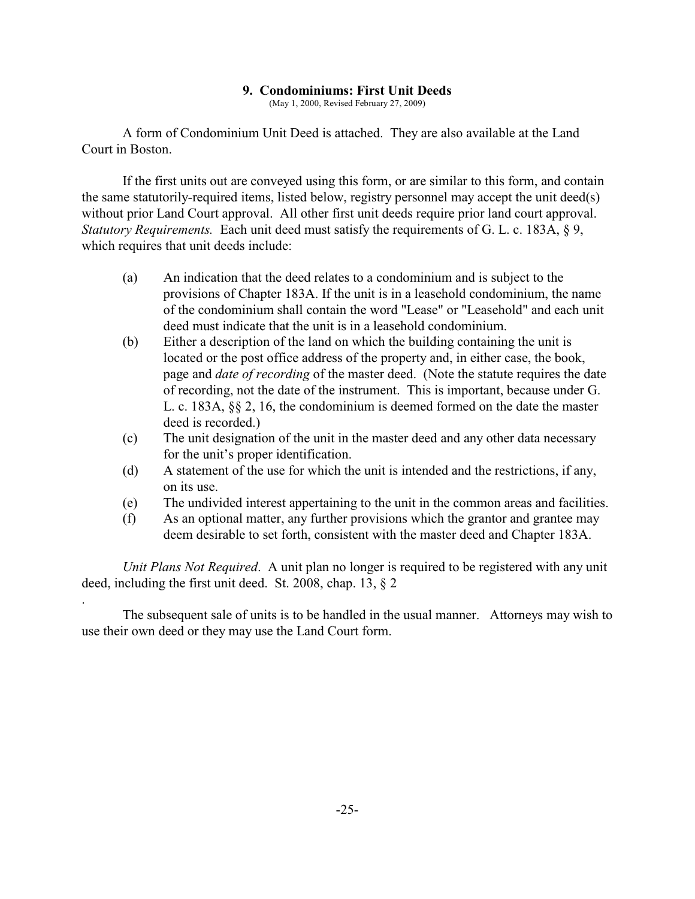## 9. Condominiums: First Unit Deeds

(May 1, 2000, Revised February 27, 2009)

A form of Condominium Unit Deed is attached. They are also available at the Land Court in Boston.

If the first units out are conveyed using this form, or are similar to this form, and contain the same statutorily-required items, listed below, registry personnel may accept the unit deed(s) without prior Land Court approval. All other first unit deeds require prior land court approval. *Statutory Requirements.* Each unit deed must satisfy the requirements of G. L. c. 183A, § 9, which requires that unit deeds include:

(a) An indication that the deed relates to a condominium and is subject to the provisions of Chapter 183A. If the unit is in a leasehold condominium, the name of the condominium shall contain the word "Lease" or "Leasehold" and each unit deed must indicate that the unit is in a leasehold condominium.

(b) Either a description of the land on which the building containing the unit is located or the post office address of the property and, in either case, the book, page and *date of recording* of the master deed. (Note the statute requires the date of recording, not the date of the instrument. This is important, because under G. L. c. 183A, §§ 2, 16, the condominium is deemed formed on the date the master deed is recorded.)

(c) The unit designation of the unit in the master deed and any other data necessary for the unit's proper identification.

(d) A statement of the use for which the unit is intended and the restrictions, if any, on its use.

(e) The undivided interest appertaining to the unit in the common areas and facilities.

(f) As an optional matter, any further provisions which the grantor and grantee may deem desirable to set forth, consistent with the master deed and Chapter 183A.

*Unit Plans Not Required*. A unit plan no longer is required to be registered with any unit deed, including the first unit deed. St. 2008, chap. 13, § 2

.

The subsequent sale of units is to be handled in the usual manner. Attorneys may wish to use their own deed or they may use the Land Court form.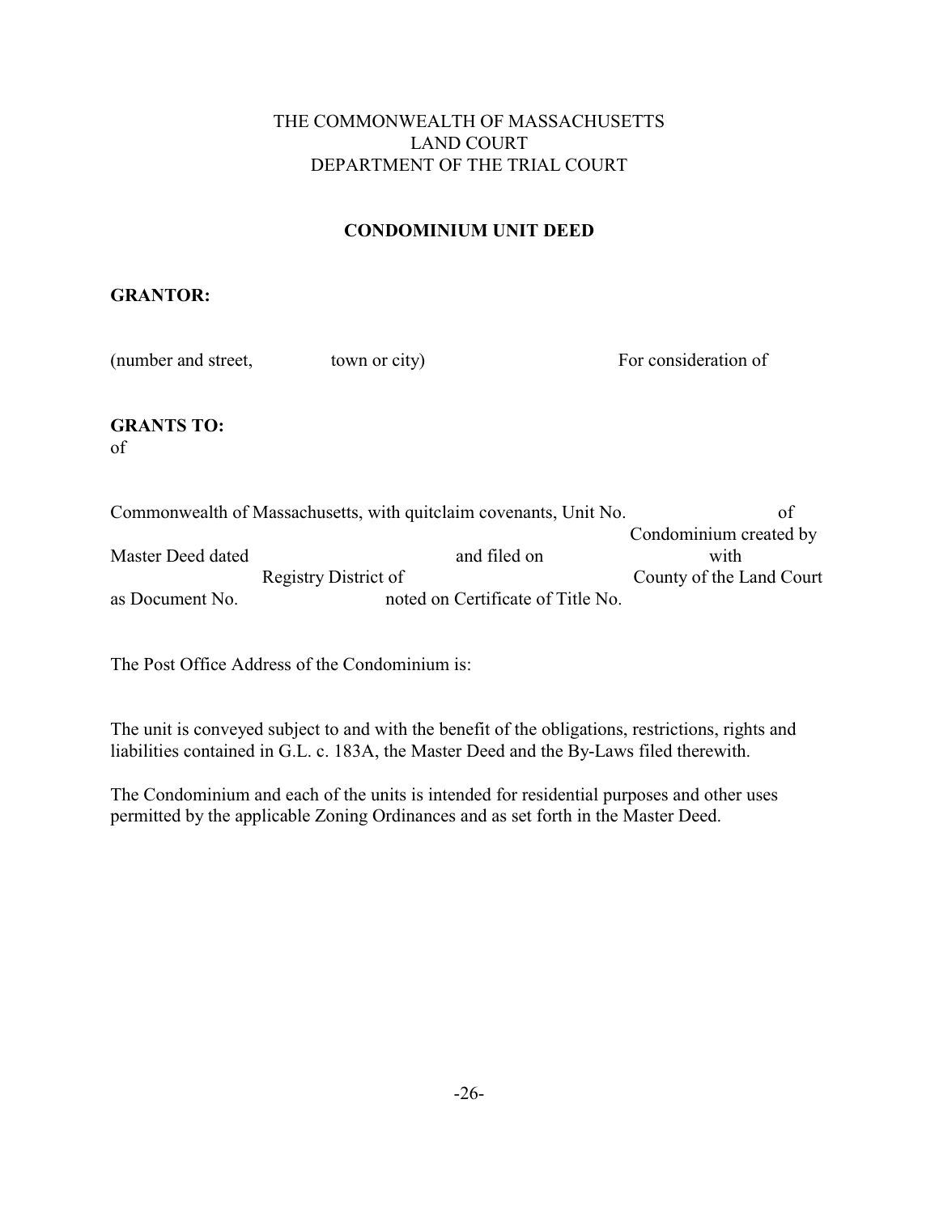THE COMMONWEALTH OF MASSACHUSETTS
LAND COURT
DEPARTMENT OF THE TRIAL COURT

## CONDOMINIUM UNIT DEED

**GRANTOR:**

(number and street, town or city) For consideration of

**GRANTS TO:**
of

Commonwealth of Massachusetts, with quitclaim covenants, Unit No. of Condominium created by Master Deed dated and filed on with Registry District of County of the Land Court as Document No. noted on Certificate of Title No.

The Post Office Address of the Condominium is:

The unit is conveyed subject to and with the benefit of the obligations, restrictions, rights and liabilities contained in G.L. c. 183A, the Master Deed and the By-Laws filed therewith.

The Condominium and each of the units is intended for residential purposes and other uses permitted by the applicable Zoning Ordinances and as set forth in the Master Deed.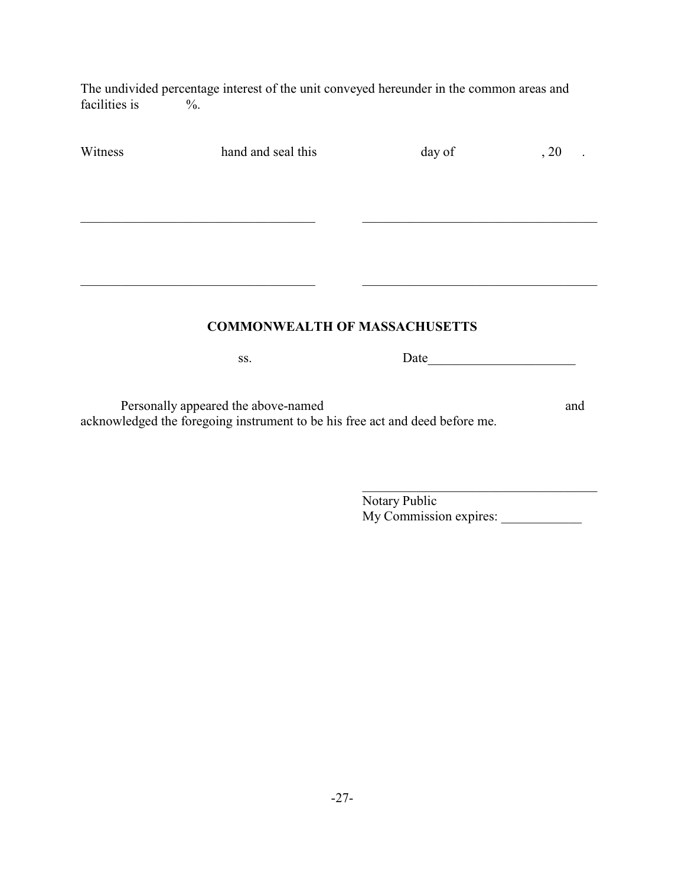The undivided percentage interest of the unit conveyed hereunder in the common areas and facilities is %.

Witness hand and seal this day of , 20 .

___________________________________ ___________________________________

___________________________________ ___________________________________

**COMMONWEALTH OF MASSACHUSETTS**

ss. Date______________________

Personally appeared the above-named and acknowledged the foregoing instrument to be his free act and deed before me.

___________________________________
Notary Public
My Commission expires: ____________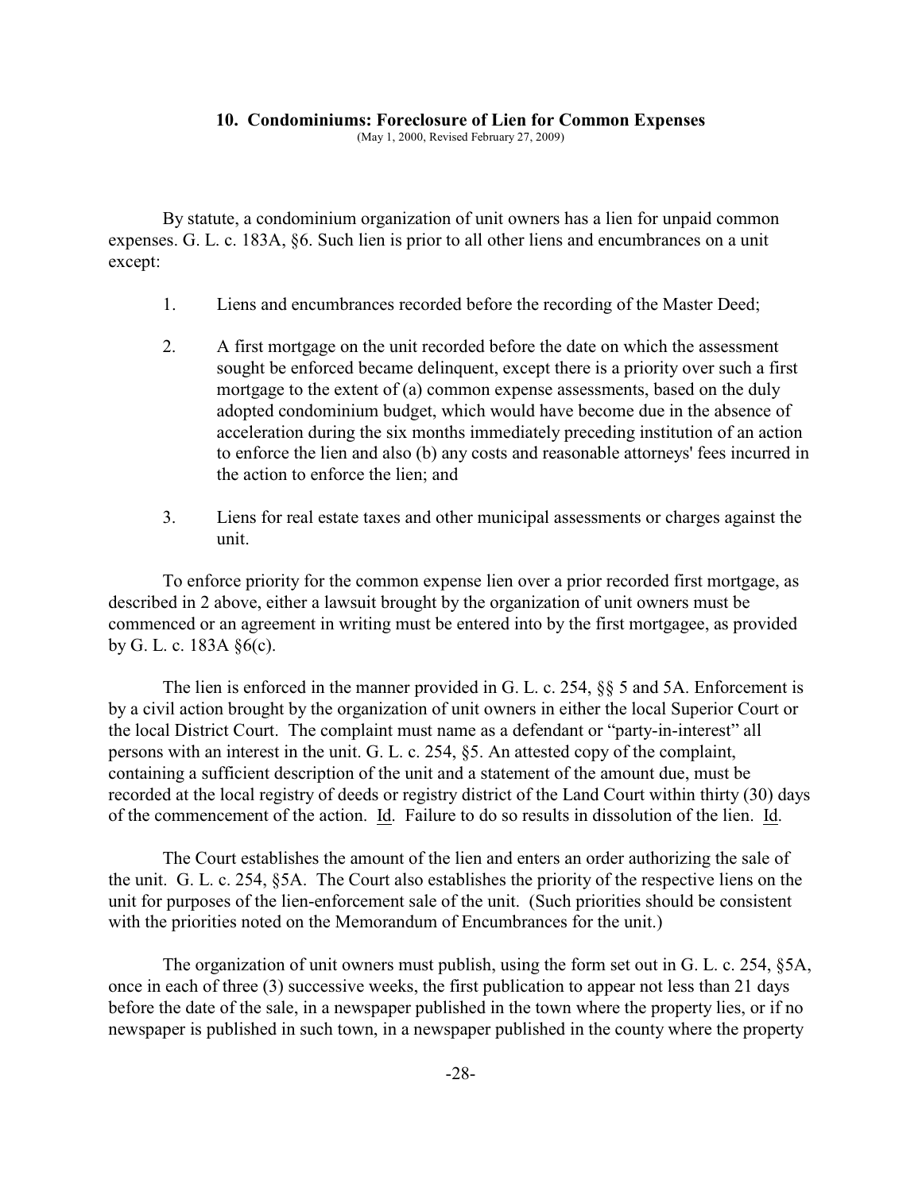## 10. Condominiums: Foreclosure of Lien for Common Expenses

(May 1, 2000, Revised February 27, 2009)

By statute, a condominium organization of unit owners has a lien for unpaid common expenses. G. L. c. 183A, §6. Such lien is prior to all other liens and encumbrances on a unit except:

1. Liens and encumbrances recorded before the recording of the Master Deed;

2. A first mortgage on the unit recorded before the date on which the assessment sought be enforced became delinquent, except there is a priority over such a first mortgage to the extent of (a) common expense assessments, based on the duly adopted condominium budget, which would have become due in the absence of acceleration during the six months immediately preceding institution of an action to enforce the lien and also (b) any costs and reasonable attorneys' fees incurred in the action to enforce the lien; and

3. Liens for real estate taxes and other municipal assessments or charges against the unit.

To enforce priority for the common expense lien over a prior recorded first mortgage, as described in 2 above, either a lawsuit brought by the organization of unit owners must be commenced or an agreement in writing must be entered into by the first mortgagee, as provided by G. L. c. 183A §6(c).

The lien is enforced in the manner provided in G. L. c. 254, §§ 5 and 5A. Enforcement is by a civil action brought by the organization of unit owners in either the local Superior Court or the local District Court. The complaint must name as a defendant or "party-in-interest" all persons with an interest in the unit. G. L. c. 254, §5. An attested copy of the complaint, containing a sufficient description of the unit and a statement of the amount due, must be recorded at the local registry of deeds or registry district of the Land Court within thirty (30) days of the commencement of the action. Id. Failure to do so results in dissolution of the lien. Id.

The Court establishes the amount of the lien and enters an order authorizing the sale of the unit. G. L. c. 254, §5A. The Court also establishes the priority of the respective liens on the unit for purposes of the lien-enforcement sale of the unit. (Such priorities should be consistent with the priorities noted on the Memorandum of Encumbrances for the unit.)

The organization of unit owners must publish, using the form set out in G. L. c. 254, §5A, once in each of three (3) successive weeks, the first publication to appear not less than 21 days before the date of the sale, in a newspaper published in the town where the property lies, or if no newspaper is published in such town, in a newspaper published in the county where the property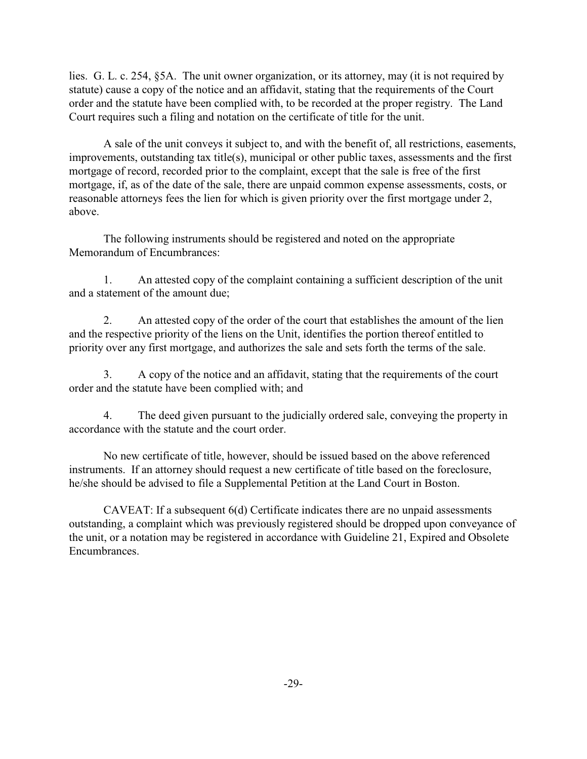lies. G. L. c. 254, §5A. The unit owner organization, or its attorney, may (it is not required by statute) cause a copy of the notice and an affidavit, stating that the requirements of the Court order and the statute have been complied with, to be recorded at the proper registry. The Land Court requires such a filing and notation on the certificate of title for the unit.

A sale of the unit conveys it subject to, and with the benefit of, all restrictions, easements, improvements, outstanding tax title(s), municipal or other public taxes, assessments and the first mortgage of record, recorded prior to the complaint, except that the sale is free of the first mortgage, if, as of the date of the sale, there are unpaid common expense assessments, costs, or reasonable attorneys fees the lien for which is given priority over the first mortgage under 2, above.

The following instruments should be registered and noted on the appropriate Memorandum of Encumbrances:

1. An attested copy of the complaint containing a sufficient description of the unit and a statement of the amount due;

2. An attested copy of the order of the court that establishes the amount of the lien and the respective priority of the liens on the Unit, identifies the portion thereof entitled to priority over any first mortgage, and authorizes the sale and sets forth the terms of the sale.

3. A copy of the notice and an affidavit, stating that the requirements of the court order and the statute have been complied with; and

4. The deed given pursuant to the judicially ordered sale, conveying the property in accordance with the statute and the court order.

No new certificate of title, however, should be issued based on the above referenced instruments. If an attorney should request a new certificate of title based on the foreclosure, he/she should be advised to file a Supplemental Petition at the Land Court in Boston.

CAVEAT: If a subsequent 6(d) Certificate indicates there are no unpaid assessments outstanding, a complaint which was previously registered should be dropped upon conveyance of the unit, or a notation may be registered in accordance with Guideline 21, Expired and Obsolete Encumbrances.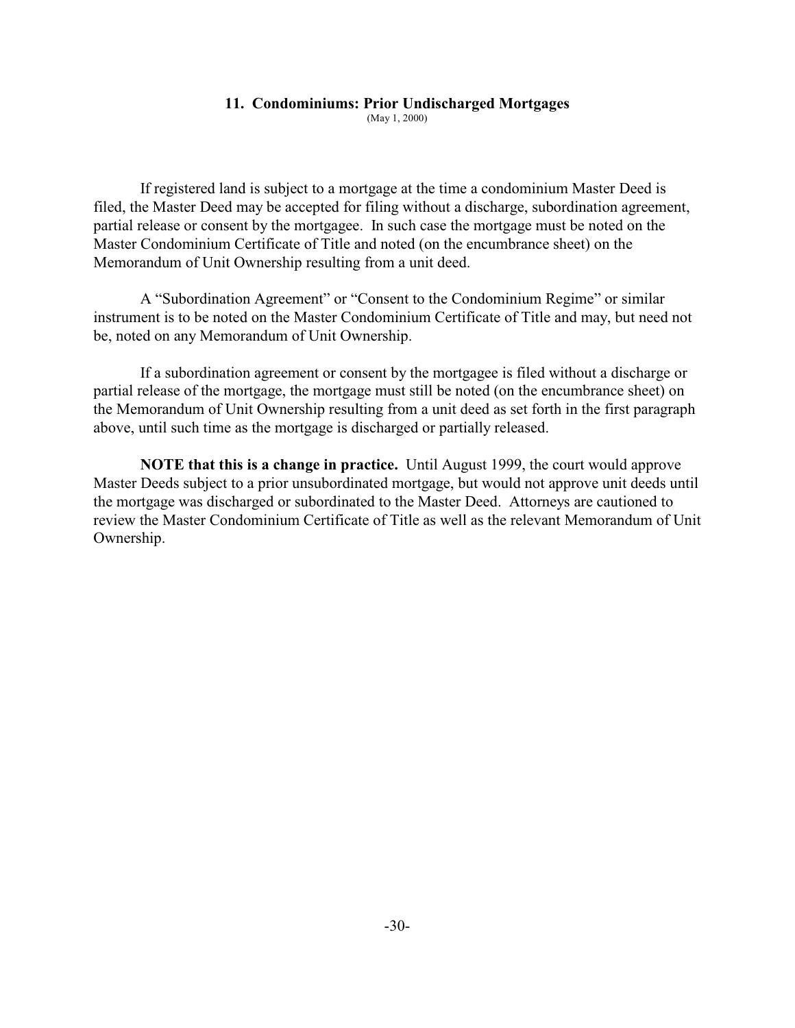## 11. Condominiums: Prior Undischarged Mortgages

(May 1, 2000)

If registered land is subject to a mortgage at the time a condominium Master Deed is filed, the Master Deed may be accepted for filing without a discharge, subordination agreement, partial release or consent by the mortgagee. In such case the mortgage must be noted on the Master Condominium Certificate of Title and noted (on the encumbrance sheet) on the Memorandum of Unit Ownership resulting from a unit deed.

A "Subordination Agreement" or "Consent to the Condominium Regime" or similar instrument is to be noted on the Master Condominium Certificate of Title and may, but need not be, noted on any Memorandum of Unit Ownership.

If a subordination agreement or consent by the mortgagee is filed without a discharge or partial release of the mortgage, the mortgage must still be noted (on the encumbrance sheet) on the Memorandum of Unit Ownership resulting from a unit deed as set forth in the first paragraph above, until such time as the mortgage is discharged or partially released.

**NOTE that this is a change in practice.** Until August 1999, the court would approve Master Deeds subject to a prior unsubordinated mortgage, but would not approve unit deeds until the mortgage was discharged or subordinated to the Master Deed. Attorneys are cautioned to review the Master Condominium Certificate of Title as well as the relevant Memorandum of Unit Ownership.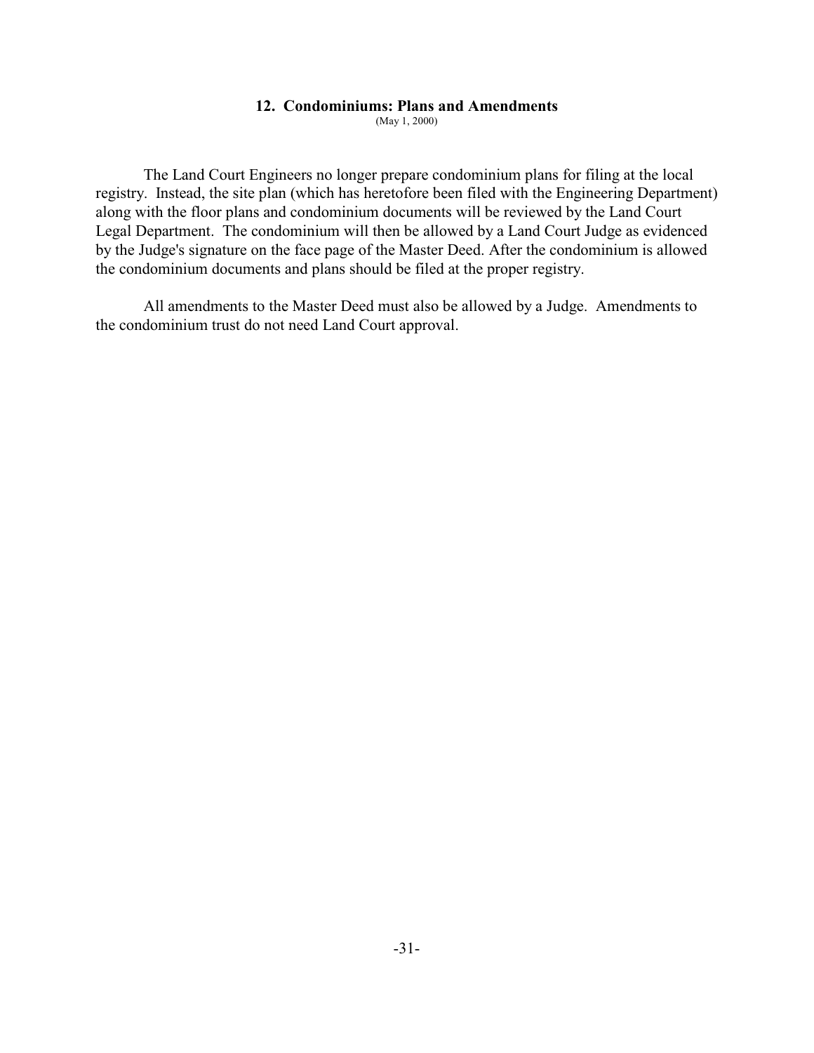## 12. Condominiums: Plans and Amendments

(May 1, 2000)

The Land Court Engineers no longer prepare condominium plans for filing at the local registry. Instead, the site plan (which has heretofore been filed with the Engineering Department) along with the floor plans and condominium documents will be reviewed by the Land Court Legal Department. The condominium will then be allowed by a Land Court Judge as evidenced by the Judge's signature on the face page of the Master Deed. After the condominium is allowed the condominium documents and plans should be filed at the proper registry.

All amendments to the Master Deed must also be allowed by a Judge. Amendments to the condominium trust do not need Land Court approval.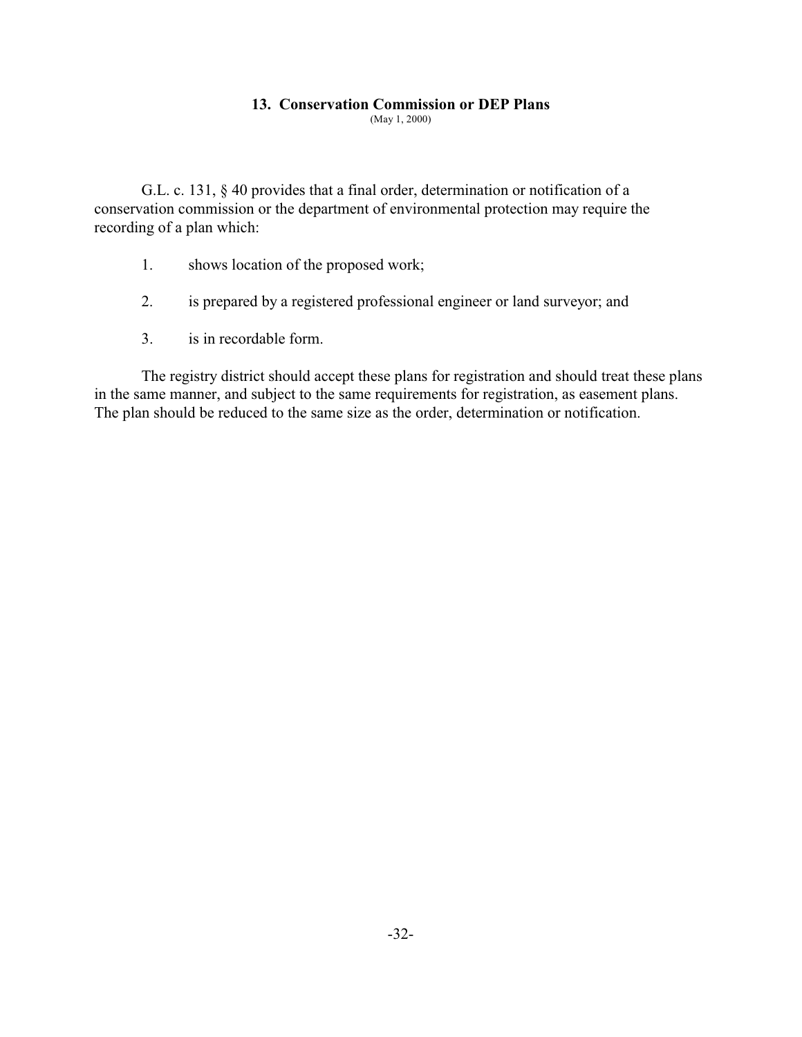## 13. Conservation Commission or DEP Plans

(May 1, 2000)

G.L. c. 131, § 40 provides that a final order, determination or notification of a conservation commission or the department of environmental protection may require the recording of a plan which:

1. shows location of the proposed work;
2. is prepared by a registered professional engineer or land surveyor; and
3. is in recordable form.

The registry district should accept these plans for registration and should treat these plans in the same manner, and subject to the same requirements for registration, as easement plans. The plan should be reduced to the same size as the order, determination or notification.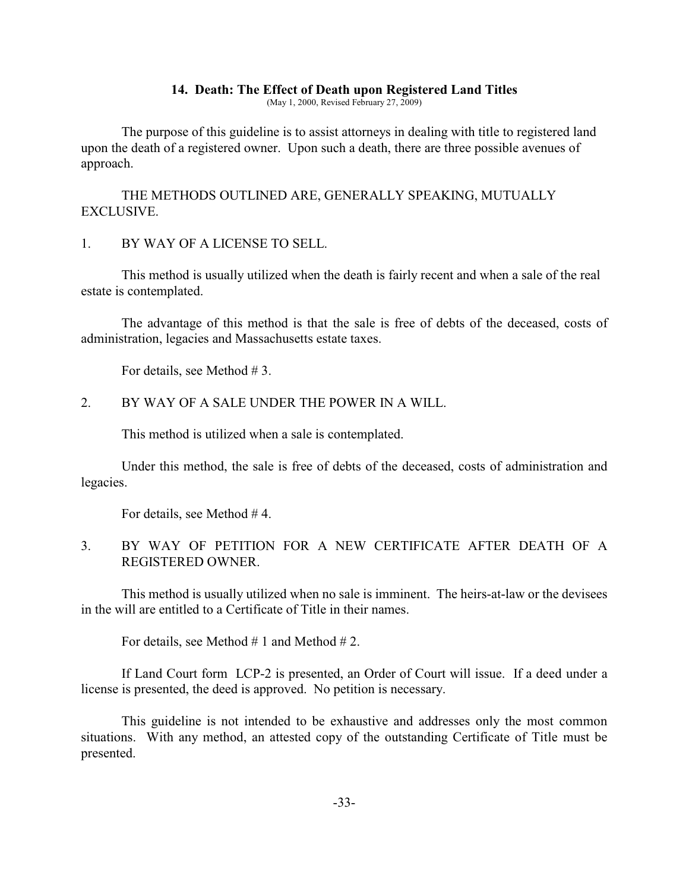## 14. Death: The Effect of Death upon Registered Land Titles

(May 1, 2000, Revised February 27, 2009)

The purpose of this guideline is to assist attorneys in dealing with title to registered land upon the death of a registered owner. Upon such a death, there are three possible avenues of approach.

THE METHODS OUTLINED ARE, GENERALLY SPEAKING, MUTUALLY EXCLUSIVE.

1. BY WAY OF A LICENSE TO SELL.

This method is usually utilized when the death is fairly recent and when a sale of the real estate is contemplated.

The advantage of this method is that the sale is free of debts of the deceased, costs of administration, legacies and Massachusetts estate taxes.

For details, see Method # 3.

2. BY WAY OF A SALE UNDER THE POWER IN A WILL.

This method is utilized when a sale is contemplated.

Under this method, the sale is free of debts of the deceased, costs of administration and legacies.

For details, see Method # 4.

3. BY WAY OF PETITION FOR A NEW CERTIFICATE AFTER DEATH OF A REGISTERED OWNER.

This method is usually utilized when no sale is imminent. The heirs-at-law or the devisees in the will are entitled to a Certificate of Title in their names.

For details, see Method # 1 and Method # 2.

If Land Court form LCP-2 is presented, an Order of Court will issue. If a deed under a license is presented, the deed is approved. No petition is necessary.

This guideline is not intended to be exhaustive and addresses only the most common situations. With any method, an attested copy of the outstanding Certificate of Title must be presented.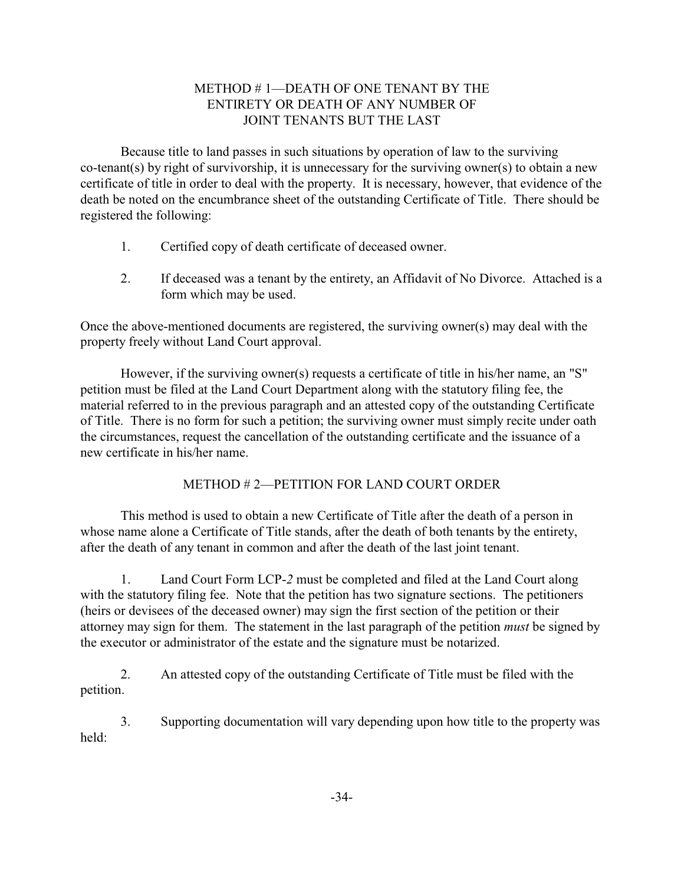## METHOD # 1—DEATH OF ONE TENANT BY THE ENTIRETY OR DEATH OF ANY NUMBER OF JOINT TENANTS BUT THE LAST

Because title to land passes in such situations by operation of law to the surviving co-tenant(s) by right of survivorship, it is unnecessary for the surviving owner(s) to obtain a new certificate of title in order to deal with the property. It is necessary, however, that evidence of the death be noted on the encumbrance sheet of the outstanding Certificate of Title. There should be registered the following:

1. Certified copy of death certificate of deceased owner.

2. If deceased was a tenant by the entirety, an Affidavit of No Divorce. Attached is a form which may be used.

Once the above-mentioned documents are registered, the surviving owner(s) may deal with the property freely without Land Court approval.

However, if the surviving owner(s) requests a certificate of title in his/her name, an "S" petition must be filed at the Land Court Department along with the statutory filing fee, the material referred to in the previous paragraph and an attested copy of the outstanding Certificate of Title. There is no form for such a petition; the surviving owner must simply recite under oath the circumstances, request the cancellation of the outstanding certificate and the issuance of a new certificate in his/her name.

## METHOD # 2—PETITION FOR LAND COURT ORDER

This method is used to obtain a new Certificate of Title after the death of a person in whose name alone a Certificate of Title stands, after the death of both tenants by the entirety, after the death of any tenant in common and after the death of the last joint tenant.

1. Land Court Form LCP-*2* must be completed and filed at the Land Court along with the statutory filing fee. Note that the petition has two signature sections. The petitioners (heirs or devisees of the deceased owner) may sign the first section of the petition or their attorney may sign for them. The statement in the last paragraph of the petition *must* be signed by the executor or administrator of the estate and the signature must be notarized.

2. An attested copy of the outstanding Certificate of Title must be filed with the petition.

3. Supporting documentation will vary depending upon how title to the property was held: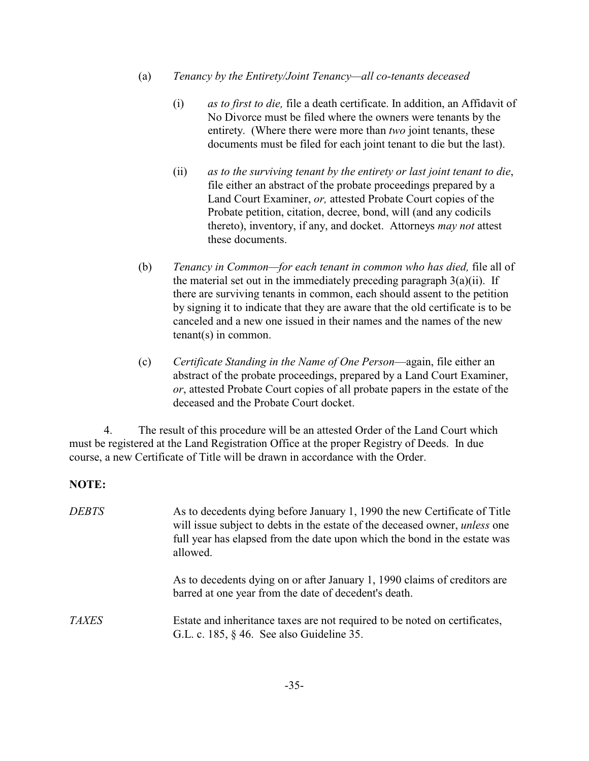(a) *Tenancy by the Entirety/Joint Tenancy—all co-tenants deceased*

(i) *as to first to die,* file a death certificate. In addition, an Affidavit of No Divorce must be filed where the owners were tenants by the entirety. (Where there were more than *two* joint tenants, these documents must be filed for each joint tenant to die but the last).

(ii) *as to the surviving tenant by the entirety or last joint tenant to die*, file either an abstract of the probate proceedings prepared by a Land Court Examiner, *or,* attested Probate Court copies of the Probate petition, citation, decree, bond, will (and any codicils thereto), inventory, if any, and docket. Attorneys *may not* attest these documents.

(b) *Tenancy in Common—for each tenant in common who has died,* file all of the material set out in the immediately preceding paragraph 3(a)(ii). If there are surviving tenants in common, each should assent to the petition by signing it to indicate that they are aware that the old certificate is to be canceled and a new one issued in their names and the names of the new tenant(s) in common.

(c) *Certificate Standing in the Name of One Person*—again, file either an abstract of the probate proceedings, prepared by a Land Court Examiner, *or*, attested Probate Court copies of all probate papers in the estate of the deceased and the Probate Court docket.

4. The result of this procedure will be an attested Order of the Land Court which must be registered at the Land Registration Office at the proper Registry of Deeds. In due course, a new Certificate of Title will be drawn in accordance with the Order.

**NOTE:**

*DEBTS* As to decedents dying before January 1, 1990 the new Certificate of Title will issue subject to debts in the estate of the deceased owner, *unless* one full year has elapsed from the date upon which the bond in the estate was allowed.

As to decedents dying on or after January 1, 1990 claims of creditors are barred at one year from the date of decedent's death.

*TAXES* Estate and inheritance taxes are not required to be noted on certificates, G.L. c. 185, § 46. See also Guideline 35.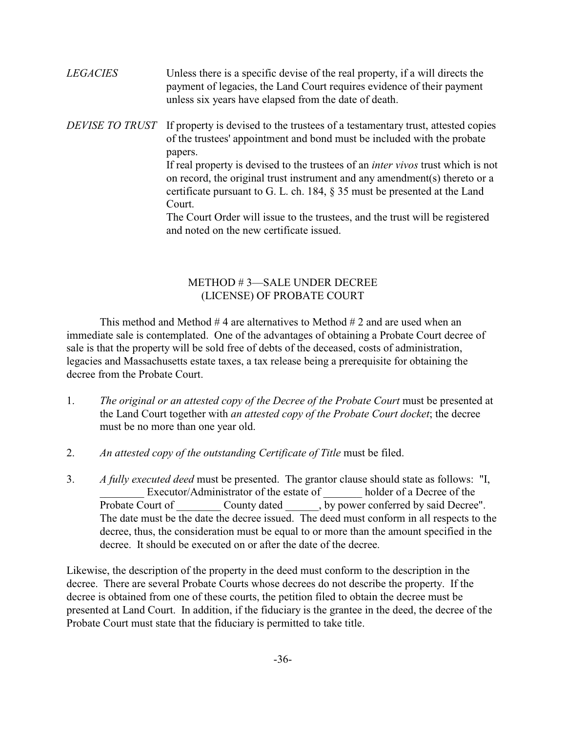*LEGACIES* Unless there is a specific devise of the real property, if a will directs the payment of legacies, the Land Court requires evidence of their payment unless six years have elapsed from the date of death.

*DEVISE TO TRUST* If property is devised to the trustees of a testamentary trust, attested copies of the trustees' appointment and bond must be included with the probate papers.

If real property is devised to the trustees of an *inter vivos* trust which is not on record, the original trust instrument and any amendment(s) thereto or a certificate pursuant to G. L. ch. 184, § 35 must be presented at the Land Court.

The Court Order will issue to the trustees, and the trust will be registered and noted on the new certificate issued.

## METHOD # 3—SALE UNDER DECREE (LICENSE) OF PROBATE COURT

This method and Method # 4 are alternatives to Method # 2 and are used when an immediate sale is contemplated. One of the advantages of obtaining a Probate Court decree of sale is that the property will be sold free of debts of the deceased, costs of administration, legacies and Massachusetts estate taxes, a tax release being a prerequisite for obtaining the decree from the Probate Court.

1. *The original or an attested copy of the Decree of the Probate Court* must be presented at the Land Court together with *an attested copy of the Probate Court docket*; the decree must be no more than one year old.

2. *An attested copy of the outstanding Certificate of Title* must be filed.

3. *A fully executed deed* must be presented. The grantor clause should state as follows: "I, ________ Executor/Administrator of the estate of _______ holder of a Decree of the Probate Court of ________ County dated ______, by power conferred by said Decree". The date must be the date the decree issued. The deed must conform in all respects to the decree, thus, the consideration must be equal to or more than the amount specified in the decree. It should be executed on or after the date of the decree.

Likewise, the description of the property in the deed must conform to the description in the decree. There are several Probate Courts whose decrees do not describe the property. If the decree is obtained from one of these courts, the petition filed to obtain the decree must be presented at Land Court. In addition, if the fiduciary is the grantee in the deed, the decree of the Probate Court must state that the fiduciary is permitted to take title.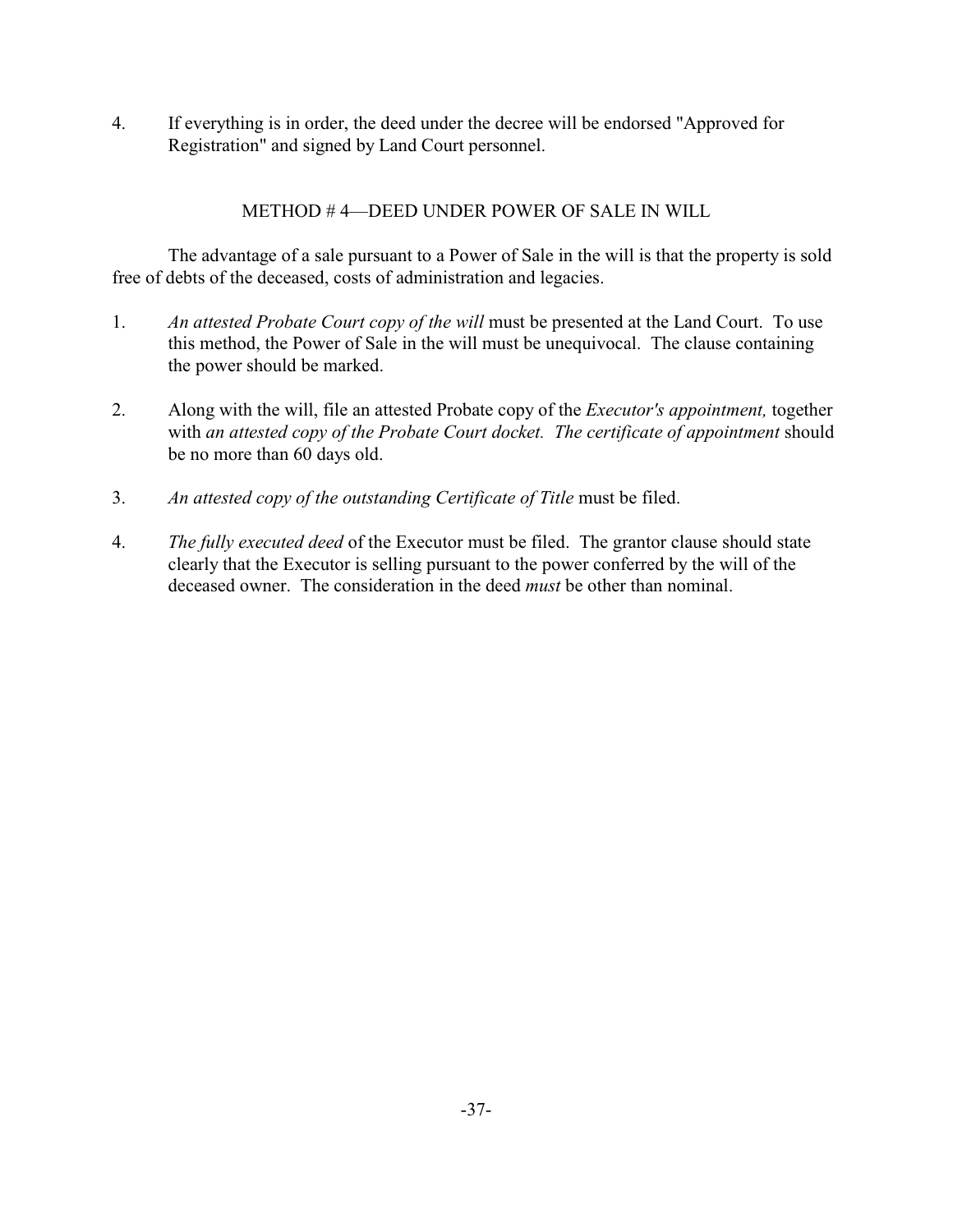4. If everything is in order, the deed under the decree will be endorsed "Approved for Registration" and signed by Land Court personnel.

## METHOD # 4—DEED UNDER POWER OF SALE IN WILL

The advantage of a sale pursuant to a Power of Sale in the will is that the property is sold free of debts of the deceased, costs of administration and legacies.

1. *An attested Probate Court copy of the will* must be presented at the Land Court. To use this method, the Power of Sale in the will must be unequivocal. The clause containing the power should be marked.

2. Along with the will, file an attested Probate copy of the *Executor's appointment,* together with *an attested copy of the Probate Court docket. The certificate of appointment* should be no more than 60 days old.

3. *An attested copy of the outstanding Certificate of Title* must be filed.

4. *The fully executed deed* of the Executor must be filed. The grantor clause should state clearly that the Executor is selling pursuant to the power conferred by the will of the deceased owner. The consideration in the deed *must* be other than nominal.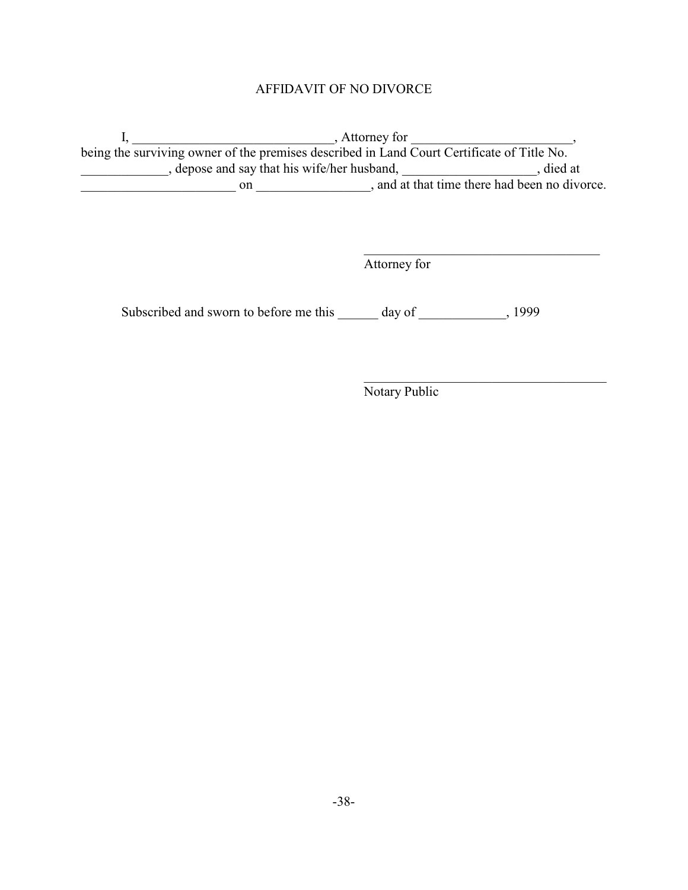# AFFIDAVIT OF NO DIVORCE

I, ______________________________, Attorney for ________________________, being the surviving owner of the premises described in Land Court Certificate of Title No. _____________, depose and say that his wife/her husband, ____________________, died at _______________________ on _________________, and at that time there had been no divorce.

____________________________________
Attorney for

Subscribed and sworn to before me this ______ day of _____________, 1999

_____________________________________
Notary Public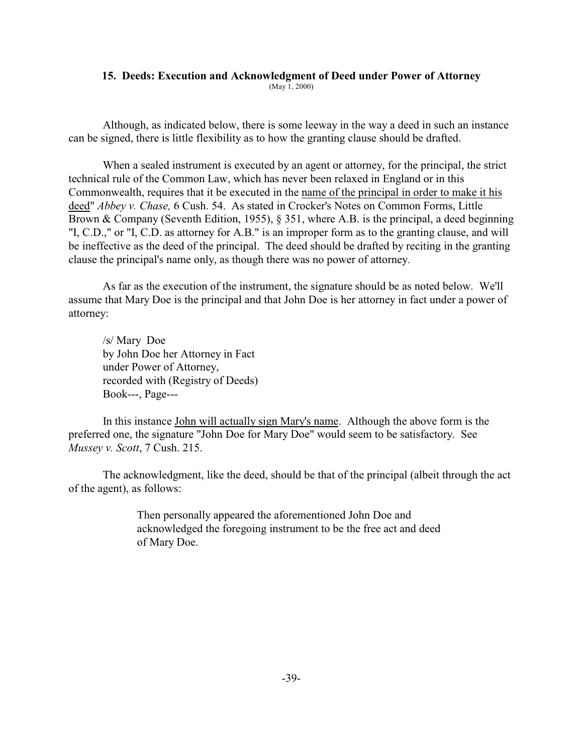### 15. Deeds: Execution and Acknowledgment of Deed under Power of Attorney

(May 1, 2000)

Although, as indicated below, there is some leeway in the way a deed in such an instance can be signed, there is little flexibility as to how the granting clause should be drafted.

When a sealed instrument is executed by an agent or attorney, for the principal, the strict technical rule of the Common Law, which has never been relaxed in England or in this Commonwealth, requires that it be executed in the name of the principal in order to make it his deed" *Abbey v. Chase,* 6 Cush. 54. As stated in Crocker's Notes on Common Forms, Little Brown & Company (Seventh Edition, 1955), § 351, where A.B. is the principal, a deed beginning "I, C.D.," or "I, C.D. as attorney for A.B." is an improper form as to the granting clause, and will be ineffective as the deed of the principal. The deed should be drafted by reciting in the granting clause the principal's name only, as though there was no power of attorney.

As far as the execution of the instrument, the signature should be as noted below. We'll assume that Mary Doe is the principal and that John Doe is her attorney in fact under a power of attorney:

> /s/ Mary Doe
> by John Doe her Attorney in Fact
> under Power of Attorney,
> recorded with (Registry of Deeds)
> Book---, Page---

In this instance John will actually sign Mary's name. Although the above form is the preferred one, the signature "John Doe for Mary Doe" would seem to be satisfactory. See *Mussey v. Scott*, 7 Cush. 215.

The acknowledgment, like the deed, should be that of the principal (albeit through the act of the agent), as follows:

> Then personally appeared the aforementioned John Doe and acknowledged the foregoing instrument to be the free act and deed of Mary Doe.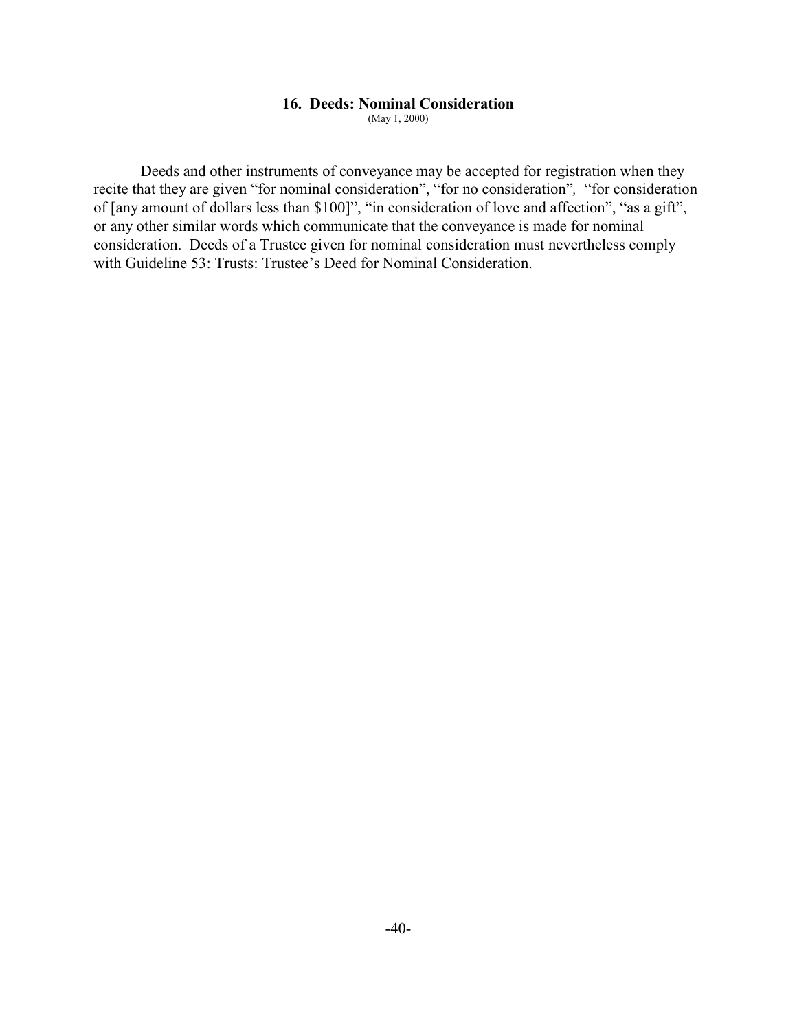## 16. Deeds: Nominal Consideration

(May 1, 2000)

Deeds and other instruments of conveyance may be accepted for registration when they recite that they are given "for nominal consideration", "for no consideration", "for consideration of [any amount of dollars less than $100]", "in consideration of love and affection", "as a gift", or any other similar words which communicate that the conveyance is made for nominal consideration. Deeds of a Trustee given for nominal consideration must nevertheless comply with Guideline 53: Trusts: Trustee's Deed for Nominal Consideration.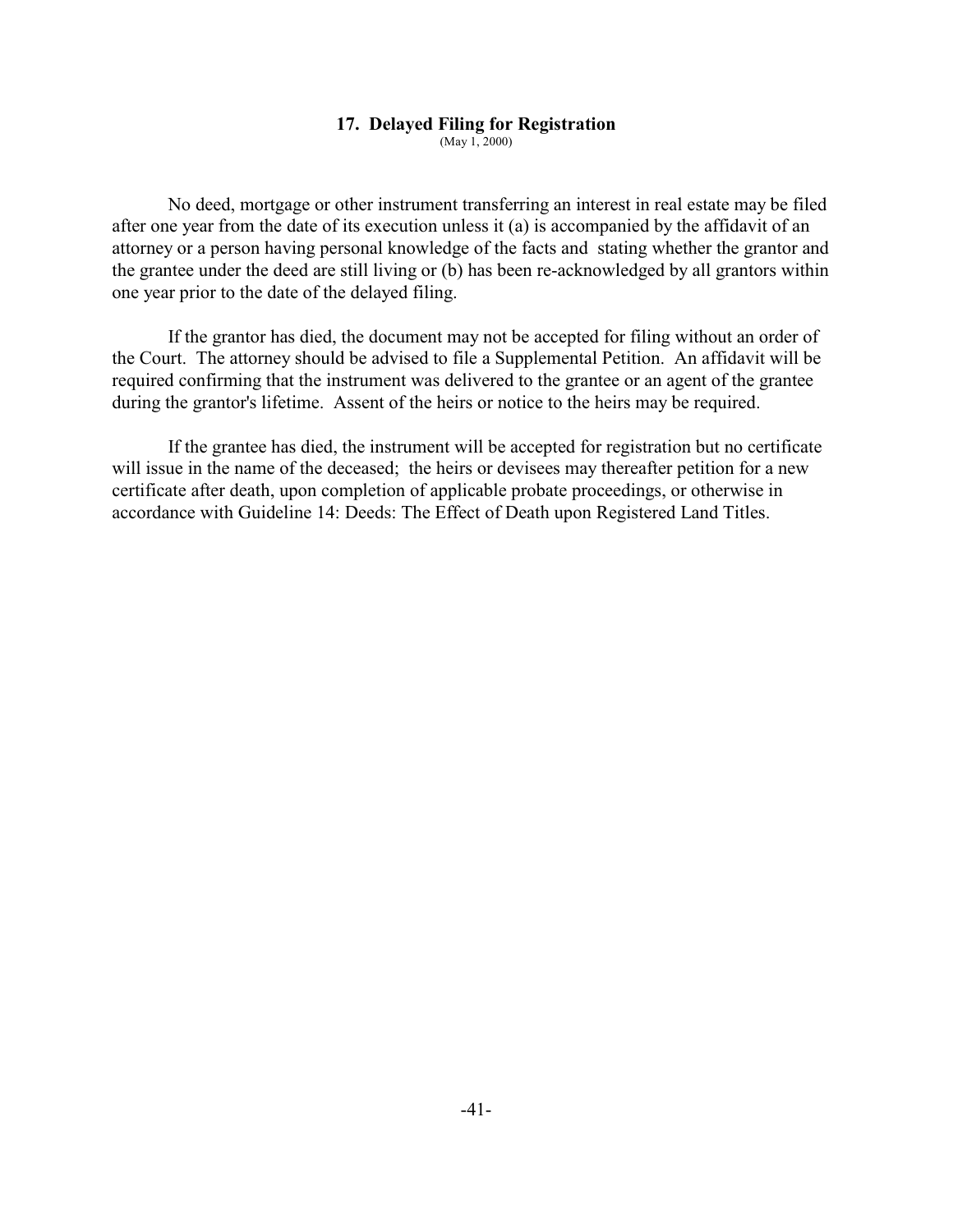## 17. Delayed Filing for Registration

(May 1, 2000)

No deed, mortgage or other instrument transferring an interest in real estate may be filed after one year from the date of its execution unless it (a) is accompanied by the affidavit of an attorney or a person having personal knowledge of the facts and stating whether the grantor and the grantee under the deed are still living or (b) has been re-acknowledged by all grantors within one year prior to the date of the delayed filing.

If the grantor has died, the document may not be accepted for filing without an order of the Court. The attorney should be advised to file a Supplemental Petition. An affidavit will be required confirming that the instrument was delivered to the grantee or an agent of the grantee during the grantor's lifetime. Assent of the heirs or notice to the heirs may be required.

If the grantee has died, the instrument will be accepted for registration but no certificate will issue in the name of the deceased; the heirs or devisees may thereafter petition for a new certificate after death, upon completion of applicable probate proceedings, or otherwise in accordance with Guideline 14: Deeds: The Effect of Death upon Registered Land Titles.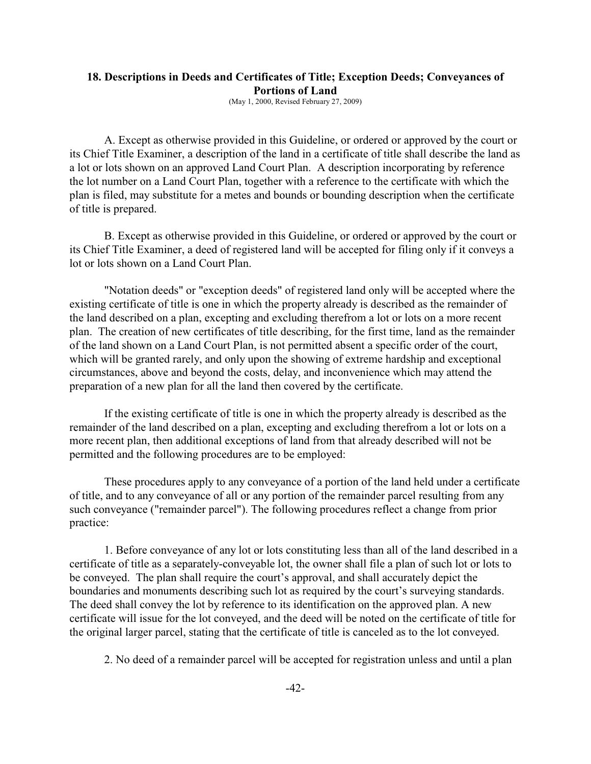## 18. Descriptions in Deeds and Certificates of Title; Exception Deeds; Conveyances of Portions of Land

(May 1, 2000, Revised February 27, 2009)

A. Except as otherwise provided in this Guideline, or ordered or approved by the court or its Chief Title Examiner, a description of the land in a certificate of title shall describe the land as a lot or lots shown on an approved Land Court Plan. A description incorporating by reference the lot number on a Land Court Plan, together with a reference to the certificate with which the plan is filed, may substitute for a metes and bounds or bounding description when the certificate of title is prepared.

B. Except as otherwise provided in this Guideline, or ordered or approved by the court or its Chief Title Examiner, a deed of registered land will be accepted for filing only if it conveys a lot or lots shown on a Land Court Plan.

"Notation deeds" or "exception deeds" of registered land only will be accepted where the existing certificate of title is one in which the property already is described as the remainder of the land described on a plan, excepting and excluding therefrom a lot or lots on a more recent plan. The creation of new certificates of title describing, for the first time, land as the remainder of the land shown on a Land Court Plan, is not permitted absent a specific order of the court, which will be granted rarely, and only upon the showing of extreme hardship and exceptional circumstances, above and beyond the costs, delay, and inconvenience which may attend the preparation of a new plan for all the land then covered by the certificate.

If the existing certificate of title is one in which the property already is described as the remainder of the land described on a plan, excepting and excluding therefrom a lot or lots on a more recent plan, then additional exceptions of land from that already described will not be permitted and the following procedures are to be employed:

These procedures apply to any conveyance of a portion of the land held under a certificate of title, and to any conveyance of all or any portion of the remainder parcel resulting from any such conveyance ("remainder parcel"). The following procedures reflect a change from prior practice:

1. Before conveyance of any lot or lots constituting less than all of the land described in a certificate of title as a separately-conveyable lot, the owner shall file a plan of such lot or lots to be conveyed. The plan shall require the court's approval, and shall accurately depict the boundaries and monuments describing such lot as required by the court's surveying standards. The deed shall convey the lot by reference to its identification on the approved plan. A new certificate will issue for the lot conveyed, and the deed will be noted on the certificate of title for the original larger parcel, stating that the certificate of title is canceled as to the lot conveyed.

2. No deed of a remainder parcel will be accepted for registration unless and until a plan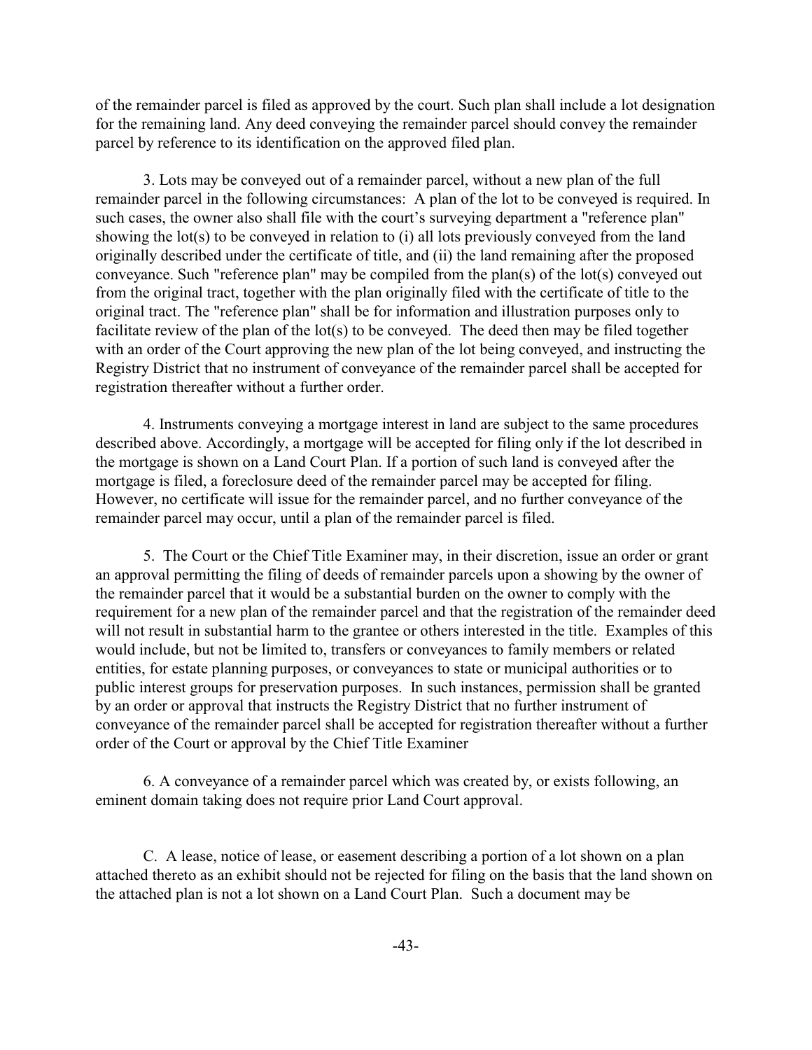of the remainder parcel is filed as approved by the court. Such plan shall include a lot designation for the remaining land. Any deed conveying the remainder parcel should convey the remainder parcel by reference to its identification on the approved filed plan.

3. Lots may be conveyed out of a remainder parcel, without a new plan of the full remainder parcel in the following circumstances: A plan of the lot to be conveyed is required. In such cases, the owner also shall file with the court's surveying department a "reference plan" showing the lot(s) to be conveyed in relation to (i) all lots previously conveyed from the land originally described under the certificate of title, and (ii) the land remaining after the proposed conveyance. Such "reference plan" may be compiled from the plan(s) of the lot(s) conveyed out from the original tract, together with the plan originally filed with the certificate of title to the original tract. The "reference plan" shall be for information and illustration purposes only to facilitate review of the plan of the lot(s) to be conveyed. The deed then may be filed together with an order of the Court approving the new plan of the lot being conveyed, and instructing the Registry District that no instrument of conveyance of the remainder parcel shall be accepted for registration thereafter without a further order.

4. Instruments conveying a mortgage interest in land are subject to the same procedures described above. Accordingly, a mortgage will be accepted for filing only if the lot described in the mortgage is shown on a Land Court Plan. If a portion of such land is conveyed after the mortgage is filed, a foreclosure deed of the remainder parcel may be accepted for filing. However, no certificate will issue for the remainder parcel, and no further conveyance of the remainder parcel may occur, until a plan of the remainder parcel is filed.

5. The Court or the Chief Title Examiner may, in their discretion, issue an order or grant an approval permitting the filing of deeds of remainder parcels upon a showing by the owner of the remainder parcel that it would be a substantial burden on the owner to comply with the requirement for a new plan of the remainder parcel and that the registration of the remainder deed will not result in substantial harm to the grantee or others interested in the title. Examples of this would include, but not be limited to, transfers or conveyances to family members or related entities, for estate planning purposes, or conveyances to state or municipal authorities or to public interest groups for preservation purposes. In such instances, permission shall be granted by an order or approval that instructs the Registry District that no further instrument of conveyance of the remainder parcel shall be accepted for registration thereafter without a further order of the Court or approval by the Chief Title Examiner

6. A conveyance of a remainder parcel which was created by, or exists following, an eminent domain taking does not require prior Land Court approval.

C. A lease, notice of lease, or easement describing a portion of a lot shown on a plan attached thereto as an exhibit should not be rejected for filing on the basis that the land shown on the attached plan is not a lot shown on a Land Court Plan. Such a document may be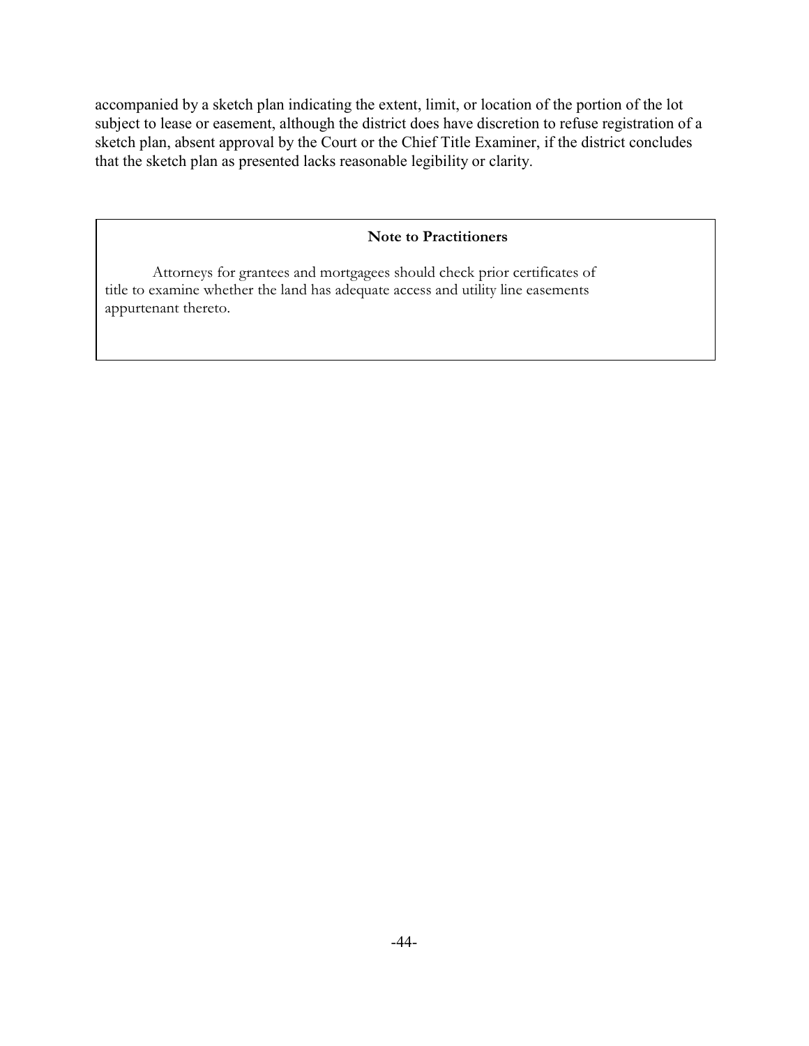accompanied by a sketch plan indicating the extent, limit, or location of the portion of the lot subject to lease or easement, although the district does have discretion to refuse registration of a sketch plan, absent approval by the Court or the Chief Title Examiner, if the district concludes that the sketch plan as presented lacks reasonable legibility or clarity.

> **Note to Practitioners**
>
> Attorneys for grantees and mortgagees should check prior certificates of title to examine whether the land has adequate access and utility line easements appurtenant thereto.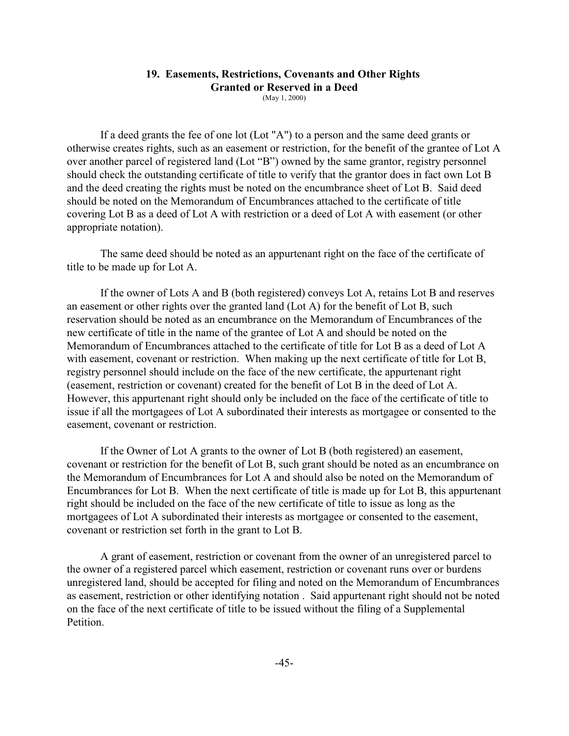## 19. Easements, Restrictions, Covenants and Other Rights Granted or Reserved in a Deed

(May 1, 2000)

If a deed grants the fee of one lot (Lot "A") to a person and the same deed grants or otherwise creates rights, such as an easement or restriction, for the benefit of the grantee of Lot A over another parcel of registered land (Lot "B") owned by the same grantor, registry personnel should check the outstanding certificate of title to verify that the grantor does in fact own Lot B and the deed creating the rights must be noted on the encumbrance sheet of Lot B. Said deed should be noted on the Memorandum of Encumbrances attached to the certificate of title covering Lot B as a deed of Lot A with restriction or a deed of Lot A with easement (or other appropriate notation).

The same deed should be noted as an appurtenant right on the face of the certificate of title to be made up for Lot A.

If the owner of Lots A and B (both registered) conveys Lot A, retains Lot B and reserves an easement or other rights over the granted land (Lot A) for the benefit of Lot B, such reservation should be noted as an encumbrance on the Memorandum of Encumbrances of the new certificate of title in the name of the grantee of Lot A and should be noted on the Memorandum of Encumbrances attached to the certificate of title for Lot B as a deed of Lot A with easement, covenant or restriction. When making up the next certificate of title for Lot B, registry personnel should include on the face of the new certificate, the appurtenant right (easement, restriction or covenant) created for the benefit of Lot B in the deed of Lot A. However, this appurtenant right should only be included on the face of the certificate of title to issue if all the mortgagees of Lot A subordinated their interests as mortgagee or consented to the easement, covenant or restriction.

If the Owner of Lot A grants to the owner of Lot B (both registered) an easement, covenant or restriction for the benefit of Lot B, such grant should be noted as an encumbrance on the Memorandum of Encumbrances for Lot A and should also be noted on the Memorandum of Encumbrances for Lot B. When the next certificate of title is made up for Lot B, this appurtenant right should be included on the face of the new certificate of title to issue as long as the mortgagees of Lot A subordinated their interests as mortgagee or consented to the easement, covenant or restriction set forth in the grant to Lot B.

A grant of easement, restriction or covenant from the owner of an unregistered parcel to the owner of a registered parcel which easement, restriction or covenant runs over or burdens unregistered land, should be accepted for filing and noted on the Memorandum of Encumbrances as easement, restriction or other identifying notation . Said appurtenant right should not be noted on the face of the next certificate of title to be issued without the filing of a Supplemental Petition.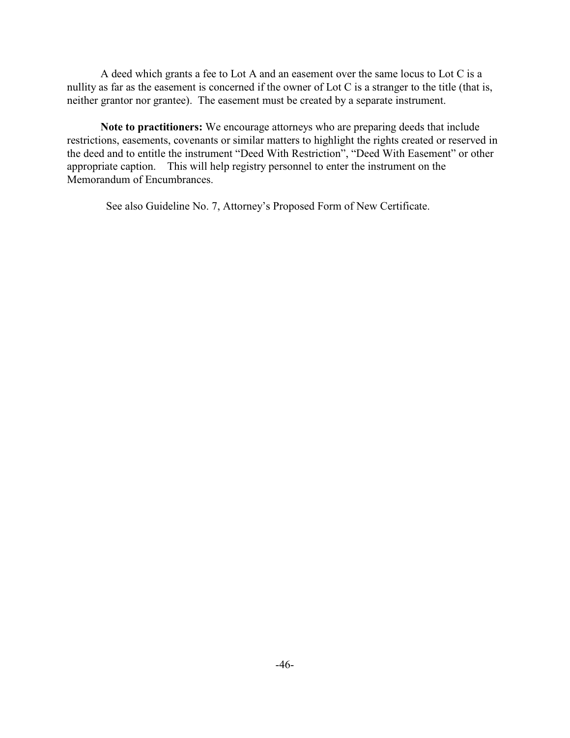A deed which grants a fee to Lot A and an easement over the same locus to Lot C is a nullity as far as the easement is concerned if the owner of Lot C is a stranger to the title (that is, neither grantor nor grantee). The easement must be created by a separate instrument.

**Note to practitioners:** We encourage attorneys who are preparing deeds that include restrictions, easements, covenants or similar matters to highlight the rights created or reserved in the deed and to entitle the instrument "Deed With Restriction", "Deed With Easement" or other appropriate caption. This will help registry personnel to enter the instrument on the Memorandum of Encumbrances.

See also Guideline No. 7, Attorney's Proposed Form of New Certificate.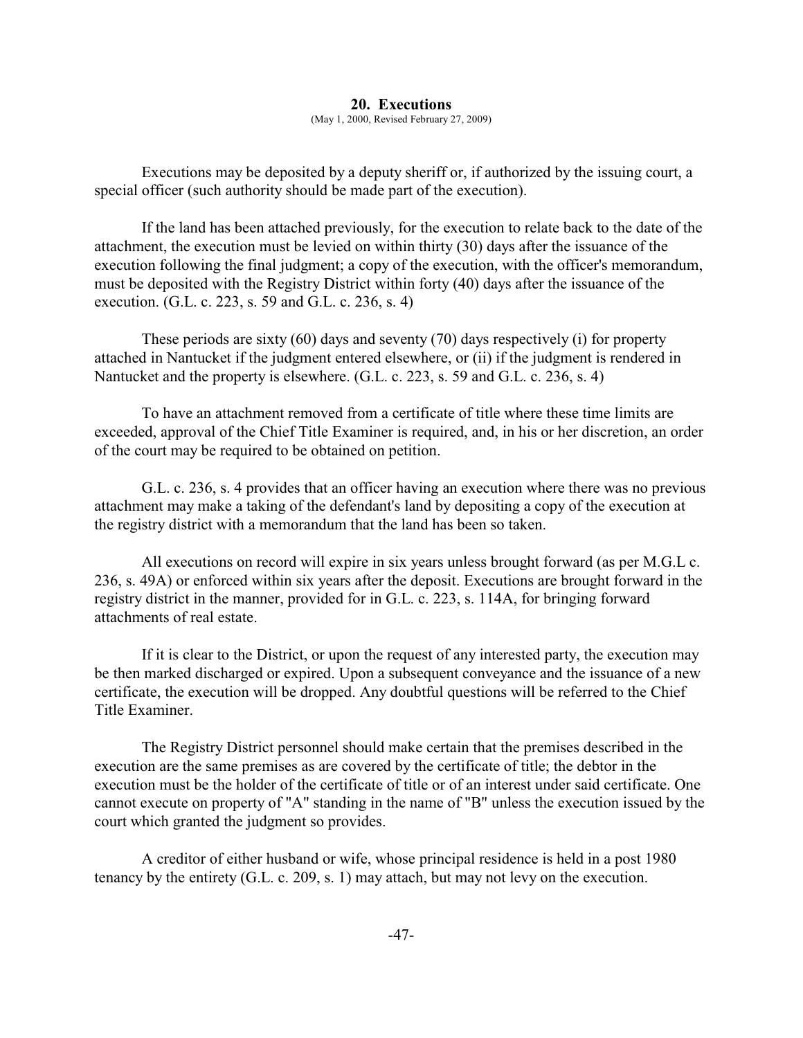## 20. Executions

(May 1, 2000, Revised February 27, 2009)

Executions may be deposited by a deputy sheriff or, if authorized by the issuing court, a special officer (such authority should be made part of the execution).

If the land has been attached previously, for the execution to relate back to the date of the attachment, the execution must be levied on within thirty (30) days after the issuance of the execution following the final judgment; a copy of the execution, with the officer's memorandum, must be deposited with the Registry District within forty (40) days after the issuance of the execution. (G.L. c. 223, s. 59 and G.L. c. 236, s. 4)

These periods are sixty (60) days and seventy (70) days respectively (i) for property attached in Nantucket if the judgment entered elsewhere, or (ii) if the judgment is rendered in Nantucket and the property is elsewhere. (G.L. c. 223, s. 59 and G.L. c. 236, s. 4)

To have an attachment removed from a certificate of title where these time limits are exceeded, approval of the Chief Title Examiner is required, and, in his or her discretion, an order of the court may be required to be obtained on petition.

G.L. c. 236, s. 4 provides that an officer having an execution where there was no previous attachment may make a taking of the defendant's land by depositing a copy of the execution at the registry district with a memorandum that the land has been so taken.

All executions on record will expire in six years unless brought forward (as per M.G.L c. 236, s. 49A) or enforced within six years after the deposit. Executions are brought forward in the registry district in the manner, provided for in G.L. c. 223, s. 114A, for bringing forward attachments of real estate.

If it is clear to the District, or upon the request of any interested party, the execution may be then marked discharged or expired. Upon a subsequent conveyance and the issuance of a new certificate, the execution will be dropped. Any doubtful questions will be referred to the Chief Title Examiner.

The Registry District personnel should make certain that the premises described in the execution are the same premises as are covered by the certificate of title; the debtor in the execution must be the holder of the certificate of title or of an interest under said certificate. One cannot execute on property of "A" standing in the name of "B" unless the execution issued by the court which granted the judgment so provides.

A creditor of either husband or wife, whose principal residence is held in a post 1980 tenancy by the entirety (G.L. c. 209, s. 1) may attach, but may not levy on the execution.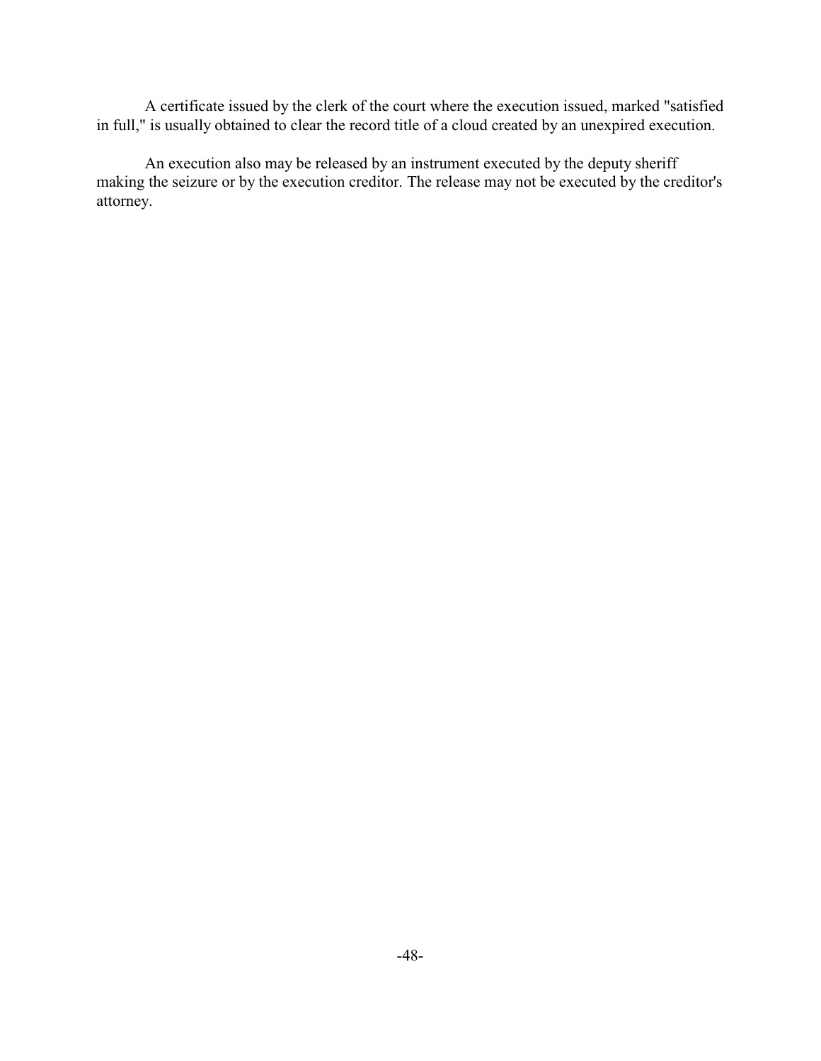A certificate issued by the clerk of the court where the execution issued, marked "satisfied in full," is usually obtained to clear the record title of a cloud created by an unexpired execution.

An execution also may be released by an instrument executed by the deputy sheriff making the seizure or by the execution creditor. The release may not be executed by the creditor's attorney.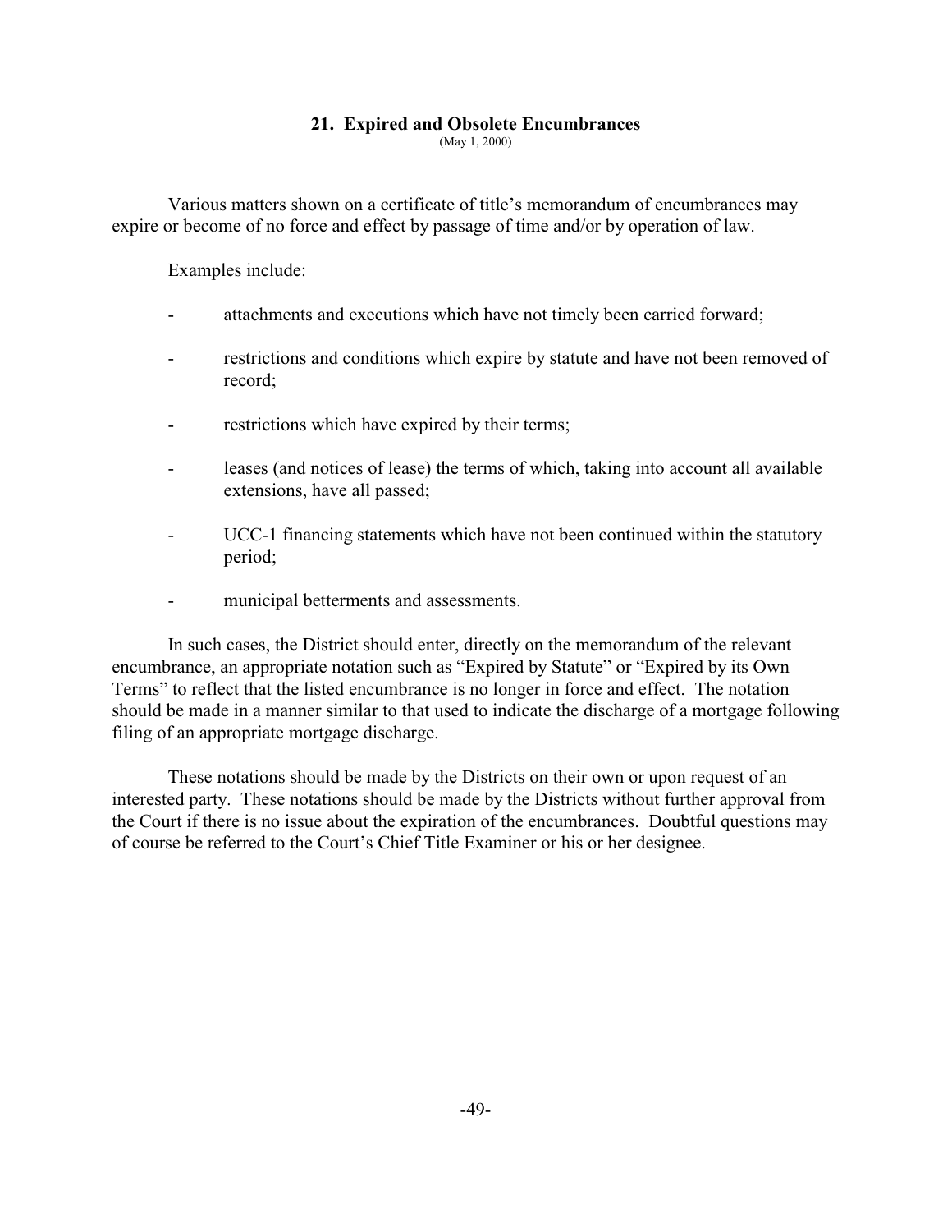## 21. Expired and Obsolete Encumbrances

(May 1, 2000)

Various matters shown on a certificate of title's memorandum of encumbrances may expire or become of no force and effect by passage of time and/or by operation of law.

Examples include:

- attachments and executions which have not timely been carried forward;
- restrictions and conditions which expire by statute and have not been removed of record;
- restrictions which have expired by their terms;
- leases (and notices of lease) the terms of which, taking into account all available extensions, have all passed;
- UCC-1 financing statements which have not been continued within the statutory period;
- municipal betterments and assessments.

In such cases, the District should enter, directly on the memorandum of the relevant encumbrance, an appropriate notation such as "Expired by Statute" or "Expired by its Own Terms" to reflect that the listed encumbrance is no longer in force and effect. The notation should be made in a manner similar to that used to indicate the discharge of a mortgage following filing of an appropriate mortgage discharge.

These notations should be made by the Districts on their own or upon request of an interested party. These notations should be made by the Districts without further approval from the Court if there is no issue about the expiration of the encumbrances. Doubtful questions may of course be referred to the Court's Chief Title Examiner or his or her designee.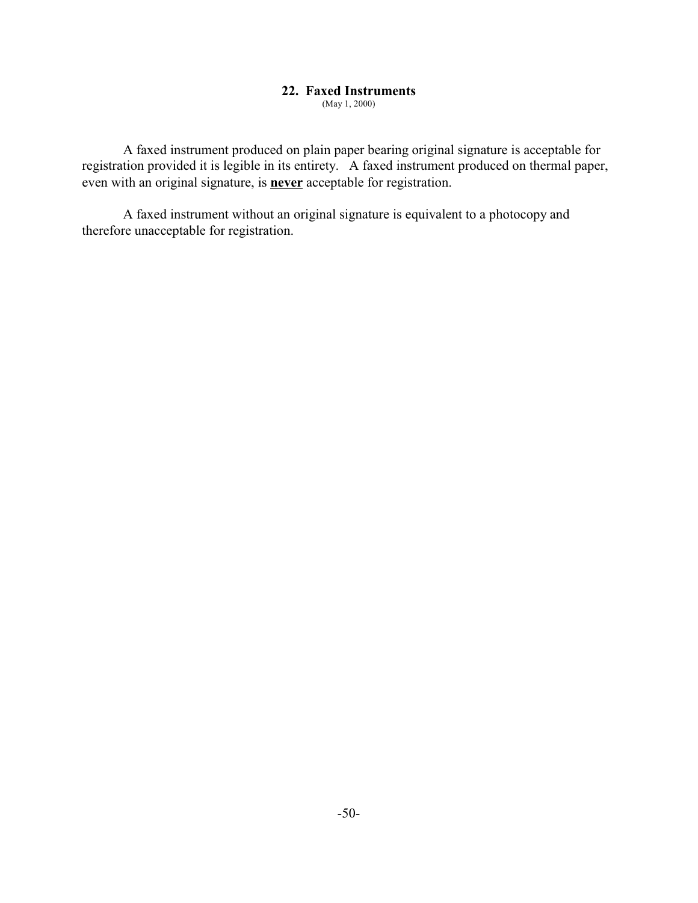## 22. Faxed Instruments

(May 1, 2000)

A faxed instrument produced on plain paper bearing original signature is acceptable for registration provided it is legible in its entirety. A faxed instrument produced on thermal paper, even with an original signature, is **never** acceptable for registration.

A faxed instrument without an original signature is equivalent to a photocopy and therefore unacceptable for registration.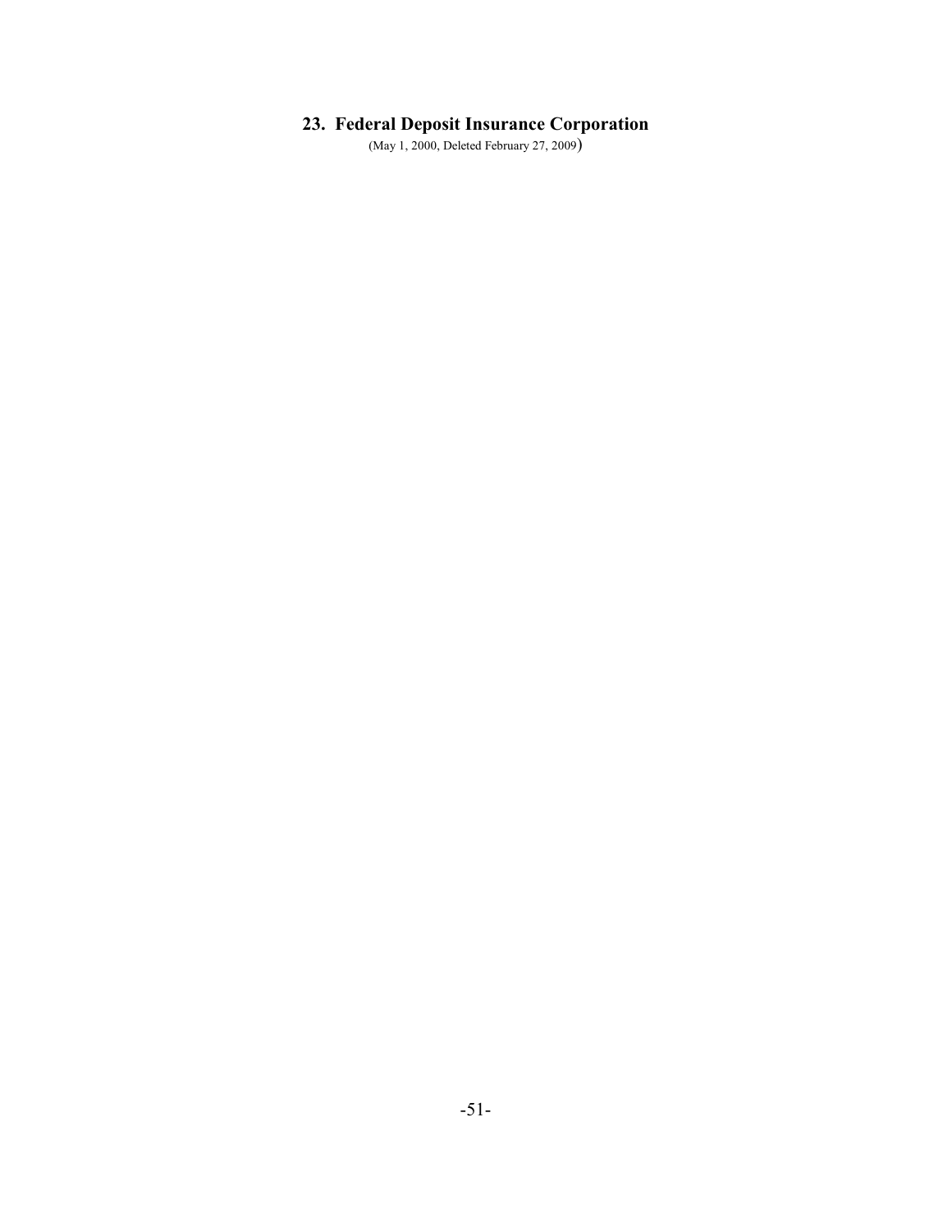## 23. Federal Deposit Insurance Corporation

(May 1, 2000, Deleted February 27, 2009)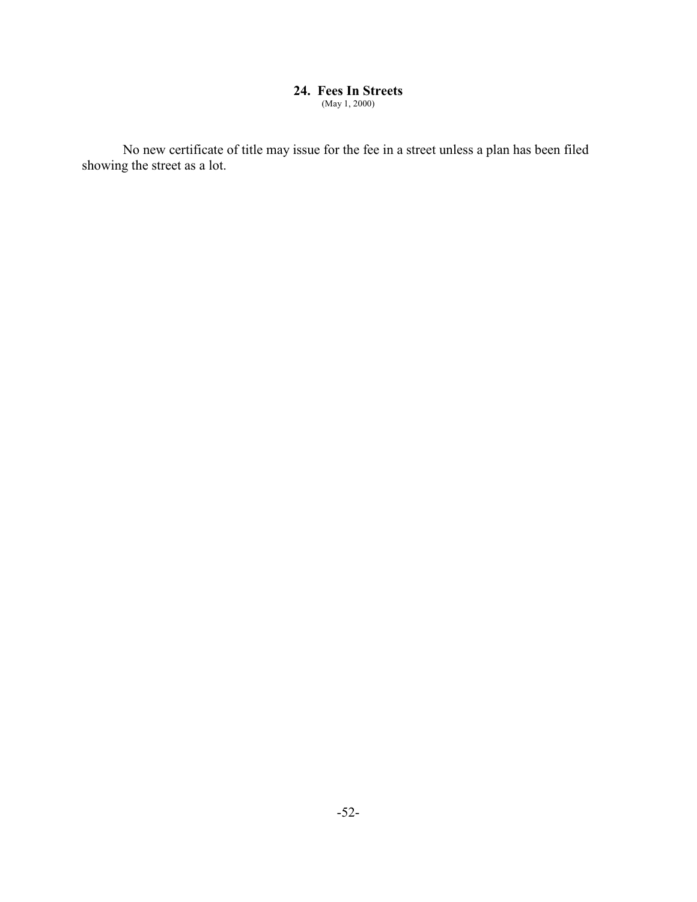## 24. Fees In Streets

(May 1, 2000)

No new certificate of title may issue for the fee in a street unless a plan has been filed showing the street as a lot.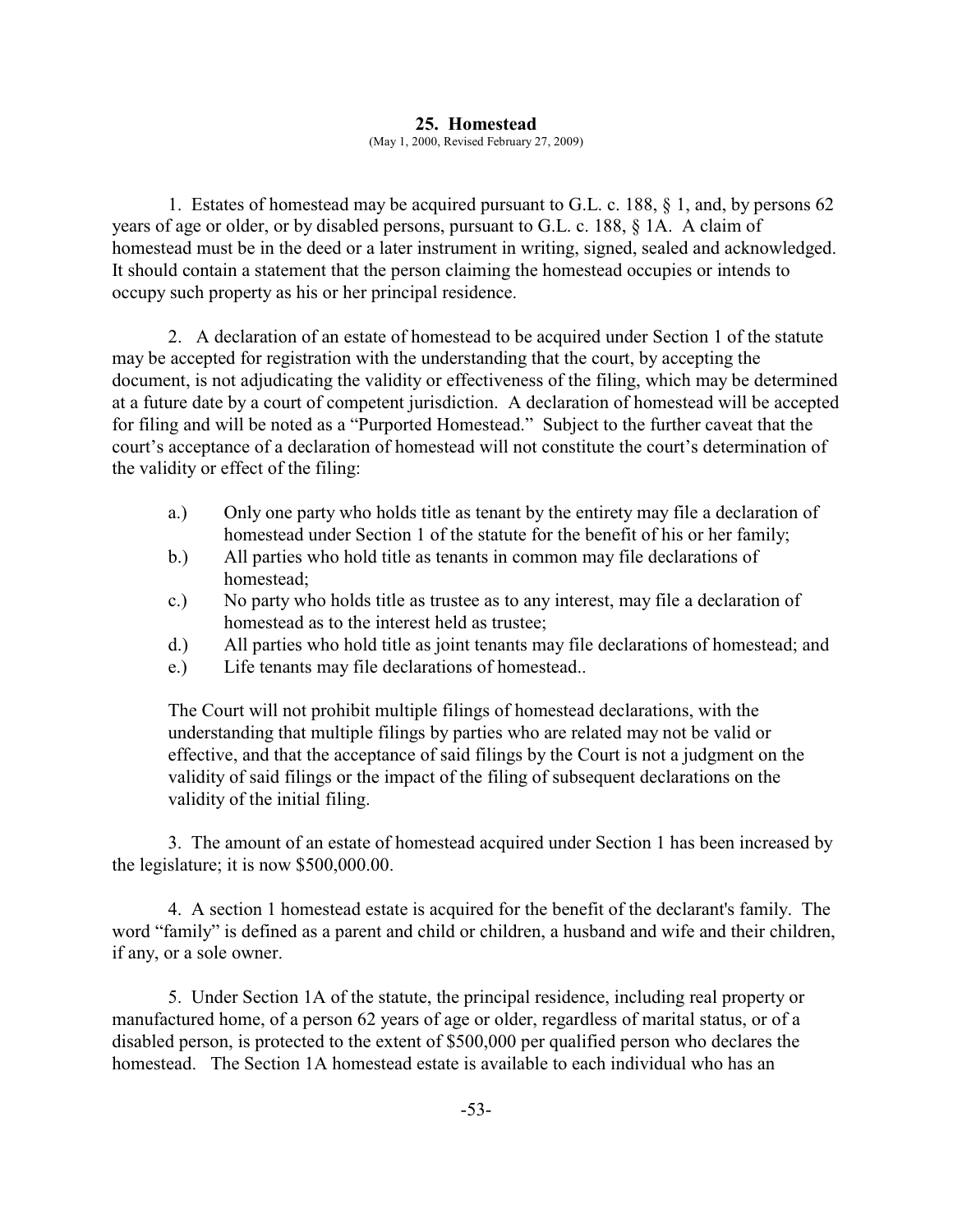## 25. Homestead

(May 1, 2000, Revised February 27, 2009)

1. Estates of homestead may be acquired pursuant to G.L. c. 188, § 1, and, by persons 62 years of age or older, or by disabled persons, pursuant to G.L. c. 188, § 1A. A claim of homestead must be in the deed or a later instrument in writing, signed, sealed and acknowledged. It should contain a statement that the person claiming the homestead occupies or intends to occupy such property as his or her principal residence.

2. A declaration of an estate of homestead to be acquired under Section 1 of the statute may be accepted for registration with the understanding that the court, by accepting the document, is not adjudicating the validity or effectiveness of the filing, which may be determined at a future date by a court of competent jurisdiction. A declaration of homestead will be accepted for filing and will be noted as a "Purported Homestead." Subject to the further caveat that the court's acceptance of a declaration of homestead will not constitute the court's determination of the validity or effect of the filing:

- a.) Only one party who holds title as tenant by the entirety may file a declaration of homestead under Section 1 of the statute for the benefit of his or her family;
- b.) All parties who hold title as tenants in common may file declarations of homestead;
- c.) No party who holds title as trustee as to any interest, may file a declaration of homestead as to the interest held as trustee;
- d.) All parties who hold title as joint tenants may file declarations of homestead; and
- e.) Life tenants may file declarations of homestead..

The Court will not prohibit multiple filings of homestead declarations, with the understanding that multiple filings by parties who are related may not be valid or effective, and that the acceptance of said filings by the Court is not a judgment on the validity of said filings or the impact of the filing of subsequent declarations on the validity of the initial filing.

3. The amount of an estate of homestead acquired under Section 1 has been increased by the legislature; it is now $500,000.00.

4. A section 1 homestead estate is acquired for the benefit of the declarant's family. The word "family" is defined as a parent and child or children, a husband and wife and their children, if any, or a sole owner.

5. Under Section 1A of the statute, the principal residence, including real property or manufactured home, of a person 62 years of age or older, regardless of marital status, or of a disabled person, is protected to the extent of $500,000 per qualified person who declares the homestead. The Section 1A homestead estate is available to each individual who has an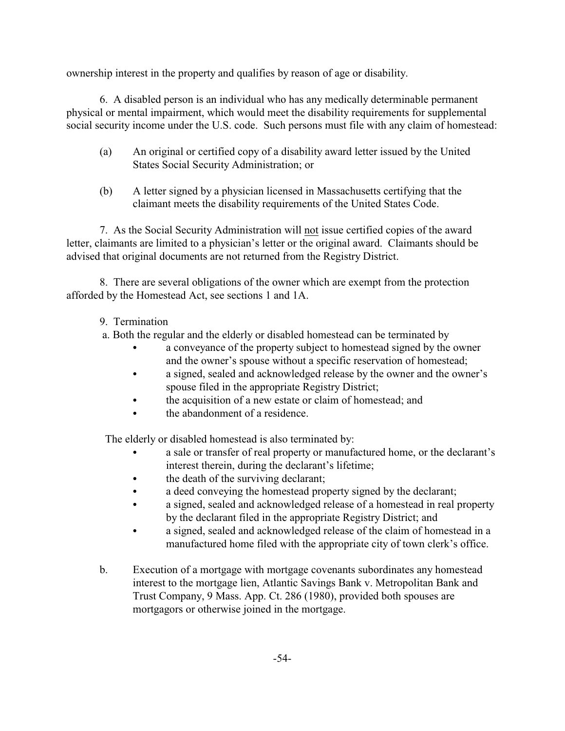ownership interest in the property and qualifies by reason of age or disability.

6. A disabled person is an individual who has any medically determinable permanent physical or mental impairment, which would meet the disability requirements for supplemental social security income under the U.S. code. Such persons must file with any claim of homestead:

(a) An original or certified copy of a disability award letter issued by the United States Social Security Administration; or

(b) A letter signed by a physician licensed in Massachusetts certifying that the claimant meets the disability requirements of the United States Code.

7. As the Social Security Administration will <u>not</u> issue certified copies of the award letter, claimants are limited to a physician's letter or the original award. Claimants should be advised that original documents are not returned from the Registry District.

8. There are several obligations of the owner which are exempt from the protection afforded by the Homestead Act, see sections 1 and 1A.

9. Termination

a. Both the regular and the elderly or disabled homestead can be terminated by

- a conveyance of the property subject to homestead signed by the owner and the owner's spouse without a specific reservation of homestead;
- a signed, sealed and acknowledged release by the owner and the owner's spouse filed in the appropriate Registry District;
- the acquisition of a new estate or claim of homestead; and
- the abandonment of a residence.

The elderly or disabled homestead is also terminated by:

- a sale or transfer of real property or manufactured home, or the declarant's interest therein, during the declarant's lifetime;
- the death of the surviving declarant;
- a deed conveying the homestead property signed by the declarant;
- a signed, sealed and acknowledged release of a homestead in real property by the declarant filed in the appropriate Registry District; and
- a signed, sealed and acknowledged release of the claim of homestead in a manufactured home filed with the appropriate city of town clerk's office.

b. Execution of a mortgage with mortgage covenants subordinates any homestead interest to the mortgage lien, Atlantic Savings Bank v. Metropolitan Bank and Trust Company, 9 Mass. App. Ct. 286 (1980), provided both spouses are mortgagors or otherwise joined in the mortgage.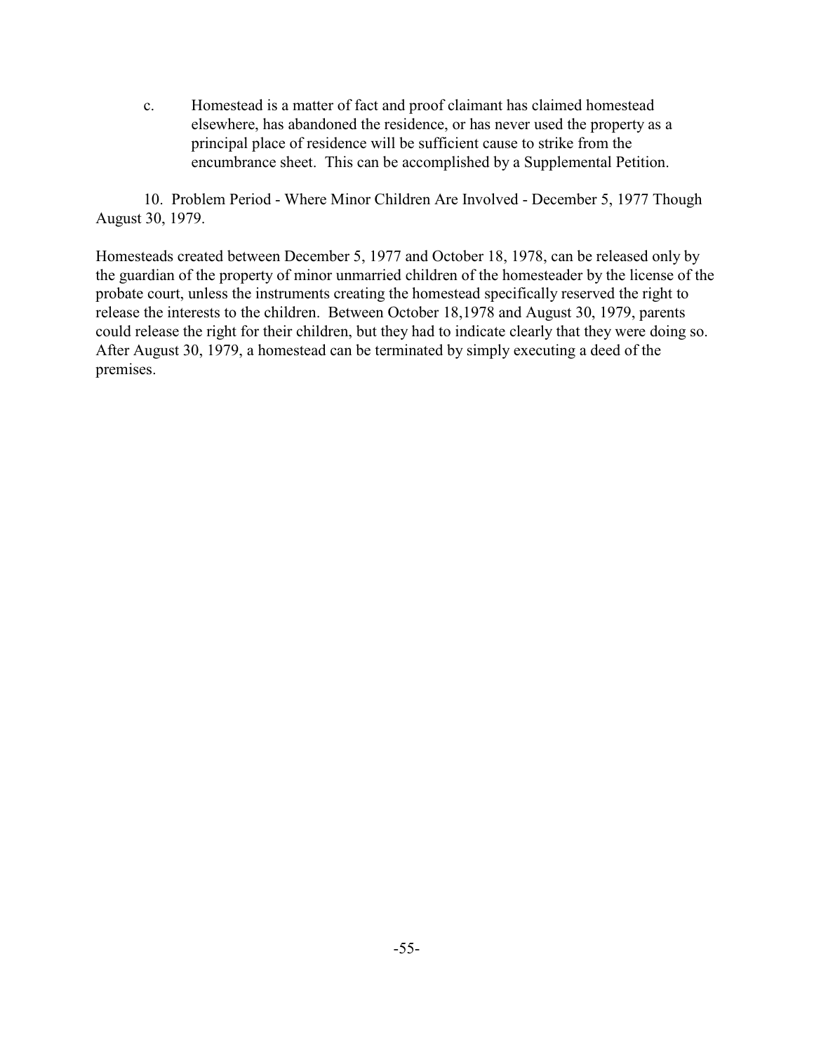c. Homestead is a matter of fact and proof claimant has claimed homestead elsewhere, has abandoned the residence, or has never used the property as a principal place of residence will be sufficient cause to strike from the encumbrance sheet. This can be accomplished by a Supplemental Petition.

10. Problem Period - Where Minor Children Are Involved - December 5, 1977 Though August 30, 1979.

Homesteads created between December 5, 1977 and October 18, 1978, can be released only by the guardian of the property of minor unmarried children of the homesteader by the license of the probate court, unless the instruments creating the homestead specifically reserved the right to release the interests to the children. Between October 18,1978 and August 30, 1979, parents could release the right for their children, but they had to indicate clearly that they were doing so. After August 30, 1979, a homestead can be terminated by simply executing a deed of the premises.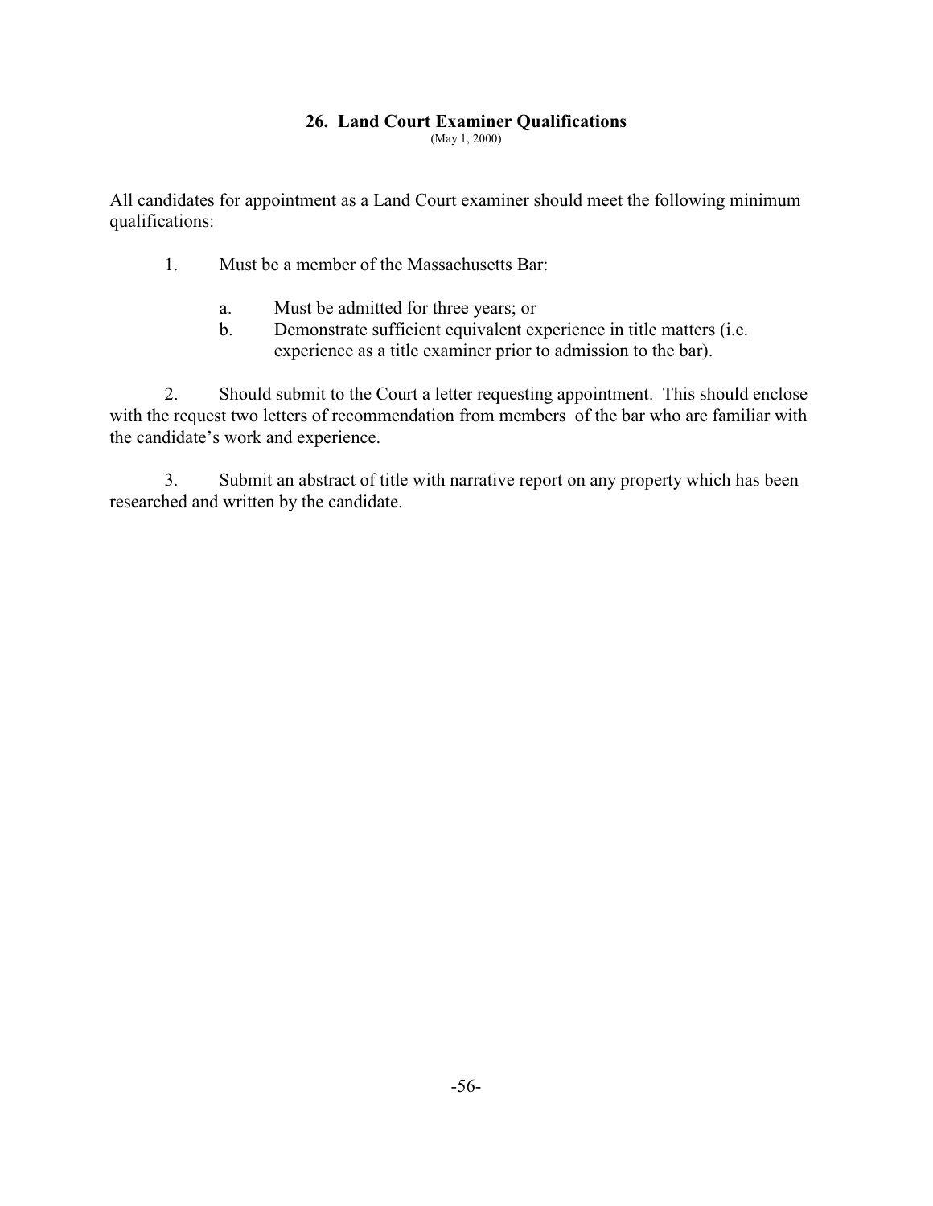## 26. Land Court Examiner Qualifications

(May 1, 2000)

All candidates for appointment as a Land Court examiner should meet the following minimum qualifications:

1. Must be a member of the Massachusetts Bar:

   a. Must be admitted for three years; or

   b. Demonstrate sufficient equivalent experience in title matters (i.e. experience as a title examiner prior to admission to the bar).

2. Should submit to the Court a letter requesting appointment. This should enclose with the request two letters of recommendation from members of the bar who are familiar with the candidate's work and experience.

3. Submit an abstract of title with narrative report on any property which has been researched and written by the candidate.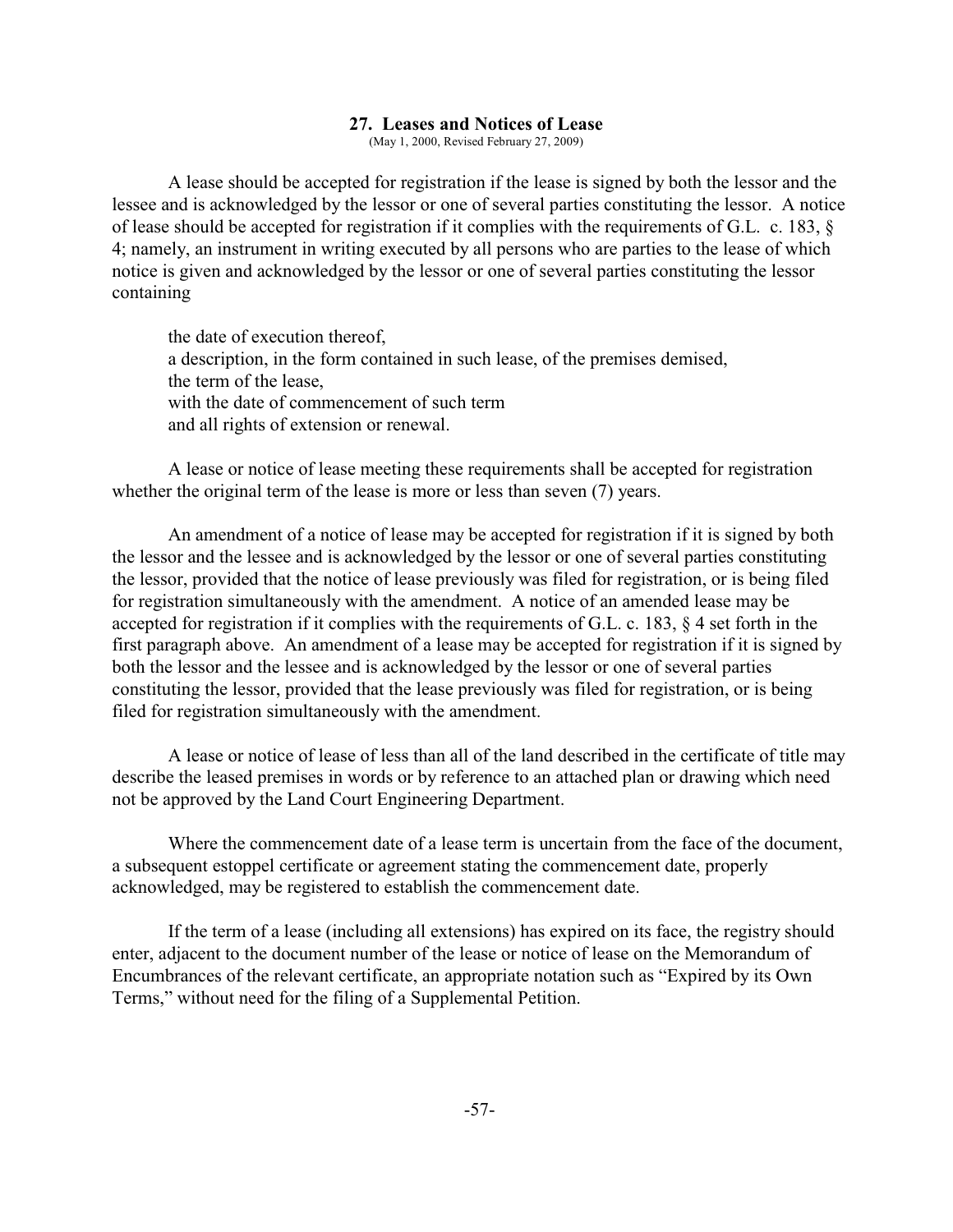## 27. Leases and Notices of Lease

(May 1, 2000, Revised February 27, 2009)

A lease should be accepted for registration if the lease is signed by both the lessor and the lessee and is acknowledged by the lessor or one of several parties constituting the lessor. A notice of lease should be accepted for registration if it complies with the requirements of G.L. c. 183, § 4; namely, an instrument in writing executed by all persons who are parties to the lease of which notice is given and acknowledged by the lessor or one of several parties constituting the lessor containing

> the date of execution thereof,
> a description, in the form contained in such lease, of the premises demised,
> the term of the lease,
> with the date of commencement of such term
> and all rights of extension or renewal.

A lease or notice of lease meeting these requirements shall be accepted for registration whether the original term of the lease is more or less than seven (7) years.

An amendment of a notice of lease may be accepted for registration if it is signed by both the lessor and the lessee and is acknowledged by the lessor or one of several parties constituting the lessor, provided that the notice of lease previously was filed for registration, or is being filed for registration simultaneously with the amendment. A notice of an amended lease may be accepted for registration if it complies with the requirements of G.L. c. 183, § 4 set forth in the first paragraph above. An amendment of a lease may be accepted for registration if it is signed by both the lessor and the lessee and is acknowledged by the lessor or one of several parties constituting the lessor, provided that the lease previously was filed for registration, or is being filed for registration simultaneously with the amendment.

A lease or notice of lease of less than all of the land described in the certificate of title may describe the leased premises in words or by reference to an attached plan or drawing which need not be approved by the Land Court Engineering Department.

Where the commencement date of a lease term is uncertain from the face of the document, a subsequent estoppel certificate or agreement stating the commencement date, properly acknowledged, may be registered to establish the commencement date.

If the term of a lease (including all extensions) has expired on its face, the registry should enter, adjacent to the document number of the lease or notice of lease on the Memorandum of Encumbrances of the relevant certificate, an appropriate notation such as "Expired by its Own Terms," without need for the filing of a Supplemental Petition.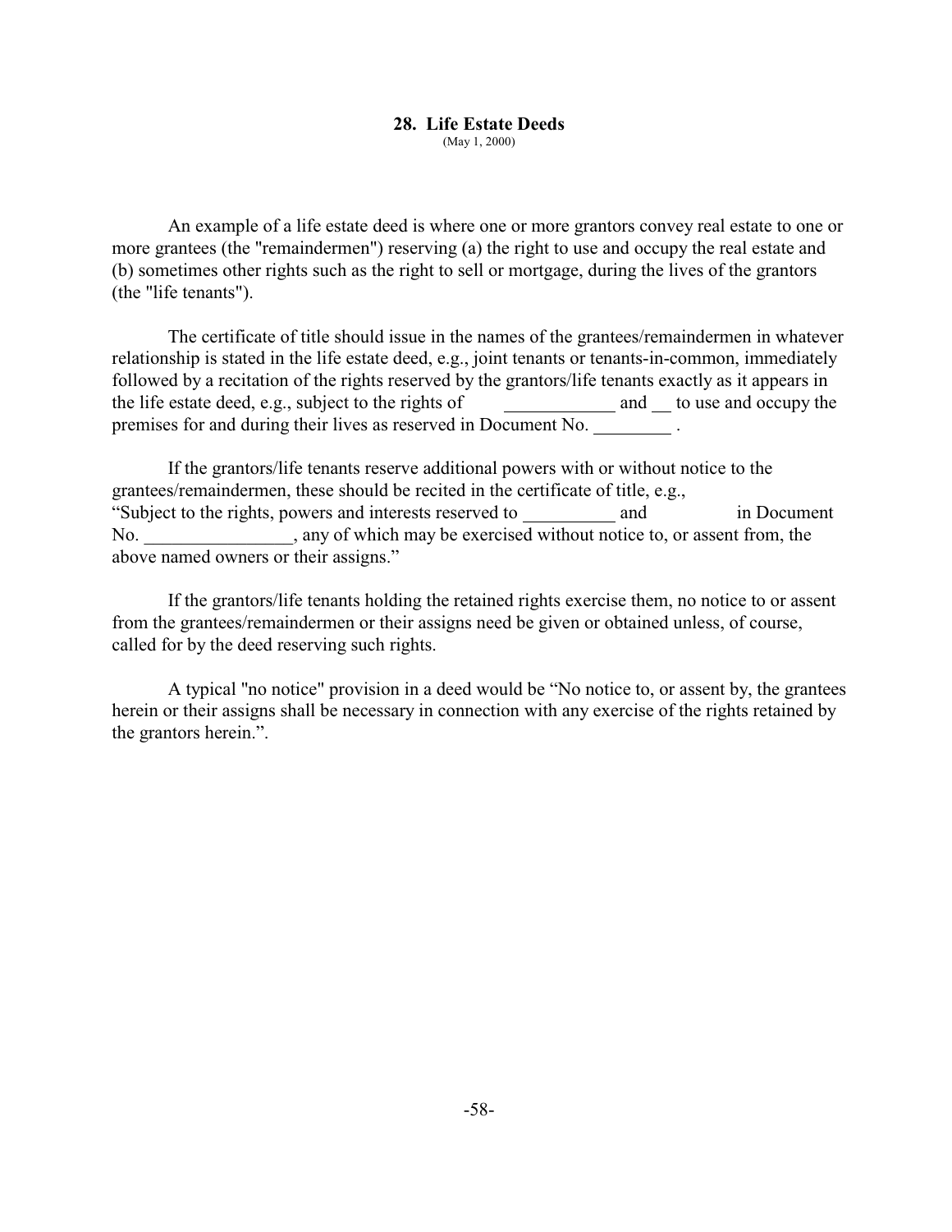## 28. Life Estate Deeds

(May 1, 2000)

An example of a life estate deed is where one or more grantors convey real estate to one or more grantees (the "remaindermen") reserving (a) the right to use and occupy the real estate and (b) sometimes other rights such as the right to sell or mortgage, during the lives of the grantors (the "life tenants").

The certificate of title should issue in the names of the grantees/remaindermen in whatever relationship is stated in the life estate deed, e.g., joint tenants or tenants-in-common, immediately followed by a recitation of the rights reserved by the grantors/life tenants exactly as it appears in the life estate deed, e.g., subject to the rights of ____________ and __ to use and occupy the premises for and during their lives as reserved in Document No. ________ .

If the grantors/life tenants reserve additional powers with or without notice to the grantees/remaindermen, these should be recited in the certificate of title, e.g., "Subject to the rights, powers and interests reserved to __________ and __________ in Document No. ________________, any of which may be exercised without notice to, or assent from, the above named owners or their assigns."

If the grantors/life tenants holding the retained rights exercise them, no notice to or assent from the grantees/remaindermen or their assigns need be given or obtained unless, of course, called for by the deed reserving such rights.

A typical "no notice" provision in a deed would be "No notice to, or assent by, the grantees herein or their assigns shall be necessary in connection with any exercise of the rights retained by the grantors herein.".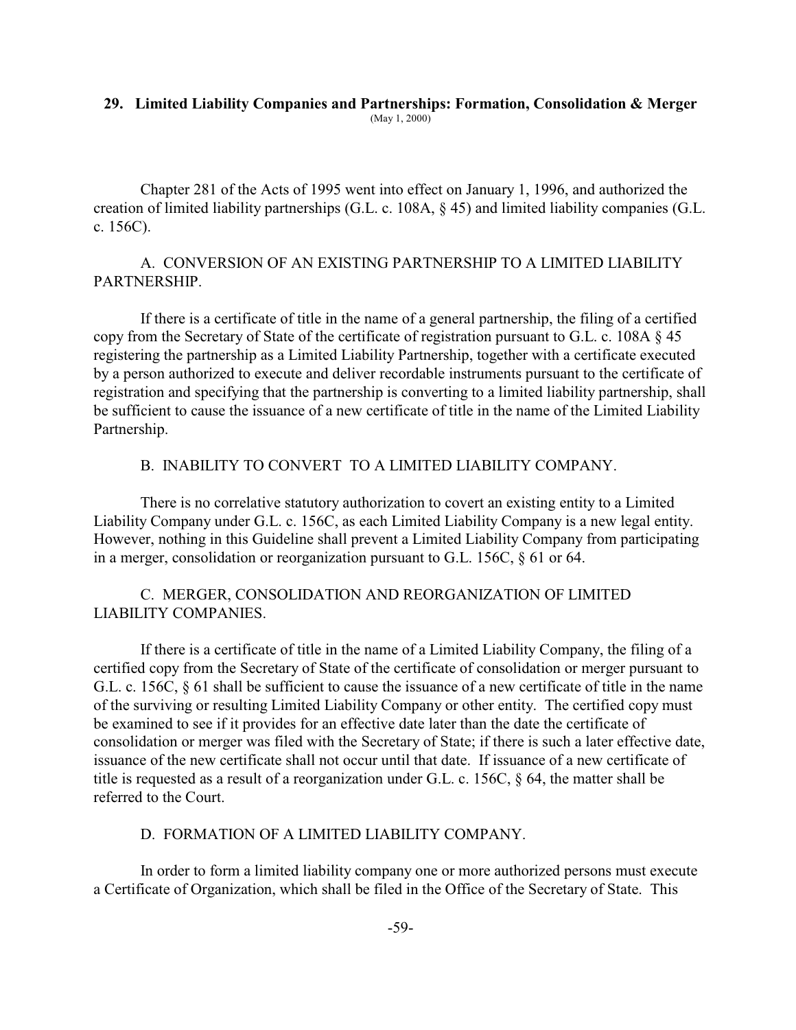## 29. Limited Liability Companies and Partnerships: Formation, Consolidation & Merger

(May 1, 2000)

Chapter 281 of the Acts of 1995 went into effect on January 1, 1996, and authorized the creation of limited liability partnerships (G.L. c. 108A, § 45) and limited liability companies (G.L. c. 156C).

### A. CONVERSION OF AN EXISTING PARTNERSHIP TO A LIMITED LIABILITY PARTNERSHIP.

If there is a certificate of title in the name of a general partnership, the filing of a certified copy from the Secretary of State of the certificate of registration pursuant to G.L. c. 108A § 45 registering the partnership as a Limited Liability Partnership, together with a certificate executed by a person authorized to execute and deliver recordable instruments pursuant to the certificate of registration and specifying that the partnership is converting to a limited liability partnership, shall be sufficient to cause the issuance of a new certificate of title in the name of the Limited Liability Partnership.

### B. INABILITY TO CONVERT TO A LIMITED LIABILITY COMPANY.

There is no correlative statutory authorization to covert an existing entity to a Limited Liability Company under G.L. c. 156C, as each Limited Liability Company is a new legal entity. However, nothing in this Guideline shall prevent a Limited Liability Company from participating in a merger, consolidation or reorganization pursuant to G.L. 156C, § 61 or 64.

### C. MERGER, CONSOLIDATION AND REORGANIZATION OF LIMITED LIABILITY COMPANIES.

If there is a certificate of title in the name of a Limited Liability Company, the filing of a certified copy from the Secretary of State of the certificate of consolidation or merger pursuant to G.L. c. 156C, § 61 shall be sufficient to cause the issuance of a new certificate of title in the name of the surviving or resulting Limited Liability Company or other entity. The certified copy must be examined to see if it provides for an effective date later than the date the certificate of consolidation or merger was filed with the Secretary of State; if there is such a later effective date, issuance of the new certificate shall not occur until that date. If issuance of a new certificate of title is requested as a result of a reorganization under G.L. c. 156C, § 64, the matter shall be referred to the Court.

### D. FORMATION OF A LIMITED LIABILITY COMPANY.

In order to form a limited liability company one or more authorized persons must execute a Certificate of Organization, which shall be filed in the Office of the Secretary of State. This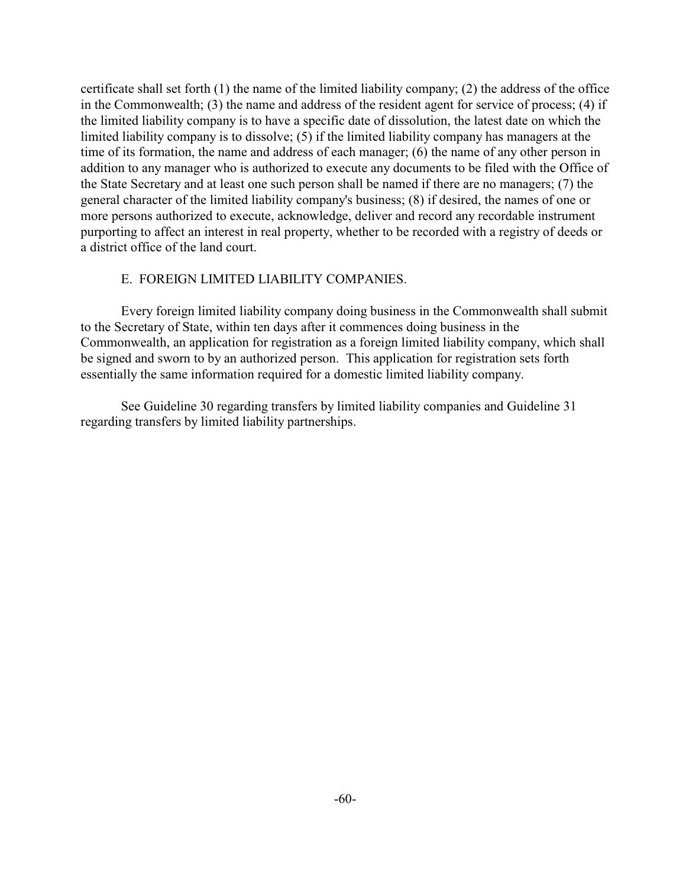certificate shall set forth (1) the name of the limited liability company; (2) the address of the office in the Commonwealth; (3) the name and address of the resident agent for service of process; (4) if the limited liability company is to have a specific date of dissolution, the latest date on which the limited liability company is to dissolve; (5) if the limited liability company has managers at the time of its formation, the name and address of each manager; (6) the name of any other person in addition to any manager who is authorized to execute any documents to be filed with the Office of the State Secretary and at least one such person shall be named if there are no managers; (7) the general character of the limited liability company's business; (8) if desired, the names of one or more persons authorized to execute, acknowledge, deliver and record any recordable instrument purporting to affect an interest in real property, whether to be recorded with a registry of deeds or a district office of the land court.

### E. FOREIGN LIMITED LIABILITY COMPANIES.

Every foreign limited liability company doing business in the Commonwealth shall submit to the Secretary of State, within ten days after it commences doing business in the Commonwealth, an application for registration as a foreign limited liability company, which shall be signed and sworn to by an authorized person. This application for registration sets forth essentially the same information required for a domestic limited liability company.

See Guideline 30 regarding transfers by limited liability companies and Guideline 31 regarding transfers by limited liability partnerships.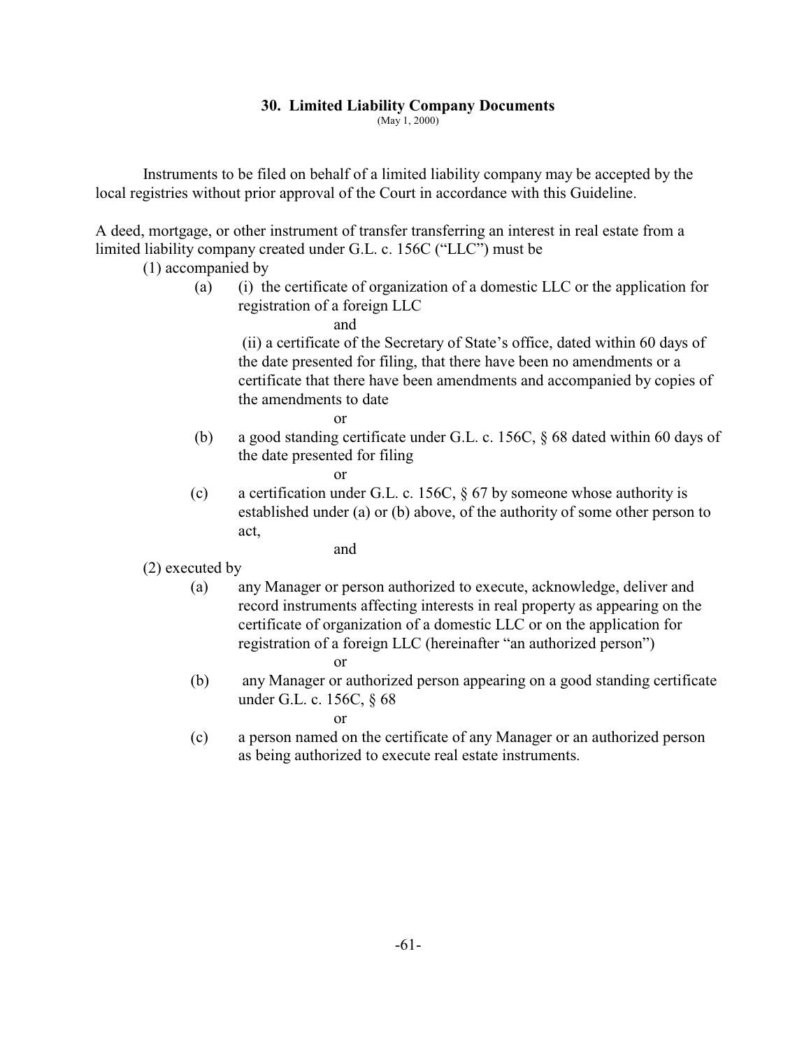### 30. Limited Liability Company Documents

(May 1, 2000)

Instruments to be filed on behalf of a limited liability company may be accepted by the local registries without prior approval of the Court in accordance with this Guideline.

A deed, mortgage, or other instrument of transfer transferring an interest in real estate from a limited liability company created under G.L. c. 156C ("LLC") must be

(1) accompanied by

- (a) (i) the certificate of organization of a domestic LLC or the application for registration of a foreign LLC

  and

  (ii) a certificate of the Secretary of State's office, dated within 60 days of the date presented for filing, that there have been no amendments or a certificate that there have been amendments and accompanied by copies of the amendments to date

  or

- (b) a good standing certificate under G.L. c. 156C, § 68 dated within 60 days of the date presented for filing

  or

- (c) a certification under G.L. c. 156C, § 67 by someone whose authority is established under (a) or (b) above, of the authority of some other person to act,

  and

(2) executed by

- (a) any Manager or person authorized to execute, acknowledge, deliver and record instruments affecting interests in real property as appearing on the certificate of organization of a domestic LLC or on the application for registration of a foreign LLC (hereinafter "an authorized person")

  or

- (b) any Manager or authorized person appearing on a good standing certificate under G.L. c. 156C, § 68

  or

- (c) a person named on the certificate of any Manager or an authorized person as being authorized to execute real estate instruments.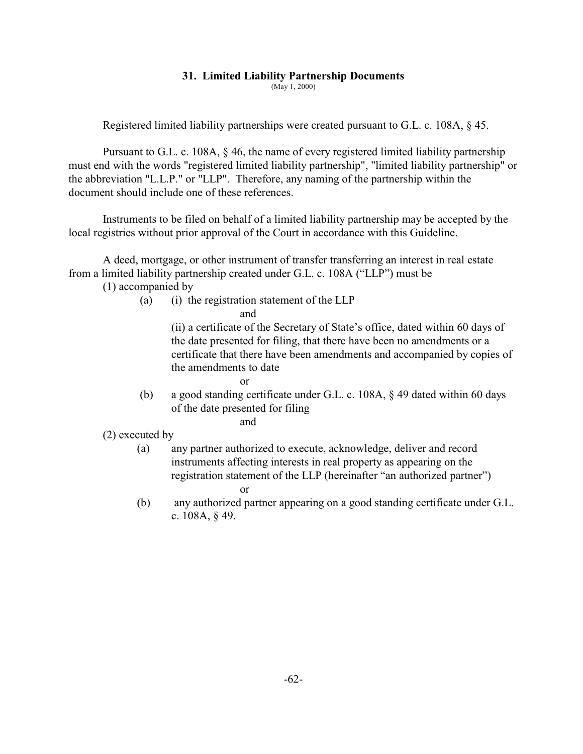## 31. Limited Liability Partnership Documents

(May 1, 2000)

Registered limited liability partnerships were created pursuant to G.L. c. 108A, § 45.

Pursuant to G.L. c. 108A, § 46, the name of every registered limited liability partnership must end with the words "registered limited liability partnership", "limited liability partnership" or the abbreviation "L.L.P." or "LLP". Therefore, any naming of the partnership within the document should include one of these references.

Instruments to be filed on behalf of a limited liability partnership may be accepted by the local registries without prior approval of the Court in accordance with this Guideline.

A deed, mortgage, or other instrument of transfer transferring an interest in real estate from a limited liability partnership created under G.L. c. 108A ("LLP") must be

(1) accompanied by

- (a) (i) the registration statement of the LLP

  and

  (ii) a certificate of the Secretary of State's office, dated within 60 days of the date presented for filing, that there have been no amendments or a certificate that there have been amendments and accompanied by copies of the amendments to date

  or

- (b) a good standing certificate under G.L. c. 108A, § 49 dated within 60 days of the date presented for filing

  and

(2) executed by

- (a) any partner authorized to execute, acknowledge, deliver and record instruments affecting interests in real property as appearing on the registration statement of the LLP (hereinafter "an authorized partner")

  or

- (b) any authorized partner appearing on a good standing certificate under G.L. c. 108A, § 49.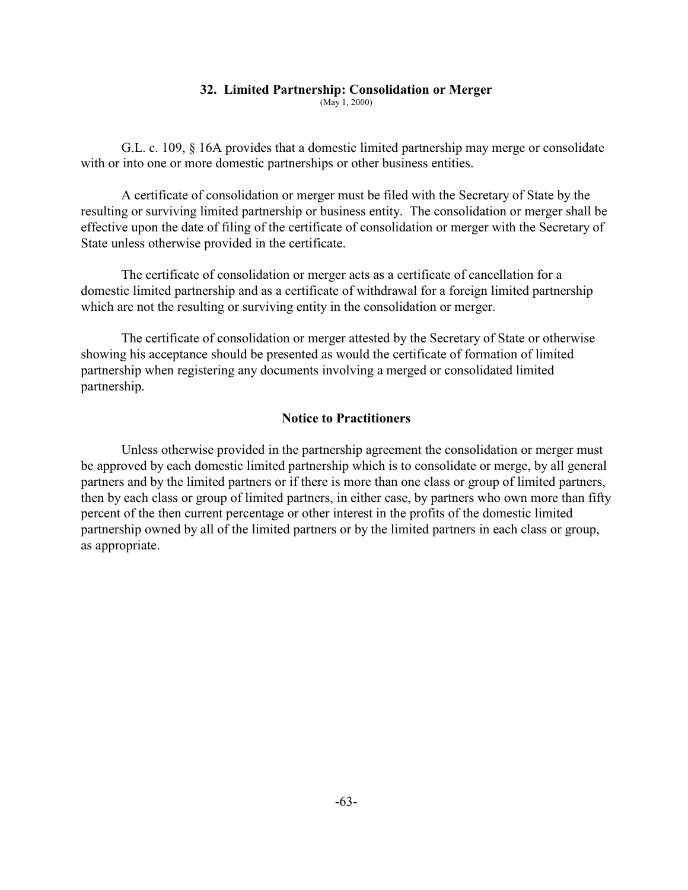## 32. Limited Partnership: Consolidation or Merger

(May 1, 2000)

G.L. c. 109, § 16A provides that a domestic limited partnership may merge or consolidate with or into one or more domestic partnerships or other business entities.

A certificate of consolidation or merger must be filed with the Secretary of State by the resulting or surviving limited partnership or business entity. The consolidation or merger shall be effective upon the date of filing of the certificate of consolidation or merger with the Secretary of State unless otherwise provided in the certificate.

The certificate of consolidation or merger acts as a certificate of cancellation for a domestic limited partnership and as a certificate of withdrawal for a foreign limited partnership which are not the resulting or surviving entity in the consolidation or merger.

The certificate of consolidation or merger attested by the Secretary of State or otherwise showing his acceptance should be presented as would the certificate of formation of limited partnership when registering any documents involving a merged or consolidated limited partnership.

### Notice to Practitioners

Unless otherwise provided in the partnership agreement the consolidation or merger must be approved by each domestic limited partnership which is to consolidate or merge, by all general partners and by the limited partners or if there is more than one class or group of limited partners, then by each class or group of limited partners, in either case, by partners who own more than fifty percent of the then current percentage or other interest in the profits of the domestic limited partnership owned by all of the limited partners or by the limited partners in each class or group, as appropriate.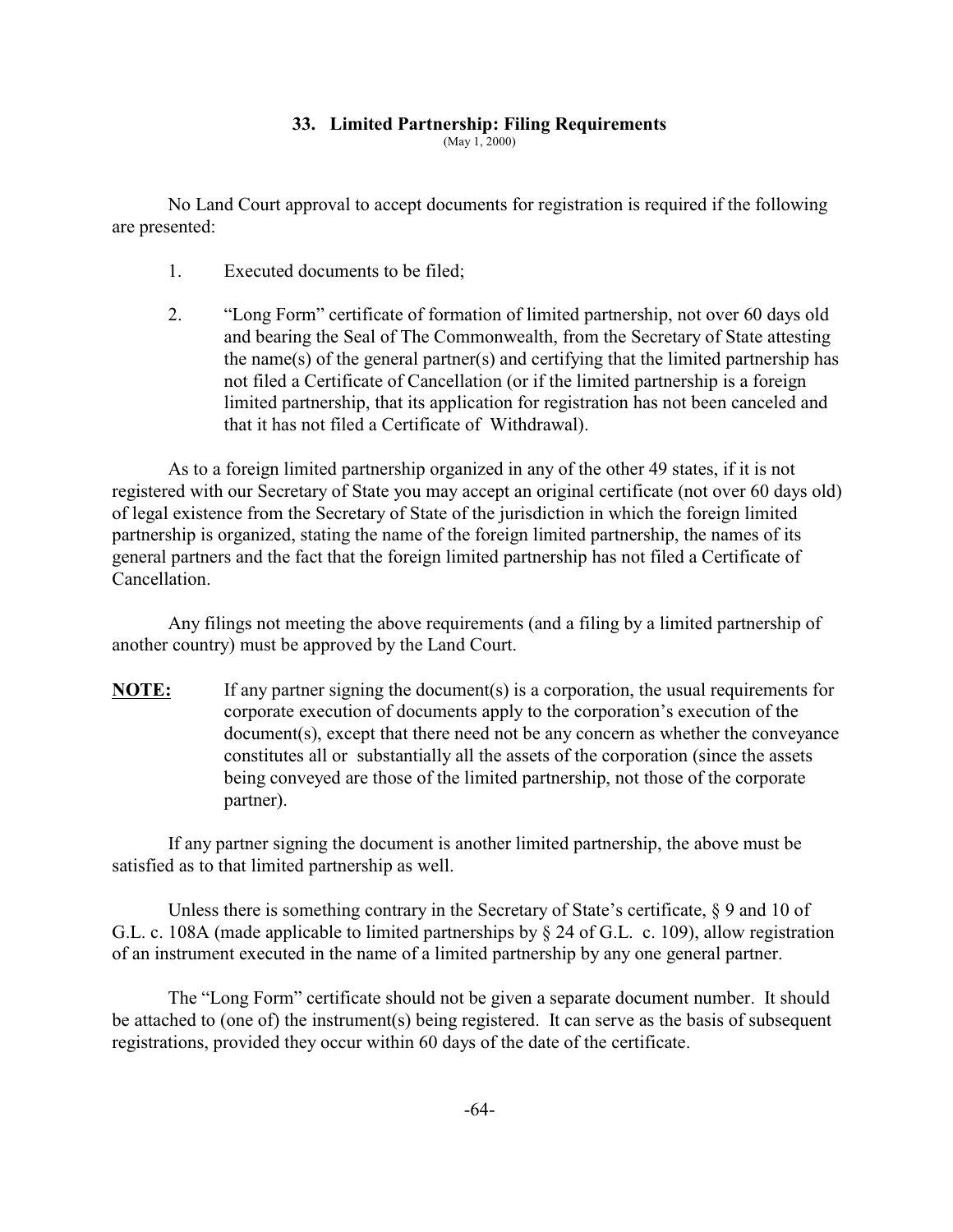## 33. Limited Partnership: Filing Requirements

(May 1, 2000)

No Land Court approval to accept documents for registration is required if the following are presented:

1. Executed documents to be filed;

2. "Long Form" certificate of formation of limited partnership, not over 60 days old and bearing the Seal of The Commonwealth, from the Secretary of State attesting the name(s) of the general partner(s) and certifying that the limited partnership has not filed a Certificate of Cancellation (or if the limited partnership is a foreign limited partnership, that its application for registration has not been canceled and that it has not filed a Certificate of Withdrawal).

As to a foreign limited partnership organized in any of the other 49 states, if it is not registered with our Secretary of State you may accept an original certificate (not over 60 days old) of legal existence from the Secretary of State of the jurisdiction in which the foreign limited partnership is organized, stating the name of the foreign limited partnership, the names of its general partners and the fact that the foreign limited partnership has not filed a Certificate of Cancellation.

Any filings not meeting the above requirements (and a filing by a limited partnership of another country) must be approved by the Land Court.

**NOTE:** If any partner signing the document(s) is a corporation, the usual requirements for corporate execution of documents apply to the corporation's execution of the document(s), except that there need not be any concern as whether the conveyance constitutes all or substantially all the assets of the corporation (since the assets being conveyed are those of the limited partnership, not those of the corporate partner).

If any partner signing the document is another limited partnership, the above must be satisfied as to that limited partnership as well.

Unless there is something contrary in the Secretary of State's certificate, § 9 and 10 of G.L. c. 108A (made applicable to limited partnerships by § 24 of G.L. c. 109), allow registration of an instrument executed in the name of a limited partnership by any one general partner.

The "Long Form" certificate should not be given a separate document number. It should be attached to (one of) the instrument(s) being registered. It can serve as the basis of subsequent registrations, provided they occur within 60 days of the date of the certificate.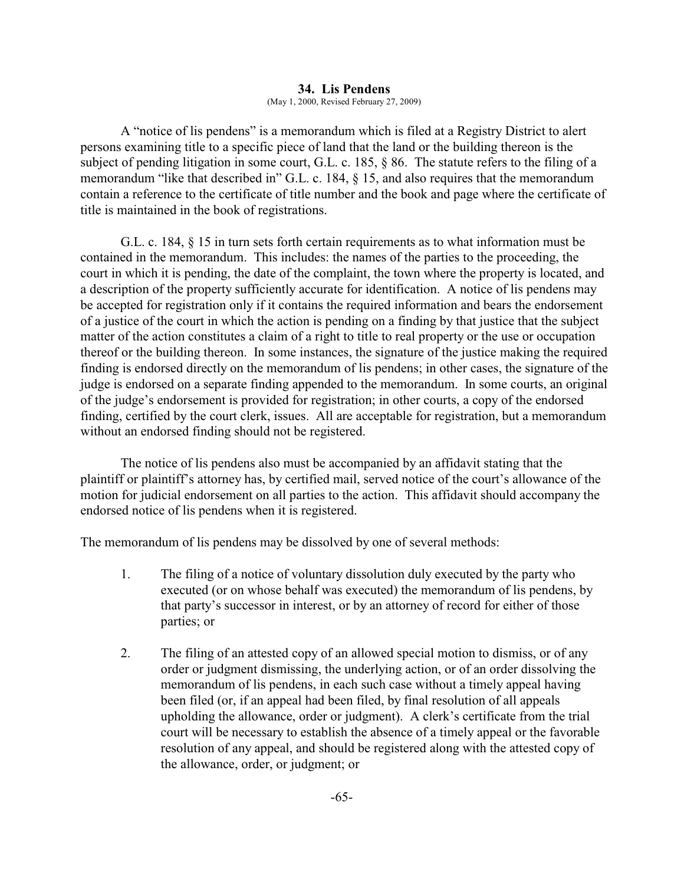## 34. Lis Pendens

(May 1, 2000, Revised February 27, 2009)

A "notice of lis pendens" is a memorandum which is filed at a Registry District to alert persons examining title to a specific piece of land that the land or the building thereon is the subject of pending litigation in some court, G.L. c. 185, § 86. The statute refers to the filing of a memorandum "like that described in" G.L. c. 184, § 15, and also requires that the memorandum contain a reference to the certificate of title number and the book and page where the certificate of title is maintained in the book of registrations.

G.L. c. 184, § 15 in turn sets forth certain requirements as to what information must be contained in the memorandum. This includes: the names of the parties to the proceeding, the court in which it is pending, the date of the complaint, the town where the property is located, and a description of the property sufficiently accurate for identification. A notice of lis pendens may be accepted for registration only if it contains the required information and bears the endorsement of a justice of the court in which the action is pending on a finding by that justice that the subject matter of the action constitutes a claim of a right to title to real property or the use or occupation thereof or the building thereon. In some instances, the signature of the justice making the required finding is endorsed directly on the memorandum of lis pendens; in other cases, the signature of the judge is endorsed on a separate finding appended to the memorandum. In some courts, an original of the judge's endorsement is provided for registration; in other courts, a copy of the endorsed finding, certified by the court clerk, issues. All are acceptable for registration, but a memorandum without an endorsed finding should not be registered.

The notice of lis pendens also must be accompanied by an affidavit stating that the plaintiff or plaintiff's attorney has, by certified mail, served notice of the court's allowance of the motion for judicial endorsement on all parties to the action. This affidavit should accompany the endorsed notice of lis pendens when it is registered.

The memorandum of lis pendens may be dissolved by one of several methods:

1. The filing of a notice of voluntary dissolution duly executed by the party who executed (or on whose behalf was executed) the memorandum of lis pendens, by that party's successor in interest, or by an attorney of record for either of those parties; or

2. The filing of an attested copy of an allowed special motion to dismiss, or of any order or judgment dismissing, the underlying action, or of an order dissolving the memorandum of lis pendens, in each such case without a timely appeal having been filed (or, if an appeal had been filed, by final resolution of all appeals upholding the allowance, order or judgment). A clerk's certificate from the trial court will be necessary to establish the absence of a timely appeal or the favorable resolution of any appeal, and should be registered along with the attested copy of the allowance, order, or judgment; or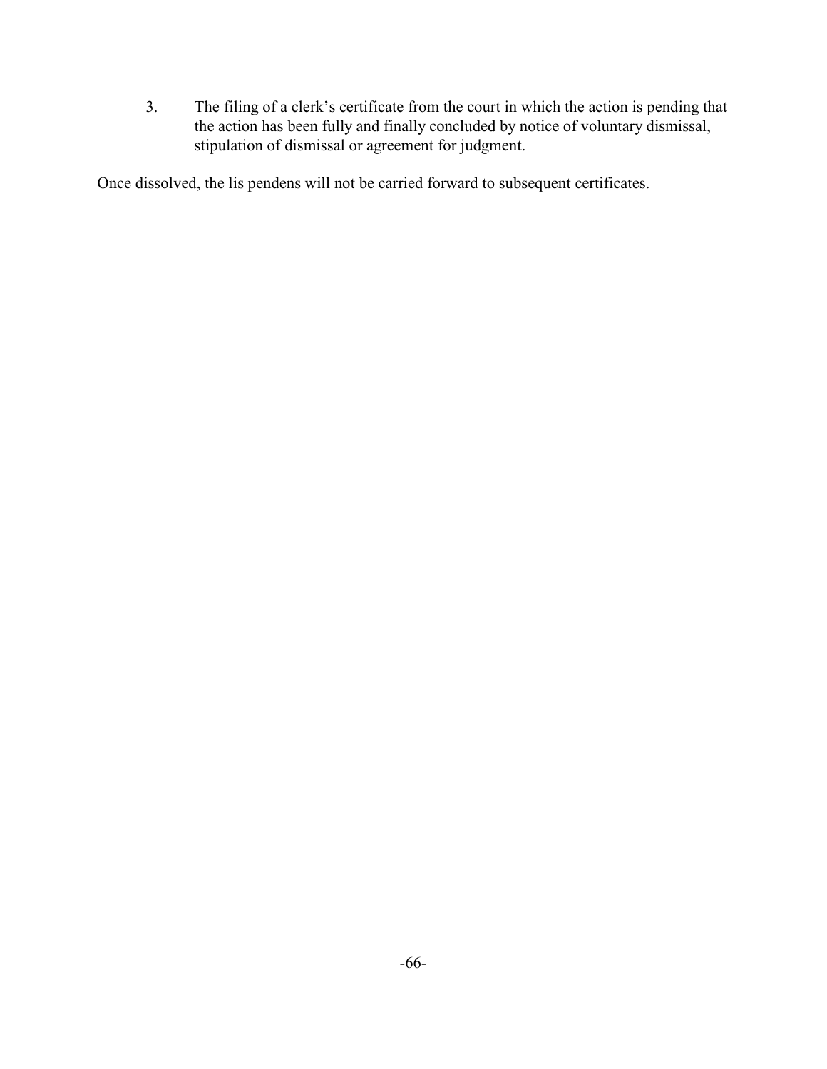3. The filing of a clerk’s certificate from the court in which the action is pending that the action has been fully and finally concluded by notice of voluntary dismissal, stipulation of dismissal or agreement for judgment.

Once dissolved, the lis pendens will not be carried forward to subsequent certificates.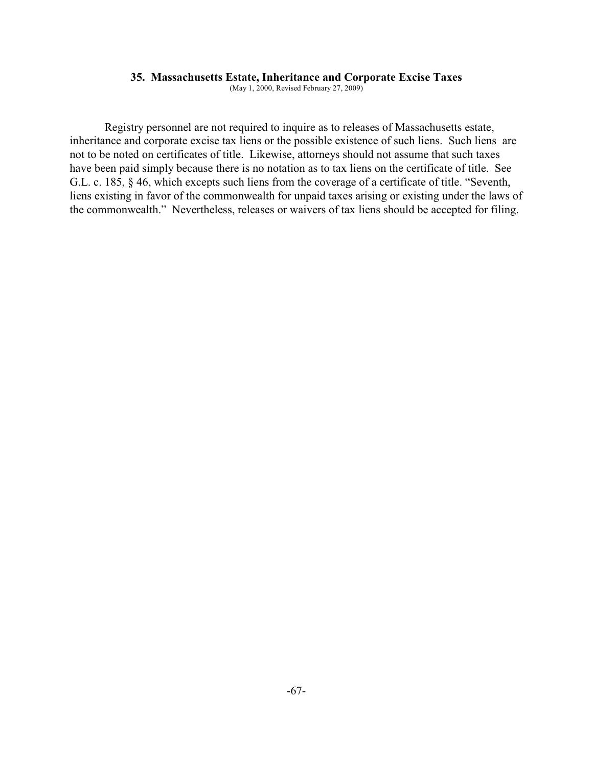## 35. Massachusetts Estate, Inheritance and Corporate Excise Taxes

(May 1, 2000, Revised February 27, 2009)

Registry personnel are not required to inquire as to releases of Massachusetts estate, inheritance and corporate excise tax liens or the possible existence of such liens. Such liens are not to be noted on certificates of title. Likewise, attorneys should not assume that such taxes have been paid simply because there is no notation as to tax liens on the certificate of title. See G.L. c. 185, § 46, which excepts such liens from the coverage of a certificate of title. "Seventh, liens existing in favor of the commonwealth for unpaid taxes arising or existing under the laws of the commonwealth." Nevertheless, releases or waivers of tax liens should be accepted for filing.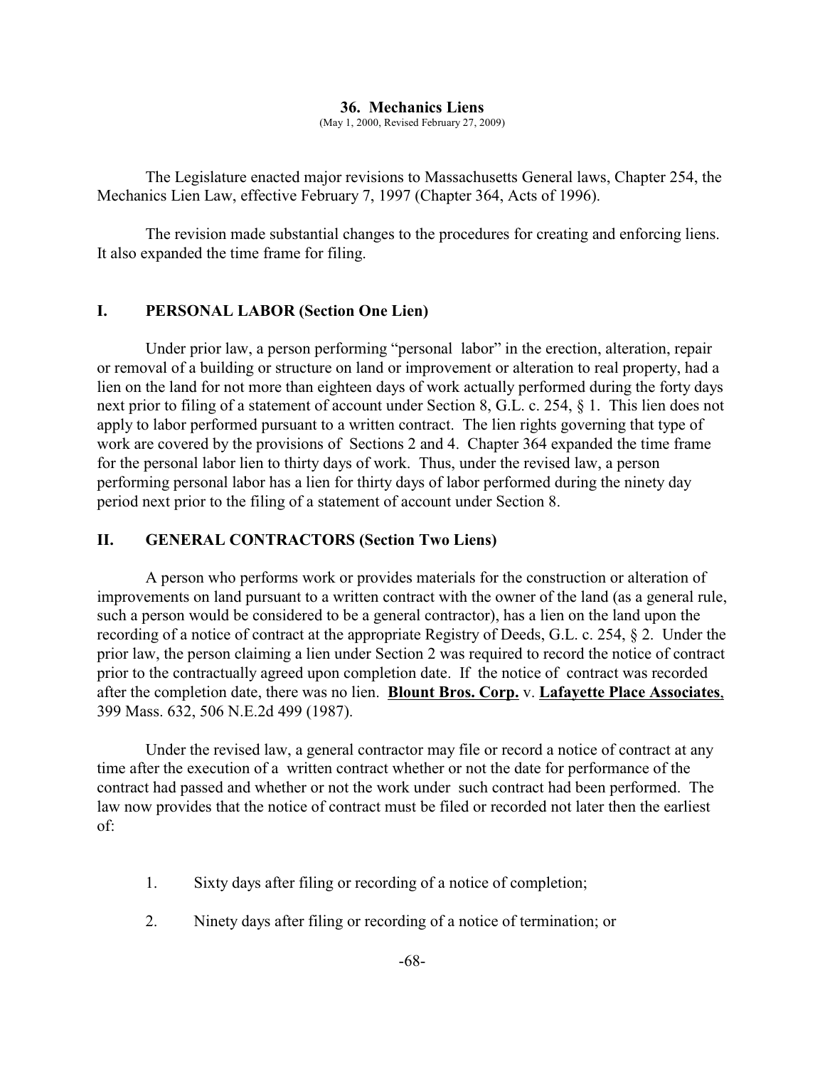## 36. Mechanics Liens

(May 1, 2000, Revised February 27, 2009)

The Legislature enacted major revisions to Massachusetts General laws, Chapter 254, the Mechanics Lien Law, effective February 7, 1997 (Chapter 364, Acts of 1996).

The revision made substantial changes to the procedures for creating and enforcing liens. It also expanded the time frame for filing.

### I. PERSONAL LABOR (Section One Lien)

Under prior law, a person performing "personal labor" in the erection, alteration, repair or removal of a building or structure on land or improvement or alteration to real property, had a lien on the land for not more than eighteen days of work actually performed during the forty days next prior to filing of a statement of account under Section 8, G.L. c. 254, § 1. This lien does not apply to labor performed pursuant to a written contract. The lien rights governing that type of work are covered by the provisions of Sections 2 and 4. Chapter 364 expanded the time frame for the personal labor lien to thirty days of work. Thus, under the revised law, a person performing personal labor has a lien for thirty days of labor performed during the ninety day period next prior to the filing of a statement of account under Section 8.

### II. GENERAL CONTRACTORS (Section Two Liens)

A person who performs work or provides materials for the construction or alteration of improvements on land pursuant to a written contract with the owner of the land (as a general rule, such a person would be considered to be a general contractor), has a lien on the land upon the recording of a notice of contract at the appropriate Registry of Deeds, G.L. c. 254, § 2. Under the prior law, the person claiming a lien under Section 2 was required to record the notice of contract prior to the contractually agreed upon completion date. If the notice of contract was recorded after the completion date, there was no lien. **Blount Bros. Corp.** v. **Lafayette Place Associates**, 399 Mass. 632, 506 N.E.2d 499 (1987).

Under the revised law, a general contractor may file or record a notice of contract at any time after the execution of a written contract whether or not the date for performance of the contract had passed and whether or not the work under such contract had been performed. The law now provides that the notice of contract must be filed or recorded not later then the earliest of:

1. Sixty days after filing or recording of a notice of completion;
2. Ninety days after filing or recording of a notice of termination; or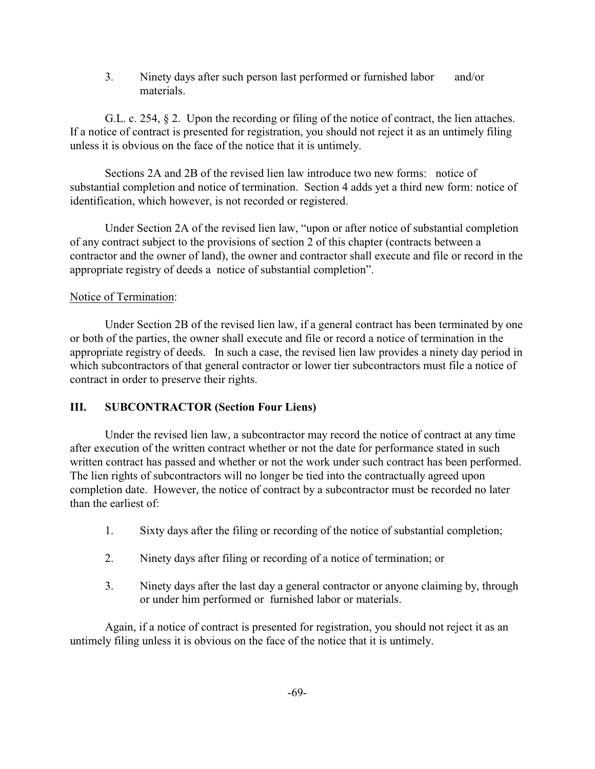3. Ninety days after such person last performed or furnished labor and/or materials.

G.L. c. 254, § 2. Upon the recording or filing of the notice of contract, the lien attaches. If a notice of contract is presented for registration, you should not reject it as an untimely filing unless it is obvious on the face of the notice that it is untimely.

Sections 2A and 2B of the revised lien law introduce two new forms: notice of substantial completion and notice of termination. Section 4 adds yet a third new form: notice of identification, which however, is not recorded or registered.

Under Section 2A of the revised lien law, "upon or after notice of substantial completion of any contract subject to the provisions of section 2 of this chapter (contracts between a contractor and the owner of land), the owner and contractor shall execute and file or record in the appropriate registry of deeds a notice of substantial completion".

Notice of Termination:

Under Section 2B of the revised lien law, if a general contract has been terminated by one or both of the parties, the owner shall execute and file or record a notice of termination in the appropriate registry of deeds. In such a case, the revised lien law provides a ninety day period in which subcontractors of that general contractor or lower tier subcontractors must file a notice of contract in order to preserve their rights.

## III. SUBCONTRACTOR (Section Four Liens)

Under the revised lien law, a subcontractor may record the notice of contract at any time after execution of the written contract whether or not the date for performance stated in such written contract has passed and whether or not the work under such contract has been performed. The lien rights of subcontractors will no longer be tied into the contractually agreed upon completion date. However, the notice of contract by a subcontractor must be recorded no later than the earliest of:

1. Sixty days after the filing or recording of the notice of substantial completion;
2. Ninety days after filing or recording of a notice of termination; or
3. Ninety days after the last day a general contractor or anyone claiming by, through or under him performed or furnished labor or materials.

Again, if a notice of contract is presented for registration, you should not reject it as an untimely filing unless it is obvious on the face of the notice that it is untimely.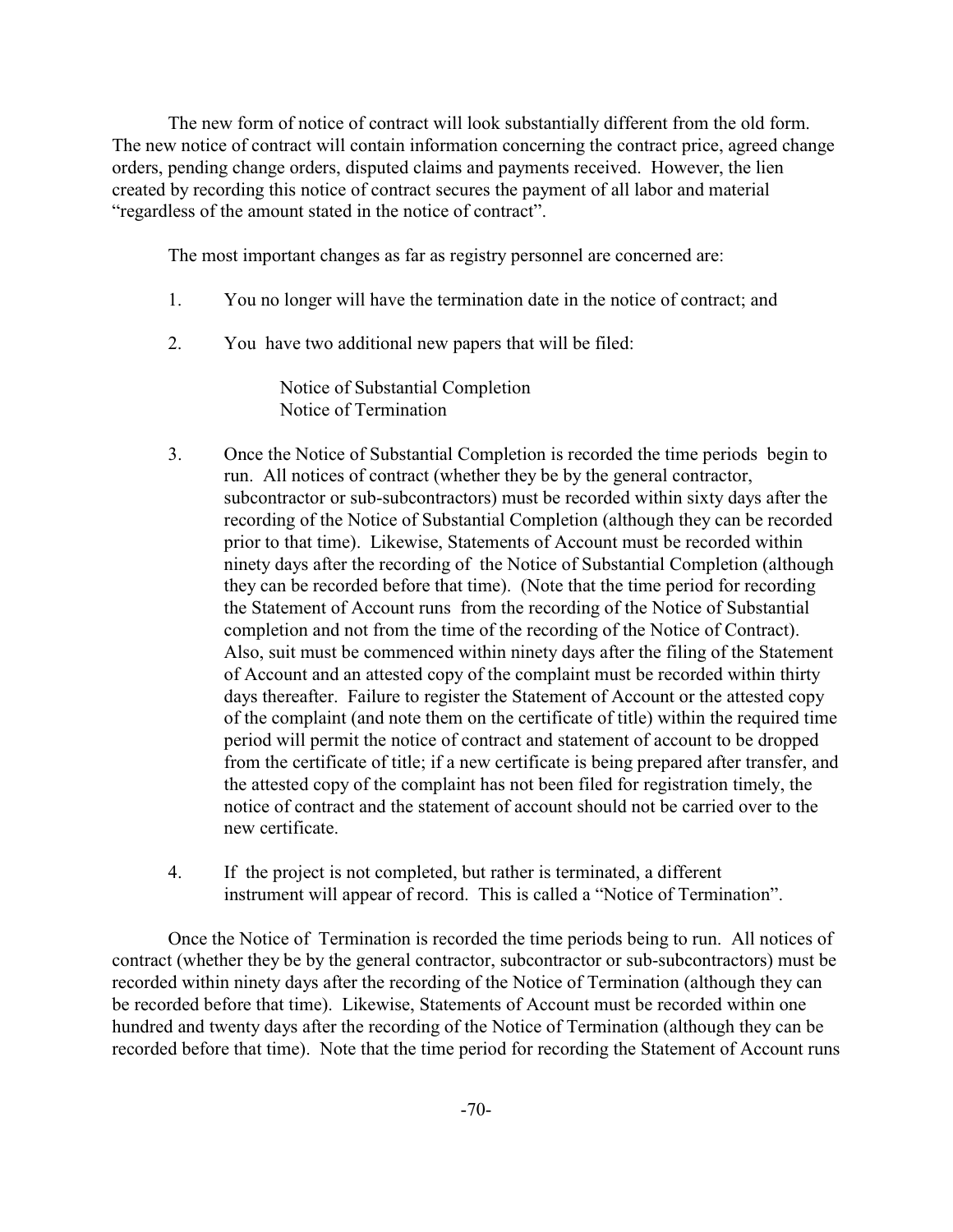The new form of notice of contract will look substantially different from the old form. The new notice of contract will contain information concerning the contract price, agreed change orders, pending change orders, disputed claims and payments received. However, the lien created by recording this notice of contract secures the payment of all labor and material "regardless of the amount stated in the notice of contract".

The most important changes as far as registry personnel are concerned are:

1. You no longer will have the termination date in the notice of contract; and

2. You have two additional new papers that will be filed:

   Notice of Substantial Completion
   Notice of Termination

3. Once the Notice of Substantial Completion is recorded the time periods begin to run. All notices of contract (whether they be by the general contractor, subcontractor or sub-subcontractors) must be recorded within sixty days after the recording of the Notice of Substantial Completion (although they can be recorded prior to that time). Likewise, Statements of Account must be recorded within ninety days after the recording of the Notice of Substantial Completion (although they can be recorded before that time). (Note that the time period for recording the Statement of Account runs from the recording of the Notice of Substantial completion and not from the time of the recording of the Notice of Contract). Also, suit must be commenced within ninety days after the filing of the Statement of Account and an attested copy of the complaint must be recorded within thirty days thereafter. Failure to register the Statement of Account or the attested copy of the complaint (and note them on the certificate of title) within the required time period will permit the notice of contract and statement of account to be dropped from the certificate of title; if a new certificate is being prepared after transfer, and the attested copy of the complaint has not been filed for registration timely, the notice of contract and the statement of account should not be carried over to the new certificate.

4. If the project is not completed, but rather is terminated, a different instrument will appear of record. This is called a "Notice of Termination".

Once the Notice of Termination is recorded the time periods being to run. All notices of contract (whether they be by the general contractor, subcontractor or sub-subcontractors) must be recorded within ninety days after the recording of the Notice of Termination (although they can be recorded before that time). Likewise, Statements of Account must be recorded within one hundred and twenty days after the recording of the Notice of Termination (although they can be recorded before that time). Note that the time period for recording the Statement of Account runs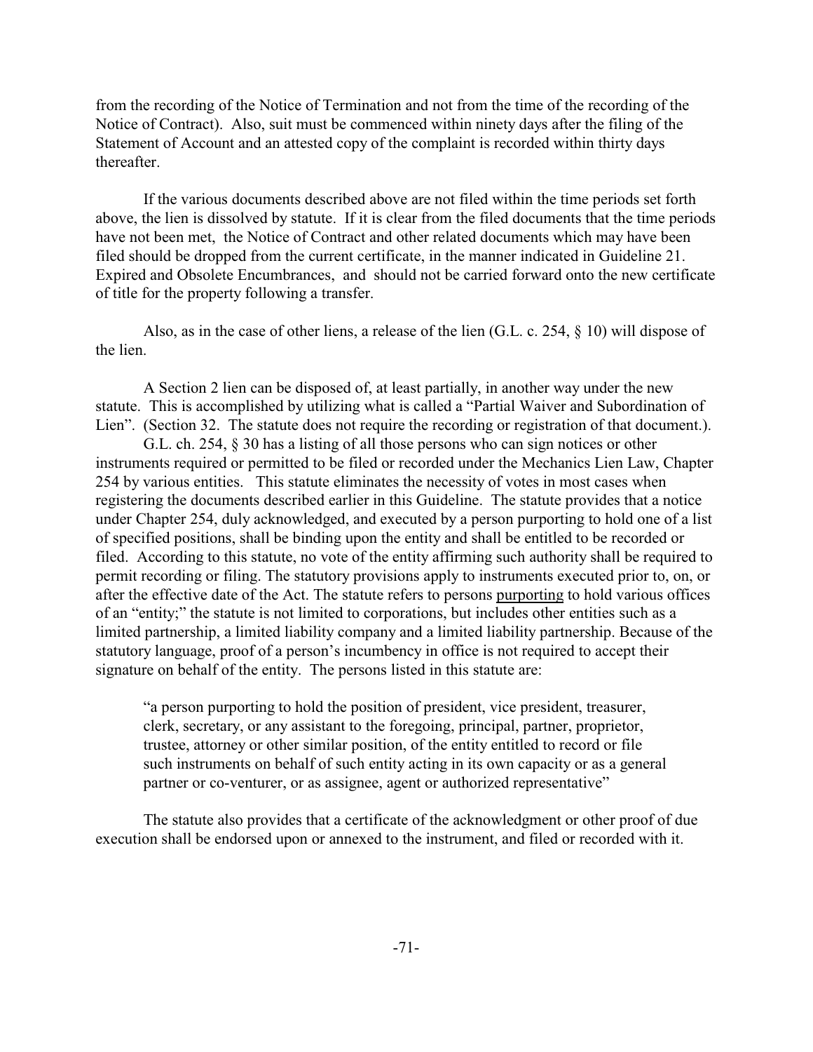from the recording of the Notice of Termination and not from the time of the recording of the Notice of Contract). Also, suit must be commenced within ninety days after the filing of the Statement of Account and an attested copy of the complaint is recorded within thirty days thereafter.

If the various documents described above are not filed within the time periods set forth above, the lien is dissolved by statute. If it is clear from the filed documents that the time periods have not been met, the Notice of Contract and other related documents which may have been filed should be dropped from the current certificate, in the manner indicated in Guideline 21. Expired and Obsolete Encumbrances, and should not be carried forward onto the new certificate of title for the property following a transfer.

Also, as in the case of other liens, a release of the lien (G.L. c. 254, § 10) will dispose of the lien.

A Section 2 lien can be disposed of, at least partially, in another way under the new statute. This is accomplished by utilizing what is called a "Partial Waiver and Subordination of Lien". (Section 32. The statute does not require the recording or registration of that document.).

G.L. ch. 254, § 30 has a listing of all those persons who can sign notices or other instruments required or permitted to be filed or recorded under the Mechanics Lien Law, Chapter 254 by various entities. This statute eliminates the necessity of votes in most cases when registering the documents described earlier in this Guideline. The statute provides that a notice under Chapter 254, duly acknowledged, and executed by a person purporting to hold one of a list of specified positions, shall be binding upon the entity and shall be entitled to be recorded or filed. According to this statute, no vote of the entity affirming such authority shall be required to permit recording or filing. The statutory provisions apply to instruments executed prior to, on, or after the effective date of the Act. The statute refers to persons <u>purporting</u> to hold various offices of an "entity;" the statute is not limited to corporations, but includes other entities such as a limited partnership, a limited liability company and a limited liability partnership. Because of the statutory language, proof of a person's incumbency in office is not required to accept their signature on behalf of the entity. The persons listed in this statute are:

> "a person purporting to hold the position of president, vice president, treasurer, clerk, secretary, or any assistant to the foregoing, principal, partner, proprietor, trustee, attorney or other similar position, of the entity entitled to record or file such instruments on behalf of such entity acting in its own capacity or as a general partner or co-venturer, or as assignee, agent or authorized representative"

The statute also provides that a certificate of the acknowledgment or other proof of due execution shall be endorsed upon or annexed to the instrument, and filed or recorded with it.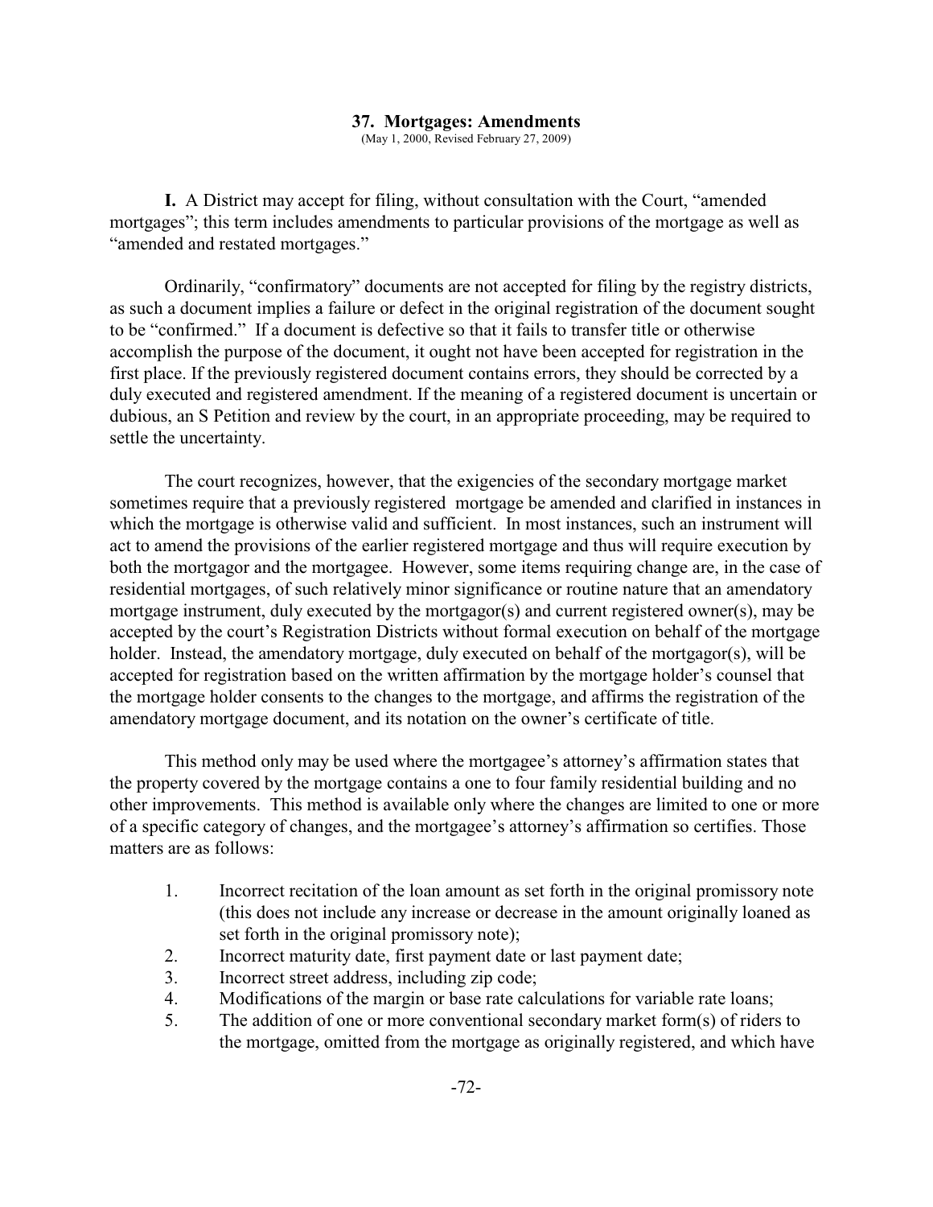## 37. Mortgages: Amendments

(May 1, 2000, Revised February 27, 2009)

**I.** A District may accept for filing, without consultation with the Court, "amended mortgages"; this term includes amendments to particular provisions of the mortgage as well as "amended and restated mortgages."

Ordinarily, "confirmatory" documents are not accepted for filing by the registry districts, as such a document implies a failure or defect in the original registration of the document sought to be "confirmed." If a document is defective so that it fails to transfer title or otherwise accomplish the purpose of the document, it ought not have been accepted for registration in the first place. If the previously registered document contains errors, they should be corrected by a duly executed and registered amendment. If the meaning of a registered document is uncertain or dubious, an S Petition and review by the court, in an appropriate proceeding, may be required to settle the uncertainty.

The court recognizes, however, that the exigencies of the secondary mortgage market sometimes require that a previously registered mortgage be amended and clarified in instances in which the mortgage is otherwise valid and sufficient. In most instances, such an instrument will act to amend the provisions of the earlier registered mortgage and thus will require execution by both the mortgagor and the mortgagee. However, some items requiring change are, in the case of residential mortgages, of such relatively minor significance or routine nature that an amendatory mortgage instrument, duly executed by the mortgagor(s) and current registered owner(s), may be accepted by the court's Registration Districts without formal execution on behalf of the mortgage holder. Instead, the amendatory mortgage, duly executed on behalf of the mortgagor(s), will be accepted for registration based on the written affirmation by the mortgage holder's counsel that the mortgage holder consents to the changes to the mortgage, and affirms the registration of the amendatory mortgage document, and its notation on the owner's certificate of title.

This method only may be used where the mortgagee's attorney's affirmation states that the property covered by the mortgage contains a one to four family residential building and no other improvements. This method is available only where the changes are limited to one or more of a specific category of changes, and the mortgagee's attorney's affirmation so certifies. Those matters are as follows:

1. Incorrect recitation of the loan amount as set forth in the original promissory note (this does not include any increase or decrease in the amount originally loaned as set forth in the original promissory note);
2. Incorrect maturity date, first payment date or last payment date;
3. Incorrect street address, including zip code;
4. Modifications of the margin or base rate calculations for variable rate loans;
5. The addition of one or more conventional secondary market form(s) of riders to the mortgage, omitted from the mortgage as originally registered, and which have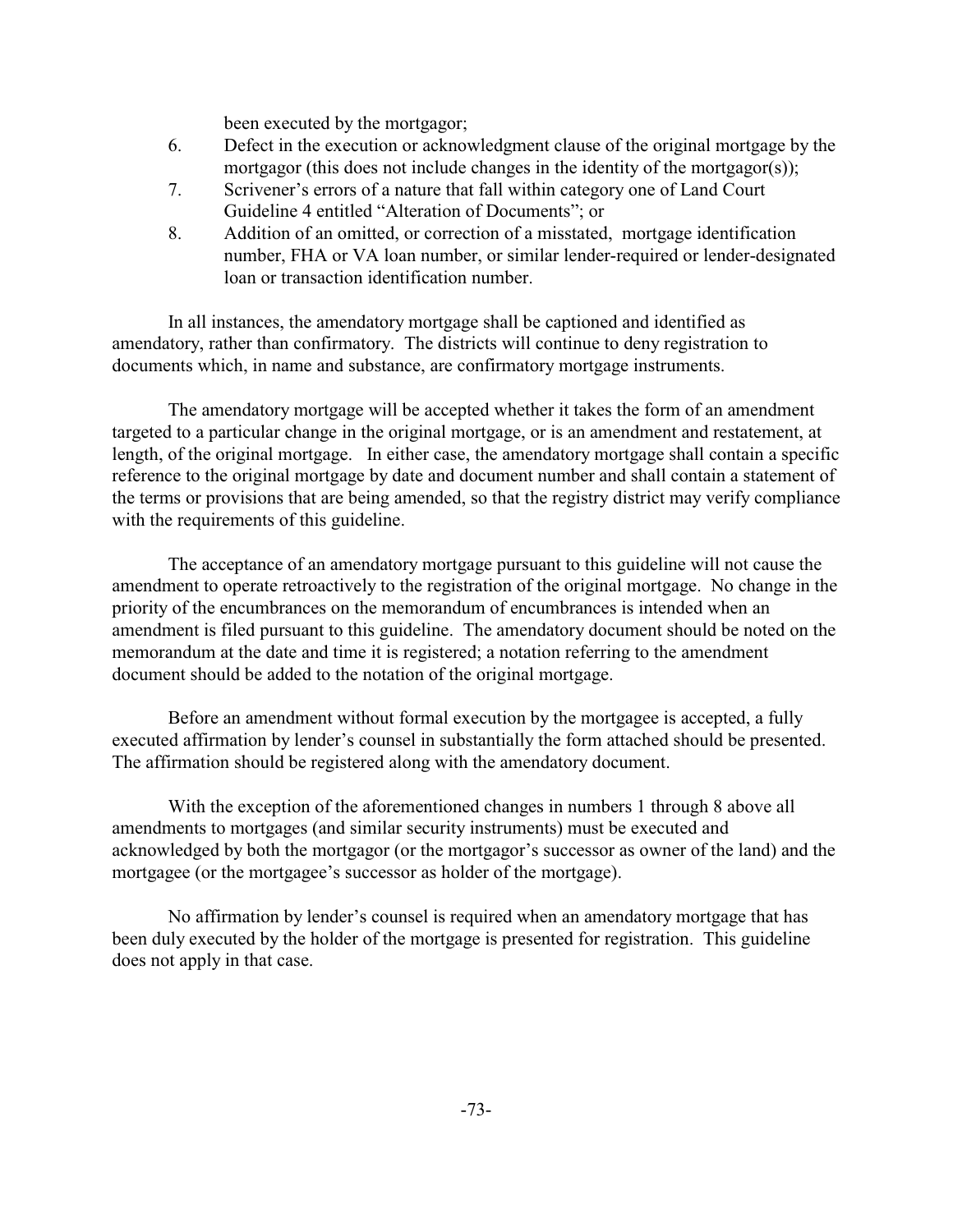been executed by the mortgagor;

6. Defect in the execution or acknowledgment clause of the original mortgage by the mortgagor (this does not include changes in the identity of the mortgagor(s));
7. Scrivener's errors of a nature that fall within category one of Land Court Guideline 4 entitled "Alteration of Documents"; or
8. Addition of an omitted, or correction of a misstated, mortgage identification number, FHA or VA loan number, or similar lender-required or lender-designated loan or transaction identification number.

In all instances, the amendatory mortgage shall be captioned and identified as amendatory, rather than confirmatory. The districts will continue to deny registration to documents which, in name and substance, are confirmatory mortgage instruments.

The amendatory mortgage will be accepted whether it takes the form of an amendment targeted to a particular change in the original mortgage, or is an amendment and restatement, at length, of the original mortgage. In either case, the amendatory mortgage shall contain a specific reference to the original mortgage by date and document number and shall contain a statement of the terms or provisions that are being amended, so that the registry district may verify compliance with the requirements of this guideline.

The acceptance of an amendatory mortgage pursuant to this guideline will not cause the amendment to operate retroactively to the registration of the original mortgage. No change in the priority of the encumbrances on the memorandum of encumbrances is intended when an amendment is filed pursuant to this guideline. The amendatory document should be noted on the memorandum at the date and time it is registered; a notation referring to the amendment document should be added to the notation of the original mortgage.

Before an amendment without formal execution by the mortgagee is accepted, a fully executed affirmation by lender's counsel in substantially the form attached should be presented. The affirmation should be registered along with the amendatory document.

With the exception of the aforementioned changes in numbers 1 through 8 above all amendments to mortgages (and similar security instruments) must be executed and acknowledged by both the mortgagor (or the mortgagor's successor as owner of the land) and the mortgagee (or the mortgagee's successor as holder of the mortgage).

No affirmation by lender's counsel is required when an amendatory mortgage that has been duly executed by the holder of the mortgage is presented for registration. This guideline does not apply in that case.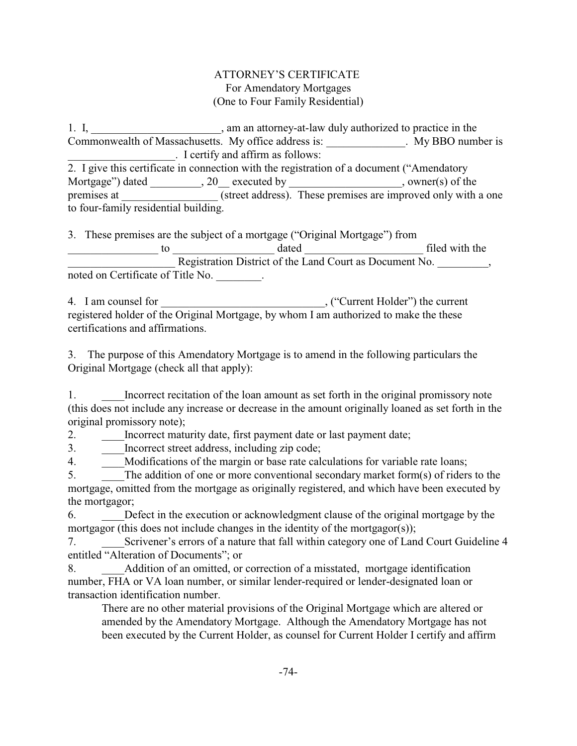ATTORNEY'S CERTIFICATE
For Amendatory Mortgages
(One to Four Family Residential)

1. I, _______________________, am an attorney-at-law duly authorized to practice in the Commonwealth of Massachusetts. My office address is: ______________. My BBO number is ___________________. I certify and affirm as follows:
2. I give this certificate in connection with the registration of a document ("Amendatory Mortgage") dated _________, 20__ executed by ___________________, owner(s) of the premises at _________________ (street address). These premises are improved only with a one to four-family residential building.

3. These premises are the subject of a mortgage ("Original Mortgage") from ________________ to _________________ dated _____________________ filed with the __________________ Registration District of the Land Court as Document No. _________, noted on Certificate of Title No. ________.

4. I am counsel for _____________________________, ("Current Holder") the current registered holder of the Original Mortgage, by whom I am authorized to make the these certifications and affirmations.

3. The purpose of this Amendatory Mortgage is to amend in the following particulars the Original Mortgage (check all that apply):

1. ____Incorrect recitation of the loan amount as set forth in the original promissory note (this does not include any increase or decrease in the amount originally loaned as set forth in the original promissory note);
2. ____Incorrect maturity date, first payment date or last payment date;
3. ____Incorrect street address, including zip code;
4. ____Modifications of the margin or base rate calculations for variable rate loans;
5. ____The addition of one or more conventional secondary market form(s) of riders to the mortgage, omitted from the mortgage as originally registered, and which have been executed by the mortgagor;
6. ____Defect in the execution or acknowledgment clause of the original mortgage by the mortgagor (this does not include changes in the identity of the mortgagor(s));
7. ____Scrivener's errors of a nature that fall within category one of Land Court Guideline 4 entitled "Alteration of Documents"; or
8. ____Addition of an omitted, or correction of a misstated, mortgage identification number, FHA or VA loan number, or similar lender-required or lender-designated loan or transaction identification number.

There are no other material provisions of the Original Mortgage which are altered or amended by the Amendatory Mortgage. Although the Amendatory Mortgage has not been executed by the Current Holder, as counsel for Current Holder I certify and affirm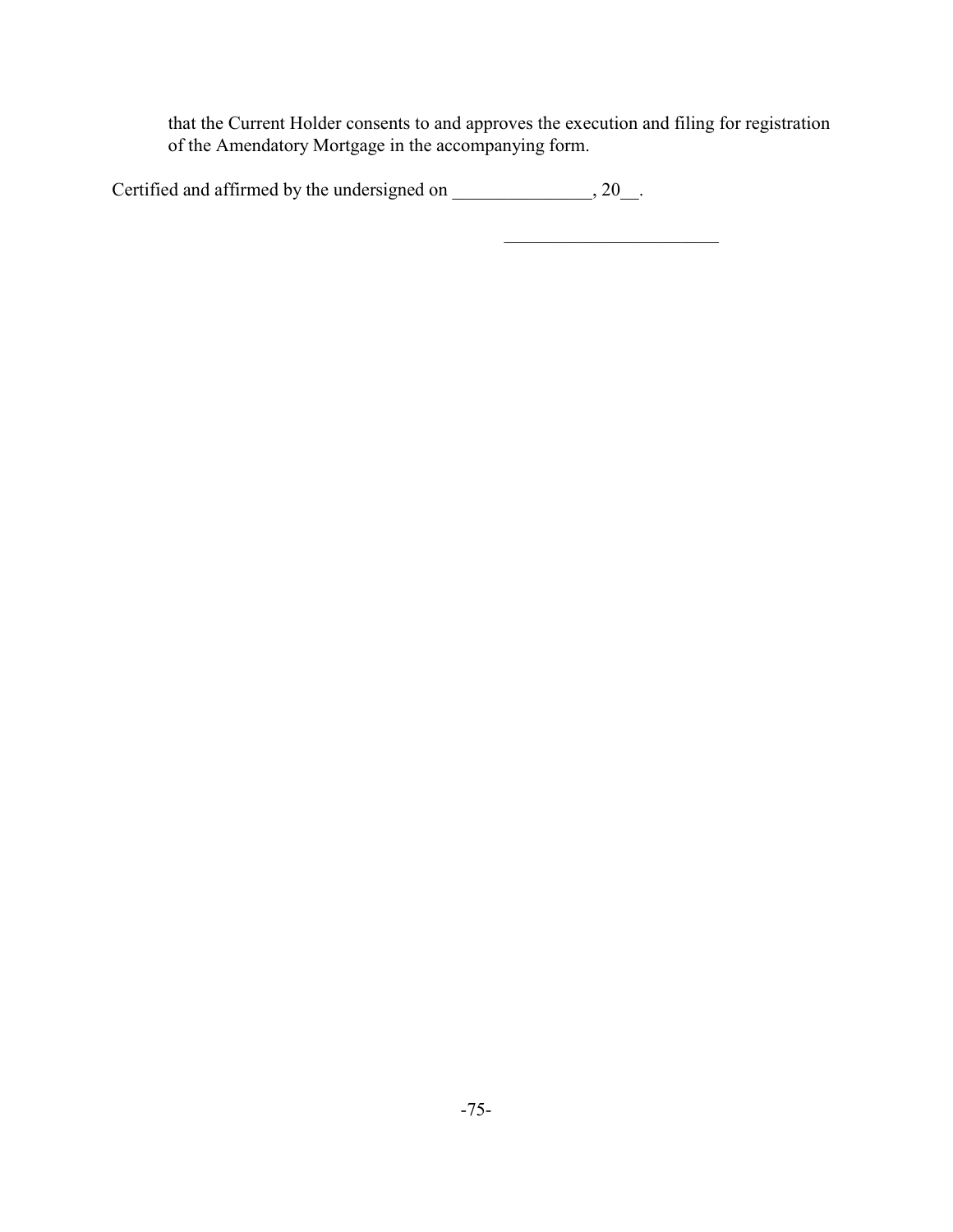that the Current Holder consents to and approves the execution and filing for registration of the Amendatory Mortgage in the accompanying form.

Certified and affirmed by the undersigned on _______________, 20__.

_______________________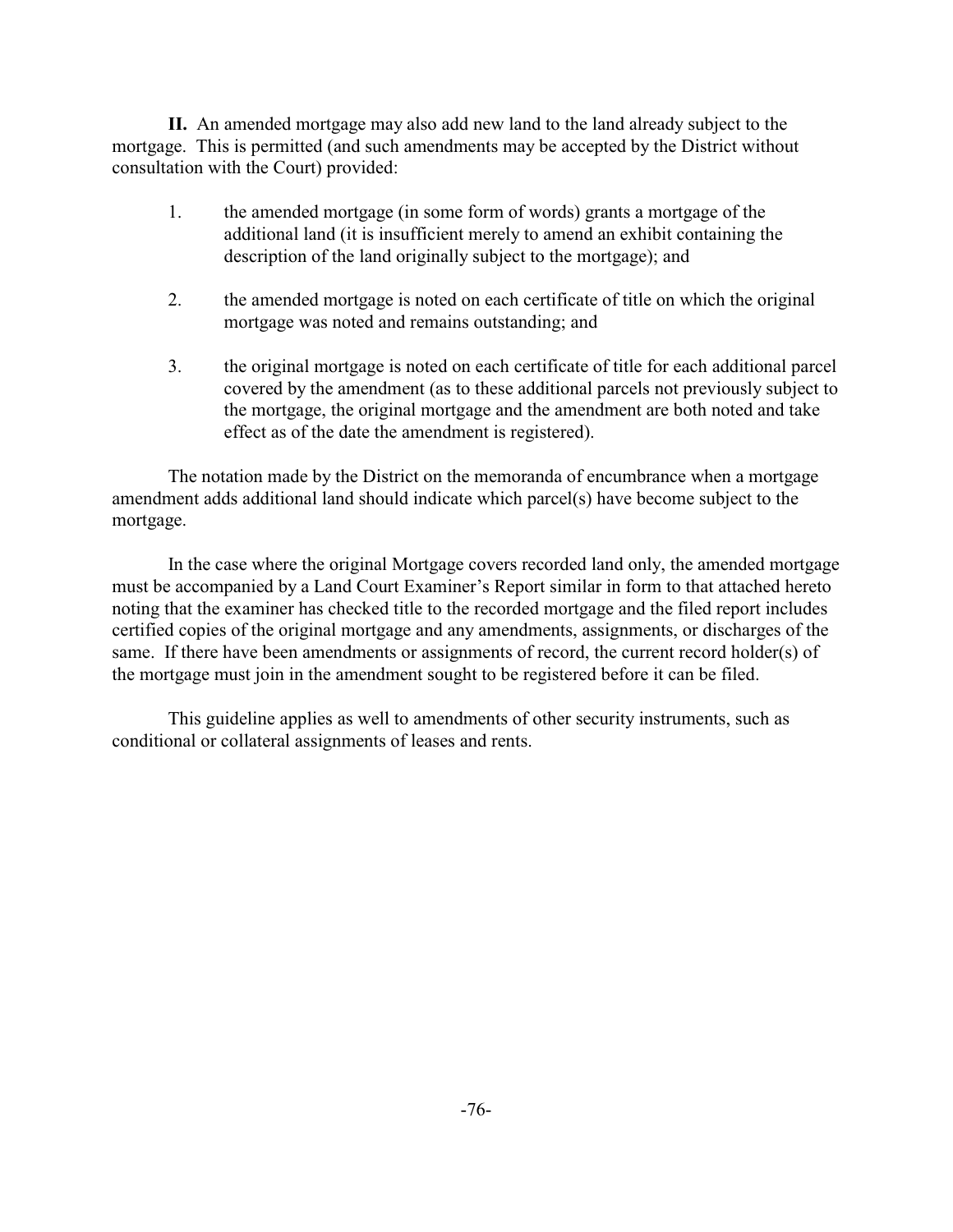**II.** An amended mortgage may also add new land to the land already subject to the mortgage. This is permitted (and such amendments may be accepted by the District without consultation with the Court) provided:

1. the amended mortgage (in some form of words) grants a mortgage of the additional land (it is insufficient merely to amend an exhibit containing the description of the land originally subject to the mortgage); and

2. the amended mortgage is noted on each certificate of title on which the original mortgage was noted and remains outstanding; and

3. the original mortgage is noted on each certificate of title for each additional parcel covered by the amendment (as to these additional parcels not previously subject to the mortgage, the original mortgage and the amendment are both noted and take effect as of the date the amendment is registered).

The notation made by the District on the memoranda of encumbrance when a mortgage amendment adds additional land should indicate which parcel(s) have become subject to the mortgage.

In the case where the original Mortgage covers recorded land only, the amended mortgage must be accompanied by a Land Court Examiner's Report similar in form to that attached hereto noting that the examiner has checked title to the recorded mortgage and the filed report includes certified copies of the original mortgage and any amendments, assignments, or discharges of the same. If there have been amendments or assignments of record, the current record holder(s) of the mortgage must join in the amendment sought to be registered before it can be filed.

This guideline applies as well to amendments of other security instruments, such as conditional or collateral assignments of leases and rents.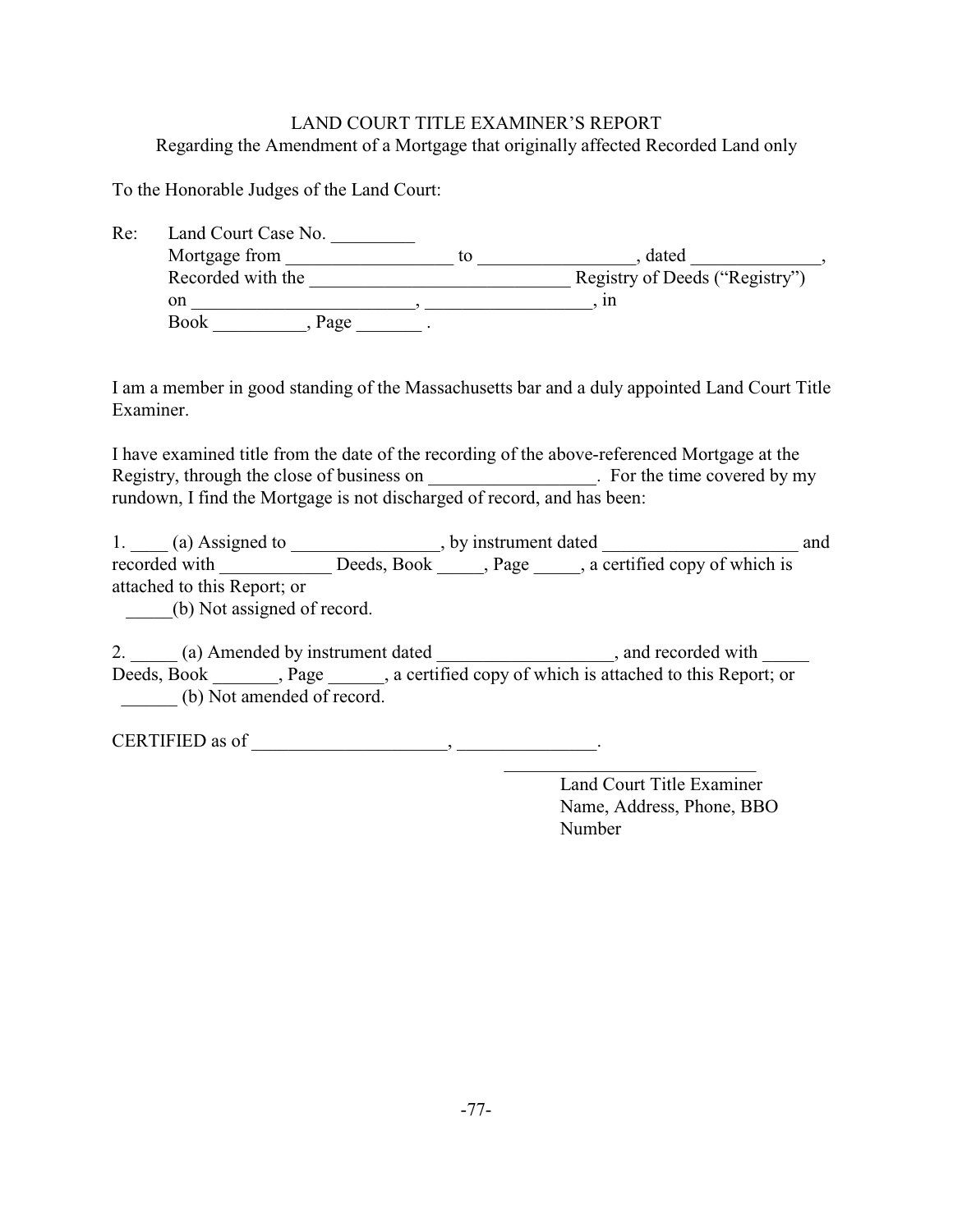LAND COURT TITLE EXAMINER'S REPORT
Regarding the Amendment of a Mortgage that originally affected Recorded Land only

To the Honorable Judges of the Land Court:

Re: Land Court Case No. _________
Mortgage from __________________ to _________________, dated ______________,
Recorded with the ____________________________ Registry of Deeds ("Registry")
on ________________________, __________________, in
Book __________, Page _______ .

I am a member in good standing of the Massachusetts bar and a duly appointed Land Court Title Examiner.

I have examined title from the date of the recording of the above-referenced Mortgage at the Registry, through the close of business on __________________. For the time covered by my rundown, I find the Mortgage is not discharged of record, and has been:

1. ____ (a) Assigned to ________________, by instrument dated _____________________ and recorded with ____________ Deeds, Book _____, Page _____, a certified copy of which is attached to this Report; or
_____(b) Not assigned of record.

2. _____ (a) Amended by instrument dated ___________________, and recorded with _____ Deeds, Book _______, Page ______, a certified copy of which is attached to this Report; or
______ (b) Not amended of record.

CERTIFIED as of _____________________, _______________.

____________________________
Land Court Title Examiner
Name, Address, Phone, BBO Number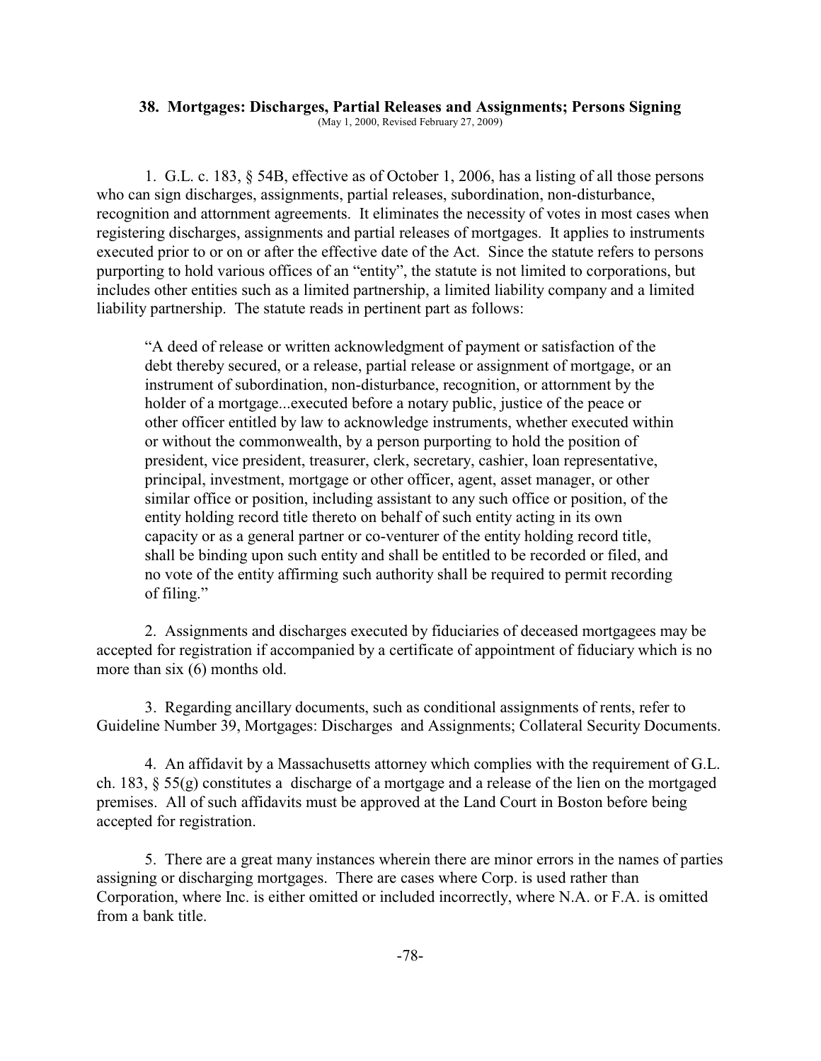## 38. Mortgages: Discharges, Partial Releases and Assignments; Persons Signing

(May 1, 2000, Revised February 27, 2009)

1. G.L. c. 183, § 54B, effective as of October 1, 2006, has a listing of all those persons who can sign discharges, assignments, partial releases, subordination, non-disturbance, recognition and attornment agreements. It eliminates the necessity of votes in most cases when registering discharges, assignments and partial releases of mortgages. It applies to instruments executed prior to or on or after the effective date of the Act. Since the statute refers to persons purporting to hold various offices of an "entity", the statute is not limited to corporations, but includes other entities such as a limited partnership, a limited liability company and a limited liability partnership. The statute reads in pertinent part as follows:

> "A deed of release or written acknowledgment of payment or satisfaction of the debt thereby secured, or a release, partial release or assignment of mortgage, or an instrument of subordination, non-disturbance, recognition, or attornment by the holder of a mortgage...executed before a notary public, justice of the peace or other officer entitled by law to acknowledge instruments, whether executed within or without the commonwealth, by a person purporting to hold the position of president, vice president, treasurer, clerk, secretary, cashier, loan representative, principal, investment, mortgage or other officer, agent, asset manager, or other similar office or position, including assistant to any such office or position, of the entity holding record title thereto on behalf of such entity acting in its own capacity or as a general partner or co-venturer of the entity holding record title, shall be binding upon such entity and shall be entitled to be recorded or filed, and no vote of the entity affirming such authority shall be required to permit recording of filing."

2. Assignments and discharges executed by fiduciaries of deceased mortgagees may be accepted for registration if accompanied by a certificate of appointment of fiduciary which is no more than six (6) months old.

3. Regarding ancillary documents, such as conditional assignments of rents, refer to Guideline Number 39, Mortgages: Discharges and Assignments; Collateral Security Documents.

4. An affidavit by a Massachusetts attorney which complies with the requirement of G.L. ch. 183, § 55(g) constitutes a discharge of a mortgage and a release of the lien on the mortgaged premises. All of such affidavits must be approved at the Land Court in Boston before being accepted for registration.

5. There are a great many instances wherein there are minor errors in the names of parties assigning or discharging mortgages. There are cases where Corp. is used rather than Corporation, where Inc. is either omitted or included incorrectly, where N.A. or F.A. is omitted from a bank title.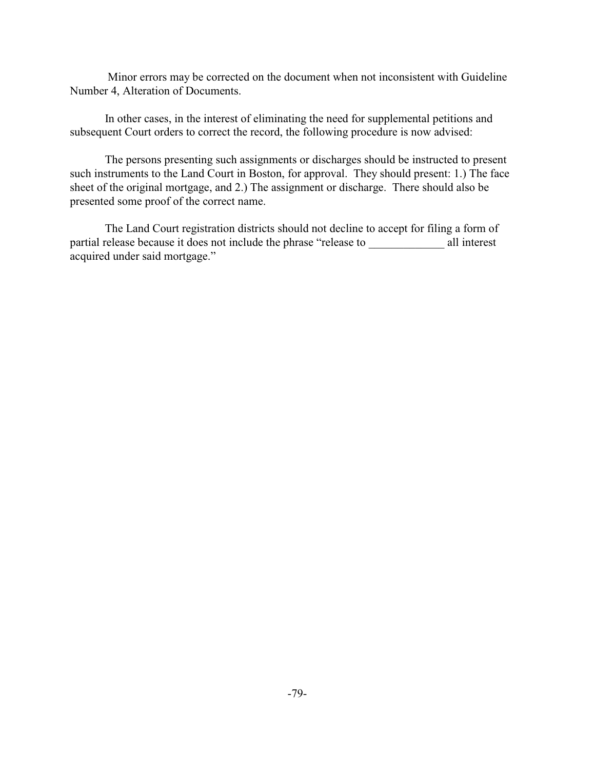Minor errors may be corrected on the document when not inconsistent with Guideline Number 4, Alteration of Documents.

In other cases, in the interest of eliminating the need for supplemental petitions and subsequent Court orders to correct the record, the following procedure is now advised:

The persons presenting such assignments or discharges should be instructed to present such instruments to the Land Court in Boston, for approval. They should present: 1.) The face sheet of the original mortgage, and 2.) The assignment or discharge. There should also be presented some proof of the correct name.

The Land Court registration districts should not decline to accept for filing a form of partial release because it does not include the phrase "release to _____________ all interest acquired under said mortgage."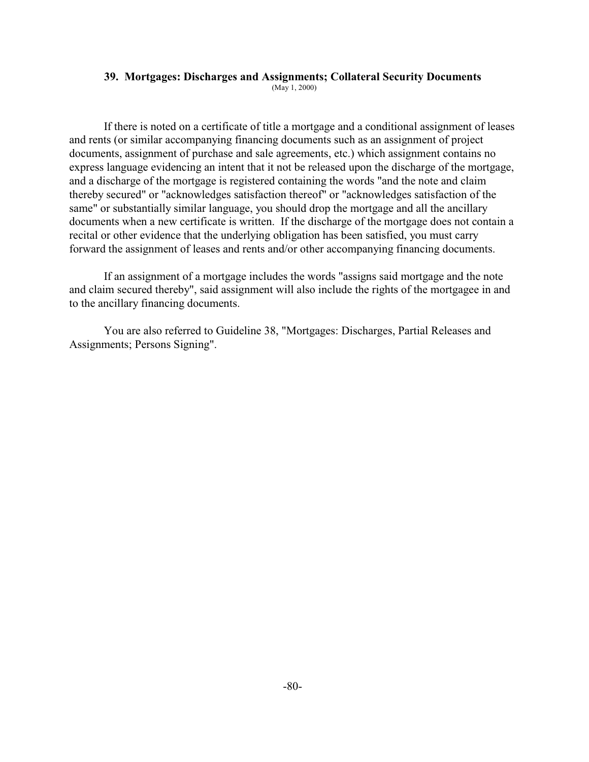## 39. Mortgages: Discharges and Assignments; Collateral Security Documents

(May 1, 2000)

If there is noted on a certificate of title a mortgage and a conditional assignment of leases and rents (or similar accompanying financing documents such as an assignment of project documents, assignment of purchase and sale agreements, etc.) which assignment contains no express language evidencing an intent that it not be released upon the discharge of the mortgage, and a discharge of the mortgage is registered containing the words "and the note and claim thereby secured" or "acknowledges satisfaction thereof" or "acknowledges satisfaction of the same" or substantially similar language, you should drop the mortgage and all the ancillary documents when a new certificate is written. If the discharge of the mortgage does not contain a recital or other evidence that the underlying obligation has been satisfied, you must carry forward the assignment of leases and rents and/or other accompanying financing documents.

If an assignment of a mortgage includes the words "assigns said mortgage and the note and claim secured thereby", said assignment will also include the rights of the mortgagee in and to the ancillary financing documents.

You are also referred to Guideline 38, "Mortgages: Discharges, Partial Releases and Assignments; Persons Signing".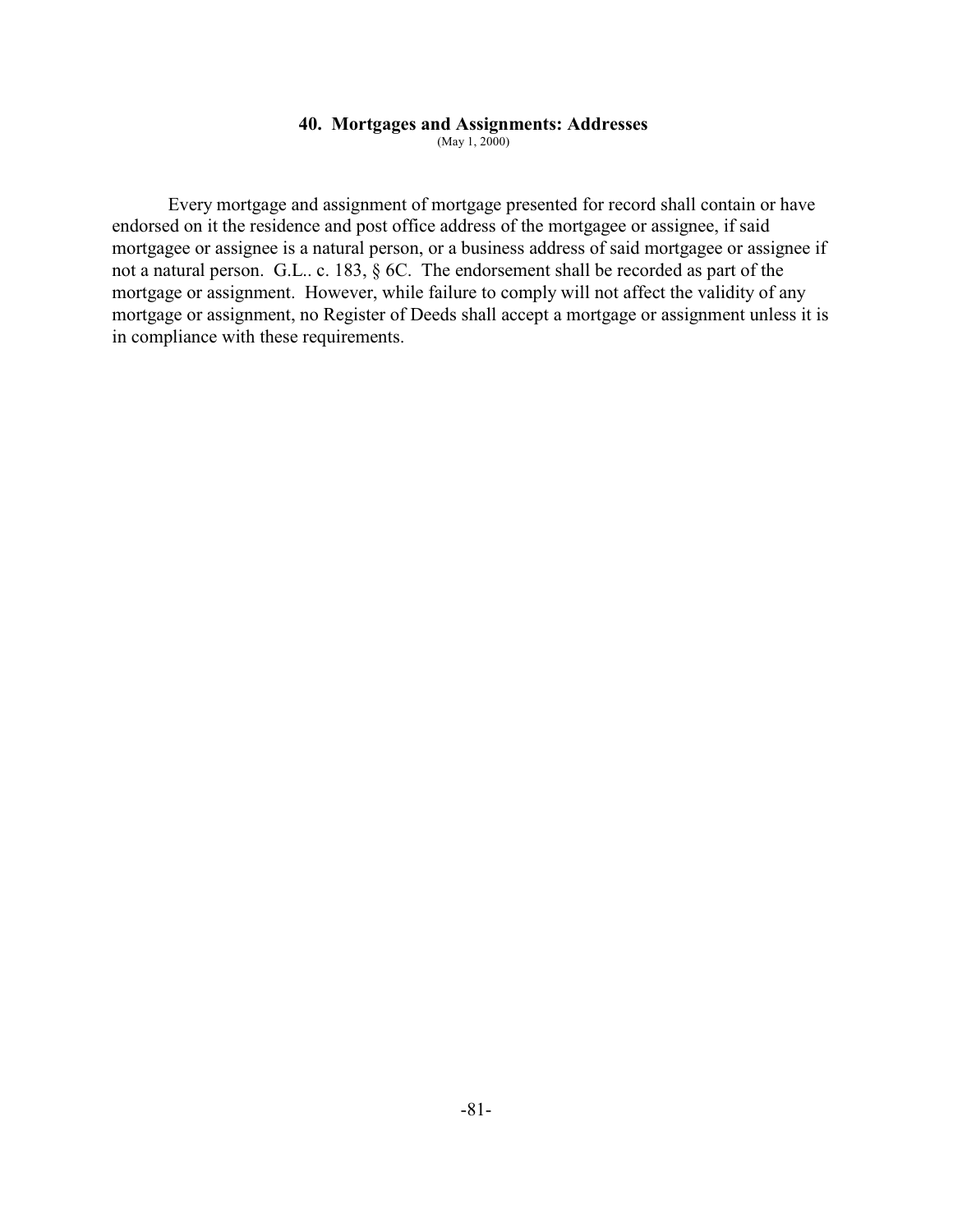## 40. Mortgages and Assignments: Addresses

(May 1, 2000)

Every mortgage and assignment of mortgage presented for record shall contain or have endorsed on it the residence and post office address of the mortgagee or assignee, if said mortgagee or assignee is a natural person, or a business address of said mortgagee or assignee if not a natural person. G.L.. c. 183, § 6C. The endorsement shall be recorded as part of the mortgage or assignment. However, while failure to comply will not affect the validity of any mortgage or assignment, no Register of Deeds shall accept a mortgage or assignment unless it is in compliance with these requirements.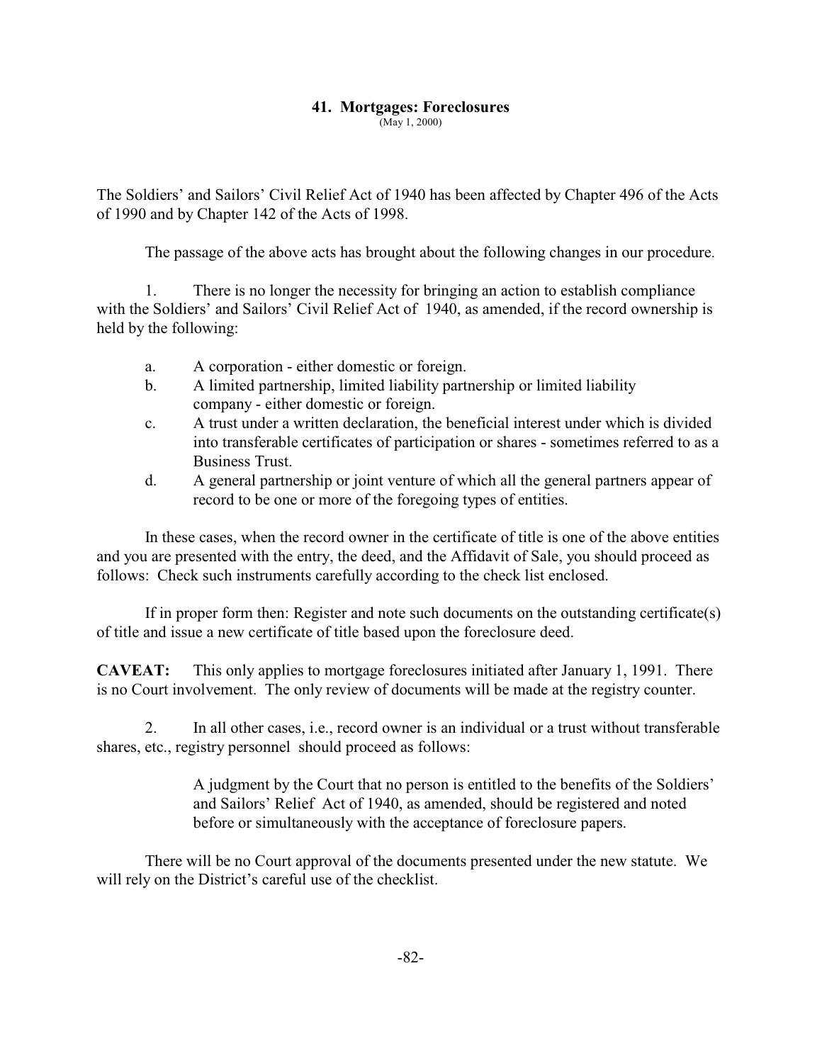## 41. Mortgages: Foreclosures

(May 1, 2000)

The Soldiers' and Sailors' Civil Relief Act of 1940 has been affected by Chapter 496 of the Acts of 1990 and by Chapter 142 of the Acts of 1998.

The passage of the above acts has brought about the following changes in our procedure.

1. There is no longer the necessity for bringing an action to establish compliance with the Soldiers' and Sailors' Civil Relief Act of 1940, as amended, if the record ownership is held by the following:

   a. A corporation - either domestic or foreign.
   
   b. A limited partnership, limited liability partnership or limited liability company - either domestic or foreign.
   
   c. A trust under a written declaration, the beneficial interest under which is divided into transferable certificates of participation or shares - sometimes referred to as a Business Trust.
   
   d. A general partnership or joint venture of which all the general partners appear of record to be one or more of the foregoing types of entities.

In these cases, when the record owner in the certificate of title is one of the above entities and you are presented with the entry, the deed, and the Affidavit of Sale, you should proceed as follows: Check such instruments carefully according to the check list enclosed.

If in proper form then: Register and note such documents on the outstanding certificate(s) of title and issue a new certificate of title based upon the foreclosure deed.

**CAVEAT:** This only applies to mortgage foreclosures initiated after January 1, 1991. There is no Court involvement. The only review of documents will be made at the registry counter.

2. In all other cases, i.e., record owner is an individual or a trust without transferable shares, etc., registry personnel should proceed as follows:

   A judgment by the Court that no person is entitled to the benefits of the Soldiers' and Sailors' Relief Act of 1940, as amended, should be registered and noted before or simultaneously with the acceptance of foreclosure papers.

There will be no Court approval of the documents presented under the new statute. We will rely on the District's careful use of the checklist.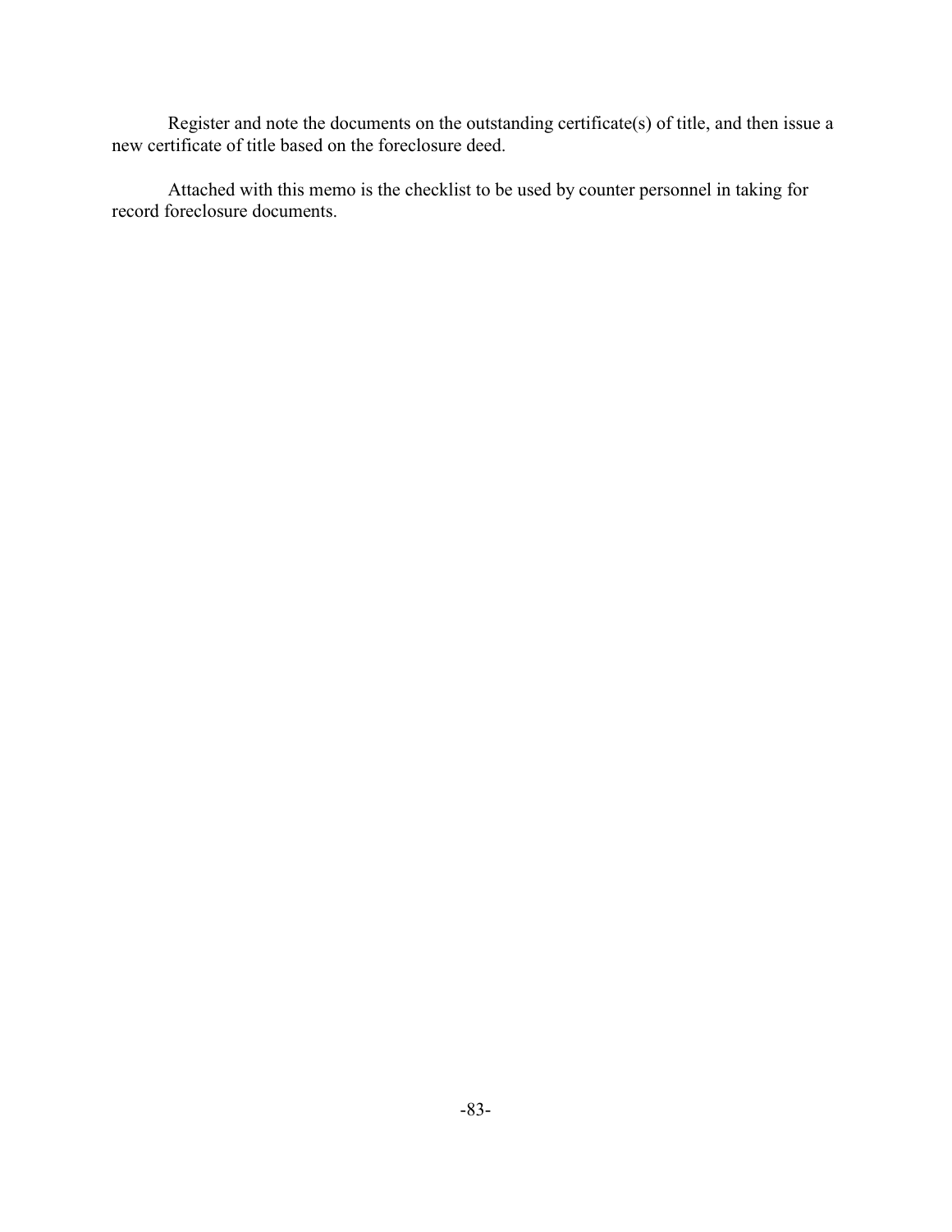Register and note the documents on the outstanding certificate(s) of title, and then issue a new certificate of title based on the foreclosure deed.

Attached with this memo is the checklist to be used by counter personnel in taking for record foreclosure documents.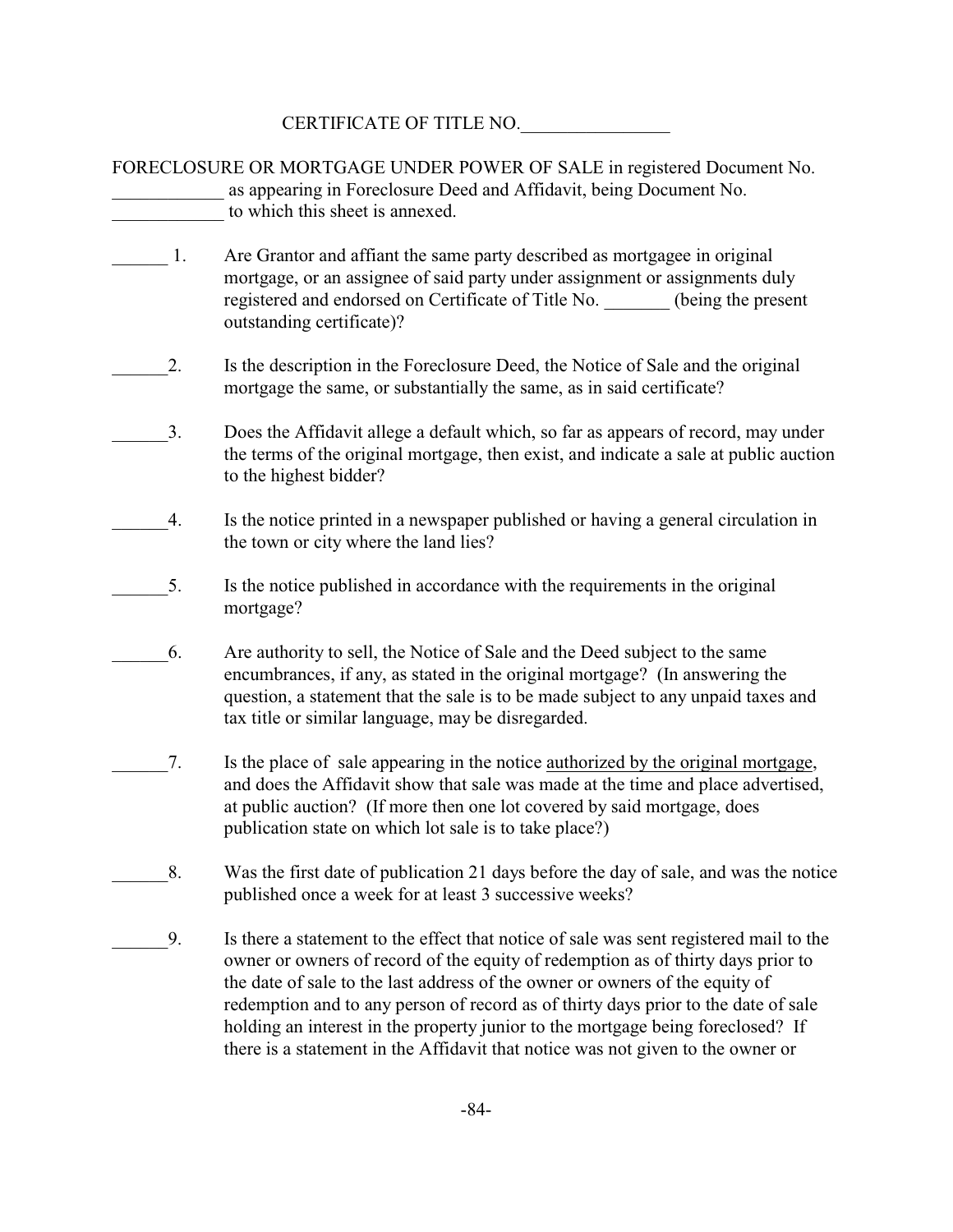CERTIFICATE OF TITLE NO.________________

FORECLOSURE OR MORTGAGE UNDER POWER OF SALE in registered Document No. ____________ as appearing in Foreclosure Deed and Affidavit, being Document No. ____________ to which this sheet is annexed.

______ 1. Are Grantor and affiant the same party described as mortgagee in original mortgage, or an assignee of said party under assignment or assignments duly registered and endorsed on Certificate of Title No. _______ (being the present outstanding certificate)?

______2. Is the description in the Foreclosure Deed, the Notice of Sale and the original mortgage the same, or substantially the same, as in said certificate?

______3. Does the Affidavit allege a default which, so far as appears of record, may under the terms of the original mortgage, then exist, and indicate a sale at public auction to the highest bidder?

______4. Is the notice printed in a newspaper published or having a general circulation in the town or city where the land lies?

______5. Is the notice published in accordance with the requirements in the original mortgage?

______6. Are authority to sell, the Notice of Sale and the Deed subject to the same encumbrances, if any, as stated in the original mortgage? (In answering the question, a statement that the sale is to be made subject to any unpaid taxes and tax title or similar language, may be disregarded.

______7. Is the place of sale appearing in the notice authorized by the original mortgage, and does the Affidavit show that sale was made at the time and place advertised, at public auction? (If more then one lot covered by said mortgage, does publication state on which lot sale is to take place?)

______8. Was the first date of publication 21 days before the day of sale, and was the notice published once a week for at least 3 successive weeks?

______9. Is there a statement to the effect that notice of sale was sent registered mail to the owner or owners of record of the equity of redemption as of thirty days prior to the date of sale to the last address of the owner or owners of the equity of redemption and to any person of record as of thirty days prior to the date of sale holding an interest in the property junior to the mortgage being foreclosed? If there is a statement in the Affidavit that notice was not given to the owner or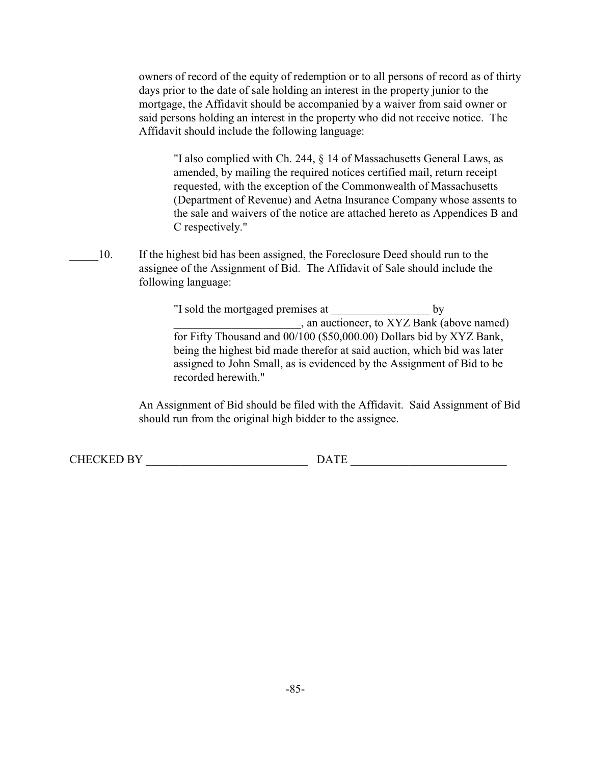owners of record of the equity of redemption or to all persons of record as of thirty days prior to the date of sale holding an interest in the property junior to the mortgage, the Affidavit should be accompanied by a waiver from said owner or said persons holding an interest in the property who did not receive notice. The Affidavit should include the following language:

> "I also complied with Ch. 244, § 14 of Massachusetts General Laws, as amended, by mailing the required notices certified mail, return receipt requested, with the exception of the Commonwealth of Massachusetts (Department of Revenue) and Aetna Insurance Company whose assents to the sale and waivers of the notice are attached hereto as Appendices B and C respectively."

_____10. If the highest bid has been assigned, the Foreclosure Deed should run to the assignee of the Assignment of Bid. The Affidavit of Sale should include the following language:

> "I sold the mortgaged premises at _________________ by ______________________, an auctioneer, to XYZ Bank (above named) for Fifty Thousand and 00/100 ($50,000.00) Dollars bid by XYZ Bank, being the highest bid made therefor at said auction, which bid was later assigned to John Small, as is evidenced by the Assignment of Bid to be recorded herewith."

An Assignment of Bid should be filed with the Affidavit. Said Assignment of Bid should run from the original high bidder to the assignee.

CHECKED BY ____________________________ DATE ___________________________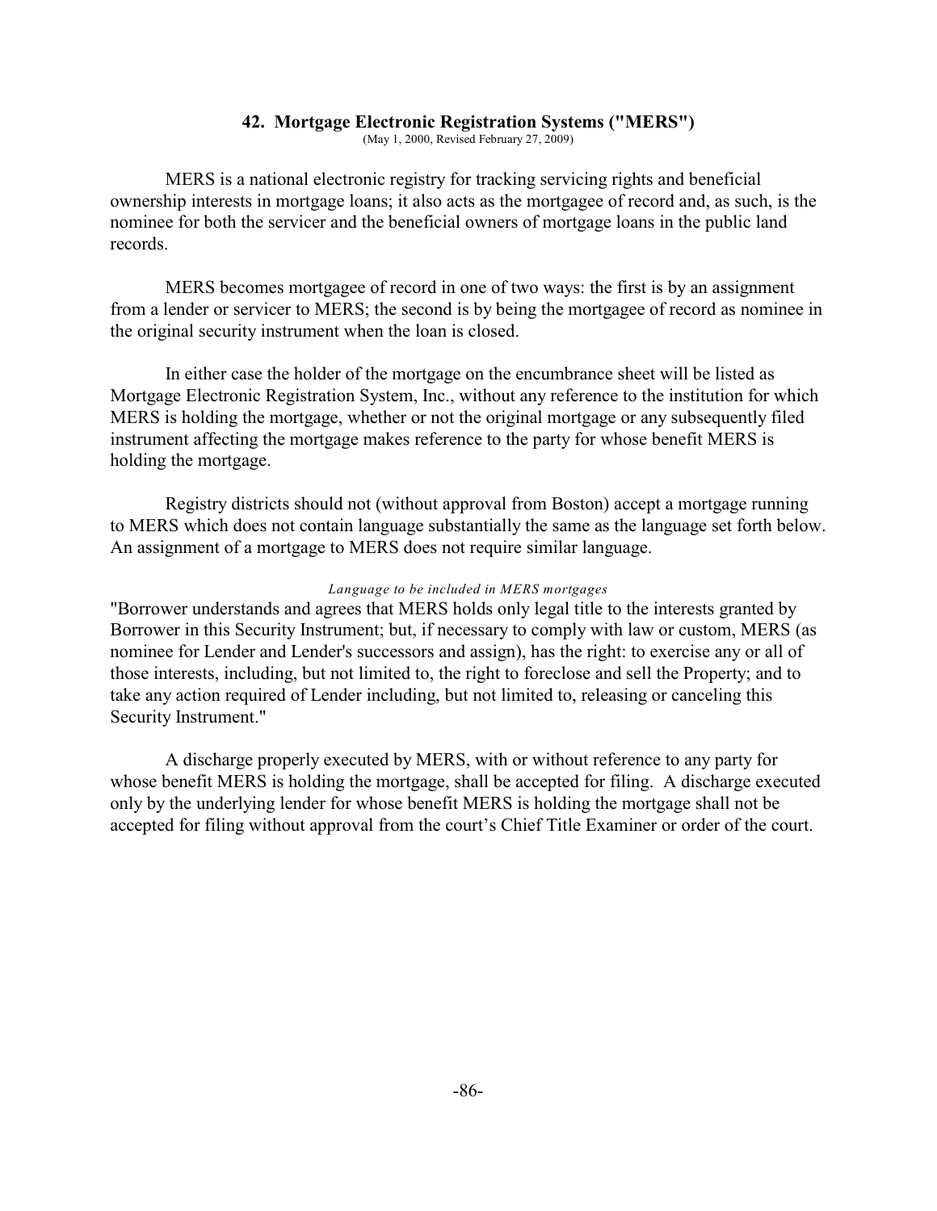## 42. Mortgage Electronic Registration Systems ("MERS")

(May 1, 2000, Revised February 27, 2009)

MERS is a national electronic registry for tracking servicing rights and beneficial ownership interests in mortgage loans; it also acts as the mortgagee of record and, as such, is the nominee for both the servicer and the beneficial owners of mortgage loans in the public land records.

MERS becomes mortgagee of record in one of two ways: the first is by an assignment from a lender or servicer to MERS; the second is by being the mortgagee of record as nominee in the original security instrument when the loan is closed.

In either case the holder of the mortgage on the encumbrance sheet will be listed as Mortgage Electronic Registration System, Inc., without any reference to the institution for which MERS is holding the mortgage, whether or not the original mortgage or any subsequently filed instrument affecting the mortgage makes reference to the party for whose benefit MERS is holding the mortgage.

Registry districts should not (without approval from Boston) accept a mortgage running to MERS which does not contain language substantially the same as the language set forth below. An assignment of a mortgage to MERS does not require similar language.

*Language to be included in MERS mortgages*

"Borrower understands and agrees that MERS holds only legal title to the interests granted by Borrower in this Security Instrument; but, if necessary to comply with law or custom, MERS (as nominee for Lender and Lender's successors and assign), has the right: to exercise any or all of those interests, including, but not limited to, the right to foreclose and sell the Property; and to take any action required of Lender including, but not limited to, releasing or canceling this Security Instrument."

A discharge properly executed by MERS, with or without reference to any party for whose benefit MERS is holding the mortgage, shall be accepted for filing. A discharge executed only by the underlying lender for whose benefit MERS is holding the mortgage shall not be accepted for filing without approval from the court's Chief Title Examiner or order of the court.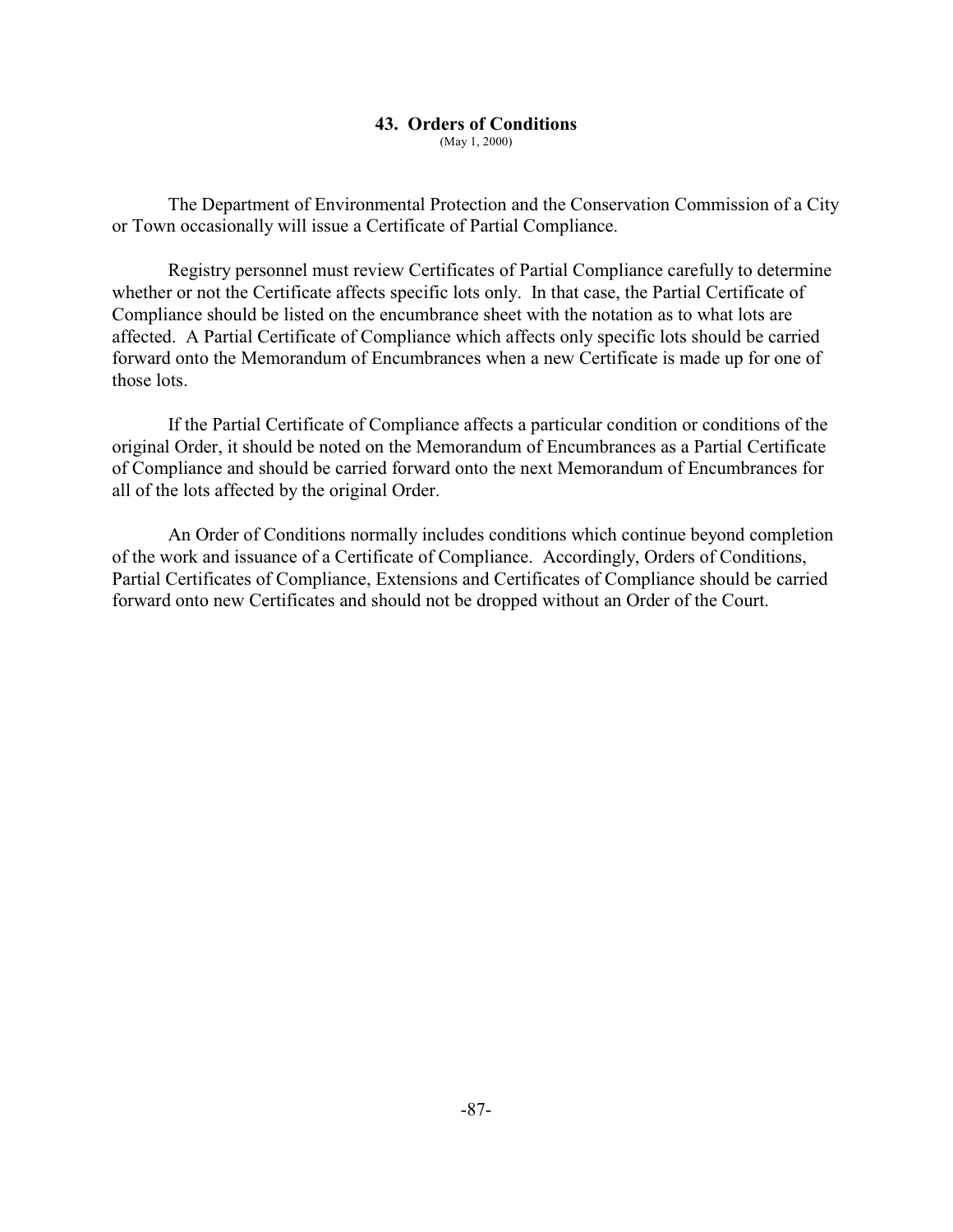## 43. Orders of Conditions

(May 1, 2000)

The Department of Environmental Protection and the Conservation Commission of a City or Town occasionally will issue a Certificate of Partial Compliance.

Registry personnel must review Certificates of Partial Compliance carefully to determine whether or not the Certificate affects specific lots only. In that case, the Partial Certificate of Compliance should be listed on the encumbrance sheet with the notation as to what lots are affected. A Partial Certificate of Compliance which affects only specific lots should be carried forward onto the Memorandum of Encumbrances when a new Certificate is made up for one of those lots.

If the Partial Certificate of Compliance affects a particular condition or conditions of the original Order, it should be noted on the Memorandum of Encumbrances as a Partial Certificate of Compliance and should be carried forward onto the next Memorandum of Encumbrances for all of the lots affected by the original Order.

An Order of Conditions normally includes conditions which continue beyond completion of the work and issuance of a Certificate of Compliance. Accordingly, Orders of Conditions, Partial Certificates of Compliance, Extensions and Certificates of Compliance should be carried forward onto new Certificates and should not be dropped without an Order of the Court.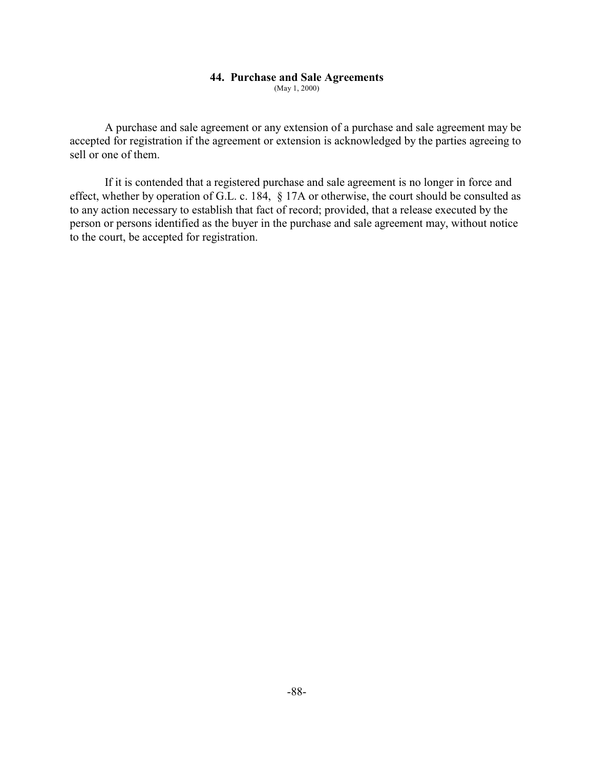## 44. Purchase and Sale Agreements

(May 1, 2000)

A purchase and sale agreement or any extension of a purchase and sale agreement may be accepted for registration if the agreement or extension is acknowledged by the parties agreeing to sell or one of them.

If it is contended that a registered purchase and sale agreement is no longer in force and effect, whether by operation of G.L. c. 184, § 17A or otherwise, the court should be consulted as to any action necessary to establish that fact of record; provided, that a release executed by the person or persons identified as the buyer in the purchase and sale agreement may, without notice to the court, be accepted for registration.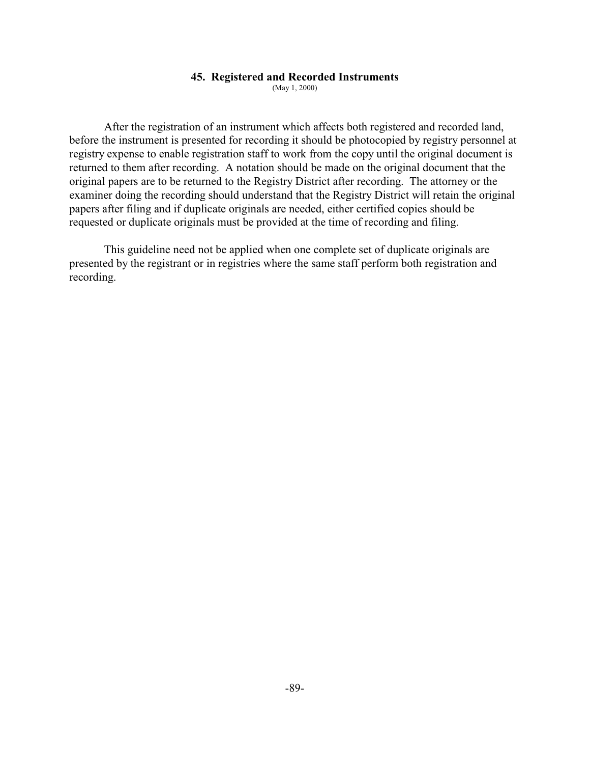## 45. Registered and Recorded Instruments

(May 1, 2000)

After the registration of an instrument which affects both registered and recorded land, before the instrument is presented for recording it should be photocopied by registry personnel at registry expense to enable registration staff to work from the copy until the original document is returned to them after recording. A notation should be made on the original document that the original papers are to be returned to the Registry District after recording. The attorney or the examiner doing the recording should understand that the Registry District will retain the original papers after filing and if duplicate originals are needed, either certified copies should be requested or duplicate originals must be provided at the time of recording and filing.

This guideline need not be applied when one complete set of duplicate originals are presented by the registrant or in registries where the same staff perform both registration and recording.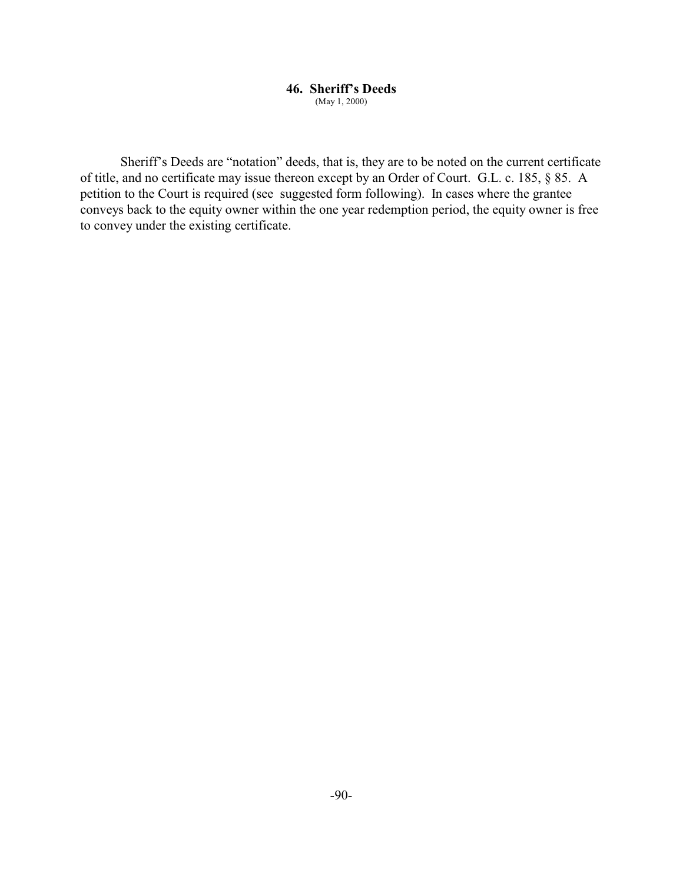## 46. Sheriff's Deeds

(May 1, 2000)

Sheriff's Deeds are "notation" deeds, that is, they are to be noted on the current certificate of title, and no certificate may issue thereon except by an Order of Court. G.L. c. 185, § 85. A petition to the Court is required (see suggested form following). In cases where the grantee conveys back to the equity owner within the one year redemption period, the equity owner is free to convey under the existing certificate.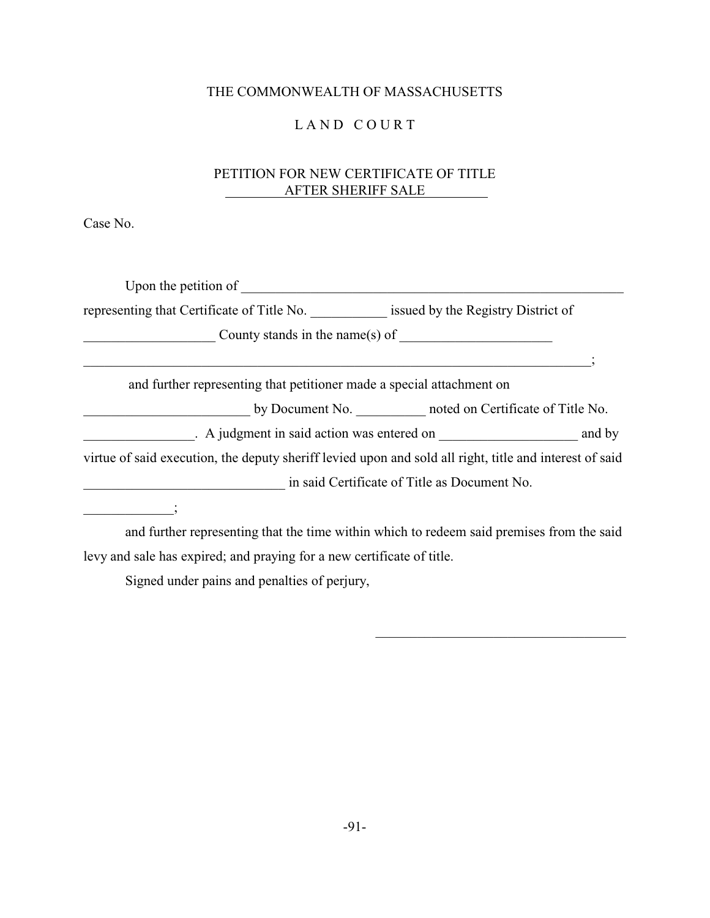THE COMMONWEALTH OF MASSACHUSETTS

L A N D   C O U R T

PETITION FOR NEW CERTIFICATE OF TITLE
AFTER SHERIFF SALE

Case No.

Upon the petition of ____________________________________________________________
representing that Certificate of Title No. ___________ issued by the Registry District of
___________________ County stands in the name(s) of ______________________
___________________________________________________________________________;

and further representing that petitioner made a special attachment on
________________________ by Document No. __________ noted on Certificate of Title No.
________________. A judgment in said action was entered on ____________________ and by virtue of said execution, the deputy sheriff levied upon and sold all right, title and interest of said _____________________________ in said Certificate of Title as Document No.
_____________;

and further representing that the time within which to redeem said premises from the said levy and sale has expired; and praying for a new certificate of title.

Signed under pains and penalties of perjury,

_____________________________________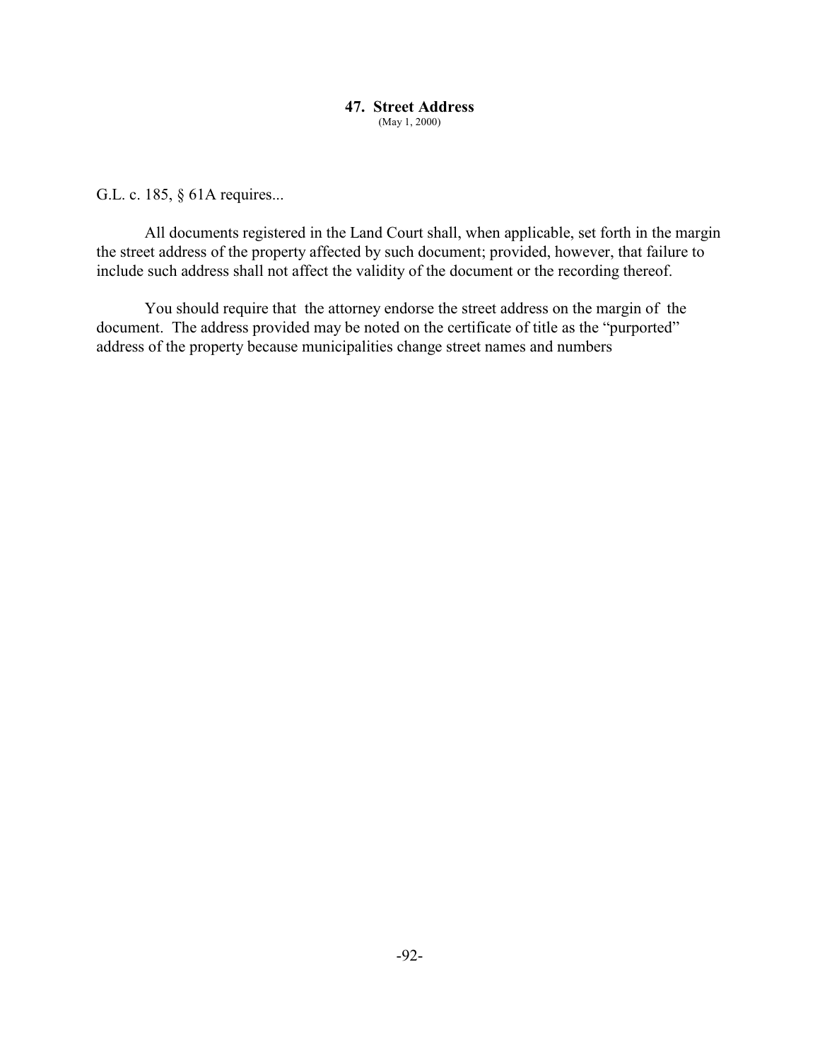## 47. Street Address

(May 1, 2000)

G.L. c. 185, § 61A requires...

All documents registered in the Land Court shall, when applicable, set forth in the margin the street address of the property affected by such document; provided, however, that failure to include such address shall not affect the validity of the document or the recording thereof.

You should require that the attorney endorse the street address on the margin of the document. The address provided may be noted on the certificate of title as the "purported" address of the property because municipalities change street names and numbers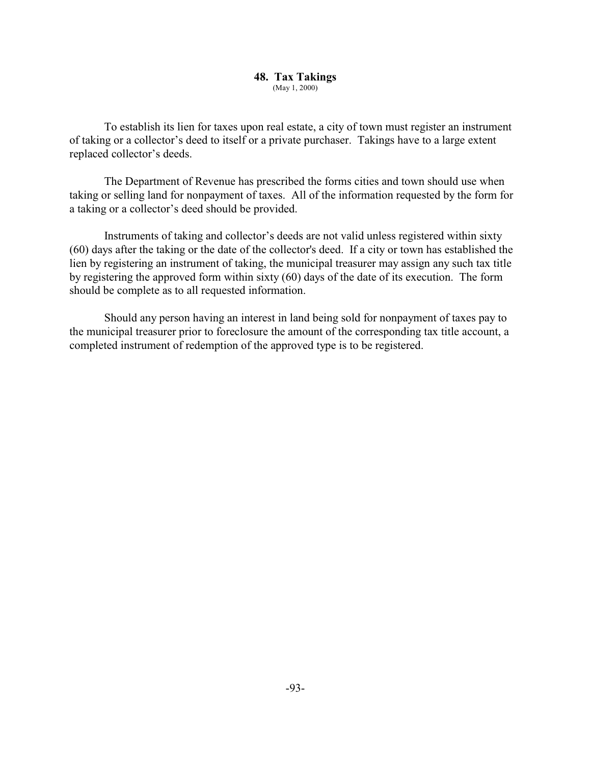## 48. Tax Takings

(May 1, 2000)

To establish its lien for taxes upon real estate, a city of town must register an instrument of taking or a collector's deed to itself or a private purchaser. Takings have to a large extent replaced collector's deeds.

The Department of Revenue has prescribed the forms cities and town should use when taking or selling land for nonpayment of taxes. All of the information requested by the form for a taking or a collector's deed should be provided.

Instruments of taking and collector's deeds are not valid unless registered within sixty (60) days after the taking or the date of the collector's deed. If a city or town has established the lien by registering an instrument of taking, the municipal treasurer may assign any such tax title by registering the approved form within sixty (60) days of the date of its execution. The form should be complete as to all requested information.

Should any person having an interest in land being sold for nonpayment of taxes pay to the municipal treasurer prior to foreclosure the amount of the corresponding tax title account, a completed instrument of redemption of the approved type is to be registered.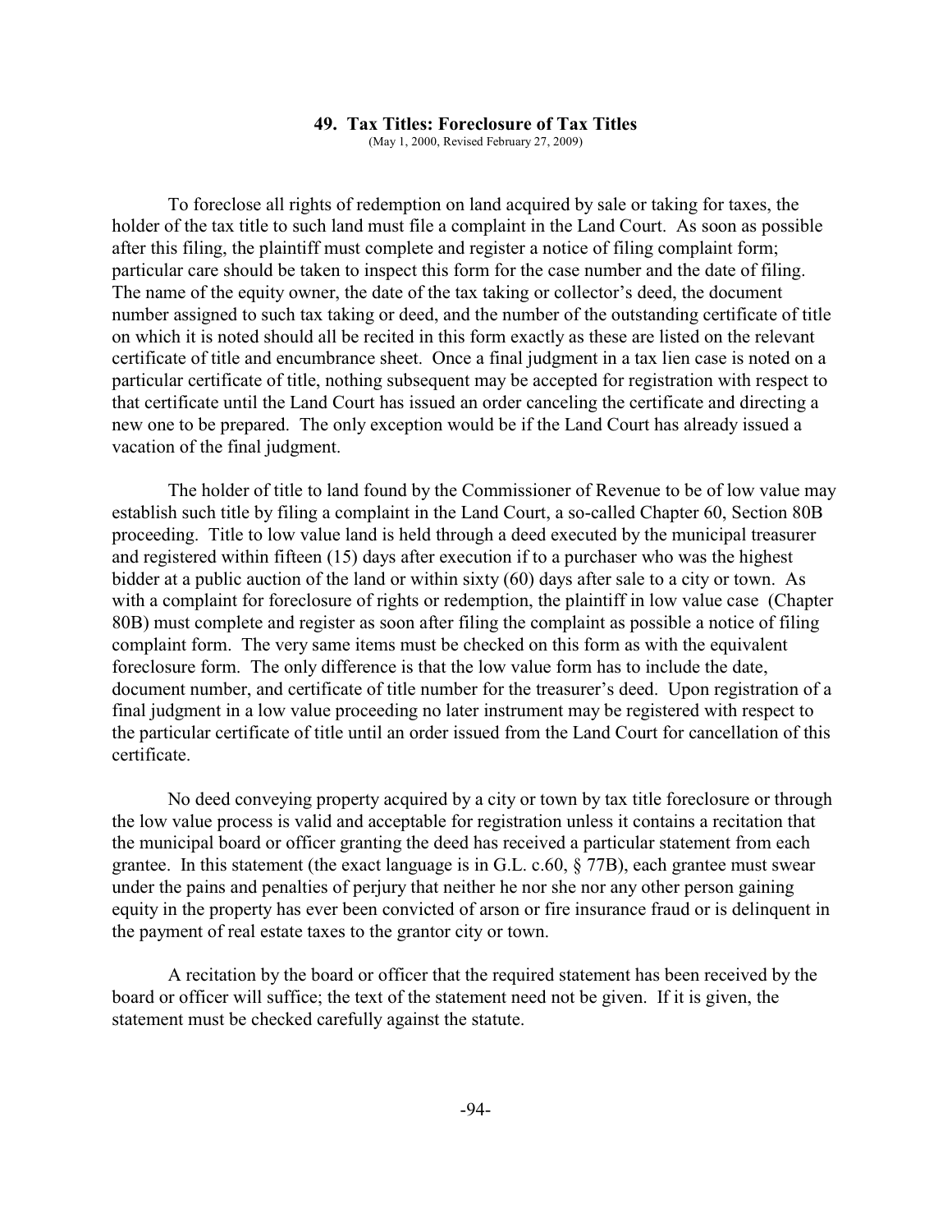## 49. Tax Titles: Foreclosure of Tax Titles

(May 1, 2000, Revised February 27, 2009)

To foreclose all rights of redemption on land acquired by sale or taking for taxes, the holder of the tax title to such land must file a complaint in the Land Court. As soon as possible after this filing, the plaintiff must complete and register a notice of filing complaint form; particular care should be taken to inspect this form for the case number and the date of filing. The name of the equity owner, the date of the tax taking or collector's deed, the document number assigned to such tax taking or deed, and the number of the outstanding certificate of title on which it is noted should all be recited in this form exactly as these are listed on the relevant certificate of title and encumbrance sheet. Once a final judgment in a tax lien case is noted on a particular certificate of title, nothing subsequent may be accepted for registration with respect to that certificate until the Land Court has issued an order canceling the certificate and directing a new one to be prepared. The only exception would be if the Land Court has already issued a vacation of the final judgment.

The holder of title to land found by the Commissioner of Revenue to be of low value may establish such title by filing a complaint in the Land Court, a so-called Chapter 60, Section 80B proceeding. Title to low value land is held through a deed executed by the municipal treasurer and registered within fifteen (15) days after execution if to a purchaser who was the highest bidder at a public auction of the land or within sixty (60) days after sale to a city or town. As with a complaint for foreclosure of rights or redemption, the plaintiff in low value case (Chapter 80B) must complete and register as soon after filing the complaint as possible a notice of filing complaint form. The very same items must be checked on this form as with the equivalent foreclosure form. The only difference is that the low value form has to include the date, document number, and certificate of title number for the treasurer's deed. Upon registration of a final judgment in a low value proceeding no later instrument may be registered with respect to the particular certificate of title until an order issued from the Land Court for cancellation of this certificate.

No deed conveying property acquired by a city or town by tax title foreclosure or through the low value process is valid and acceptable for registration unless it contains a recitation that the municipal board or officer granting the deed has received a particular statement from each grantee. In this statement (the exact language is in G.L. c.60, § 77B), each grantee must swear under the pains and penalties of perjury that neither he nor she nor any other person gaining equity in the property has ever been convicted of arson or fire insurance fraud or is delinquent in the payment of real estate taxes to the grantor city or town.

A recitation by the board or officer that the required statement has been received by the board or officer will suffice; the text of the statement need not be given. If it is given, the statement must be checked carefully against the statute.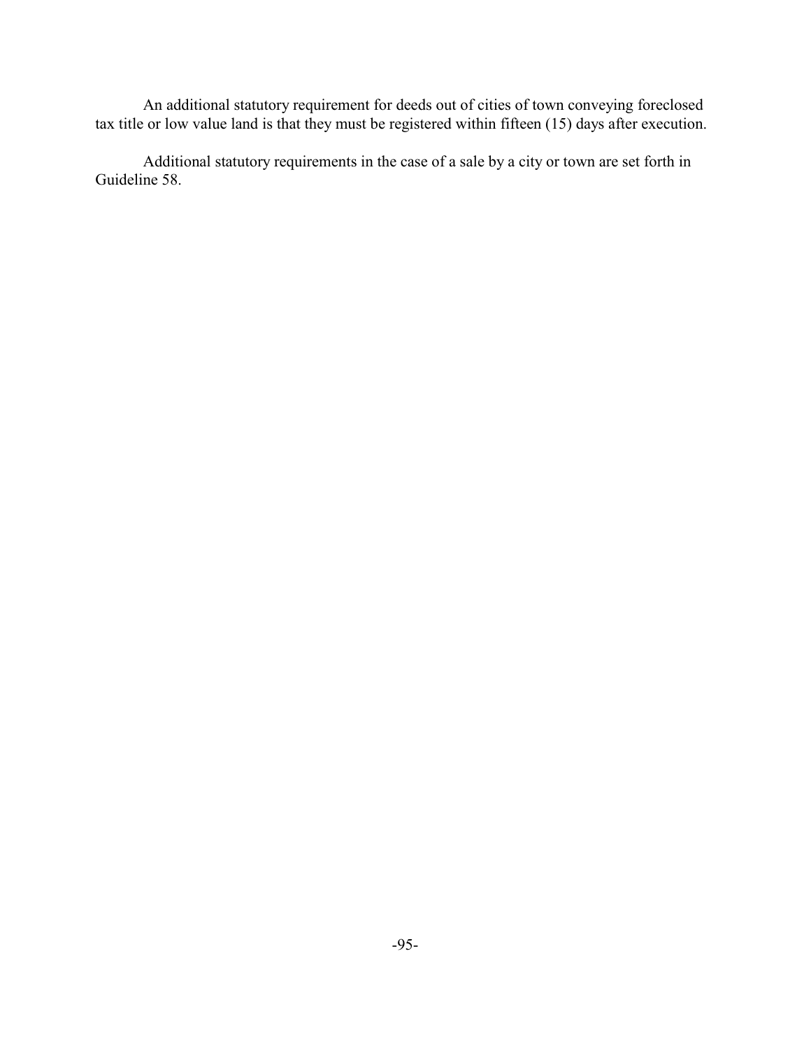An additional statutory requirement for deeds out of cities of town conveying foreclosed tax title or low value land is that they must be registered within fifteen (15) days after execution.

Additional statutory requirements in the case of a sale by a city or town are set forth in Guideline 58.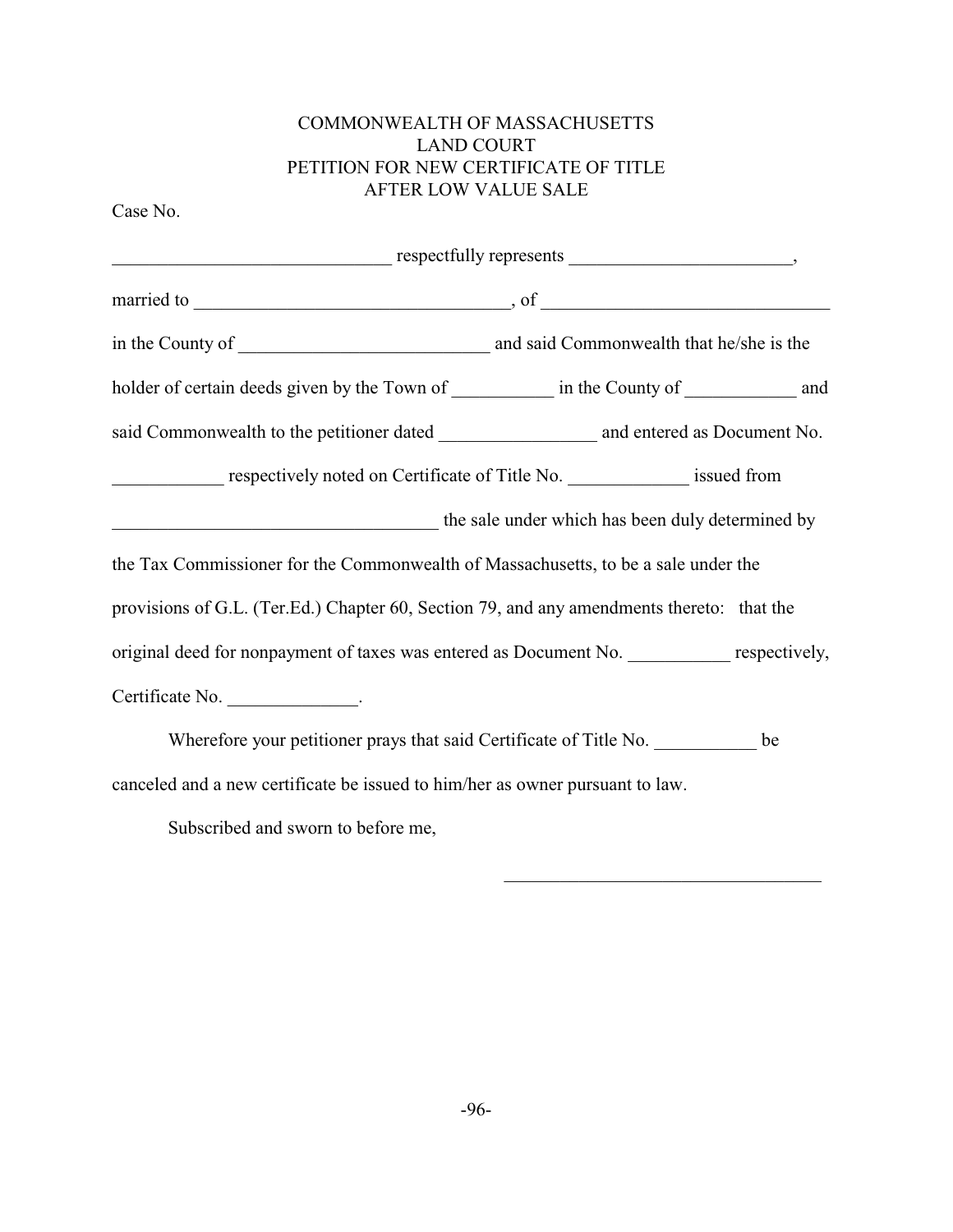COMMONWEALTH OF MASSACHUSETTS
LAND COURT
PETITION FOR NEW CERTIFICATE OF TITLE
AFTER LOW VALUE SALE

Case No.

______________________________ respectfully represents ________________________,

married to __________________________________, of _______________________________

in the County of ___________________________ and said Commonwealth that he/she is the

holder of certain deeds given by the Town of ___________ in the County of ____________ and

said Commonwealth to the petitioner dated _________________ and entered as Document No.

____________ respectively noted on Certificate of Title No. _____________ issued from

___________________________________ the sale under which has been duly determined by

the Tax Commissioner for the Commonwealth of Massachusetts, to be a sale under the

provisions of G.L. (Ter.Ed.) Chapter 60, Section 79, and any amendments thereto: that the

original deed for nonpayment of taxes was entered as Document No. ___________ respectively,

Certificate No. ______________.

Wherefore your petitioner prays that said Certificate of Title No. ___________ be

canceled and a new certificate be issued to him/her as owner pursuant to law.

Subscribed and sworn to before me,

__________________________________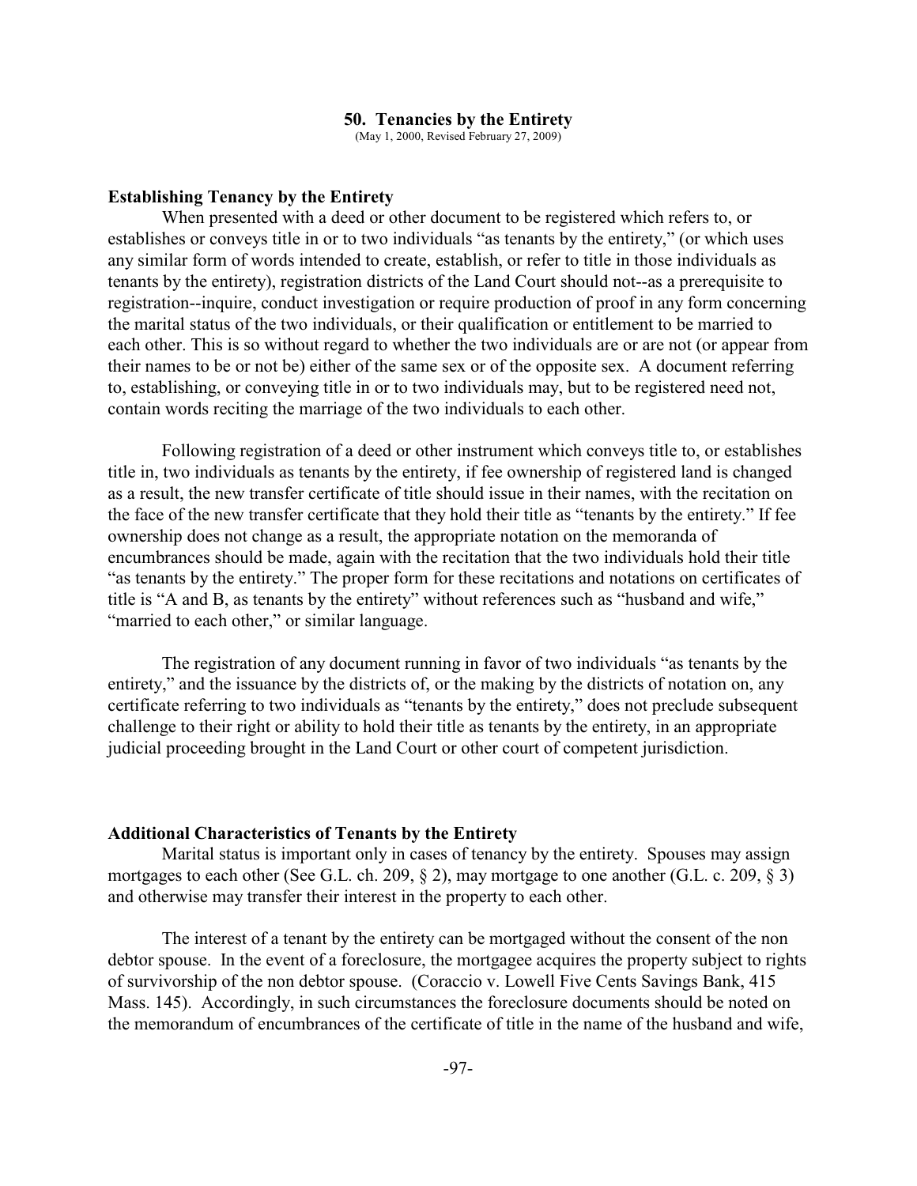## 50. Tenancies by the Entirety

(May 1, 2000, Revised February 27, 2009)

### Establishing Tenancy by the Entirety

When presented with a deed or other document to be registered which refers to, or establishes or conveys title in or to two individuals "as tenants by the entirety," (or which uses any similar form of words intended to create, establish, or refer to title in those individuals as tenants by the entirety), registration districts of the Land Court should not--as a prerequisite to registration--inquire, conduct investigation or require production of proof in any form concerning the marital status of the two individuals, or their qualification or entitlement to be married to each other. This is so without regard to whether the two individuals are or are not (or appear from their names to be or not be) either of the same sex or of the opposite sex. A document referring to, establishing, or conveying title in or to two individuals may, but to be registered need not, contain words reciting the marriage of the two individuals to each other.

Following registration of a deed or other instrument which conveys title to, or establishes title in, two individuals as tenants by the entirety, if fee ownership of registered land is changed as a result, the new transfer certificate of title should issue in their names, with the recitation on the face of the new transfer certificate that they hold their title as "tenants by the entirety." If fee ownership does not change as a result, the appropriate notation on the memoranda of encumbrances should be made, again with the recitation that the two individuals hold their title "as tenants by the entirety." The proper form for these recitations and notations on certificates of title is "A and B, as tenants by the entirety" without references such as "husband and wife," "married to each other," or similar language.

The registration of any document running in favor of two individuals "as tenants by the entirety," and the issuance by the districts of, or the making by the districts of notation on, any certificate referring to two individuals as "tenants by the entirety," does not preclude subsequent challenge to their right or ability to hold their title as tenants by the entirety, in an appropriate judicial proceeding brought in the Land Court or other court of competent jurisdiction.

### Additional Characteristics of Tenants by the Entirety

Marital status is important only in cases of tenancy by the entirety. Spouses may assign mortgages to each other (See G.L. ch. 209, § 2), may mortgage to one another (G.L. c. 209, § 3) and otherwise may transfer their interest in the property to each other.

The interest of a tenant by the entirety can be mortgaged without the consent of the non debtor spouse. In the event of a foreclosure, the mortgagee acquires the property subject to rights of survivorship of the non debtor spouse. (Coraccio v. Lowell Five Cents Savings Bank, 415 Mass. 145). Accordingly, in such circumstances the foreclosure documents should be noted on the memorandum of encumbrances of the certificate of title in the name of the husband and wife,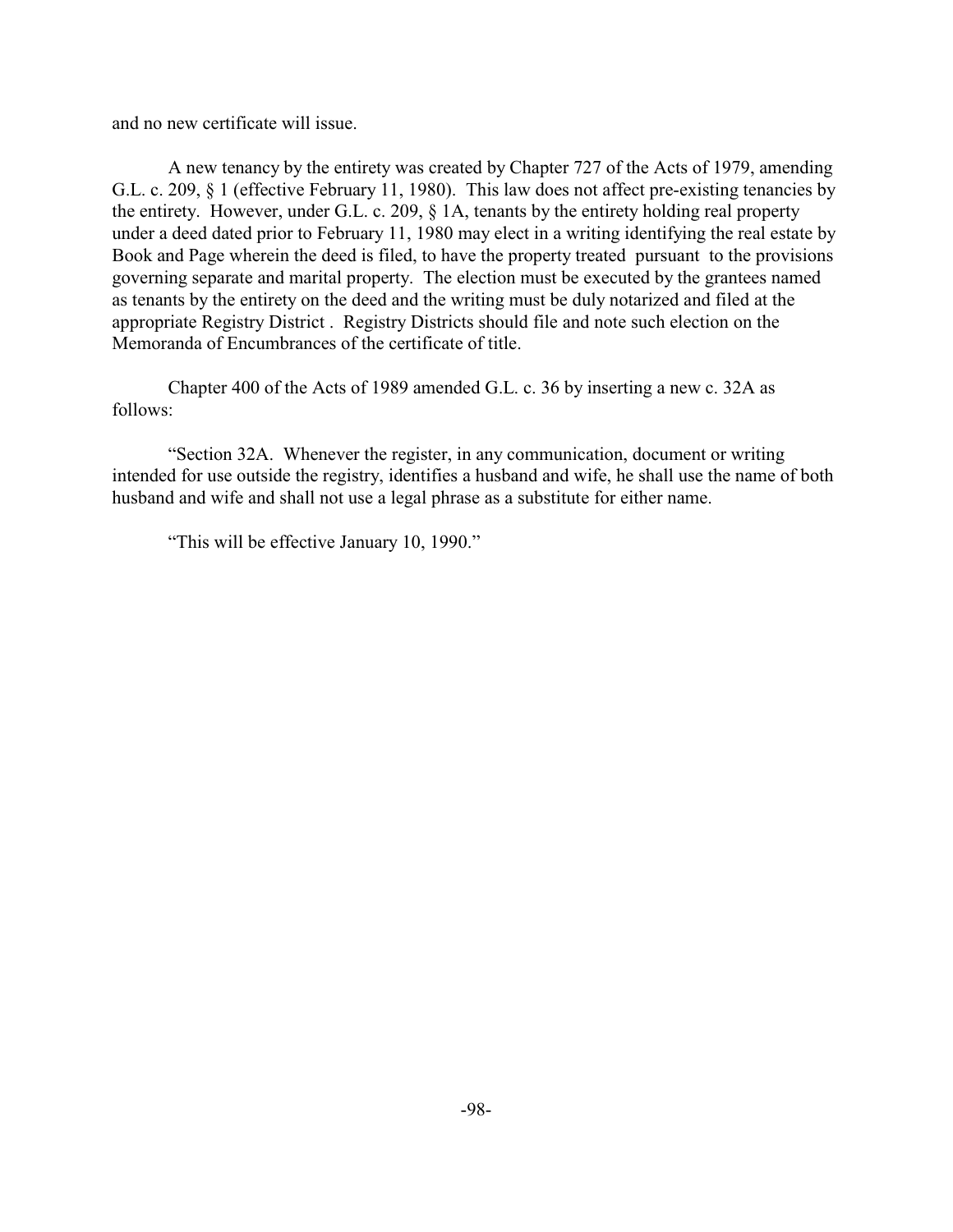and no new certificate will issue.

A new tenancy by the entirety was created by Chapter 727 of the Acts of 1979, amending G.L. c. 209, § 1 (effective February 11, 1980). This law does not affect pre-existing tenancies by the entirety. However, under G.L. c. 209, § 1A, tenants by the entirety holding real property under a deed dated prior to February 11, 1980 may elect in a writing identifying the real estate by Book and Page wherein the deed is filed, to have the property treated pursuant to the provisions governing separate and marital property. The election must be executed by the grantees named as tenants by the entirety on the deed and the writing must be duly notarized and filed at the appropriate Registry District . Registry Districts should file and note such election on the Memoranda of Encumbrances of the certificate of title.

Chapter 400 of the Acts of 1989 amended G.L. c. 36 by inserting a new c. 32A as follows:

"Section 32A. Whenever the register, in any communication, document or writing intended for use outside the registry, identifies a husband and wife, he shall use the name of both husband and wife and shall not use a legal phrase as a substitute for either name.

"This will be effective January 10, 1990."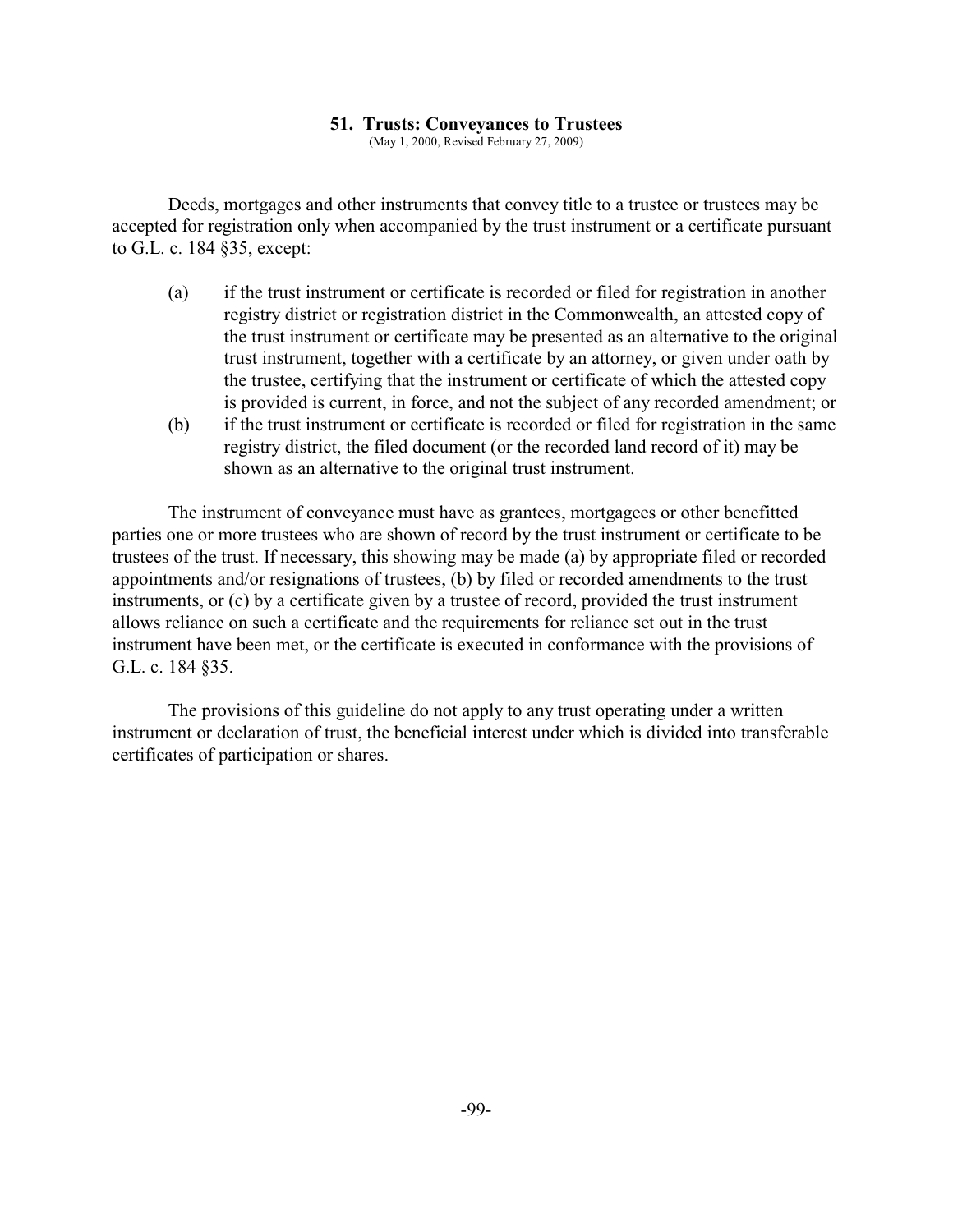## 51. Trusts: Conveyances to Trustees

(May 1, 2000, Revised February 27, 2009)

Deeds, mortgages and other instruments that convey title to a trustee or trustees may be accepted for registration only when accompanied by the trust instrument or a certificate pursuant to G.L. c. 184 §35, except:

(a) if the trust instrument or certificate is recorded or filed for registration in another registry district or registration district in the Commonwealth, an attested copy of the trust instrument or certificate may be presented as an alternative to the original trust instrument, together with a certificate by an attorney, or given under oath by the trustee, certifying that the instrument or certificate of which the attested copy is provided is current, in force, and not the subject of any recorded amendment; or

(b) if the trust instrument or certificate is recorded or filed for registration in the same registry district, the filed document (or the recorded land record of it) may be shown as an alternative to the original trust instrument.

The instrument of conveyance must have as grantees, mortgagees or other benefitted parties one or more trustees who are shown of record by the trust instrument or certificate to be trustees of the trust. If necessary, this showing may be made (a) by appropriate filed or recorded appointments and/or resignations of trustees, (b) by filed or recorded amendments to the trust instruments, or (c) by a certificate given by a trustee of record, provided the trust instrument allows reliance on such a certificate and the requirements for reliance set out in the trust instrument have been met, or the certificate is executed in conformance with the provisions of G.L. c. 184 §35.

The provisions of this guideline do not apply to any trust operating under a written instrument or declaration of trust, the beneficial interest under which is divided into transferable certificates of participation or shares.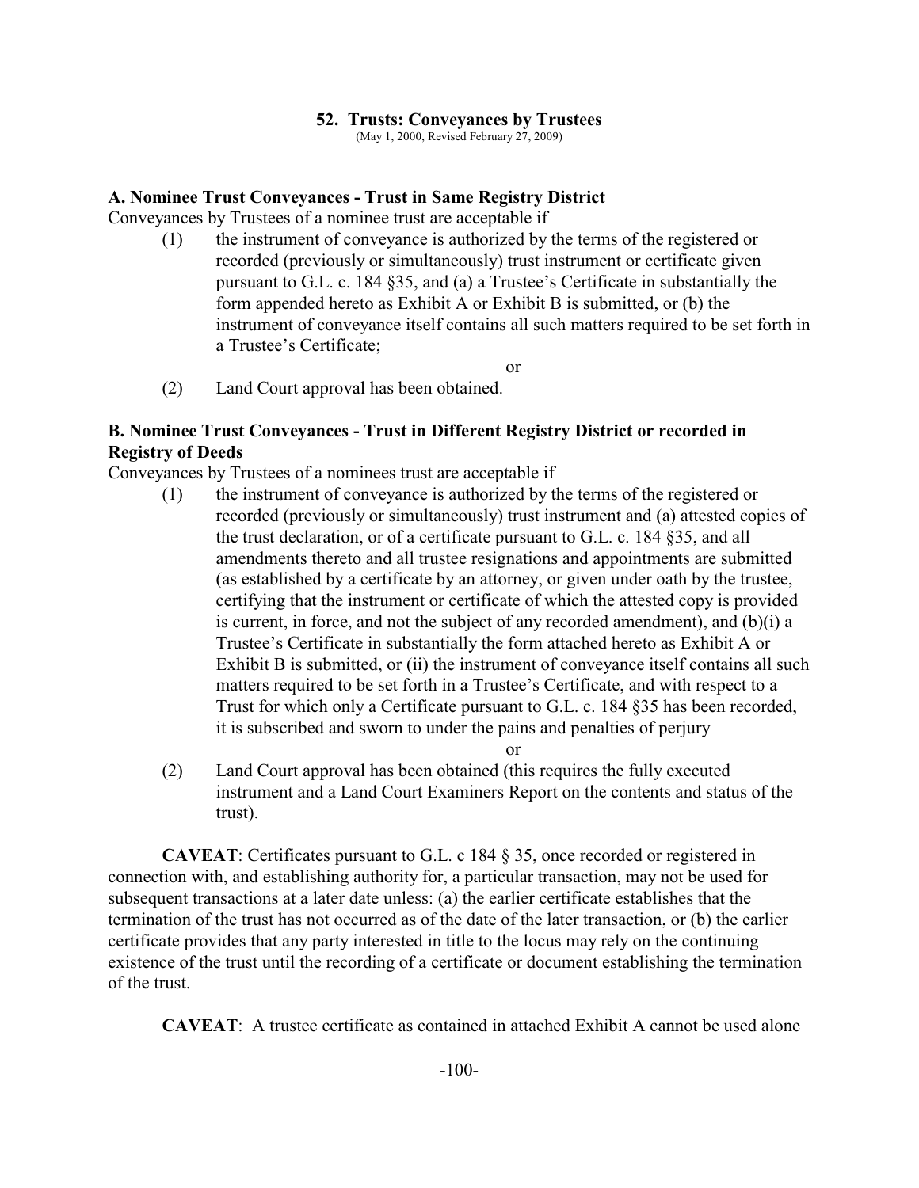## 52. Trusts: Conveyances by Trustees

(May 1, 2000, Revised February 27, 2009)

### A. Nominee Trust Conveyances - Trust in Same Registry District

Conveyances by Trustees of a nominee trust are acceptable if

(1) the instrument of conveyance is authorized by the terms of the registered or recorded (previously or simultaneously) trust instrument or certificate given pursuant to G.L. c. 184 §35, and (a) a Trustee's Certificate in substantially the form appended hereto as Exhibit A or Exhibit B is submitted, or (b) the instrument of conveyance itself contains all such matters required to be set forth in a Trustee's Certificate;

or

(2) Land Court approval has been obtained.

### B. Nominee Trust Conveyances - Trust in Different Registry District or recorded in Registry of Deeds

Conveyances by Trustees of a nominees trust are acceptable if

(1) the instrument of conveyance is authorized by the terms of the registered or recorded (previously or simultaneously) trust instrument and (a) attested copies of the trust declaration, or of a certificate pursuant to G.L. c. 184 §35, and all amendments thereto and all trustee resignations and appointments are submitted (as established by a certificate by an attorney, or given under oath by the trustee, certifying that the instrument or certificate of which the attested copy is provided is current, in force, and not the subject of any recorded amendment), and (b)(i) a Trustee's Certificate in substantially the form attached hereto as Exhibit A or Exhibit B is submitted, or (ii) the instrument of conveyance itself contains all such matters required to be set forth in a Trustee's Certificate, and with respect to a Trust for which only a Certificate pursuant to G.L. c. 184 §35 has been recorded, it is subscribed and sworn to under the pains and penalties of perjury

or

(2) Land Court approval has been obtained (this requires the fully executed instrument and a Land Court Examiners Report on the contents and status of the trust).

**CAVEAT**: Certificates pursuant to G.L. c 184 § 35, once recorded or registered in connection with, and establishing authority for, a particular transaction, may not be used for subsequent transactions at a later date unless: (a) the earlier certificate establishes that the termination of the trust has not occurred as of the date of the later transaction, or (b) the earlier certificate provides that any party interested in title to the locus may rely on the continuing existence of the trust until the recording of a certificate or document establishing the termination of the trust.

**CAVEAT**: A trustee certificate as contained in attached Exhibit A cannot be used alone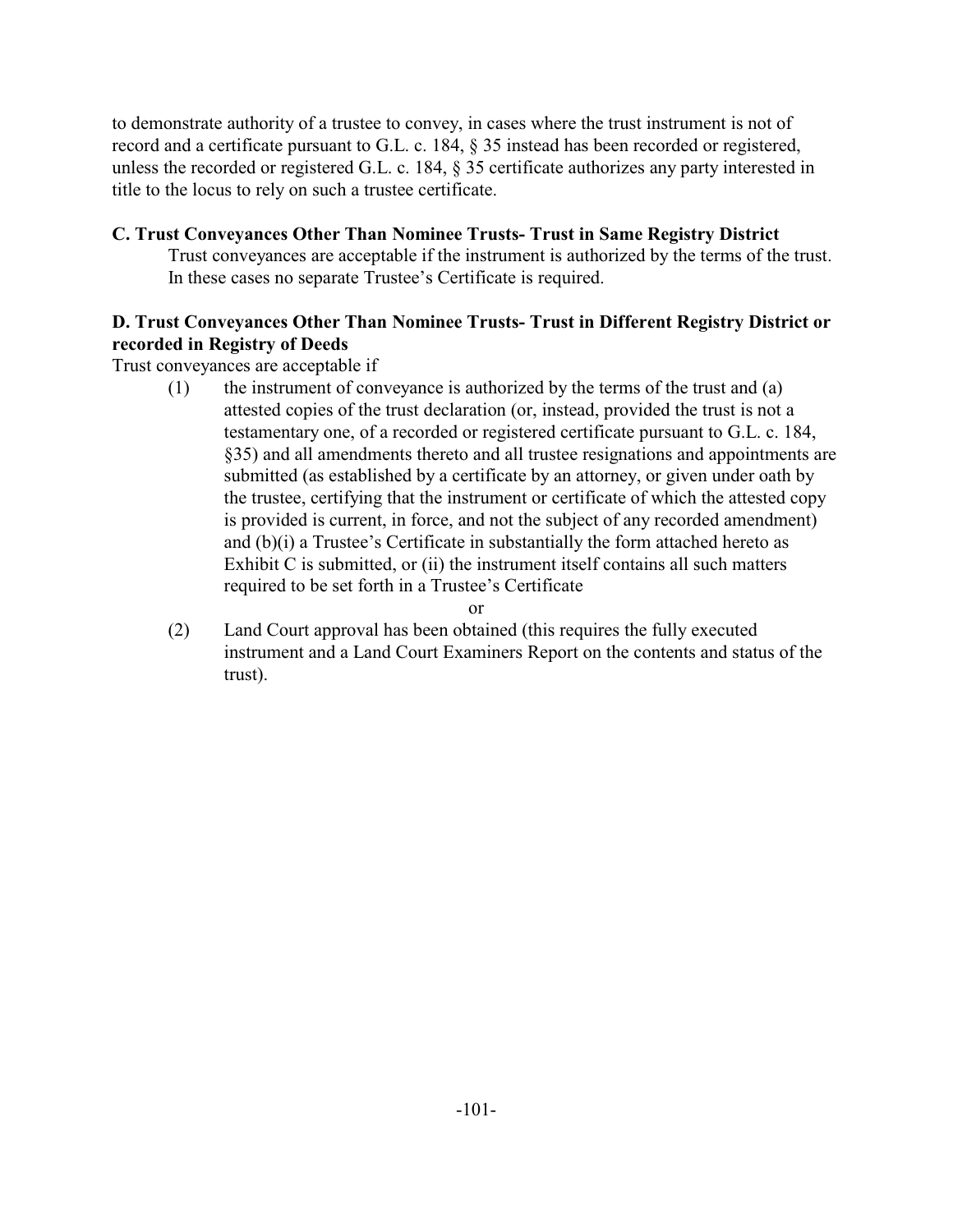to demonstrate authority of a trustee to convey, in cases where the trust instrument is not of record and a certificate pursuant to G.L. c. 184, § 35 instead has been recorded or registered, unless the recorded or registered G.L. c. 184, § 35 certificate authorizes any party interested in title to the locus to rely on such a trustee certificate.

**C. Trust Conveyances Other Than Nominee Trusts- Trust in Same Registry District**

Trust conveyances are acceptable if the instrument is authorized by the terms of the trust. In these cases no separate Trustee's Certificate is required.

**D. Trust Conveyances Other Than Nominee Trusts- Trust in Different Registry District or recorded in Registry of Deeds**

Trust conveyances are acceptable if

(1) the instrument of conveyance is authorized by the terms of the trust and (a) attested copies of the trust declaration (or, instead, provided the trust is not a testamentary one, of a recorded or registered certificate pursuant to G.L. c. 184, §35) and all amendments thereto and all trustee resignations and appointments are submitted (as established by a certificate by an attorney, or given under oath by the trustee, certifying that the instrument or certificate of which the attested copy is provided is current, in force, and not the subject of any recorded amendment) and (b)(i) a Trustee's Certificate in substantially the form attached hereto as Exhibit C is submitted, or (ii) the instrument itself contains all such matters required to be set forth in a Trustee's Certificate

or

(2) Land Court approval has been obtained (this requires the fully executed instrument and a Land Court Examiners Report on the contents and status of the trust).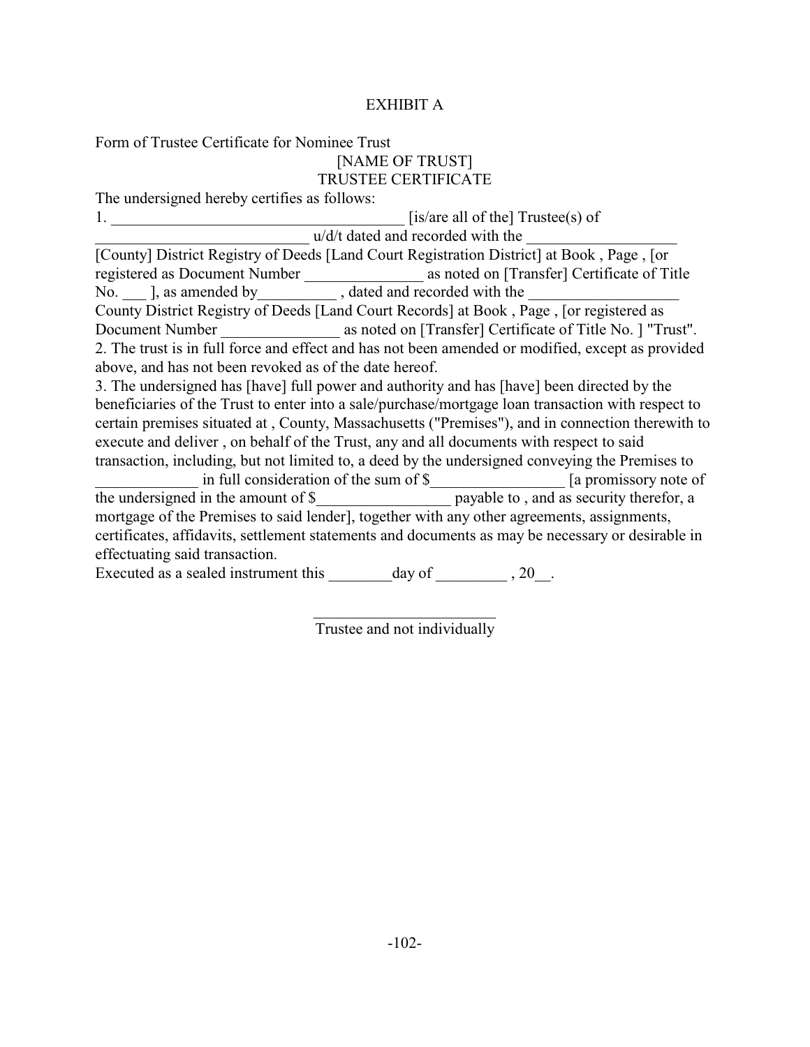# EXHIBIT A

Form of Trustee Certificate for Nominee Trust

[NAME OF TRUST]

TRUSTEE CERTIFICATE

The undersigned hereby certifies as follows:

1. ______________________________________ [is/are all of the] Trustee(s) of ____________________________ u/d/t dated and recorded with the ___________________ [County] District Registry of Deeds [Land Court Registration District] at Book , Page , [or registered as Document Number _______________ as noted on [Transfer] Certificate of Title No. ___ ], as amended by__________ , dated and recorded with the ___________________ County District Registry of Deeds [Land Court Records] at Book , Page , [or registered as Document Number _______________ as noted on [Transfer] Certificate of Title No. ] "Trust".

2. The trust is in full force and effect and has not been amended or modified, except as provided above, and has not been revoked as of the date hereof.

3. The undersigned has [have] full power and authority and has [have] been directed by the beneficiaries of the Trust to enter into a sale/purchase/mortgage loan transaction with respect to certain premises situated at , County, Massachusetts ("Premises"), and in connection therewith to execute and deliver , on behalf of the Trust, any and all documents with respect to said transaction, including, but not limited to, a deed by the undersigned conveying the Premises to _____________ in full consideration of the sum of $_________________ [a promissory note of the undersigned in the amount of $_________________ payable to , and as security therefor, a mortgage of the Premises to said lender], together with any other agreements, assignments, certificates, affidavits, settlement statements and documents as may be necessary or desirable in effectuating said transaction.

Executed as a sealed instrument this ________day of _________ , 20__.

_______________________

Trustee and not individually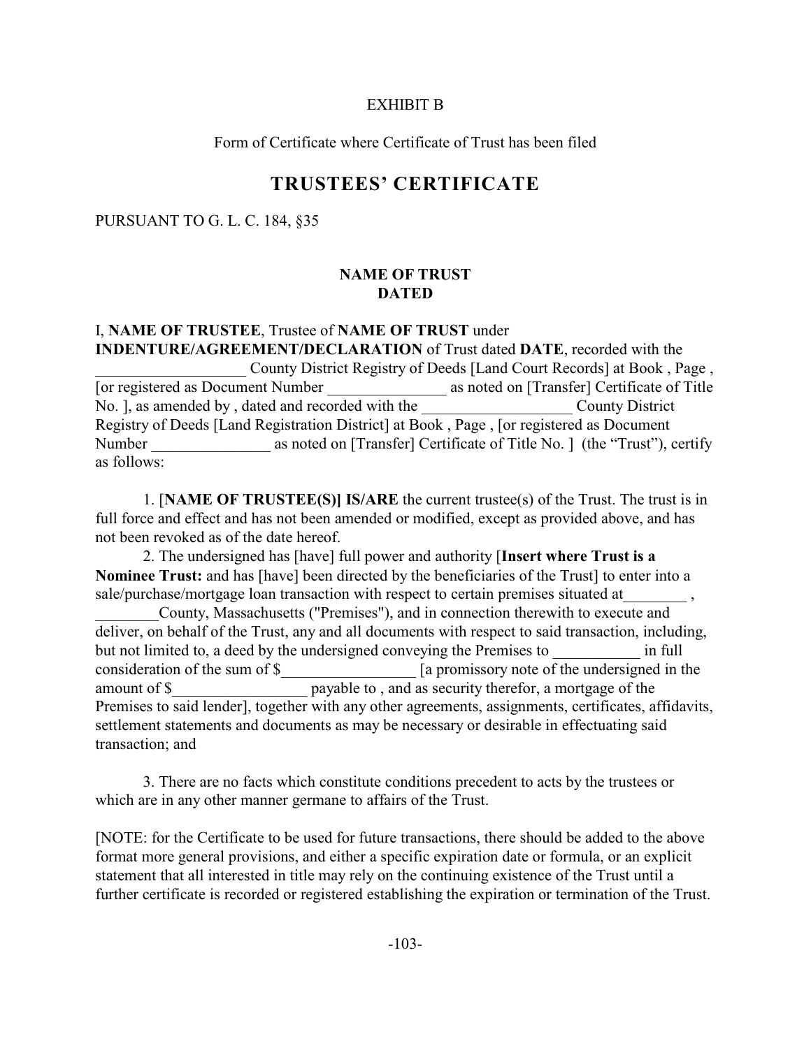EXHIBIT B

Form of Certificate where Certificate of Trust has been filed

# TRUSTEES' CERTIFICATE

PURSUANT TO G. L. C. 184, §35

**NAME OF TRUST**
**DATED**

I, **NAME OF TRUSTEE**, Trustee of **NAME OF TRUST** under **INDENTURE/AGREEMENT/DECLARATION** of Trust dated **DATE**, recorded with the ___________________ County District Registry of Deeds [Land Court Records] at Book , Page , [or registered as Document Number _______________ as noted on [Transfer] Certificate of Title No. ], as amended by , dated and recorded with the ___________________ County District Registry of Deeds [Land Registration District] at Book , Page , [or registered as Document Number _______________ as noted on [Transfer] Certificate of Title No. ] (the "Trust"), certify as follows:

1. [**NAME OF TRUSTEE(S)] IS/ARE** the current trustee(s) of the Trust. The trust is in full force and effect and has not been amended or modified, except as provided above, and has not been revoked as of the date hereof.

2. The undersigned has [have] full power and authority [**Insert where Trust is a Nominee Trust:** and has [have] been directed by the beneficiaries of the Trust] to enter into a sale/purchase/mortgage loan transaction with respect to certain premises situated at________ , ________County, Massachusetts ("Premises"), and in connection therewith to execute and deliver, on behalf of the Trust, any and all documents with respect to said transaction, including, but not limited to, a deed by the undersigned conveying the Premises to ___________ in full consideration of the sum of $_________________ [a promissory note of the undersigned in the amount of $_________________ payable to , and as security therefor, a mortgage of the Premises to said lender], together with any other agreements, assignments, certificates, affidavits, settlement statements and documents as may be necessary or desirable in effectuating said transaction; and

3. There are no facts which constitute conditions precedent to acts by the trustees or which are in any other manner germane to affairs of the Trust.

[NOTE: for the Certificate to be used for future transactions, there should be added to the above format more general provisions, and either a specific expiration date or formula, or an explicit statement that all interested in title may rely on the continuing existence of the Trust until a further certificate is recorded or registered establishing the expiration or termination of the Trust.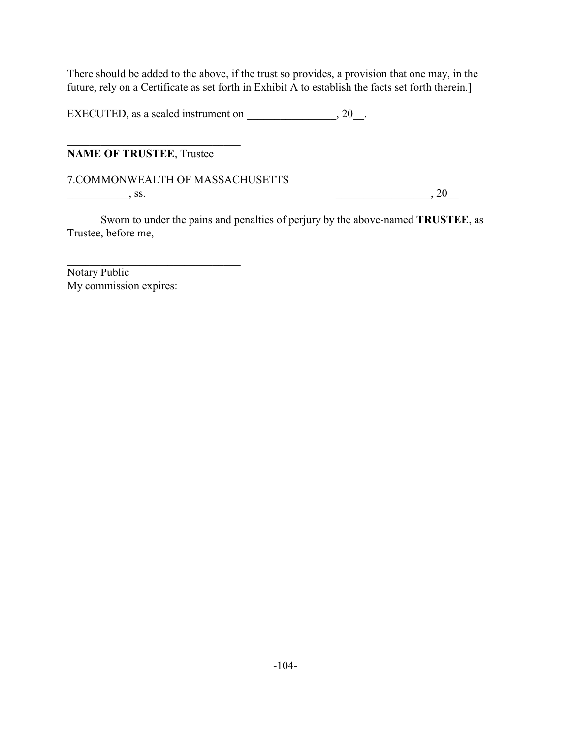There should be added to the above, if the trust so provides, a provision that one may, in the future, rely on a Certificate as set forth in Exhibit A to establish the facts set forth therein.]

EXECUTED, as a sealed instrument on ________________, 20__.

________________________________
**NAME OF TRUSTEE**, Trustee

7.COMMONWEALTH OF MASSACHUSETTS
___________, ss. _________________, 20__

Sworn to under the pains and penalties of perjury by the above-named **TRUSTEE**, as Trustee, before me,

________________________________
Notary Public
My commission expires: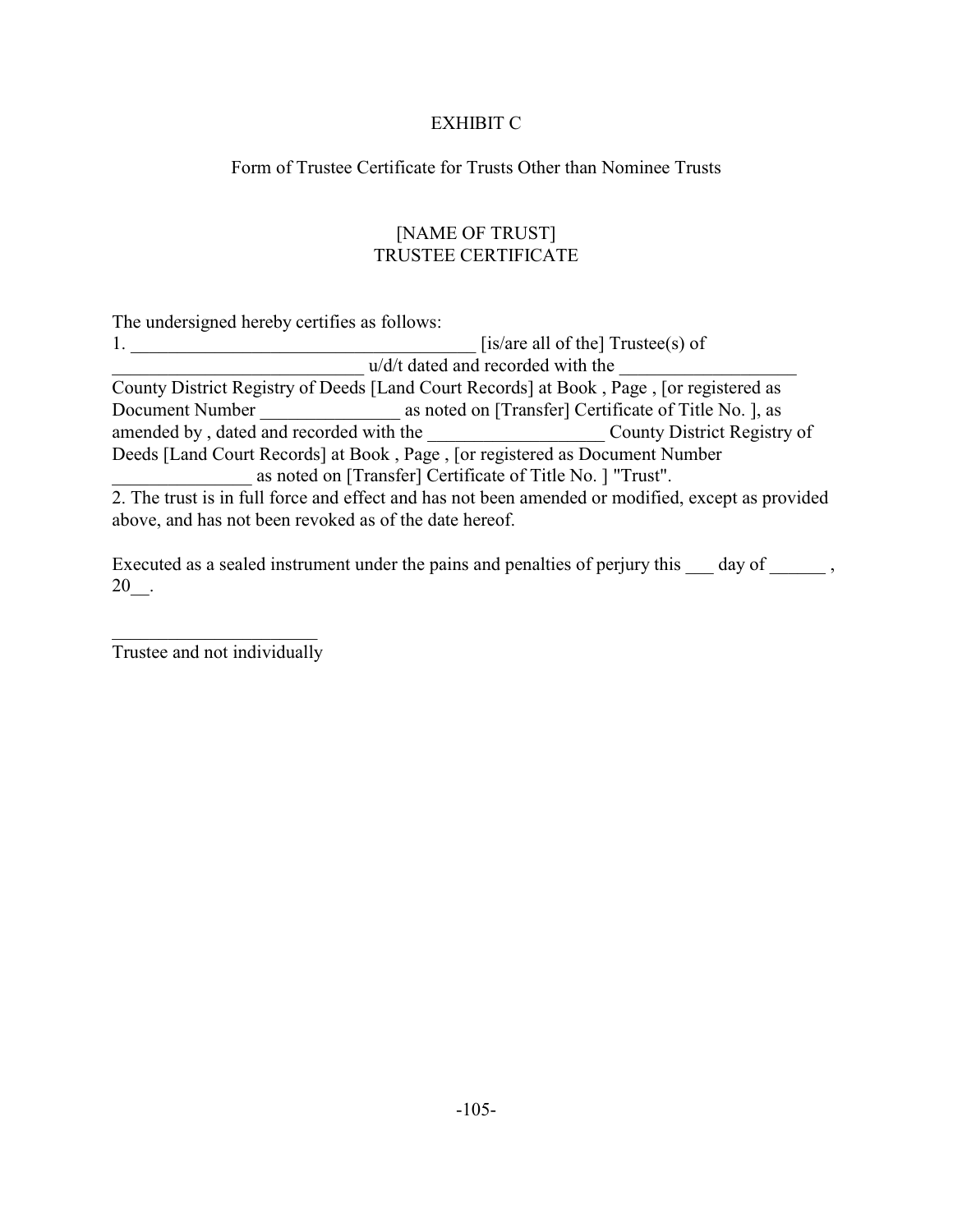EXHIBIT C

Form of Trustee Certificate for Trusts Other than Nominee Trusts

[NAME OF TRUST]
TRUSTEE CERTIFICATE

The undersigned hereby certifies as follows:

1. _____________________________________ [is/are all of the] Trustee(s) of ___________________________ u/d/t dated and recorded with the ___________________ County District Registry of Deeds [Land Court Records] at Book , Page , [or registered as Document Number _______________ as noted on [Transfer] Certificate of Title No. ], as amended by , dated and recorded with the ___________________ County District Registry of Deeds [Land Court Records] at Book , Page , [or registered as Document Number _______________ as noted on [Transfer] Certificate of Title No. ] "Trust".

2. The trust is in full force and effect and has not been amended or modified, except as provided above, and has not been revoked as of the date hereof.

Executed as a sealed instrument under the pains and penalties of perjury this ___ day of ______ , 20__.

______________________
Trustee and not individually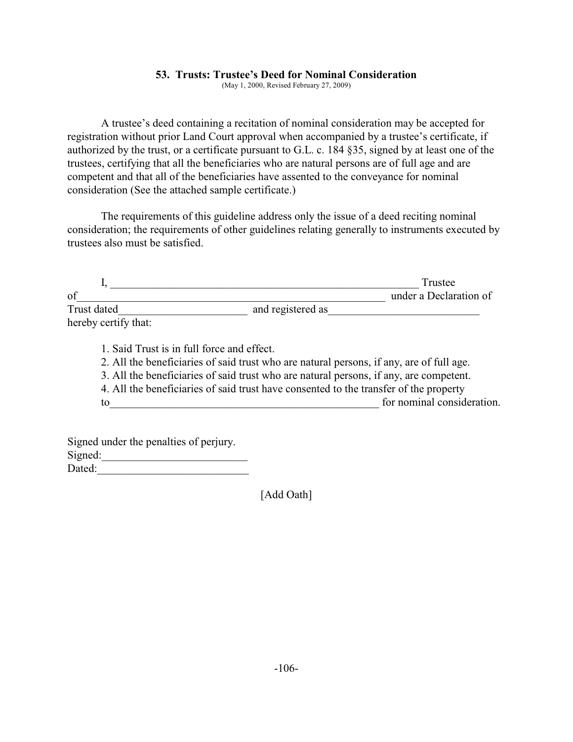## 53. Trusts: Trustee's Deed for Nominal Consideration

(May 1, 2000, Revised February 27, 2009)

A trustee's deed containing a recitation of nominal consideration may be accepted for registration without prior Land Court approval when accompanied by a trustee's certificate, if authorized by the trust, or a certificate pursuant to G.L. c. 184 §35, signed by at least one of the trustees, certifying that all the beneficiaries who are natural persons are of full age and are competent and that all of the beneficiaries have assented to the conveyance for nominal consideration (See the attached sample certificate.)

The requirements of this guideline address only the issue of a deed reciting nominal consideration; the requirements of other guidelines relating generally to instruments executed by trustees also must be satisfied.

I, ____________________________________________________________ Trustee of________________________________________________________ under a Declaration of Trust dated_______________________ and registered as___________________________ hereby certify that:

1. Said Trust is in full force and effect.
2. All the beneficiaries of said trust who are natural persons, if any, are of full age.
3. All the beneficiaries of said trust who are natural persons, if any, are competent.
4. All the beneficiaries of said trust have consented to the transfer of the property to__________________________________________________ for nominal consideration.

Signed under the penalties of perjury.
Signed:__________________________
Dated:___________________________

[Add Oath]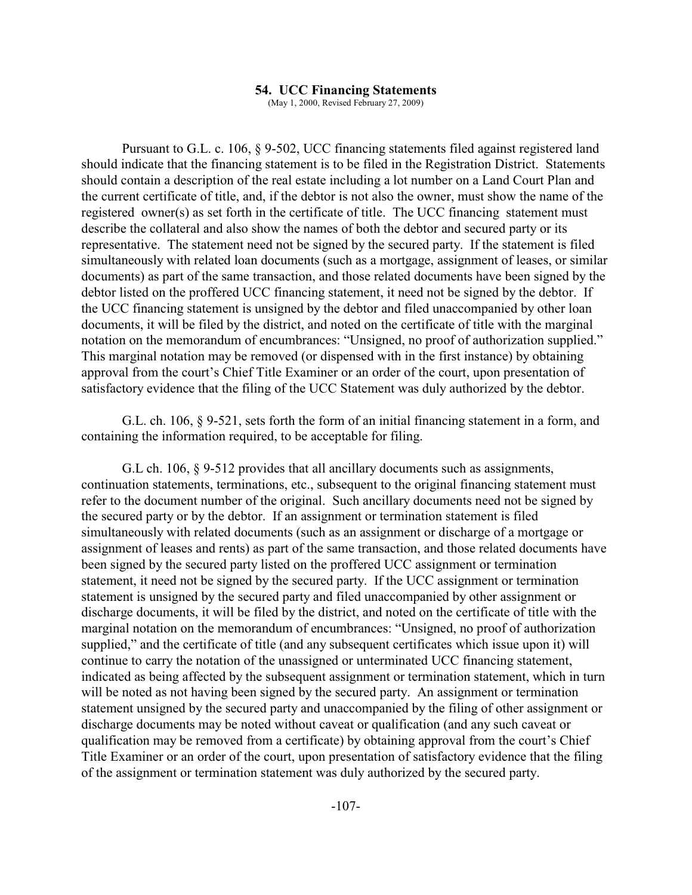## 54. UCC Financing Statements

(May 1, 2000, Revised February 27, 2009)

Pursuant to G.L. c. 106, § 9-502, UCC financing statements filed against registered land should indicate that the financing statement is to be filed in the Registration District. Statements should contain a description of the real estate including a lot number on a Land Court Plan and the current certificate of title, and, if the debtor is not also the owner, must show the name of the registered owner(s) as set forth in the certificate of title. The UCC financing statement must describe the collateral and also show the names of both the debtor and secured party or its representative. The statement need not be signed by the secured party. If the statement is filed simultaneously with related loan documents (such as a mortgage, assignment of leases, or similar documents) as part of the same transaction, and those related documents have been signed by the debtor listed on the proffered UCC financing statement, it need not be signed by the debtor. If the UCC financing statement is unsigned by the debtor and filed unaccompanied by other loan documents, it will be filed by the district, and noted on the certificate of title with the marginal notation on the memorandum of encumbrances: "Unsigned, no proof of authorization supplied." This marginal notation may be removed (or dispensed with in the first instance) by obtaining approval from the court's Chief Title Examiner or an order of the court, upon presentation of satisfactory evidence that the filing of the UCC Statement was duly authorized by the debtor.

G.L. ch. 106, § 9-521, sets forth the form of an initial financing statement in a form, and containing the information required, to be acceptable for filing.

G.L ch. 106, § 9-512 provides that all ancillary documents such as assignments, continuation statements, terminations, etc., subsequent to the original financing statement must refer to the document number of the original. Such ancillary documents need not be signed by the secured party or by the debtor. If an assignment or termination statement is filed simultaneously with related documents (such as an assignment or discharge of a mortgage or assignment of leases and rents) as part of the same transaction, and those related documents have been signed by the secured party listed on the proffered UCC assignment or termination statement, it need not be signed by the secured party. If the UCC assignment or termination statement is unsigned by the secured party and filed unaccompanied by other assignment or discharge documents, it will be filed by the district, and noted on the certificate of title with the marginal notation on the memorandum of encumbrances: "Unsigned, no proof of authorization supplied," and the certificate of title (and any subsequent certificates which issue upon it) will continue to carry the notation of the unassigned or unterminated UCC financing statement, indicated as being affected by the subsequent assignment or termination statement, which in turn will be noted as not having been signed by the secured party. An assignment or termination statement unsigned by the secured party and unaccompanied by the filing of other assignment or discharge documents may be noted without caveat or qualification (and any such caveat or qualification may be removed from a certificate) by obtaining approval from the court's Chief Title Examiner or an order of the court, upon presentation of satisfactory evidence that the filing of the assignment or termination statement was duly authorized by the secured party.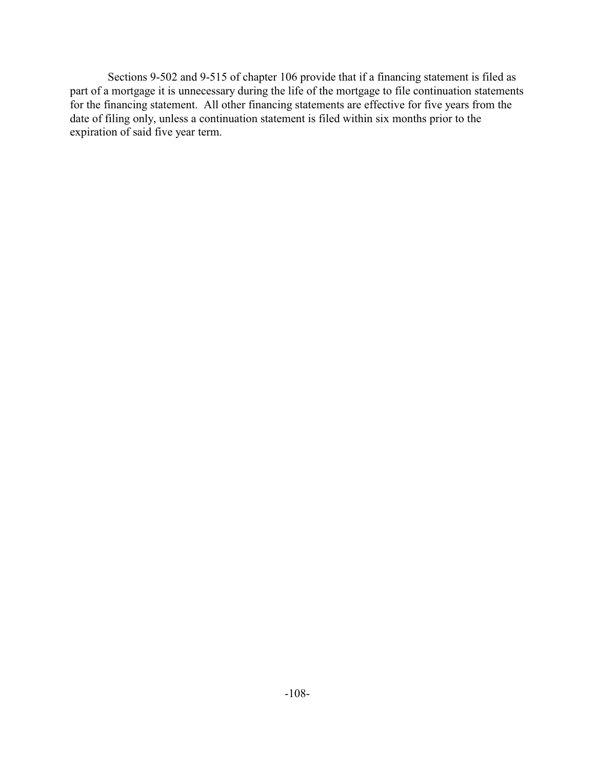Sections 9-502 and 9-515 of chapter 106 provide that if a financing statement is filed as part of a mortgage it is unnecessary during the life of the mortgage to file continuation statements for the financing statement. All other financing statements are effective for five years from the date of filing only, unless a continuation statement is filed within six months prior to the expiration of said five year term.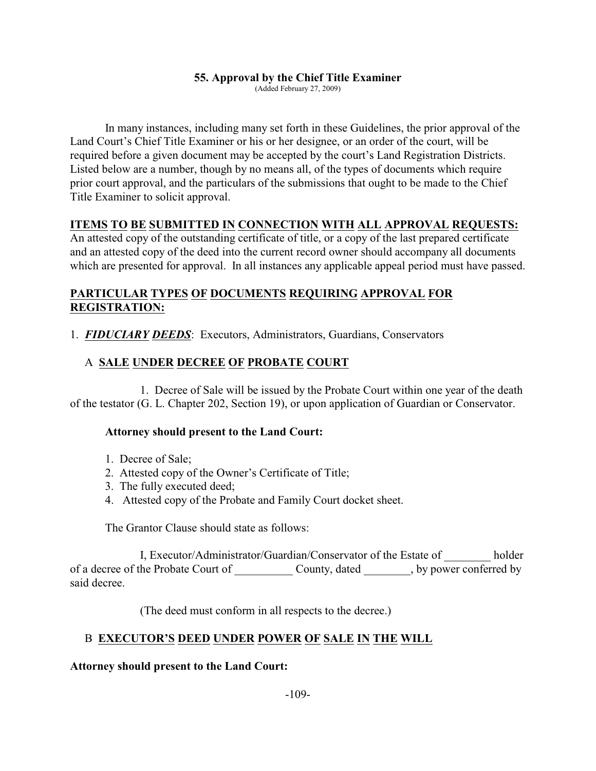## 55. Approval by the Chief Title Examiner

(Added February 27, 2009)

In many instances, including many set forth in these Guidelines, the prior approval of the Land Court's Chief Title Examiner or his or her designee, or an order of the court, will be required before a given document may be accepted by the court's Land Registration Districts. Listed below are a number, though by no means all, of the types of documents which require prior court approval, and the particulars of the submissions that ought to be made to the Chief Title Examiner to solicit approval.

**ITEMS TO BE SUBMITTED IN CONNECTION WITH ALL APPROVAL REQUESTS:**
An attested copy of the outstanding certificate of title, or a copy of the last prepared certificate and an attested copy of the deed into the current record owner should accompany all documents which are presented for approval. In all instances any applicable appeal period must have passed.

**PARTICULAR TYPES OF DOCUMENTS REQUIRING APPROVAL FOR REGISTRATION:**

1. ***FIDUCIARY DEEDS***: Executors, Administrators, Guardians, Conservators

A **SALE UNDER DECREE OF PROBATE COURT**

1. Decree of Sale will be issued by the Probate Court within one year of the death of the testator (G. L. Chapter 202, Section 19), or upon application of Guardian or Conservator.

**Attorney should present to the Land Court:**

1. Decree of Sale;
2. Attested copy of the Owner's Certificate of Title;
3. The fully executed deed;
4. Attested copy of the Probate and Family Court docket sheet.

The Grantor Clause should state as follows:

I, Executor/Administrator/Guardian/Conservator of the Estate of ________ holder of a decree of the Probate Court of __________ County, dated ________, by power conferred by said decree.

(The deed must conform in all respects to the decree.)

B **EXECUTOR'S DEED UNDER POWER OF SALE IN THE WILL**

**Attorney should present to the Land Court:**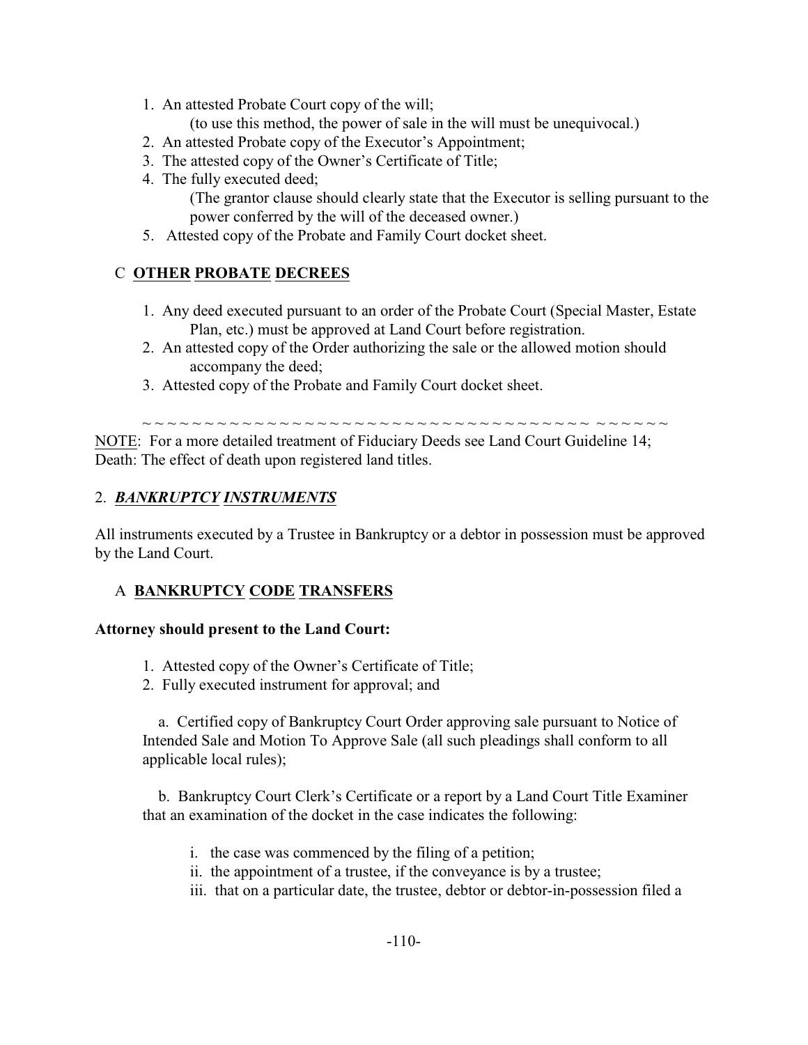1. An attested Probate Court copy of the will;
   (to use this method, the power of sale in the will must be unequivocal.)
2. An attested Probate copy of the Executor's Appointment;
3. The attested copy of the Owner's Certificate of Title;
4. The fully executed deed;
   (The grantor clause should clearly state that the Executor is selling pursuant to the power conferred by the will of the deceased owner.)
5. Attested copy of the Probate and Family Court docket sheet.

### C <u>OTHER</u> <u>PROBATE</u> <u>DECREES</u>

1. Any deed executed pursuant to an order of the Probate Court (Special Master, Estate Plan, etc.) must be approved at Land Court before registration.
2. An attested copy of the Order authorizing the sale or the allowed motion should accompany the deed;
3. Attested copy of the Probate and Family Court docket sheet.

~ ~ ~ ~ ~ ~ ~ ~ ~ ~ ~ ~ ~ ~ ~ ~ ~ ~ ~ ~ ~ ~ ~ ~ ~ ~ ~ ~ ~ ~ ~ ~ ~ ~ ~ ~ ~ ~ ~ ~ ~ ~ ~ ~

<u>NOTE</u>: For a more detailed treatment of Fiduciary Deeds see Land Court Guideline 14; Death: The effect of death upon registered land titles.

## 2. ***<u>BANKRUPTCY</u> <u>INSTRUMENTS</u>***

All instruments executed by a Trustee in Bankruptcy or a debtor in possession must be approved by the Land Court.

### A <u>BANKRUPTCY</u> <u>CODE</u> <u>TRANSFERS</u>

**Attorney should present to the Land Court:**

1. Attested copy of the Owner's Certificate of Title;
2. Fully executed instrument for approval; and

   a. Certified copy of Bankruptcy Court Order approving sale pursuant to Notice of Intended Sale and Motion To Approve Sale (all such pleadings shall conform to all applicable local rules);

   b. Bankruptcy Court Clerk's Certificate or a report by a Land Court Title Examiner that an examination of the docket in the case indicates the following:

      i. the case was commenced by the filing of a petition;
      ii. the appointment of a trustee, if the conveyance is by a trustee;
      iii. that on a particular date, the trustee, debtor or debtor-in-possession filed a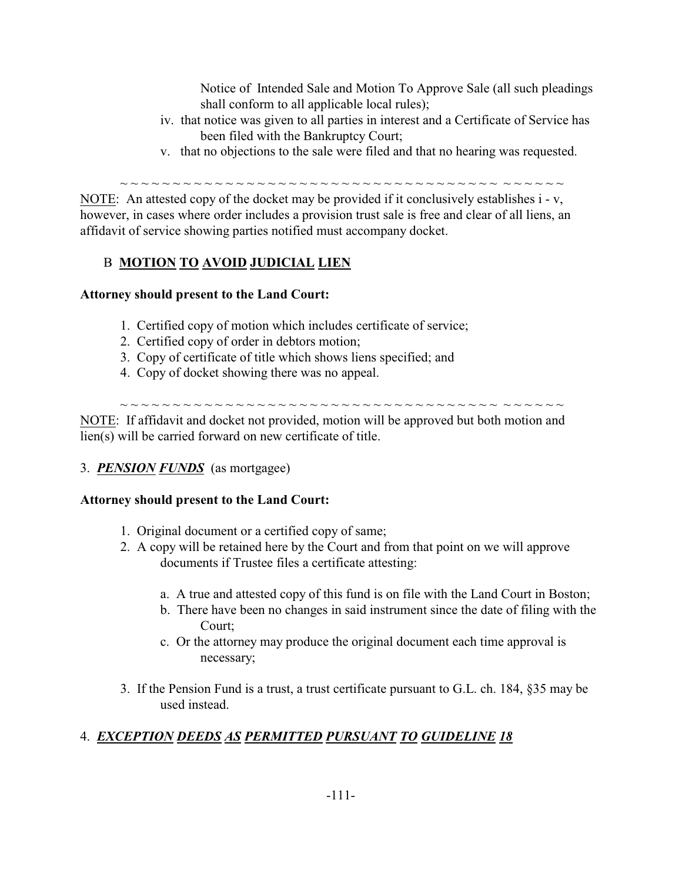Notice of Intended Sale and Motion To Approve Sale (all such pleadings shall conform to all applicable local rules);

iv. that notice was given to all parties in interest and a Certificate of Service has been filed with the Bankruptcy Court;

v. that no objections to the sale were filed and that no hearing was requested.

~ ~ ~ ~ ~ ~ ~ ~ ~ ~ ~ ~ ~ ~ ~ ~ ~ ~ ~ ~ ~ ~ ~ ~ ~ ~ ~ ~ ~ ~ ~ ~ ~ ~ ~ ~ ~ ~ ~ ~ ~ ~ ~ ~ ~ ~ ~

NOTE: An attested copy of the docket may be provided if it conclusively establishes i - v, however, in cases where order includes a provision trust sale is free and clear of all liens, an affidavit of service showing parties notified must accompany docket.

### B **MOTION TO AVOID JUDICIAL LIEN**

**Attorney should present to the Land Court:**

1. Certified copy of motion which includes certificate of service;
2. Certified copy of order in debtors motion;
3. Copy of certificate of title which shows liens specified; and
4. Copy of docket showing there was no appeal.

~ ~ ~ ~ ~ ~ ~ ~ ~ ~ ~ ~ ~ ~ ~ ~ ~ ~ ~ ~ ~ ~ ~ ~ ~ ~ ~ ~ ~ ~ ~ ~ ~ ~ ~ ~ ~ ~ ~ ~ ~ ~ ~ ~ ~ ~ ~

NOTE: If affidavit and docket not provided, motion will be approved but both motion and lien(s) will be carried forward on new certificate of title.

### 3. ***PENSION FUNDS*** (as mortgagee)

**Attorney should present to the Land Court:**

1. Original document or a certified copy of same;
2. A copy will be retained here by the Court and from that point on we will approve documents if Trustee files a certificate attesting:
   a. A true and attested copy of this fund is on file with the Land Court in Boston;
   b. There have been no changes in said instrument since the date of filing with the Court;
   c. Or the attorney may produce the original document each time approval is necessary;
3. If the Pension Fund is a trust, a trust certificate pursuant to G.L. ch. 184, §35 may be used instead.

### 4. ***EXCEPTION DEEDS AS PERMITTED PURSUANT TO GUIDELINE 18***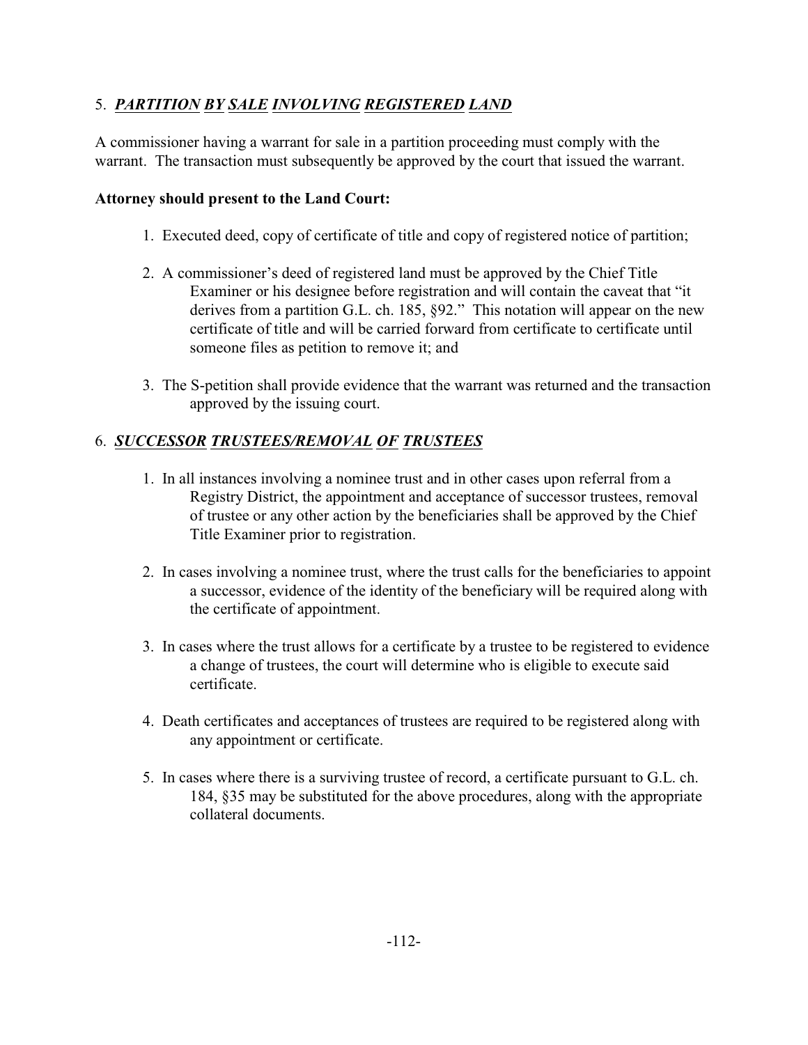## 5. ***PARTITION BY SALE INVOLVING REGISTERED LAND***

A commissioner having a warrant for sale in a partition proceeding must comply with the warrant. The transaction must subsequently be approved by the court that issued the warrant.

**Attorney should present to the Land Court:**

1. Executed deed, copy of certificate of title and copy of registered notice of partition;
2. A commissioner's deed of registered land must be approved by the Chief Title Examiner or his designee before registration and will contain the caveat that "it derives from a partition G.L. ch. 185, §92." This notation will appear on the new certificate of title and will be carried forward from certificate to certificate until someone files as petition to remove it; and
3. The S-petition shall provide evidence that the warrant was returned and the transaction approved by the issuing court.

## 6. ***SUCCESSOR TRUSTEES/REMOVAL OF TRUSTEES***

1. In all instances involving a nominee trust and in other cases upon referral from a Registry District, the appointment and acceptance of successor trustees, removal of trustee or any other action by the beneficiaries shall be approved by the Chief Title Examiner prior to registration.
2. In cases involving a nominee trust, where the trust calls for the beneficiaries to appoint a successor, evidence of the identity of the beneficiary will be required along with the certificate of appointment.
3. In cases where the trust allows for a certificate by a trustee to be registered to evidence a change of trustees, the court will determine who is eligible to execute said certificate.
4. Death certificates and acceptances of trustees are required to be registered along with any appointment or certificate.
5. In cases where there is a surviving trustee of record, a certificate pursuant to G.L. ch. 184, §35 may be substituted for the above procedures, along with the appropriate collateral documents.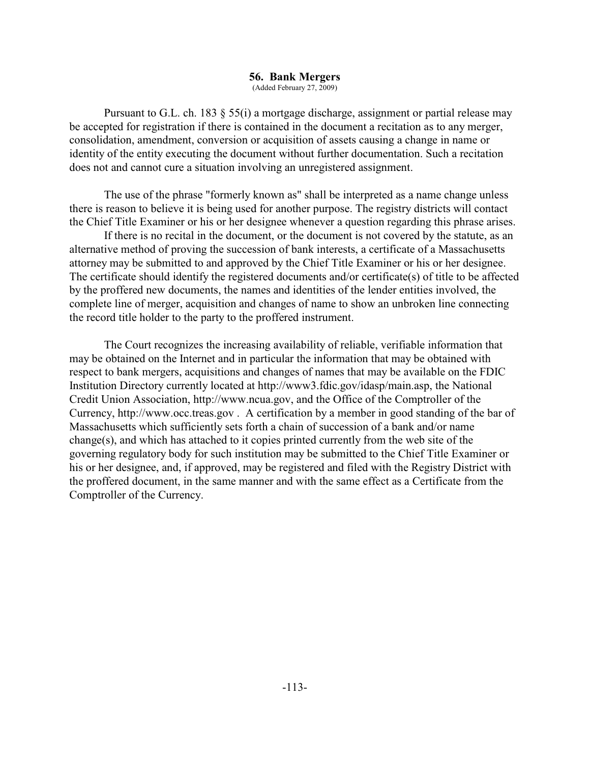## 56. Bank Mergers

(Added February 27, 2009)

Pursuant to G.L. ch. 183 § 55(i) a mortgage discharge, assignment or partial release may be accepted for registration if there is contained in the document a recitation as to any merger, consolidation, amendment, conversion or acquisition of assets causing a change in name or identity of the entity executing the document without further documentation. Such a recitation does not and cannot cure a situation involving an unregistered assignment.

The use of the phrase "formerly known as" shall be interpreted as a name change unless there is reason to believe it is being used for another purpose. The registry districts will contact the Chief Title Examiner or his or her designee whenever a question regarding this phrase arises.

If there is no recital in the document, or the document is not covered by the statute, as an alternative method of proving the succession of bank interests, a certificate of a Massachusetts attorney may be submitted to and approved by the Chief Title Examiner or his or her designee. The certificate should identify the registered documents and/or certificate(s) of title to be affected by the proffered new documents, the names and identities of the lender entities involved, the complete line of merger, acquisition and changes of name to show an unbroken line connecting the record title holder to the party to the proffered instrument.

The Court recognizes the increasing availability of reliable, verifiable information that may be obtained on the Internet and in particular the information that may be obtained with respect to bank mergers, acquisitions and changes of names that may be available on the FDIC Institution Directory currently located at http://www3.fdic.gov/idasp/main.asp, the National Credit Union Association, http://www.ncua.gov, and the Office of the Comptroller of the Currency, http://www.occ.treas.gov . A certification by a member in good standing of the bar of Massachusetts which sufficiently sets forth a chain of succession of a bank and/or name change(s), and which has attached to it copies printed currently from the web site of the governing regulatory body for such institution may be submitted to the Chief Title Examiner or his or her designee, and, if approved, may be registered and filed with the Registry District with the proffered document, in the same manner and with the same effect as a Certificate from the Comptroller of the Currency.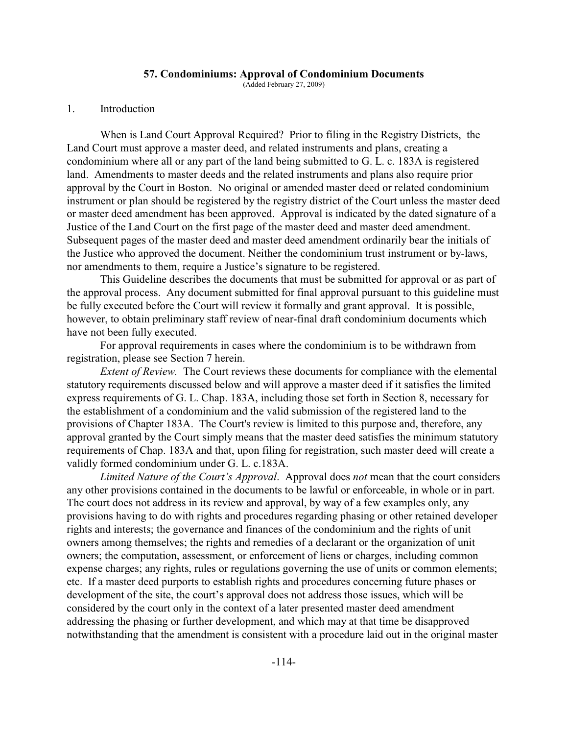## 57. Condominiums: Approval of Condominium Documents

(Added February 27, 2009)

1. Introduction

When is Land Court Approval Required? Prior to filing in the Registry Districts, the Land Court must approve a master deed, and related instruments and plans, creating a condominium where all or any part of the land being submitted to G. L. c. 183A is registered land. Amendments to master deeds and the related instruments and plans also require prior approval by the Court in Boston. No original or amended master deed or related condominium instrument or plan should be registered by the registry district of the Court unless the master deed or master deed amendment has been approved. Approval is indicated by the dated signature of a Justice of the Land Court on the first page of the master deed and master deed amendment. Subsequent pages of the master deed and master deed amendment ordinarily bear the initials of the Justice who approved the document. Neither the condominium trust instrument or by-laws, nor amendments to them, require a Justice's signature to be registered.

This Guideline describes the documents that must be submitted for approval or as part of the approval process. Any document submitted for final approval pursuant to this guideline must be fully executed before the Court will review it formally and grant approval. It is possible, however, to obtain preliminary staff review of near-final draft condominium documents which have not been fully executed.

For approval requirements in cases where the condominium is to be withdrawn from registration, please see Section 7 herein.

*Extent of Review.* The Court reviews these documents for compliance with the elemental statutory requirements discussed below and will approve a master deed if it satisfies the limited express requirements of G. L. Chap. 183A, including those set forth in Section 8, necessary for the establishment of a condominium and the valid submission of the registered land to the provisions of Chapter 183A. The Court's review is limited to this purpose and, therefore, any approval granted by the Court simply means that the master deed satisfies the minimum statutory requirements of Chap. 183A and that, upon filing for registration, such master deed will create a validly formed condominium under G. L. c.183A.

*Limited Nature of the Court's Approval*. Approval does *not* mean that the court considers any other provisions contained in the documents to be lawful or enforceable, in whole or in part. The court does not address in its review and approval, by way of a few examples only, any provisions having to do with rights and procedures regarding phasing or other retained developer rights and interests; the governance and finances of the condominium and the rights of unit owners among themselves; the rights and remedies of a declarant or the organization of unit owners; the computation, assessment, or enforcement of liens or charges, including common expense charges; any rights, rules or regulations governing the use of units or common elements; etc. If a master deed purports to establish rights and procedures concerning future phases or development of the site, the court's approval does not address those issues, which will be considered by the court only in the context of a later presented master deed amendment addressing the phasing or further development, and which may at that time be disapproved notwithstanding that the amendment is consistent with a procedure laid out in the original master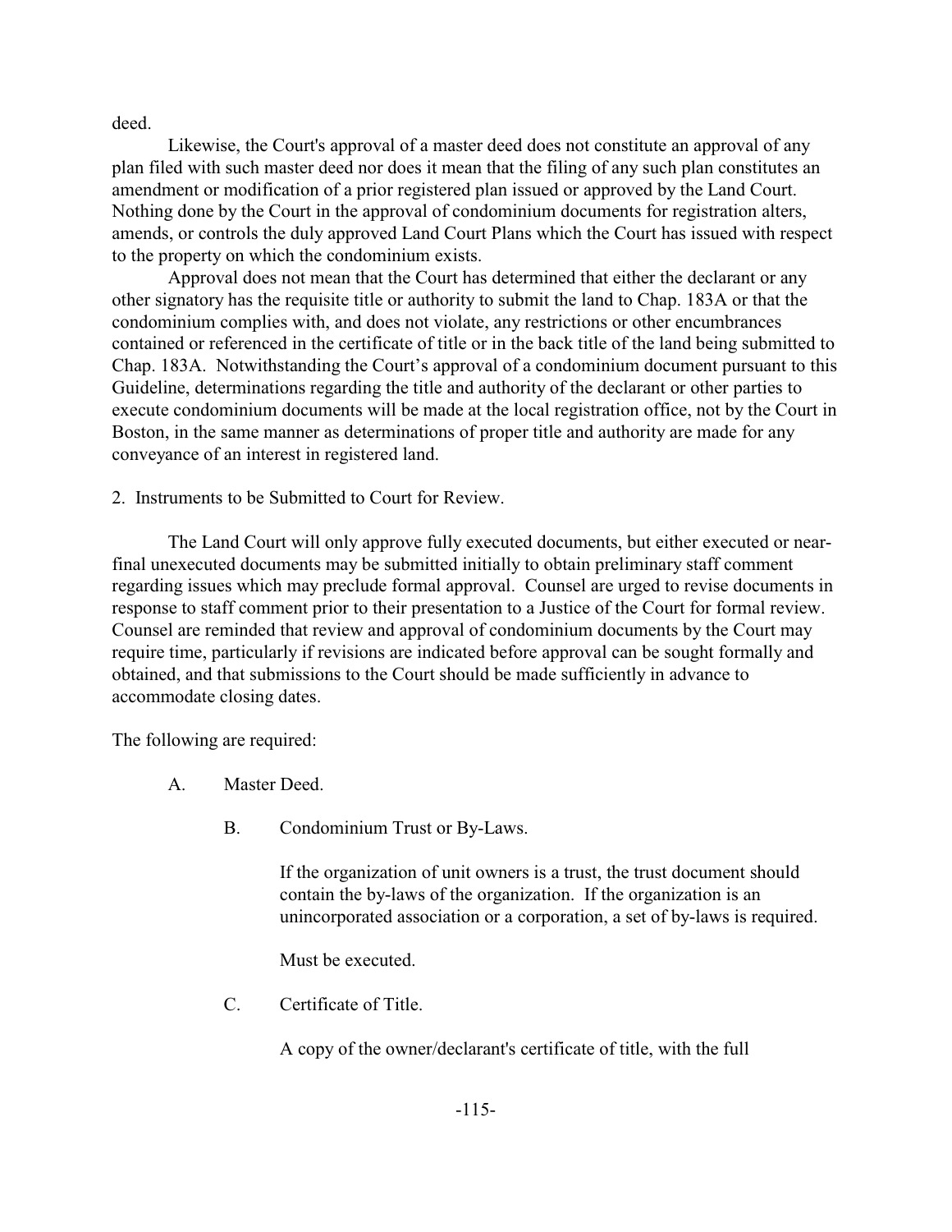deed.

Likewise, the Court's approval of a master deed does not constitute an approval of any plan filed with such master deed nor does it mean that the filing of any such plan constitutes an amendment or modification of a prior registered plan issued or approved by the Land Court. Nothing done by the Court in the approval of condominium documents for registration alters, amends, or controls the duly approved Land Court Plans which the Court has issued with respect to the property on which the condominium exists.

Approval does not mean that the Court has determined that either the declarant or any other signatory has the requisite title or authority to submit the land to Chap. 183A or that the condominium complies with, and does not violate, any restrictions or other encumbrances contained or referenced in the certificate of title or in the back title of the land being submitted to Chap. 183A. Notwithstanding the Court's approval of a condominium document pursuant to this Guideline, determinations regarding the title and authority of the declarant or other parties to execute condominium documents will be made at the local registration office, not by the Court in Boston, in the same manner as determinations of proper title and authority are made for any conveyance of an interest in registered land.

2. Instruments to be Submitted to Court for Review.

The Land Court will only approve fully executed documents, but either executed or near-final unexecuted documents may be submitted initially to obtain preliminary staff comment regarding issues which may preclude formal approval. Counsel are urged to revise documents in response to staff comment prior to their presentation to a Justice of the Court for formal review. Counsel are reminded that review and approval of condominium documents by the Court may require time, particularly if revisions are indicated before approval can be sought formally and obtained, and that submissions to the Court should be made sufficiently in advance to accommodate closing dates.

The following are required:

A. Master Deed.

B. Condominium Trust or By-Laws.

If the organization of unit owners is a trust, the trust document should contain the by-laws of the organization. If the organization is an unincorporated association or a corporation, a set of by-laws is required.

Must be executed.

C. Certificate of Title.

A copy of the owner/declarant's certificate of title, with the full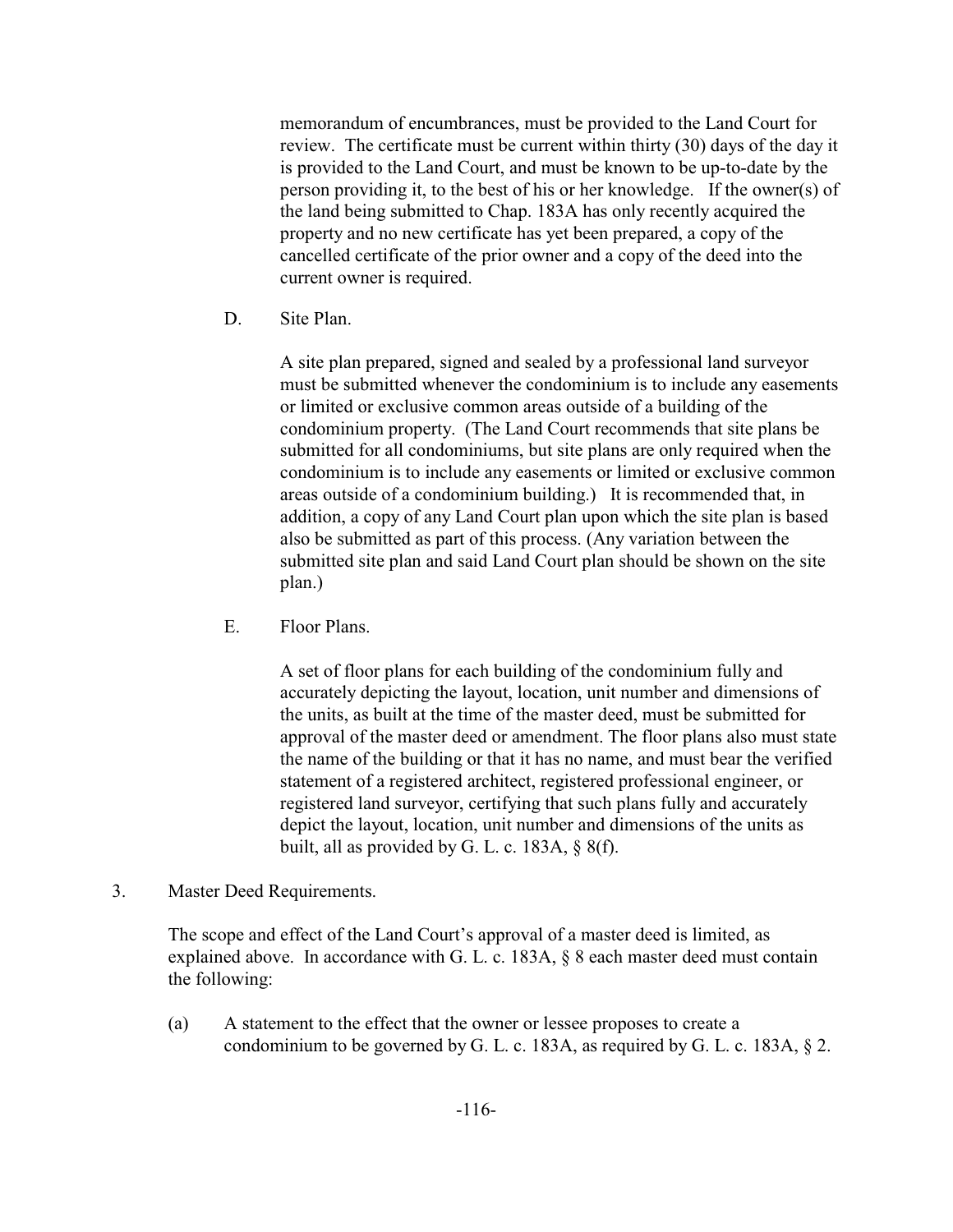memorandum of encumbrances, must be provided to the Land Court for review. The certificate must be current within thirty (30) days of the day it is provided to the Land Court, and must be known to be up-to-date by the person providing it, to the best of his or her knowledge. If the owner(s) of the land being submitted to Chap. 183A has only recently acquired the property and no new certificate has yet been prepared, a copy of the cancelled certificate of the prior owner and a copy of the deed into the current owner is required.

D. Site Plan.

A site plan prepared, signed and sealed by a professional land surveyor must be submitted whenever the condominium is to include any easements or limited or exclusive common areas outside of a building of the condominium property. (The Land Court recommends that site plans be submitted for all condominiums, but site plans are only required when the condominium is to include any easements or limited or exclusive common areas outside of a condominium building.) It is recommended that, in addition, a copy of any Land Court plan upon which the site plan is based also be submitted as part of this process. (Any variation between the submitted site plan and said Land Court plan should be shown on the site plan.)

E. Floor Plans.

A set of floor plans for each building of the condominium fully and accurately depicting the layout, location, unit number and dimensions of the units, as built at the time of the master deed, must be submitted for approval of the master deed or amendment. The floor plans also must state the name of the building or that it has no name, and must bear the verified statement of a registered architect, registered professional engineer, or registered land surveyor, certifying that such plans fully and accurately depict the layout, location, unit number and dimensions of the units as built, all as provided by G. L. c. 183A, § 8(f).

3. Master Deed Requirements.

The scope and effect of the Land Court's approval of a master deed is limited, as explained above. In accordance with G. L. c. 183A, § 8 each master deed must contain the following:

(a) A statement to the effect that the owner or lessee proposes to create a condominium to be governed by G. L. c. 183A, as required by G. L. c. 183A, § 2.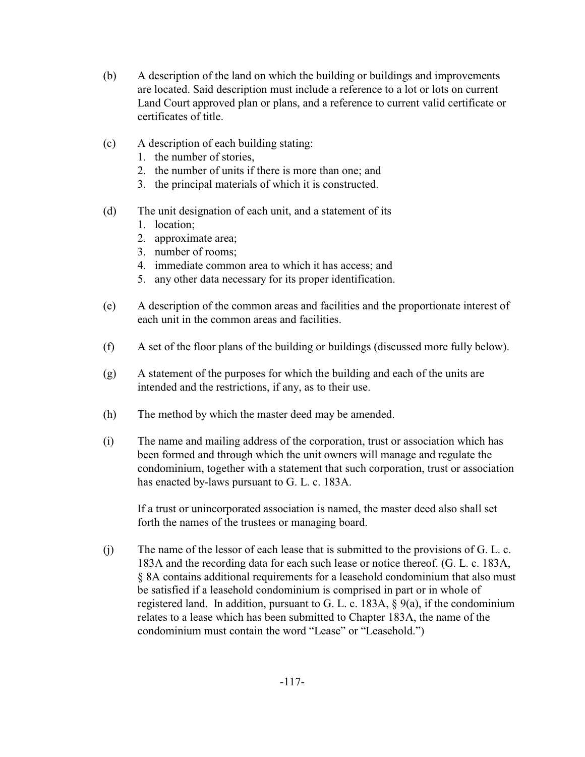(b) A description of the land on which the building or buildings and improvements are located. Said description must include a reference to a lot or lots on current Land Court approved plan or plans, and a reference to current valid certificate or certificates of title.

(c) A description of each building stating:
   1. the number of stories,
   2. the number of units if there is more than one; and
   3. the principal materials of which it is constructed.

(d) The unit designation of each unit, and a statement of its
   1. location;
   2. approximate area;
   3. number of rooms;
   4. immediate common area to which it has access; and
   5. any other data necessary for its proper identification.

(e) A description of the common areas and facilities and the proportionate interest of each unit in the common areas and facilities.

(f) A set of the floor plans of the building or buildings (discussed more fully below).

(g) A statement of the purposes for which the building and each of the units are intended and the restrictions, if any, as to their use.

(h) The method by which the master deed may be amended.

(i) The name and mailing address of the corporation, trust or association which has been formed and through which the unit owners will manage and regulate the condominium, together with a statement that such corporation, trust or association has enacted by-laws pursuant to G. L. c. 183A.

   If a trust or unincorporated association is named, the master deed also shall set forth the names of the trustees or managing board.

(j) The name of the lessor of each lease that is submitted to the provisions of G. L. c. 183A and the recording data for each such lease or notice thereof. (G. L. c. 183A, § 8A contains additional requirements for a leasehold condominium that also must be satisfied if a leasehold condominium is comprised in part or in whole of registered land. In addition, pursuant to G. L. c. 183A, § 9(a), if the condominium relates to a lease which has been submitted to Chapter 183A, the name of the condominium must contain the word "Lease" or "Leasehold.")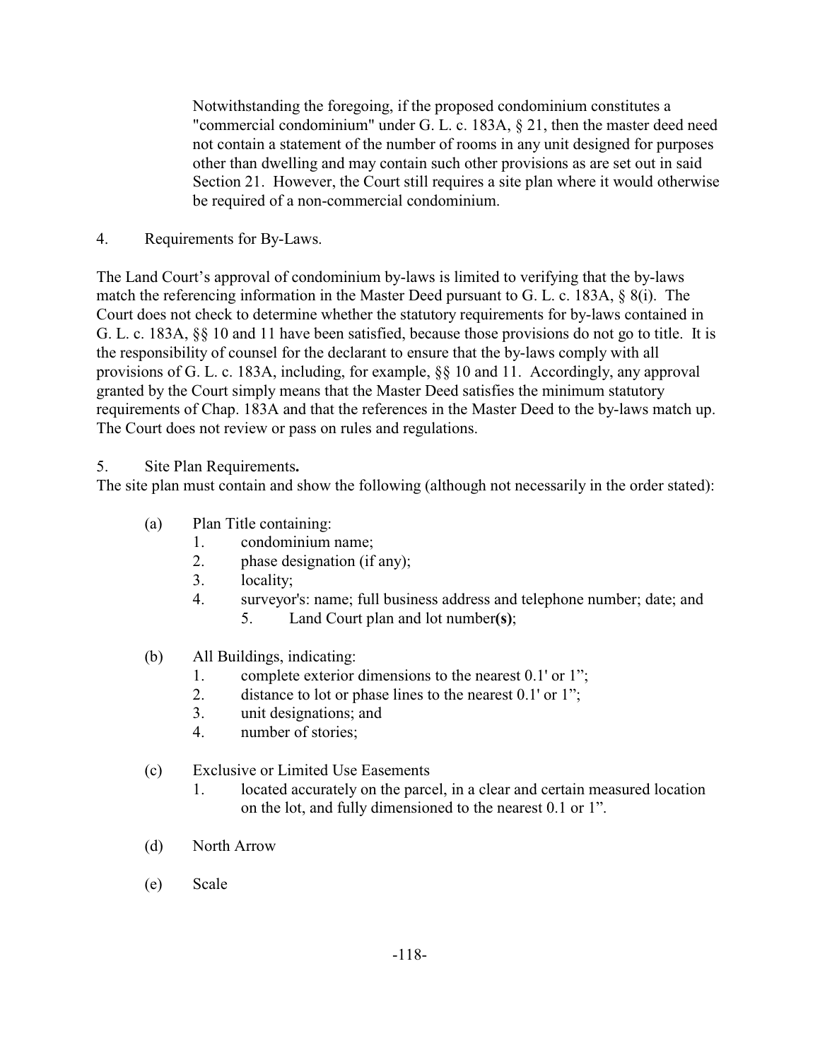Notwithstanding the foregoing, if the proposed condominium constitutes a "commercial condominium" under G. L. c. 183A, § 21, then the master deed need not contain a statement of the number of rooms in any unit designed for purposes other than dwelling and may contain such other provisions as are set out in said Section 21. However, the Court still requires a site plan where it would otherwise be required of a non-commercial condominium.

4. Requirements for By-Laws.

The Land Court's approval of condominium by-laws is limited to verifying that the by-laws match the referencing information in the Master Deed pursuant to G. L. c. 183A, § 8(i). The Court does not check to determine whether the statutory requirements for by-laws contained in G. L. c. 183A, §§ 10 and 11 have been satisfied, because those provisions do not go to title. It is the responsibility of counsel for the declarant to ensure that the by-laws comply with all provisions of G. L. c. 183A, including, for example, §§ 10 and 11. Accordingly, any approval granted by the Court simply means that the Master Deed satisfies the minimum statutory requirements of Chap. 183A and that the references in the Master Deed to the by-laws match up. The Court does not review or pass on rules and regulations.

5. Site Plan Requirements**.**

The site plan must contain and show the following (although not necessarily in the order stated):

(a) Plan Title containing:
   1. condominium name;
   2. phase designation (if any);
   3. locality;
   4. surveyor's: name; full business address and telephone number; date; and
      5. Land Court plan and lot number**(s)**;

(b) All Buildings, indicating:
   1. complete exterior dimensions to the nearest 0.1' or 1";
   2. distance to lot or phase lines to the nearest 0.1' or 1";
   3. unit designations; and
   4. number of stories;

(c) Exclusive or Limited Use Easements
   1. located accurately on the parcel, in a clear and certain measured location on the lot, and fully dimensioned to the nearest 0.1 or 1".

(d) North Arrow

(e) Scale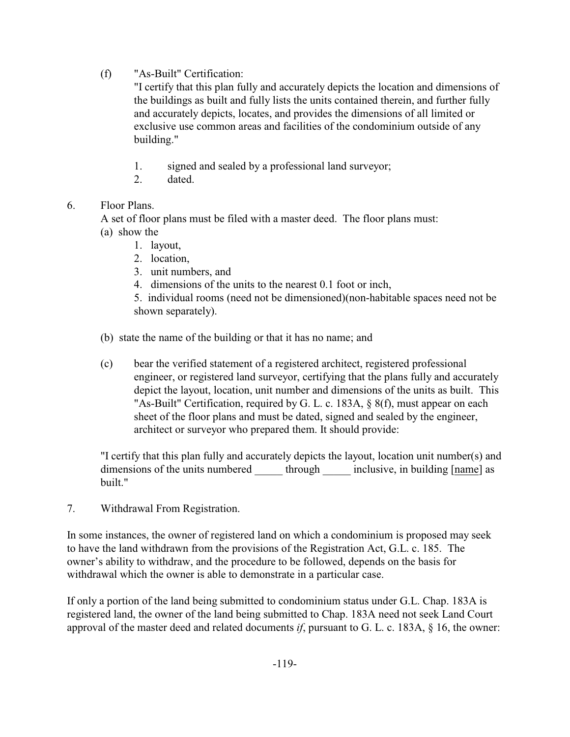(f) "As-Built" Certification:

"I certify that this plan fully and accurately depicts the location and dimensions of the buildings as built and fully lists the units contained therein, and further fully and accurately depicts, locates, and provides the dimensions of all limited or exclusive use common areas and facilities of the condominium outside of any building."

1. signed and sealed by a professional land surveyor;
2. dated.

6. Floor Plans.

A set of floor plans must be filed with a master deed. The floor plans must:

(a) show the

1. layout,
2. location,
3. unit numbers, and
4. dimensions of the units to the nearest 0.1 foot or inch,
5. individual rooms (need not be dimensioned)(non-habitable spaces need not be shown separately).

(b) state the name of the building or that it has no name; and

(c) bear the verified statement of a registered architect, registered professional engineer, or registered land surveyor, certifying that the plans fully and accurately depict the layout, location, unit number and dimensions of the units as built. This "As-Built" Certification, required by G. L. c. 183A, § 8(f), must appear on each sheet of the floor plans and must be dated, signed and sealed by the engineer, architect or surveyor who prepared them. It should provide:

"I certify that this plan fully and accurately depicts the layout, location unit number(s) and dimensions of the units numbered _____ through _____ inclusive, in building [name] as built."

7. Withdrawal From Registration.

In some instances, the owner of registered land on which a condominium is proposed may seek to have the land withdrawn from the provisions of the Registration Act, G.L. c. 185. The owner's ability to withdraw, and the procedure to be followed, depends on the basis for withdrawal which the owner is able to demonstrate in a particular case.

If only a portion of the land being submitted to condominium status under G.L. Chap. 183A is registered land, the owner of the land being submitted to Chap. 183A need not seek Land Court approval of the master deed and related documents *if*, pursuant to G. L. c. 183A, § 16, the owner: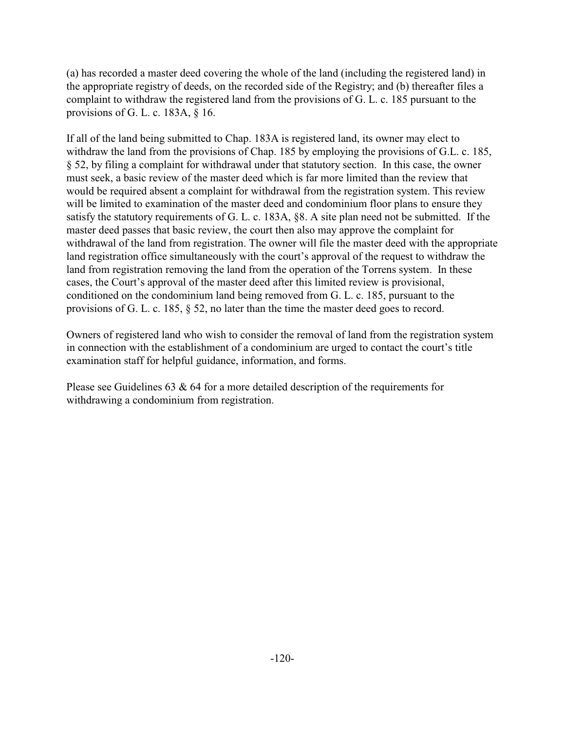(a) has recorded a master deed covering the whole of the land (including the registered land) in the appropriate registry of deeds, on the recorded side of the Registry; and (b) thereafter files a complaint to withdraw the registered land from the provisions of G. L. c. 185 pursuant to the provisions of G. L. c. 183A, § 16.

If all of the land being submitted to Chap. 183A is registered land, its owner may elect to withdraw the land from the provisions of Chap. 185 by employing the provisions of G.L. c. 185, § 52, by filing a complaint for withdrawal under that statutory section. In this case, the owner must seek, a basic review of the master deed which is far more limited than the review that would be required absent a complaint for withdrawal from the registration system. This review will be limited to examination of the master deed and condominium floor plans to ensure they satisfy the statutory requirements of G. L. c. 183A, §8. A site plan need not be submitted. If the master deed passes that basic review, the court then also may approve the complaint for withdrawal of the land from registration. The owner will file the master deed with the appropriate land registration office simultaneously with the court's approval of the request to withdraw the land from registration removing the land from the operation of the Torrens system. In these cases, the Court's approval of the master deed after this limited review is provisional, conditioned on the condominium land being removed from G. L. c. 185, pursuant to the provisions of G. L. c. 185, § 52, no later than the time the master deed goes to record.

Owners of registered land who wish to consider the removal of land from the registration system in connection with the establishment of a condominium are urged to contact the court's title examination staff for helpful guidance, information, and forms.

Please see Guidelines 63 & 64 for a more detailed description of the requirements for withdrawing a condominium from registration.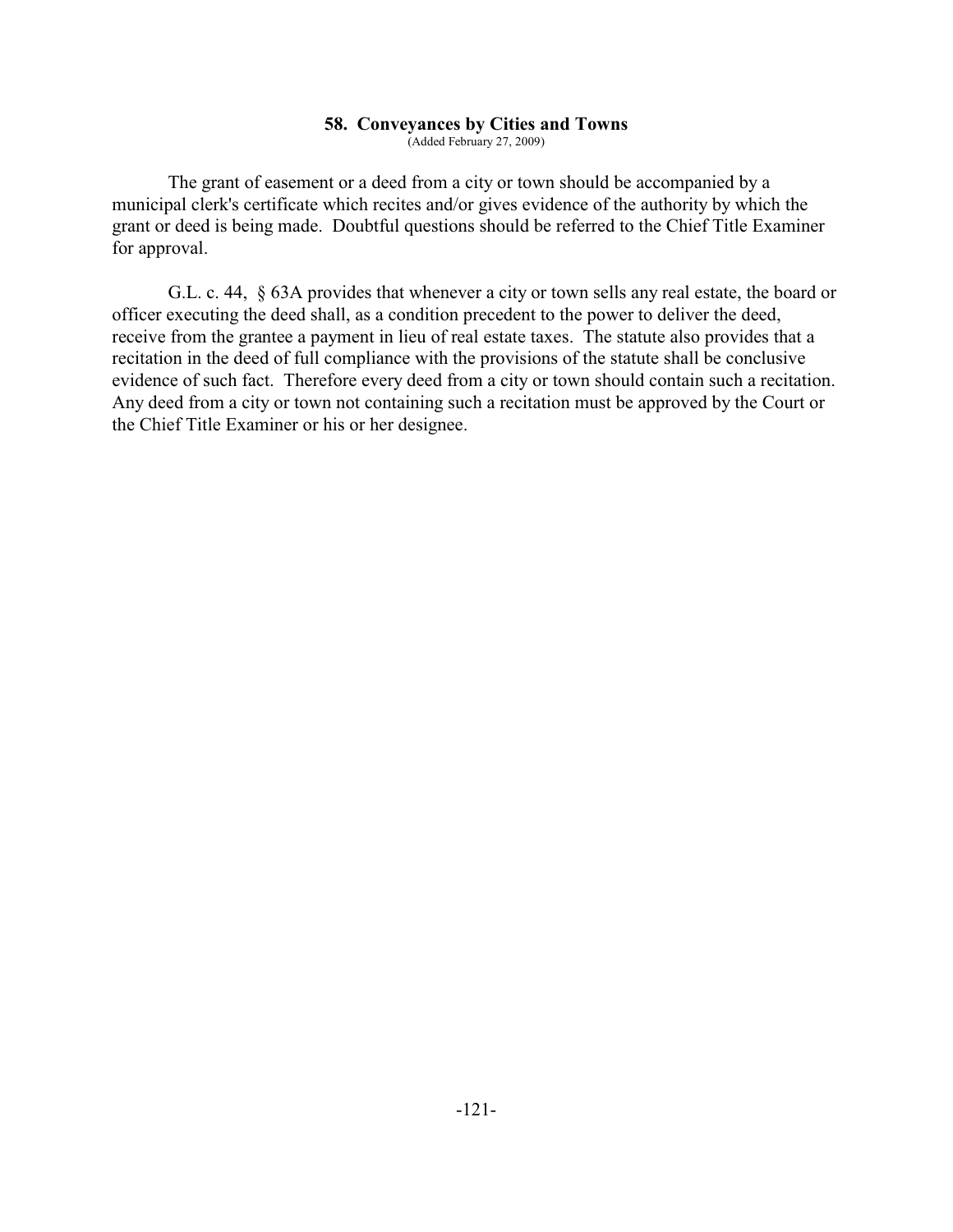## 58. Conveyances by Cities and Towns

(Added February 27, 2009)

The grant of easement or a deed from a city or town should be accompanied by a municipal clerk's certificate which recites and/or gives evidence of the authority by which the grant or deed is being made. Doubtful questions should be referred to the Chief Title Examiner for approval.

G.L. c. 44, § 63A provides that whenever a city or town sells any real estate, the board or officer executing the deed shall, as a condition precedent to the power to deliver the deed, receive from the grantee a payment in lieu of real estate taxes. The statute also provides that a recitation in the deed of full compliance with the provisions of the statute shall be conclusive evidence of such fact. Therefore every deed from a city or town should contain such a recitation. Any deed from a city or town not containing such a recitation must be approved by the Court or the Chief Title Examiner or his or her designee.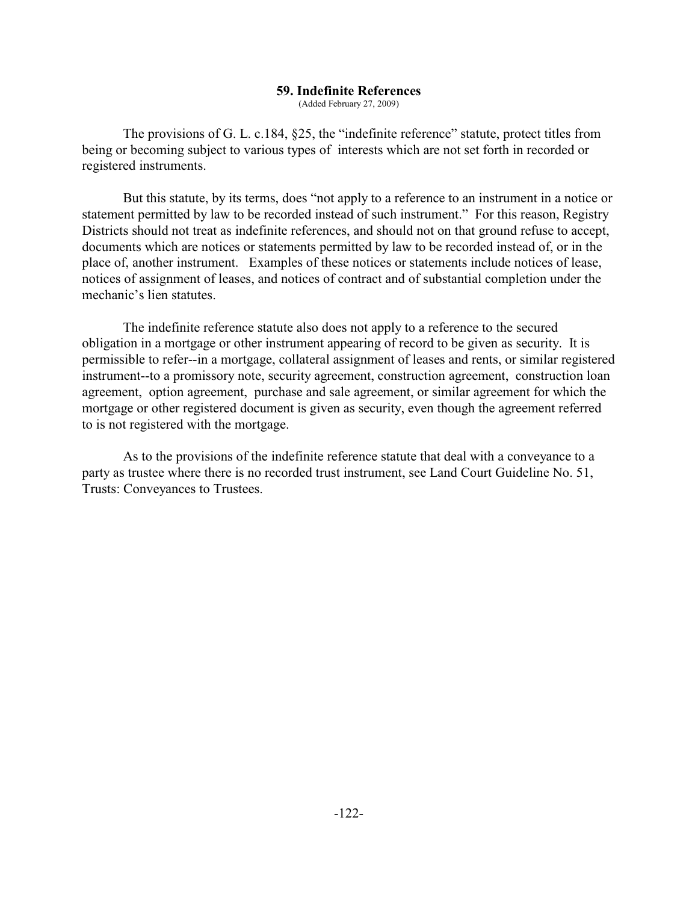## 59. Indefinite References

(Added February 27, 2009)

The provisions of G. L. c.184, §25, the "indefinite reference" statute, protect titles from being or becoming subject to various types of interests which are not set forth in recorded or registered instruments.

But this statute, by its terms, does "not apply to a reference to an instrument in a notice or statement permitted by law to be recorded instead of such instrument." For this reason, Registry Districts should not treat as indefinite references, and should not on that ground refuse to accept, documents which are notices or statements permitted by law to be recorded instead of, or in the place of, another instrument. Examples of these notices or statements include notices of lease, notices of assignment of leases, and notices of contract and of substantial completion under the mechanic's lien statutes.

The indefinite reference statute also does not apply to a reference to the secured obligation in a mortgage or other instrument appearing of record to be given as security. It is permissible to refer--in a mortgage, collateral assignment of leases and rents, or similar registered instrument--to a promissory note, security agreement, construction agreement, construction loan agreement, option agreement, purchase and sale agreement, or similar agreement for which the mortgage or other registered document is given as security, even though the agreement referred to is not registered with the mortgage.

As to the provisions of the indefinite reference statute that deal with a conveyance to a party as trustee where there is no recorded trust instrument, see Land Court Guideline No. 51, Trusts: Conveyances to Trustees.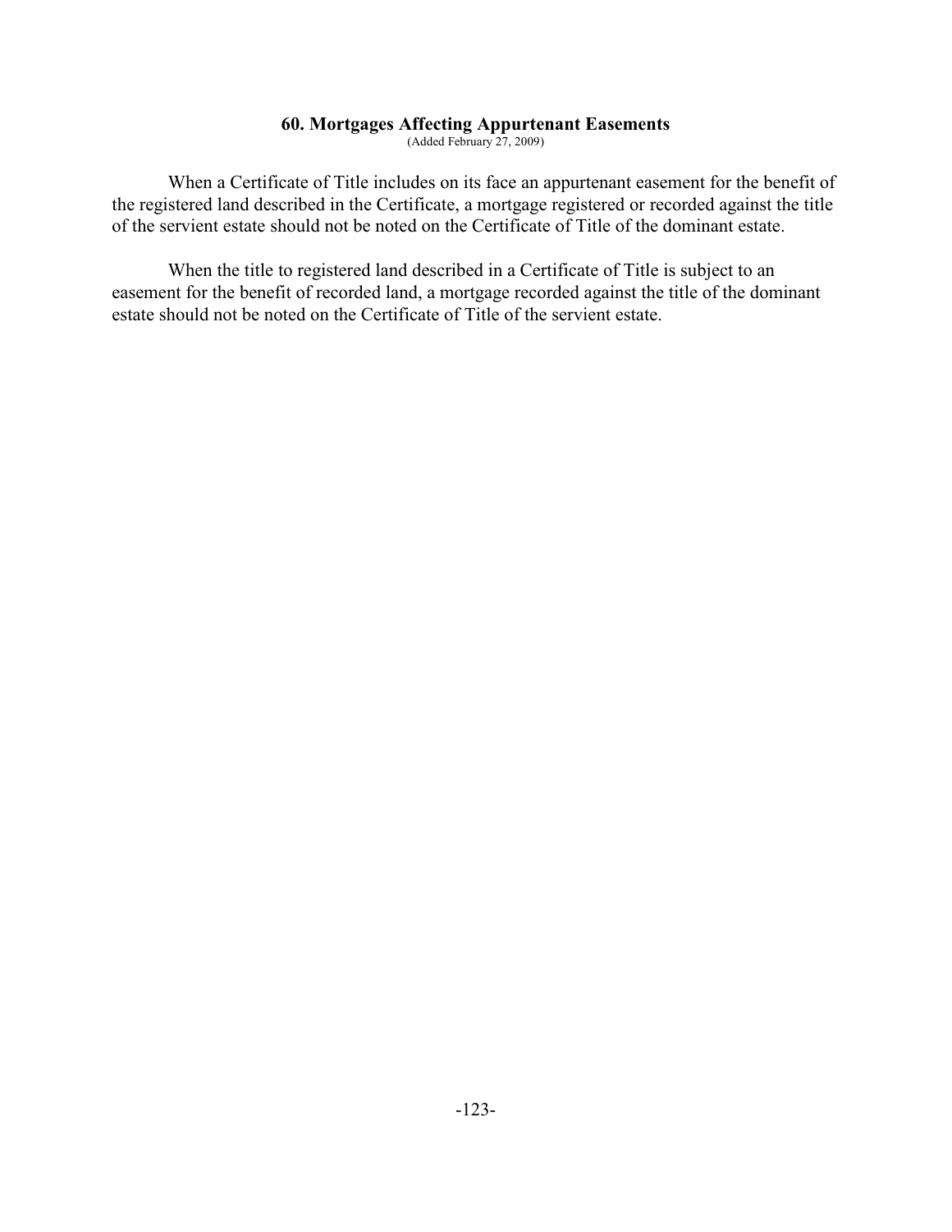## 60. Mortgages Affecting Appurtenant Easements

(Added February 27, 2009)

When a Certificate of Title includes on its face an appurtenant easement for the benefit of the registered land described in the Certificate, a mortgage registered or recorded against the title of the servient estate should not be noted on the Certificate of Title of the dominant estate.

When the title to registered land described in a Certificate of Title is subject to an easement for the benefit of recorded land, a mortgage recorded against the title of the dominant estate should not be noted on the Certificate of Title of the servient estate.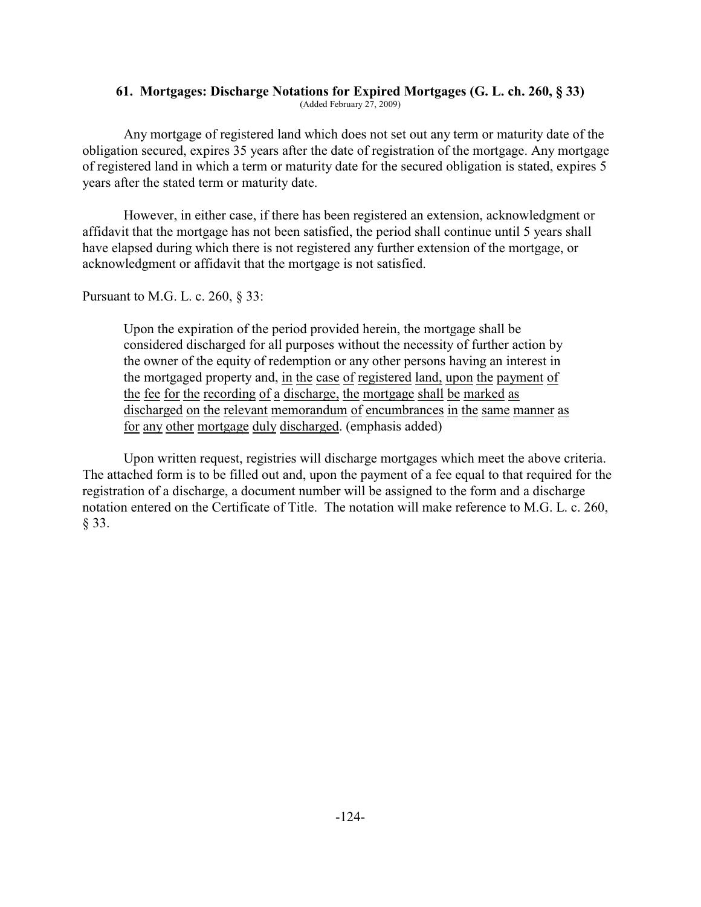### 61. Mortgages: Discharge Notations for Expired Mortgages (G. L. ch. 260, § 33)

(Added February 27, 2009)

Any mortgage of registered land which does not set out any term or maturity date of the obligation secured, expires 35 years after the date of registration of the mortgage. Any mortgage of registered land in which a term or maturity date for the secured obligation is stated, expires 5 years after the stated term or maturity date.

However, in either case, if there has been registered an extension, acknowledgment or affidavit that the mortgage has not been satisfied, the period shall continue until 5 years shall have elapsed during which there is not registered any further extension of the mortgage, or acknowledgment or affidavit that the mortgage is not satisfied.

Pursuant to M.G. L. c. 260, § 33:

> Upon the expiration of the period provided herein, the mortgage shall be considered discharged for all purposes without the necessity of further action by the owner of the equity of redemption or any other persons having an interest in the mortgaged property and, <u>in the case of registered land, upon the payment of the fee for the recording of a discharge, the mortgage shall be marked as discharged on the relevant memorandum of encumbrances in the same manner as for any other mortgage duly discharged</u>. (emphasis added)

Upon written request, registries will discharge mortgages which meet the above criteria. The attached form is to be filled out and, upon the payment of a fee equal to that required for the registration of a discharge, a document number will be assigned to the form and a discharge notation entered on the Certificate of Title. The notation will make reference to M.G. L. c. 260, § 33.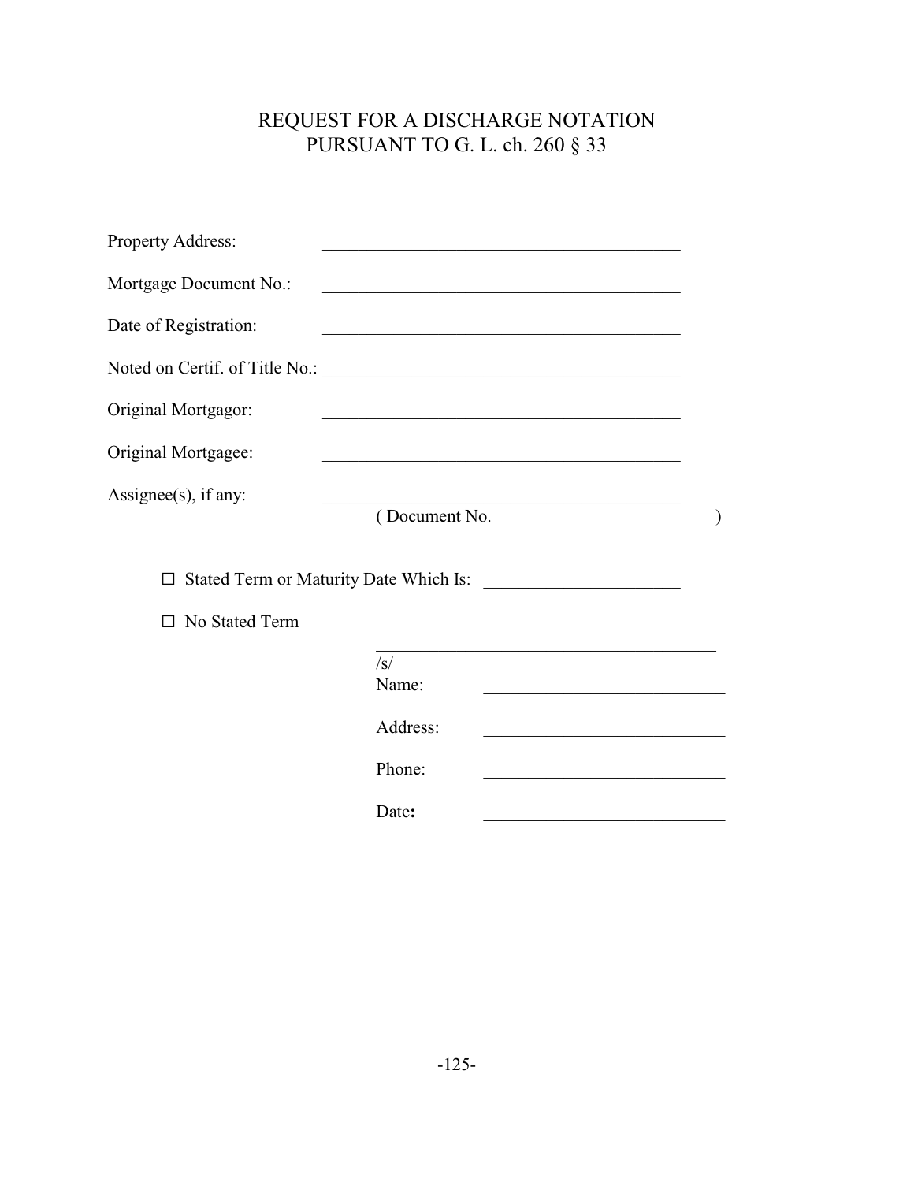# REQUEST FOR A DISCHARGE NOTATION PURSUANT TO G. L. ch. 260 § 33

Property Address: ________________________________________

Mortgage Document No.: ________________________________________

Date of Registration: ________________________________________

Noted on Certif. of Title No.: ________________________________________

Original Mortgagor: ________________________________________

Original Mortgagee: ________________________________________

Assignee(s), if any: ________________________________________
( Document No. )

☐ Stated Term or Maturity Date Which Is: ______________________

☐ No Stated Term

________________________________________
/s/
Name: ____________________________

Address: ____________________________

Phone: ____________________________

Date: ____________________________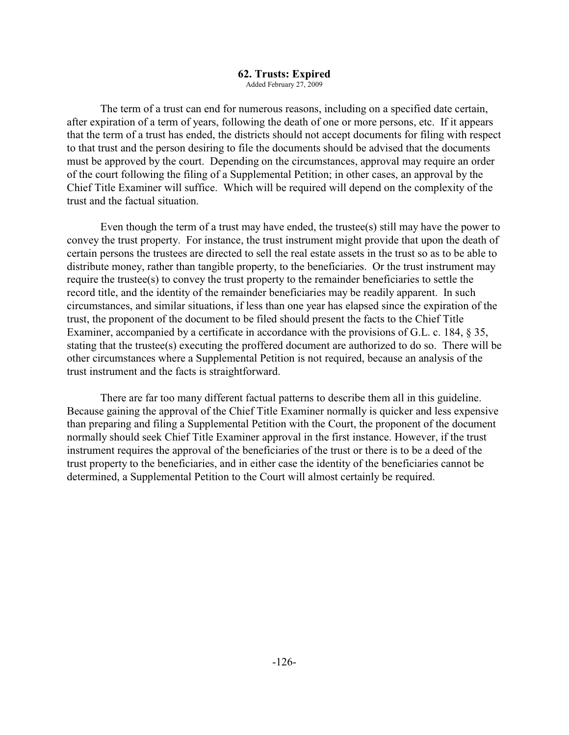## 62. Trusts: Expired

Added February 27, 2009

The term of a trust can end for numerous reasons, including on a specified date certain, after expiration of a term of years, following the death of one or more persons, etc. If it appears that the term of a trust has ended, the districts should not accept documents for filing with respect to that trust and the person desiring to file the documents should be advised that the documents must be approved by the court. Depending on the circumstances, approval may require an order of the court following the filing of a Supplemental Petition; in other cases, an approval by the Chief Title Examiner will suffice. Which will be required will depend on the complexity of the trust and the factual situation.

Even though the term of a trust may have ended, the trustee(s) still may have the power to convey the trust property. For instance, the trust instrument might provide that upon the death of certain persons the trustees are directed to sell the real estate assets in the trust so as to be able to distribute money, rather than tangible property, to the beneficiaries. Or the trust instrument may require the trustee(s) to convey the trust property to the remainder beneficiaries to settle the record title, and the identity of the remainder beneficiaries may be readily apparent. In such circumstances, and similar situations, if less than one year has elapsed since the expiration of the trust, the proponent of the document to be filed should present the facts to the Chief Title Examiner, accompanied by a certificate in accordance with the provisions of G.L. c. 184, § 35, stating that the trustee(s) executing the proffered document are authorized to do so. There will be other circumstances where a Supplemental Petition is not required, because an analysis of the trust instrument and the facts is straightforward.

There are far too many different factual patterns to describe them all in this guideline. Because gaining the approval of the Chief Title Examiner normally is quicker and less expensive than preparing and filing a Supplemental Petition with the Court, the proponent of the document normally should seek Chief Title Examiner approval in the first instance. However, if the trust instrument requires the approval of the beneficiaries of the trust or there is to be a deed of the trust property to the beneficiaries, and in either case the identity of the beneficiaries cannot be determined, a Supplemental Petition to the Court will almost certainly be required.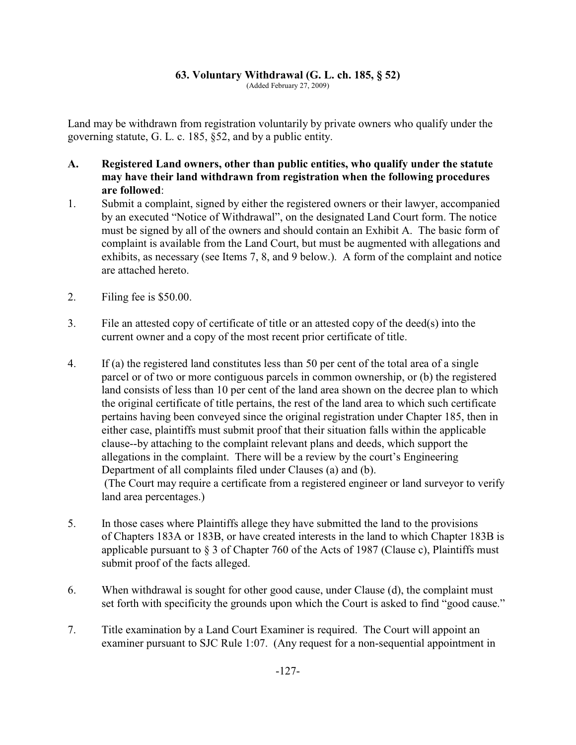## 63. Voluntary Withdrawal (G. L. ch. 185, § 52)

(Added February 27, 2009)

Land may be withdrawn from registration voluntarily by private owners who qualify under the governing statute, G. L. c. 185, §52, and by a public entity.

**A. Registered Land owners, other than public entities, who qualify under the statute may have their land withdrawn from registration when the following procedures are followed**:

1. Submit a complaint, signed by either the registered owners or their lawyer, accompanied by an executed "Notice of Withdrawal", on the designated Land Court form. The notice must be signed by all of the owners and should contain an Exhibit A. The basic form of complaint is available from the Land Court, but must be augmented with allegations and exhibits, as necessary (see Items 7, 8, and 9 below.). A form of the complaint and notice are attached hereto.

2. Filing fee is $50.00.

3. File an attested copy of certificate of title or an attested copy of the deed(s) into the current owner and a copy of the most recent prior certificate of title.

4. If (a) the registered land constitutes less than 50 per cent of the total area of a single parcel or of two or more contiguous parcels in common ownership, or (b) the registered land consists of less than 10 per cent of the land area shown on the decree plan to which the original certificate of title pertains, the rest of the land area to which such certificate pertains having been conveyed since the original registration under Chapter 185, then in either case, plaintiffs must submit proof that their situation falls within the applicable clause--by attaching to the complaint relevant plans and deeds, which support the allegations in the complaint. There will be a review by the court's Engineering Department of all complaints filed under Clauses (a) and (b).
(The Court may require a certificate from a registered engineer or land surveyor to verify land area percentages.)

5. In those cases where Plaintiffs allege they have submitted the land to the provisions of Chapters 183A or 183B, or have created interests in the land to which Chapter 183B is applicable pursuant to § 3 of Chapter 760 of the Acts of 1987 (Clause c), Plaintiffs must submit proof of the facts alleged.

6. When withdrawal is sought for other good cause, under Clause (d), the complaint must set forth with specificity the grounds upon which the Court is asked to find "good cause."

7. Title examination by a Land Court Examiner is required. The Court will appoint an examiner pursuant to SJC Rule 1:07. (Any request for a non-sequential appointment in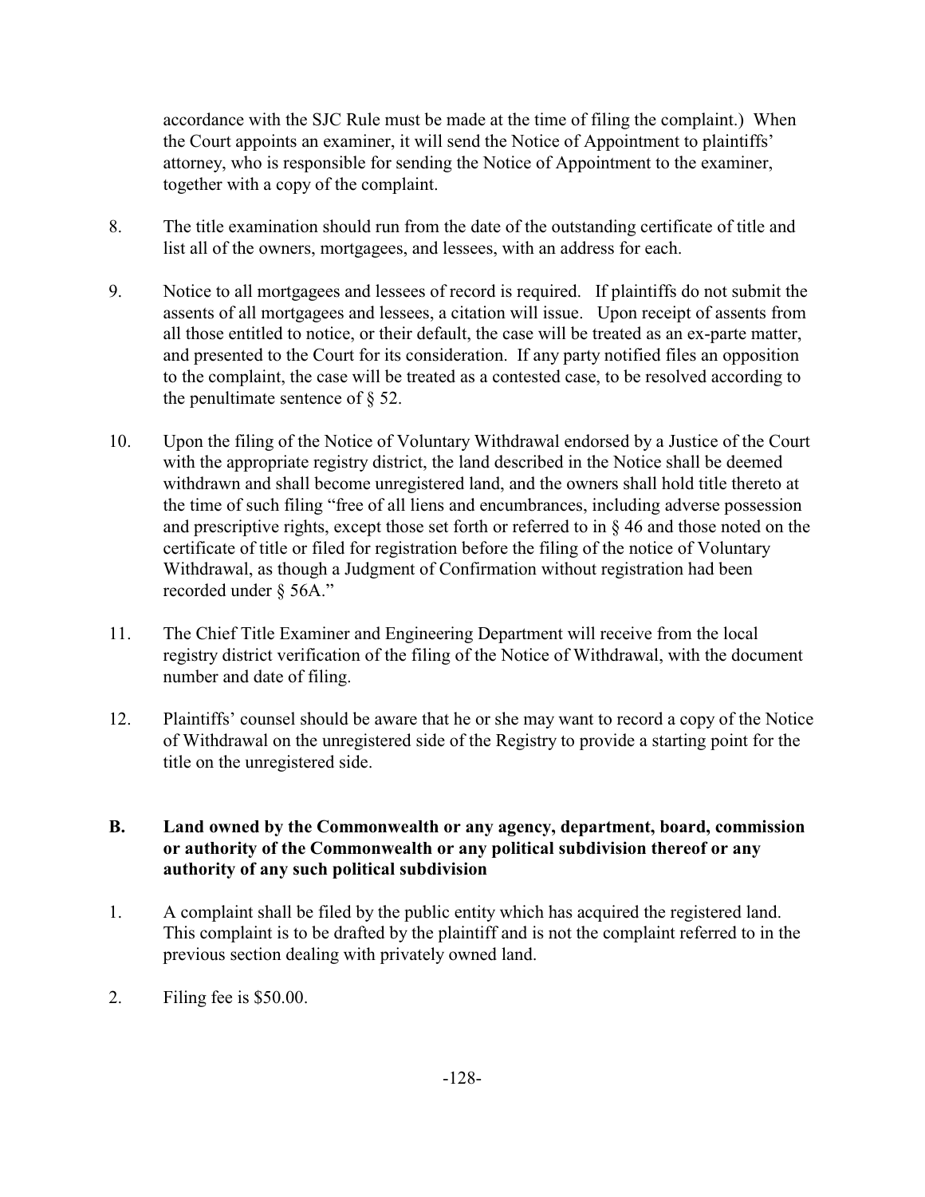accordance with the SJC Rule must be made at the time of filing the complaint.) When the Court appoints an examiner, it will send the Notice of Appointment to plaintiffs' attorney, who is responsible for sending the Notice of Appointment to the examiner, together with a copy of the complaint.

8. The title examination should run from the date of the outstanding certificate of title and list all of the owners, mortgagees, and lessees, with an address for each.

9. Notice to all mortgagees and lessees of record is required. If plaintiffs do not submit the assents of all mortgagees and lessees, a citation will issue. Upon receipt of assents from all those entitled to notice, or their default, the case will be treated as an ex-parte matter, and presented to the Court for its consideration. If any party notified files an opposition to the complaint, the case will be treated as a contested case, to be resolved according to the penultimate sentence of § 52.

10. Upon the filing of the Notice of Voluntary Withdrawal endorsed by a Justice of the Court with the appropriate registry district, the land described in the Notice shall be deemed withdrawn and shall become unregistered land, and the owners shall hold title thereto at the time of such filing "free of all liens and encumbrances, including adverse possession and prescriptive rights, except those set forth or referred to in § 46 and those noted on the certificate of title or filed for registration before the filing of the notice of Voluntary Withdrawal, as though a Judgment of Confirmation without registration had been recorded under § 56A."

11. The Chief Title Examiner and Engineering Department will receive from the local registry district verification of the filing of the Notice of Withdrawal, with the document number and date of filing.

12. Plaintiffs' counsel should be aware that he or she may want to record a copy of the Notice of Withdrawal on the unregistered side of the Registry to provide a starting point for the title on the unregistered side.

## B. Land owned by the Commonwealth or any agency, department, board, commission or authority of the Commonwealth or any political subdivision thereof or any authority of any such political subdivision

1. A complaint shall be filed by the public entity which has acquired the registered land. This complaint is to be drafted by the plaintiff and is not the complaint referred to in the previous section dealing with privately owned land.

2. Filing fee is $50.00.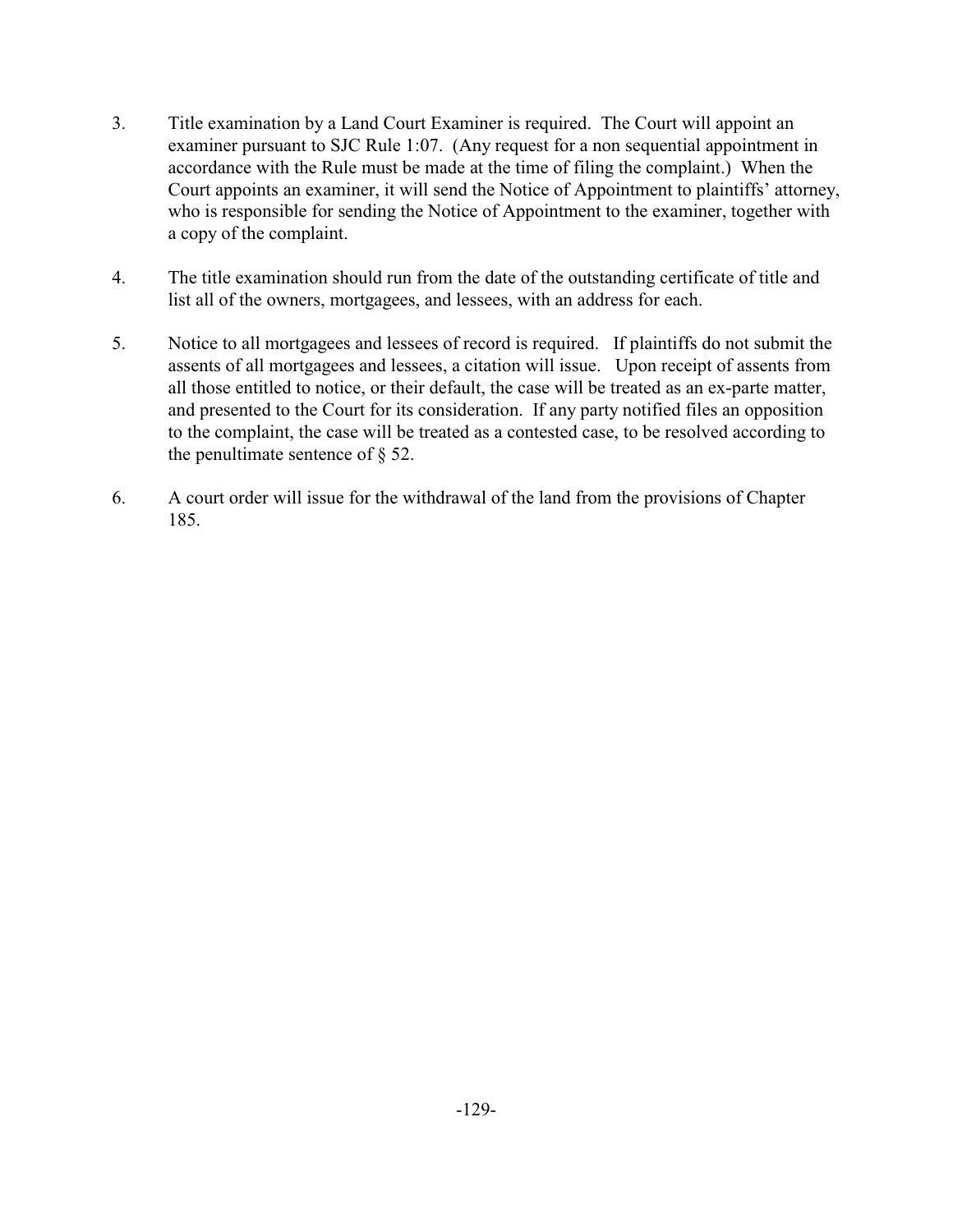3. Title examination by a Land Court Examiner is required. The Court will appoint an examiner pursuant to SJC Rule 1:07. (Any request for a non sequential appointment in accordance with the Rule must be made at the time of filing the complaint.) When the Court appoints an examiner, it will send the Notice of Appointment to plaintiffs' attorney, who is responsible for sending the Notice of Appointment to the examiner, together with a copy of the complaint.

4. The title examination should run from the date of the outstanding certificate of title and list all of the owners, mortgagees, and lessees, with an address for each.

5. Notice to all mortgagees and lessees of record is required. If plaintiffs do not submit the assents of all mortgagees and lessees, a citation will issue. Upon receipt of assents from all those entitled to notice, or their default, the case will be treated as an ex-parte matter, and presented to the Court for its consideration. If any party notified files an opposition to the complaint, the case will be treated as a contested case, to be resolved according to the penultimate sentence of § 52.

6. A court order will issue for the withdrawal of the land from the provisions of Chapter 185.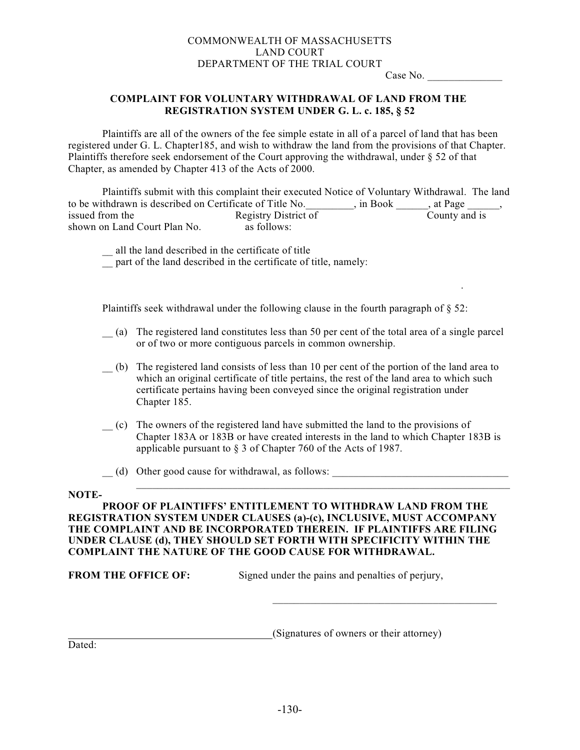COMMONWEALTH OF MASSACHUSETTS
LAND COURT
DEPARTMENT OF THE TRIAL COURT

Case No. ______________

**COMPLAINT FOR VOLUNTARY WITHDRAWAL OF LAND FROM THE REGISTRATION SYSTEM UNDER G. L. c. 185, § 52**

Plaintiffs are all of the owners of the fee simple estate in all of a parcel of land that has been registered under G. L. Chapter185, and wish to withdraw the land from the provisions of that Chapter. Plaintiffs therefore seek endorsement of the Court approving the withdrawal, under § 52 of that Chapter, as amended by Chapter 413 of the Acts of 2000.

Plaintiffs submit with this complaint their executed Notice of Voluntary Withdrawal. The land to be withdrawn is described on Certificate of Title No._________, in Book ______, at Page ______, issued from the Registry District of County and is shown on Land Court Plan No. as follows:

__ all the land described in the certificate of title
__ part of the land described in the certificate of title, namely:

Plaintiffs seek withdrawal under the following clause in the fourth paragraph of § 52:

__ (a) The registered land constitutes less than 50 per cent of the total area of a single parcel or of two or more contiguous parcels in common ownership.

__ (b) The registered land consists of less than 10 per cent of the portion of the land area to which an original certificate of title pertains, the rest of the land area to which such certificate pertains having been conveyed since the original registration under Chapter 185.

__ (c) The owners of the registered land have submitted the land to the provisions of Chapter 183A or 183B or have created interests in the land to which Chapter 183B is applicable pursuant to § 3 of Chapter 760 of the Acts of 1987.

__ (d) Other good cause for withdrawal, as follows: _________________________________
_________________________________________________________________________

**NOTE-**

**PROOF OF PLAINTIFFS' ENTITLEMENT TO WITHDRAW LAND FROM THE REGISTRATION SYSTEM UNDER CLAUSES (a)-(c), INCLUSIVE, MUST ACCOMPANY THE COMPLAINT AND BE INCORPORATED THEREIN. IF PLAINTIFFS ARE FILING UNDER CLAUSE (d), THEY SHOULD SET FORTH WITH SPECIFICITY WITHIN THE COMPLAINT THE NATURE OF THE GOOD CAUSE FOR WITHDRAWAL.**

**FROM THE OFFICE OF:** Signed under the pains and penalties of perjury,

_____________________________________________

_____________________________________(Signatures of owners or their attorney)

Dated: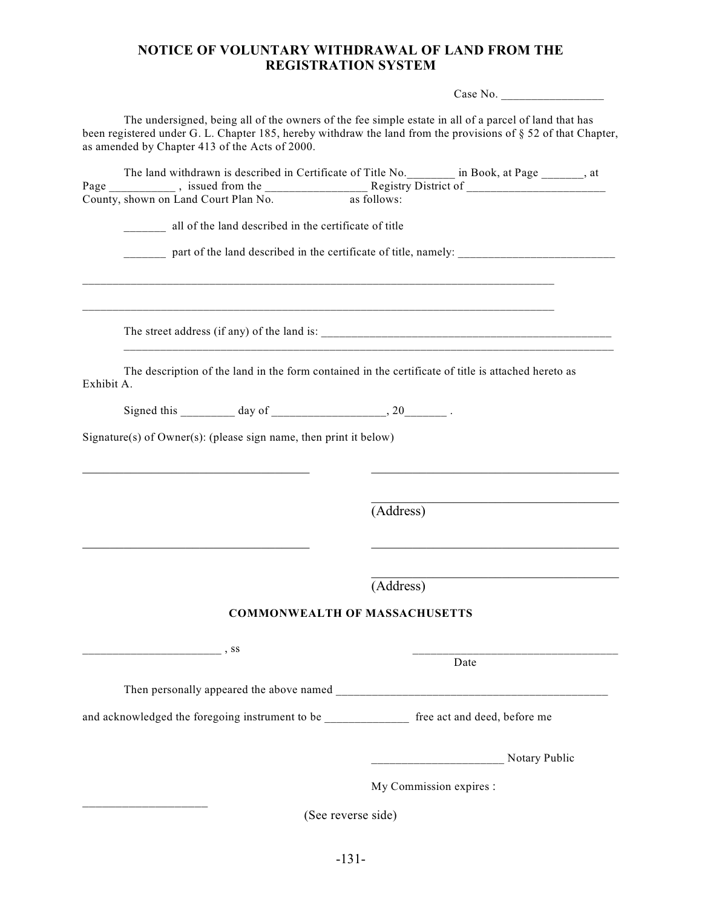# NOTICE OF VOLUNTARY WITHDRAWAL OF LAND FROM THE REGISTRATION SYSTEM

Case No. _________________

The undersigned, being all of the owners of the fee simple estate in all of a parcel of land that has been registered under G. L. Chapter 185, hereby withdraw the land from the provisions of § 52 of that Chapter, as amended by Chapter 413 of the Acts of 2000.

The land withdrawn is described in Certificate of Title No.________ in Book, at Page _______, at Page ___________ , issued from the _________________ Registry District of _______________________ County, shown on Land Court Plan No. as follows:

_______ all of the land described in the certificate of title

_______ part of the land described in the certificate of title, namely: __________________________

________________________________________________________________________________

________________________________________________________________________________

The street address (if any) of the land is: ___________________________________________________

________________________________________________________________________________

The description of the land in the form contained in the certificate of title is attached hereto as Exhibit A.

Signed this _________ day of ___________________, 20_______ .

Signature(s) of Owner(s): (please sign name, then print it below)

_____________________________________ _________________________________________

_________________________________________
(Address)

_____________________________________ _________________________________________

_________________________________________
(Address)

**COMMONWEALTH OF MASSACHUSETTS**

_______________________ , ss __________________________________
Date

Then personally appeared the above named _______________________________________________

and acknowledged the foregoing instrument to be ______________ free act and deed, before me

______________________ Notary Public

My Commission expires :

____________________

(See reverse side)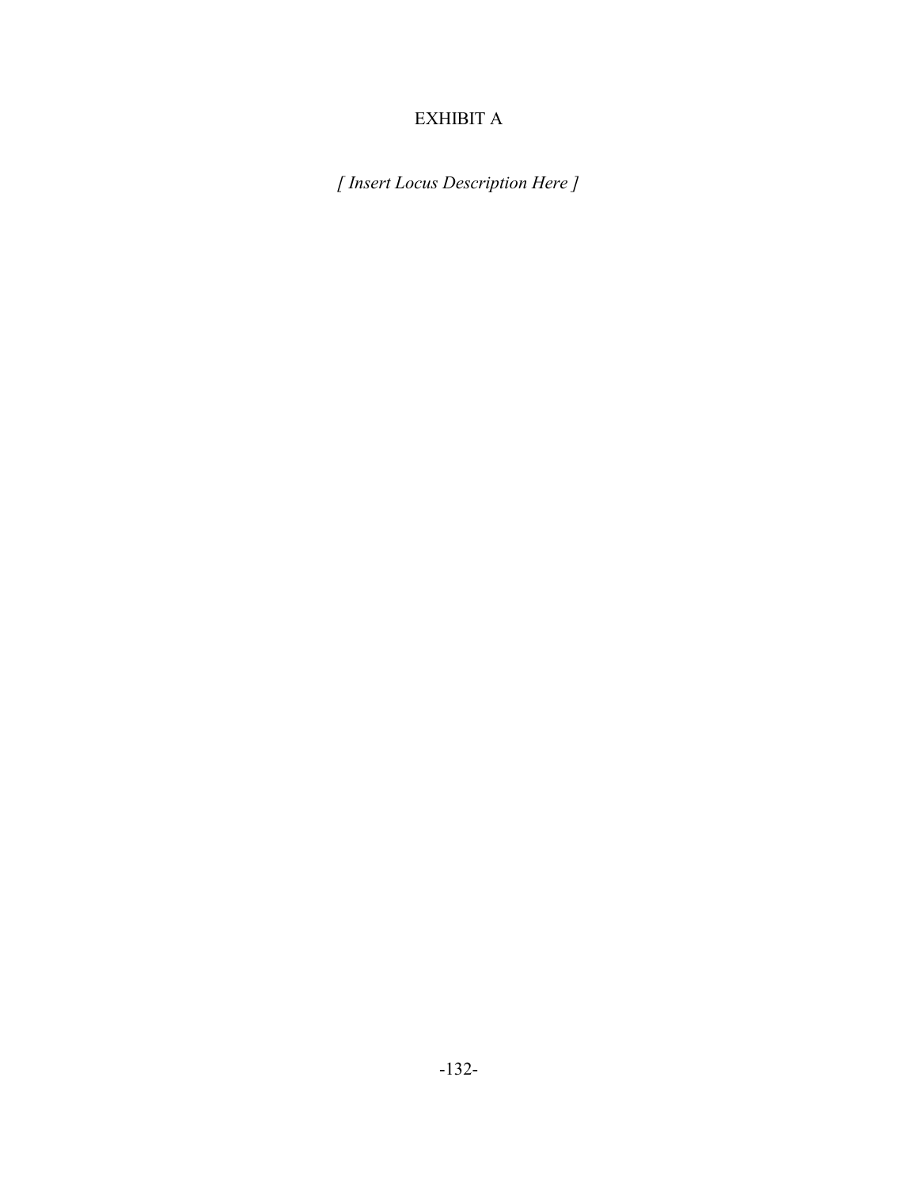# EXHIBIT A

*[ Insert Locus Description Here ]*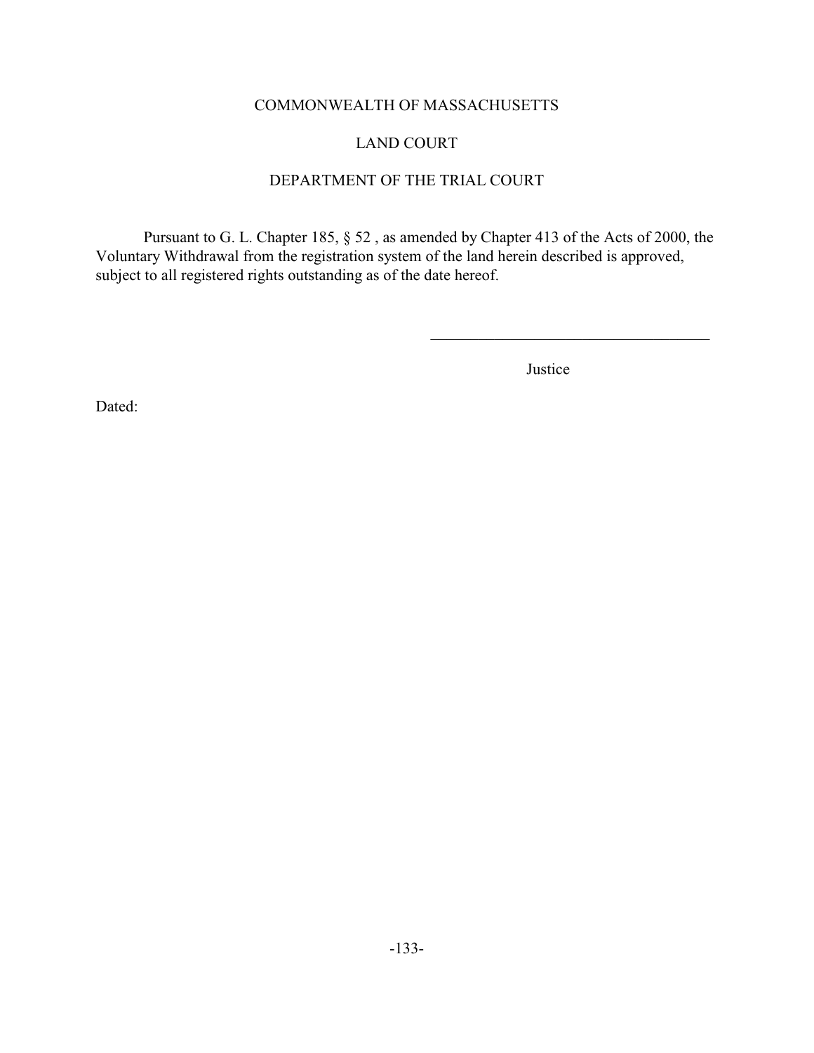COMMONWEALTH OF MASSACHUSETTS

LAND COURT

DEPARTMENT OF THE TRIAL COURT

Pursuant to G. L. Chapter 185, § 52 , as amended by Chapter 413 of the Acts of 2000, the Voluntary Withdrawal from the registration system of the land herein described is approved, subject to all registered rights outstanding as of the date hereof.

_____________________________________

Justice

Dated: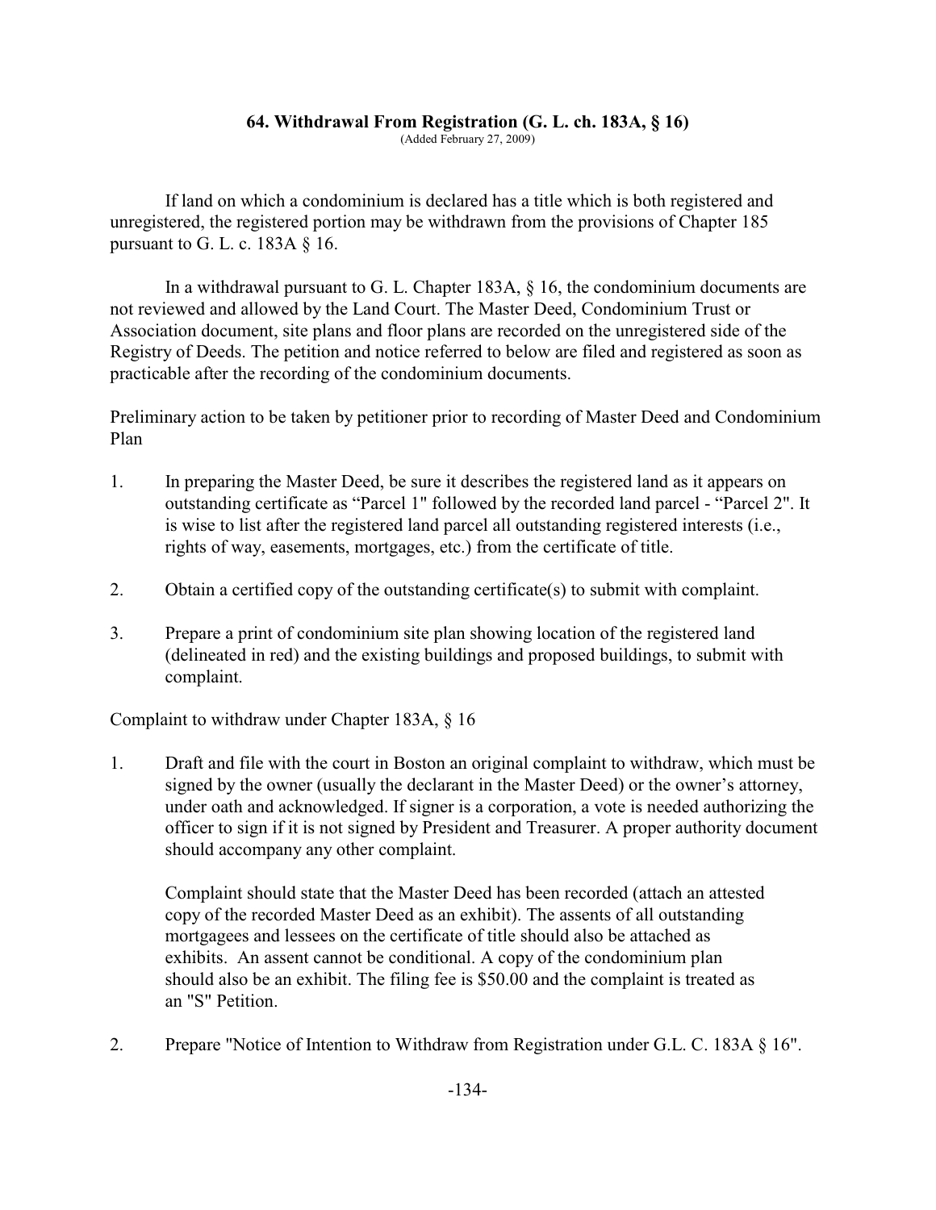## 64. Withdrawal From Registration (G. L. ch. 183A, § 16)

(Added February 27, 2009)

If land on which a condominium is declared has a title which is both registered and unregistered, the registered portion may be withdrawn from the provisions of Chapter 185 pursuant to G. L. c. 183A § 16.

In a withdrawal pursuant to G. L. Chapter 183A, § 16, the condominium documents are not reviewed and allowed by the Land Court. The Master Deed, Condominium Trust or Association document, site plans and floor plans are recorded on the unregistered side of the Registry of Deeds. The petition and notice referred to below are filed and registered as soon as practicable after the recording of the condominium documents.

Preliminary action to be taken by petitioner prior to recording of Master Deed and Condominium Plan

1. In preparing the Master Deed, be sure it describes the registered land as it appears on outstanding certificate as "Parcel 1" followed by the recorded land parcel - "Parcel 2". It is wise to list after the registered land parcel all outstanding registered interests (i.e., rights of way, easements, mortgages, etc.) from the certificate of title.

2. Obtain a certified copy of the outstanding certificate(s) to submit with complaint.

3. Prepare a print of condominium site plan showing location of the registered land (delineated in red) and the existing buildings and proposed buildings, to submit with complaint.

Complaint to withdraw under Chapter 183A, § 16

1. Draft and file with the court in Boston an original complaint to withdraw, which must be signed by the owner (usually the declarant in the Master Deed) or the owner's attorney, under oath and acknowledged. If signer is a corporation, a vote is needed authorizing the officer to sign if it is not signed by President and Treasurer. A proper authority document should accompany any other complaint.

   Complaint should state that the Master Deed has been recorded (attach an attested copy of the recorded Master Deed as an exhibit). The assents of all outstanding mortgagees and lessees on the certificate of title should also be attached as exhibits. An assent cannot be conditional. A copy of the condominium plan should also be an exhibit. The filing fee is $50.00 and the complaint is treated as an "S" Petition.

2. Prepare "Notice of Intention to Withdraw from Registration under G.L. C. 183A § 16".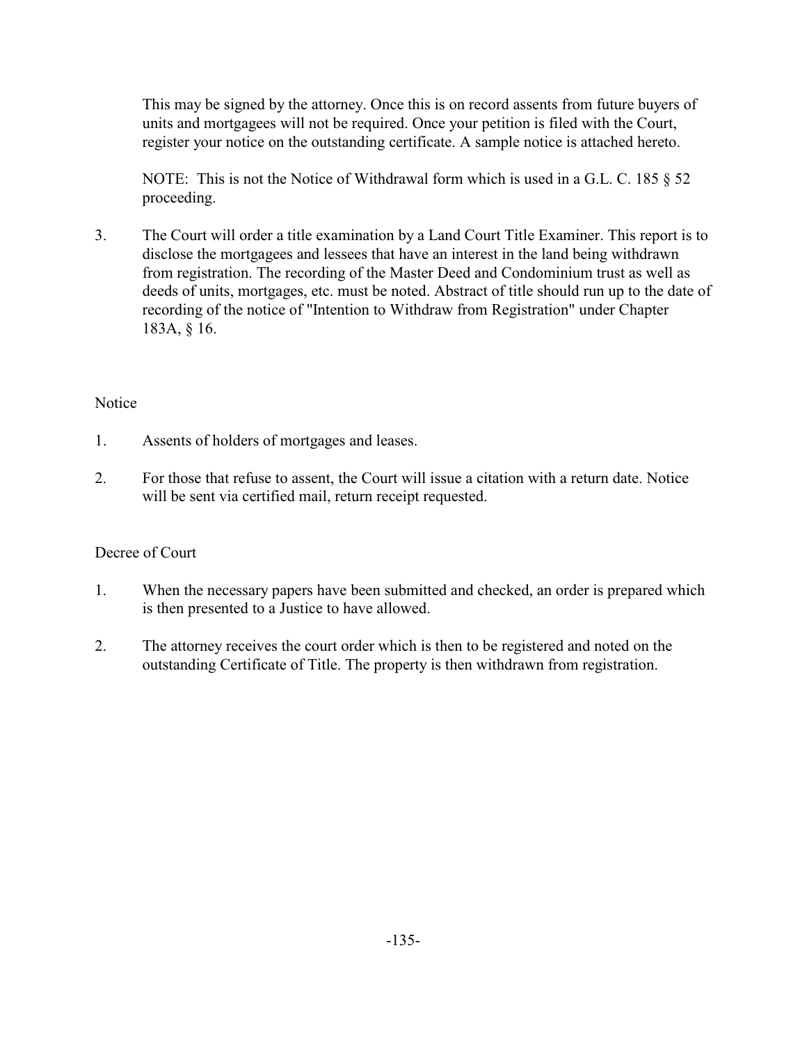This may be signed by the attorney. Once this is on record assents from future buyers of units and mortgagees will not be required. Once your petition is filed with the Court, register your notice on the outstanding certificate. A sample notice is attached hereto.

NOTE: This is not the Notice of Withdrawal form which is used in a G.L. C. 185 § 52 proceeding.

3. The Court will order a title examination by a Land Court Title Examiner. This report is to disclose the mortgagees and lessees that have an interest in the land being withdrawn from registration. The recording of the Master Deed and Condominium trust as well as deeds of units, mortgages, etc. must be noted. Abstract of title should run up to the date of recording of the notice of "Intention to Withdraw from Registration" under Chapter 183A, § 16.

Notice

1. Assents of holders of mortgages and leases.
2. For those that refuse to assent, the Court will issue a citation with a return date. Notice will be sent via certified mail, return receipt requested.

Decree of Court

1. When the necessary papers have been submitted and checked, an order is prepared which is then presented to a Justice to have allowed.
2. The attorney receives the court order which is then to be registered and noted on the outstanding Certificate of Title. The property is then withdrawn from registration.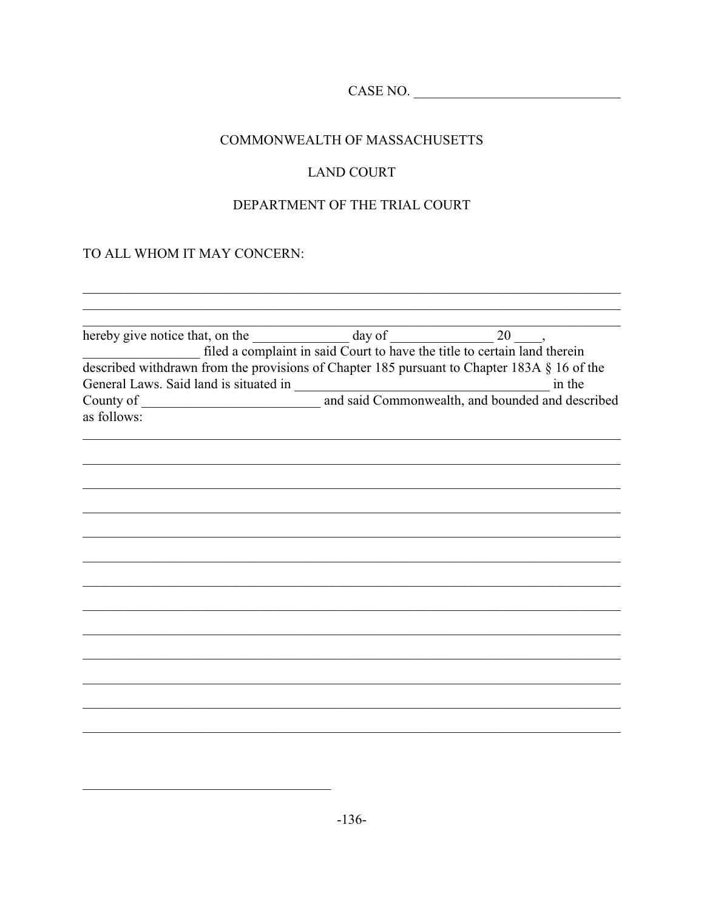CASE NO. ______________________________

COMMONWEALTH OF MASSACHUSETTS

LAND COURT

DEPARTMENT OF THE TRIAL COURT

TO ALL WHOM IT MAY CONCERN:

________________________________________________________________________________
________________________________________________________________________________
________________________________________________________________________________

hereby give notice that, on the ______________ day of _______________ 20 ____, _________________ filed a complaint in said Court to have the title to certain land therein described withdrawn from the provisions of Chapter 185 pursuant to Chapter 183A § 16 of the General Laws. Said land is situated in ______________________________________ in the County of __________________________ and said Commonwealth, and bounded and described as follows:

________________________________________________________________________________
________________________________________________________________________________
________________________________________________________________________________
________________________________________________________________________________
________________________________________________________________________________
________________________________________________________________________________
________________________________________________________________________________
________________________________________________________________________________
________________________________________________________________________________
________________________________________________________________________________
________________________________________________________________________________
________________________________________________________________________________
________________________________________________________________________________

____________________________________